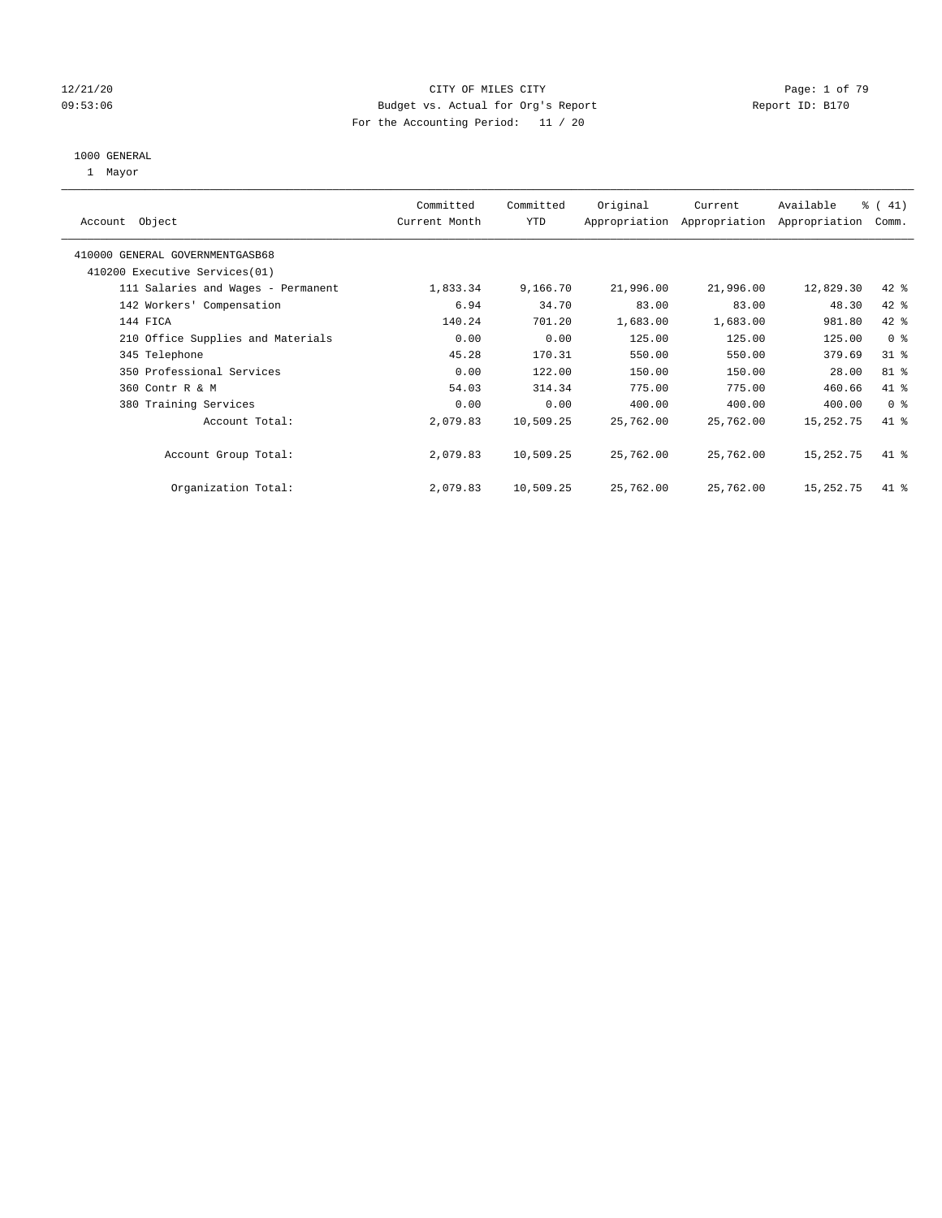12/21/20
09:53:06

# CITY OF MILES CITY

Budget vs. Actual for Org's Report

Report ID: B170

For the Accounting Period: 11 / 20

1000 GENERAL

1 Mayor

| Account Object | Committed Current Month | Committed YTD | Original Appropriation | Current Appropriation | Available Appropriation | % ( 41) Comm. |
|---|---|---|---|---|---|---|
| 410000 GENERAL GOVERNMENTGASB68 | | | | | | |
| 410200 Executive Services(01) | | | | | | |
| 111 Salaries and Wages - Permanent | 1,833.34 | 9,166.70 | 21,996.00 | 21,996.00 | 12,829.30 | 42 % |
| 142 Workers' Compensation | 6.94 | 34.70 | 83.00 | 83.00 | 48.30 | 42 % |
| 144 FICA | 140.24 | 701.20 | 1,683.00 | 1,683.00 | 981.80 | 42 % |
| 210 Office Supplies and Materials | 0.00 | 0.00 | 125.00 | 125.00 | 125.00 | 0 % |
| 345 Telephone | 45.28 | 170.31 | 550.00 | 550.00 | 379.69 | 31 % |
| 350 Professional Services | 0.00 | 122.00 | 150.00 | 150.00 | 28.00 | 81 % |
| 360 Contr R & M | 54.03 | 314.34 | 775.00 | 775.00 | 460.66 | 41 % |
| 380 Training Services | 0.00 | 0.00 | 400.00 | 400.00 | 400.00 | 0 % |
| Account Total: | 2,079.83 | 10,509.25 | 25,762.00 | 25,762.00 | 15,252.75 | 41 % |
| Account Group Total: | 2,079.83 | 10,509.25 | 25,762.00 | 25,762.00 | 15,252.75 | 41 % |
| Organization Total: | 2,079.83 | 10,509.25 | 25,762.00 | 25,762.00 | 15,252.75 | 41 % |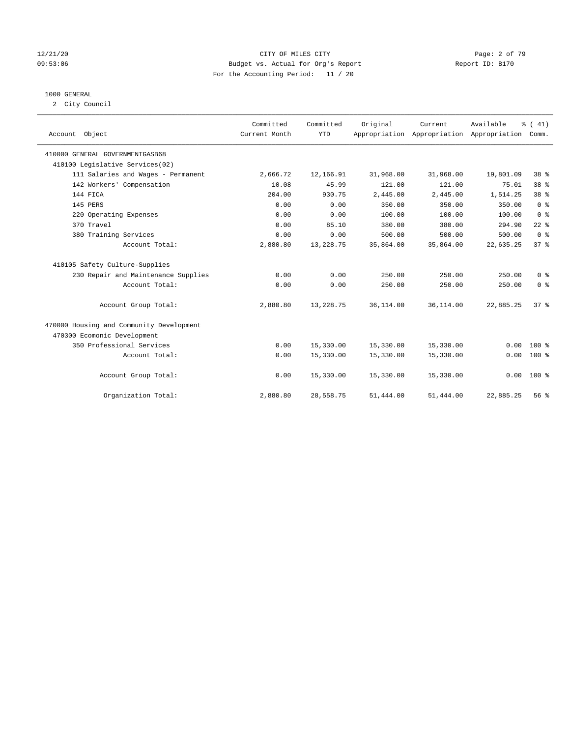CITY OF MILES CITY
Budget vs. Actual for Org's Report
For the Accounting Period: 11 / 20

12/21/20
09:53:06

Report ID: B170

1000 GENERAL
2 City Council

| Account Object | Committed Current Month | Committed YTD | Original Appropriation | Current Appropriation | Available Appropriation | % ( 41) Comm. |
|---|---|---|---|---|---|---|
| 410000 GENERAL GOVERNMENTGASB68 | | | | | | |
| 410100 Legislative Services(02) | | | | | | |
| 111 Salaries and Wages - Permanent | 2,666.72 | 12,166.91 | 31,968.00 | 31,968.00 | 19,801.09 | 38 % |
| 142 Workers' Compensation | 10.08 | 45.99 | 121.00 | 121.00 | 75.01 | 38 % |
| 144 FICA | 204.00 | 930.75 | 2,445.00 | 2,445.00 | 1,514.25 | 38 % |
| 145 PERS | 0.00 | 0.00 | 350.00 | 350.00 | 350.00 | 0 % |
| 220 Operating Expenses | 0.00 | 0.00 | 100.00 | 100.00 | 100.00 | 0 % |
| 370 Travel | 0.00 | 85.10 | 380.00 | 380.00 | 294.90 | 22 % |
| 380 Training Services | 0.00 | 0.00 | 500.00 | 500.00 | 500.00 | 0 % |
| Account Total: | 2,880.80 | 13,228.75 | 35,864.00 | 35,864.00 | 22,635.25 | 37 % |
| 410105 Safety Culture-Supplies | | | | | | |
| 230 Repair and Maintenance Supplies | 0.00 | 0.00 | 250.00 | 250.00 | 250.00 | 0 % |
| Account Total: | 0.00 | 0.00 | 250.00 | 250.00 | 250.00 | 0 % |
| Account Group Total: | 2,880.80 | 13,228.75 | 36,114.00 | 36,114.00 | 22,885.25 | 37 % |
| 470000 Housing and Community Development | | | | | | |
| 470300 Ecomonic Development | | | | | | |
| 350 Professional Services | 0.00 | 15,330.00 | 15,330.00 | 15,330.00 | 0.00 | 100 % |
| Account Total: | 0.00 | 15,330.00 | 15,330.00 | 15,330.00 | 0.00 | 100 % |
| Account Group Total: | 0.00 | 15,330.00 | 15,330.00 | 15,330.00 | 0.00 | 100 % |
| Organization Total: | 2,880.80 | 28,558.75 | 51,444.00 | 51,444.00 | 22,885.25 | 56 % |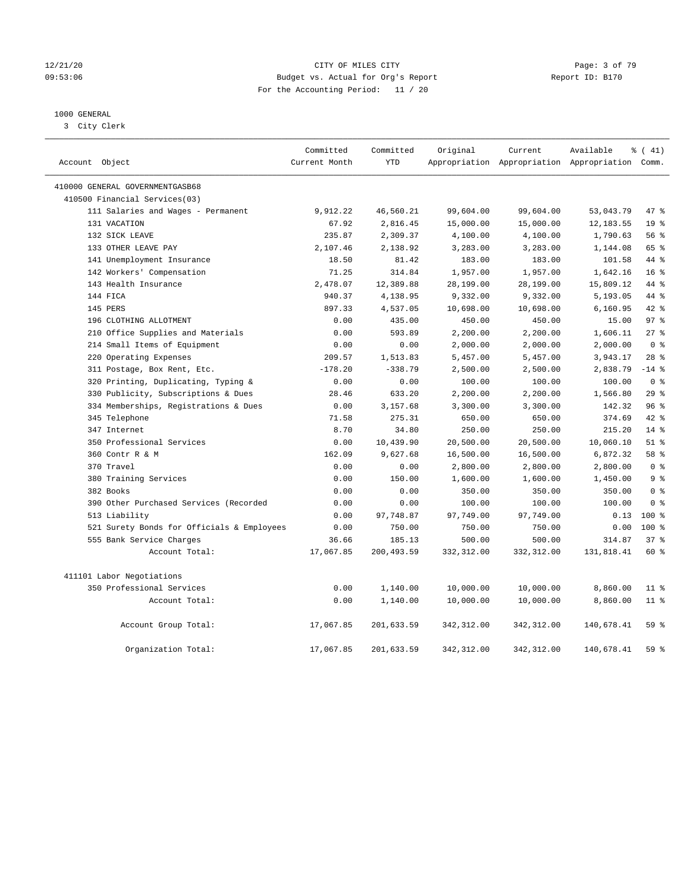12/21/20 CITY OF MILES CITY
09:53:06 Budget vs. Actual for Org's Report Report ID: B170
For the Accounting Period: 11 / 20

1000 GENERAL
3 City Clerk

| Account Object | Committed Current Month | Committed YTD | Original Appropriation | Current Appropriation | Available Appropriation | % ( 41) Comm. |
|---|---|---|---|---|---|---|
| 410000 GENERAL GOVERNMENTGASB68 | | | | | | |
| 410500 Financial Services(03) | | | | | | |
| 111 Salaries and Wages - Permanent | 9,912.22 | 46,560.21 | 99,604.00 | 99,604.00 | 53,043.79 | 47 % |
| 131 VACATION | 67.92 | 2,816.45 | 15,000.00 | 15,000.00 | 12,183.55 | 19 % |
| 132 SICK LEAVE | 235.87 | 2,309.37 | 4,100.00 | 4,100.00 | 1,790.63 | 56 % |
| 133 OTHER LEAVE PAY | 2,107.46 | 2,138.92 | 3,283.00 | 3,283.00 | 1,144.08 | 65 % |
| 141 Unemployment Insurance | 18.50 | 81.42 | 183.00 | 183.00 | 101.58 | 44 % |
| 142 Workers' Compensation | 71.25 | 314.84 | 1,957.00 | 1,957.00 | 1,642.16 | 16 % |
| 143 Health Insurance | 2,478.07 | 12,389.88 | 28,199.00 | 28,199.00 | 15,809.12 | 44 % |
| 144 FICA | 940.37 | 4,138.95 | 9,332.00 | 9,332.00 | 5,193.05 | 44 % |
| 145 PERS | 897.33 | 4,537.05 | 10,698.00 | 10,698.00 | 6,160.95 | 42 % |
| 196 CLOTHING ALLOTMENT | 0.00 | 435.00 | 450.00 | 450.00 | 15.00 | 97 % |
| 210 Office Supplies and Materials | 0.00 | 593.89 | 2,200.00 | 2,200.00 | 1,606.11 | 27 % |
| 214 Small Items of Equipment | 0.00 | 0.00 | 2,000.00 | 2,000.00 | 2,000.00 | 0 % |
| 220 Operating Expenses | 209.57 | 1,513.83 | 5,457.00 | 5,457.00 | 3,943.17 | 28 % |
| 311 Postage, Box Rent, Etc. | -178.20 | -338.79 | 2,500.00 | 2,500.00 | 2,838.79 | -14 % |
| 320 Printing, Duplicating, Typing & | 0.00 | 0.00 | 100.00 | 100.00 | 100.00 | 0 % |
| 330 Publicity, Subscriptions & Dues | 28.46 | 633.20 | 2,200.00 | 2,200.00 | 1,566.80 | 29 % |
| 334 Memberships, Registrations & Dues | 0.00 | 3,157.68 | 3,300.00 | 3,300.00 | 142.32 | 96 % |
| 345 Telephone | 71.58 | 275.31 | 650.00 | 650.00 | 374.69 | 42 % |
| 347 Internet | 8.70 | 34.80 | 250.00 | 250.00 | 215.20 | 14 % |
| 350 Professional Services | 0.00 | 10,439.90 | 20,500.00 | 20,500.00 | 10,060.10 | 51 % |
| 360 Contr R & M | 162.09 | 9,627.68 | 16,500.00 | 16,500.00 | 6,872.32 | 58 % |
| 370 Travel | 0.00 | 0.00 | 2,800.00 | 2,800.00 | 2,800.00 | 0 % |
| 380 Training Services | 0.00 | 150.00 | 1,600.00 | 1,600.00 | 1,450.00 | 9 % |
| 382 Books | 0.00 | 0.00 | 350.00 | 350.00 | 350.00 | 0 % |
| 390 Other Purchased Services (Recorded | 0.00 | 0.00 | 100.00 | 100.00 | 100.00 | 0 % |
| 513 Liability | 0.00 | 97,748.87 | 97,749.00 | 97,749.00 | 0.13 | 100 % |
| 521 Surety Bonds for Officials & Employees | 0.00 | 750.00 | 750.00 | 750.00 | 0.00 | 100 % |
| 555 Bank Service Charges | 36.66 | 185.13 | 500.00 | 500.00 | 314.87 | 37 % |
| Account Total: | 17,067.85 | 200,493.59 | 332,312.00 | 332,312.00 | 131,818.41 | 60 % |
| 411101 Labor Negotiations | | | | | | |
| 350 Professional Services | 0.00 | 1,140.00 | 10,000.00 | 10,000.00 | 8,860.00 | 11 % |
| Account Total: | 0.00 | 1,140.00 | 10,000.00 | 10,000.00 | 8,860.00 | 11 % |
| Account Group Total: | 17,067.85 | 201,633.59 | 342,312.00 | 342,312.00 | 140,678.41 | 59 % |
| Organization Total: | 17,067.85 | 201,633.59 | 342,312.00 | 342,312.00 | 140,678.41 | 59 % |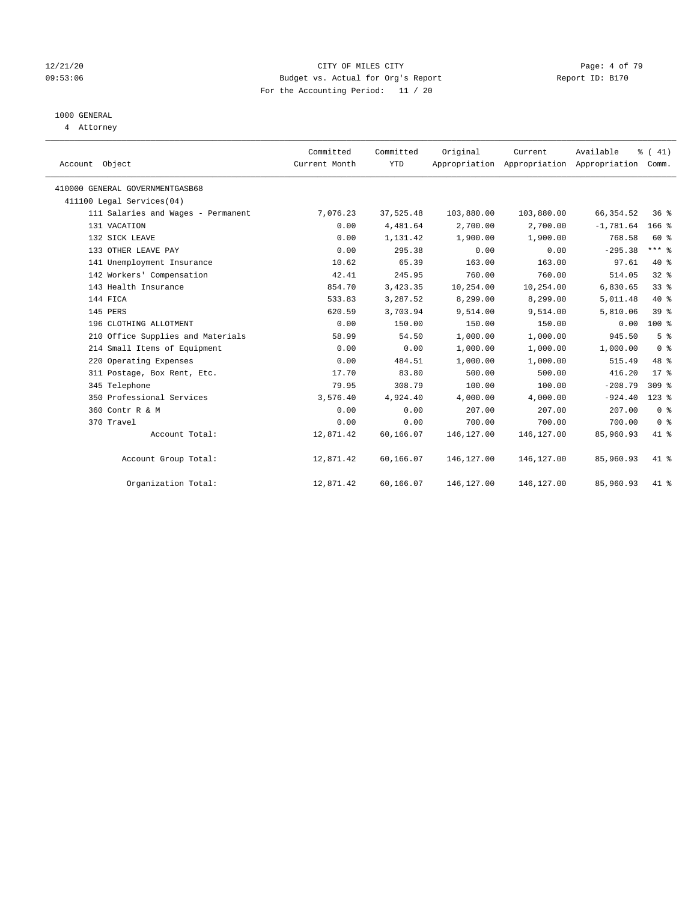CITY OF MILES CITY
Budget vs. Actual for Org's Report
For the Accounting Period: 11 / 20

12/21/20
09:53:06
Report ID: B170

1000 GENERAL
4 Attorney

| Account Object | Committed Current Month | Committed YTD | Original Appropriation | Current Appropriation | Available Appropriation | % ( 41) Comm. |
|---|---|---|---|---|---|---|
| 410000 GENERAL GOVERNMENTGASB68 | | | | | | |
| 411100 Legal Services(04) | | | | | | |
| 111 Salaries and Wages - Permanent | 7,076.23 | 37,525.48 | 103,880.00 | 103,880.00 | 66,354.52 | 36 % |
| 131 VACATION | 0.00 | 4,481.64 | 2,700.00 | 2,700.00 | -1,781.64 | 166 % |
| 132 SICK LEAVE | 0.00 | 1,131.42 | 1,900.00 | 1,900.00 | 768.58 | 60 % |
| 133 OTHER LEAVE PAY | 0.00 | 295.38 | 0.00 | 0.00 | -295.38 | *** % |
| 141 Unemployment Insurance | 10.62 | 65.39 | 163.00 | 163.00 | 97.61 | 40 % |
| 142 Workers' Compensation | 42.41 | 245.95 | 760.00 | 760.00 | 514.05 | 32 % |
| 143 Health Insurance | 854.70 | 3,423.35 | 10,254.00 | 10,254.00 | 6,830.65 | 33 % |
| 144 FICA | 533.83 | 3,287.52 | 8,299.00 | 8,299.00 | 5,011.48 | 40 % |
| 145 PERS | 620.59 | 3,703.94 | 9,514.00 | 9,514.00 | 5,810.06 | 39 % |
| 196 CLOTHING ALLOTMENT | 0.00 | 150.00 | 150.00 | 150.00 | 0.00 | 100 % |
| 210 Office Supplies and Materials | 58.99 | 54.50 | 1,000.00 | 1,000.00 | 945.50 | 5 % |
| 214 Small Items of Equipment | 0.00 | 0.00 | 1,000.00 | 1,000.00 | 1,000.00 | 0 % |
| 220 Operating Expenses | 0.00 | 484.51 | 1,000.00 | 1,000.00 | 515.49 | 48 % |
| 311 Postage, Box Rent, Etc. | 17.70 | 83.80 | 500.00 | 500.00 | 416.20 | 17 % |
| 345 Telephone | 79.95 | 308.79 | 100.00 | 100.00 | -208.79 | 309 % |
| 350 Professional Services | 3,576.40 | 4,924.40 | 4,000.00 | 4,000.00 | -924.40 | 123 % |
| 360 Contr R & M | 0.00 | 0.00 | 207.00 | 207.00 | 207.00 | 0 % |
| 370 Travel | 0.00 | 0.00 | 700.00 | 700.00 | 700.00 | 0 % |
| Account Total: | 12,871.42 | 60,166.07 | 146,127.00 | 146,127.00 | 85,960.93 | 41 % |
| Account Group Total: | 12,871.42 | 60,166.07 | 146,127.00 | 146,127.00 | 85,960.93 | 41 % |
| Organization Total: | 12,871.42 | 60,166.07 | 146,127.00 | 146,127.00 | 85,960.93 | 41 % |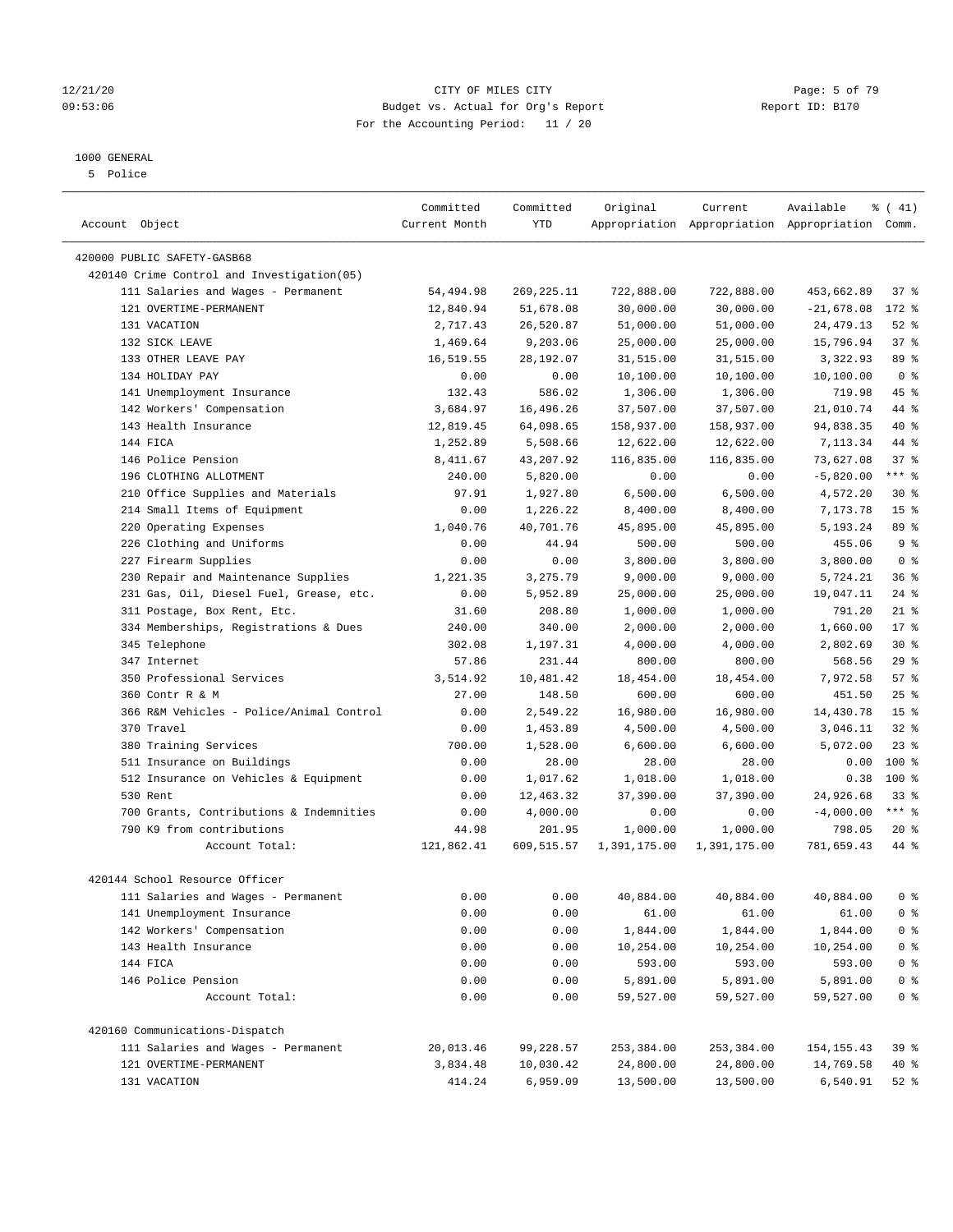CITY OF MILES CITY
Budget vs. Actual for Org's Report
For the Accounting Period: 11 / 20

12/21/20
09:53:06
Report ID: B170

1000 GENERAL
5 Police

| Account Object | Committed Current Month | Committed YTD | Original Appropriation | Current Appropriation | Available Appropriation | % ( 41) Comm. |
|---|---|---|---|---|---|---|
| 420000 PUBLIC SAFETY-GASB68 | | | | | | |
| 420140 Crime Control and Investigation(05) | | | | | | |
| 111 Salaries and Wages - Permanent | 54,494.98 | 269,225.11 | 722,888.00 | 722,888.00 | 453,662.89 | 37 % |
| 121 OVERTIME-PERMANENT | 12,840.94 | 51,678.08 | 30,000.00 | 30,000.00 | -21,678.08 | 172 % |
| 131 VACATION | 2,717.43 | 26,520.87 | 51,000.00 | 51,000.00 | 24,479.13 | 52 % |
| 132 SICK LEAVE | 1,469.64 | 9,203.06 | 25,000.00 | 25,000.00 | 15,796.94 | 37 % |
| 133 OTHER LEAVE PAY | 16,519.55 | 28,192.07 | 31,515.00 | 31,515.00 | 3,322.93 | 89 % |
| 134 HOLIDAY PAY | 0.00 | 0.00 | 10,100.00 | 10,100.00 | 10,100.00 | 0 % |
| 141 Unemployment Insurance | 132.43 | 586.02 | 1,306.00 | 1,306.00 | 719.98 | 45 % |
| 142 Workers' Compensation | 3,684.97 | 16,496.26 | 37,507.00 | 37,507.00 | 21,010.74 | 44 % |
| 143 Health Insurance | 12,819.45 | 64,098.65 | 158,937.00 | 158,937.00 | 94,838.35 | 40 % |
| 144 FICA | 1,252.89 | 5,508.66 | 12,622.00 | 12,622.00 | 7,113.34 | 44 % |
| 146 Police Pension | 8,411.67 | 43,207.92 | 116,835.00 | 116,835.00 | 73,627.08 | 37 % |
| 196 CLOTHING ALLOTMENT | 240.00 | 5,820.00 | 0.00 | 0.00 | -5,820.00 | *** % |
| 210 Office Supplies and Materials | 97.91 | 1,927.80 | 6,500.00 | 6,500.00 | 4,572.20 | 30 % |
| 214 Small Items of Equipment | 0.00 | 1,226.22 | 8,400.00 | 8,400.00 | 7,173.78 | 15 % |
| 220 Operating Expenses | 1,040.76 | 40,701.76 | 45,895.00 | 45,895.00 | 5,193.24 | 89 % |
| 226 Clothing and Uniforms | 0.00 | 44.94 | 500.00 | 500.00 | 455.06 | 9 % |
| 227 Firearm Supplies | 0.00 | 0.00 | 3,800.00 | 3,800.00 | 3,800.00 | 0 % |
| 230 Repair and Maintenance Supplies | 1,221.35 | 3,275.79 | 9,000.00 | 9,000.00 | 5,724.21 | 36 % |
| 231 Gas, Oil, Diesel Fuel, Grease, etc. | 0.00 | 5,952.89 | 25,000.00 | 25,000.00 | 19,047.11 | 24 % |
| 311 Postage, Box Rent, Etc. | 31.60 | 208.80 | 1,000.00 | 1,000.00 | 791.20 | 21 % |
| 334 Memberships, Registrations & Dues | 240.00 | 340.00 | 2,000.00 | 2,000.00 | 1,660.00 | 17 % |
| 345 Telephone | 302.08 | 1,197.31 | 4,000.00 | 4,000.00 | 2,802.69 | 30 % |
| 347 Internet | 57.86 | 231.44 | 800.00 | 800.00 | 568.56 | 29 % |
| 350 Professional Services | 3,514.92 | 10,481.42 | 18,454.00 | 18,454.00 | 7,972.58 | 57 % |
| 360 Contr R & M | 27.00 | 148.50 | 600.00 | 600.00 | 451.50 | 25 % |
| 366 R&M Vehicles - Police/Animal Control | 0.00 | 2,549.22 | 16,980.00 | 16,980.00 | 14,430.78 | 15 % |
| 370 Travel | 0.00 | 1,453.89 | 4,500.00 | 4,500.00 | 3,046.11 | 32 % |
| 380 Training Services | 700.00 | 1,528.00 | 6,600.00 | 6,600.00 | 5,072.00 | 23 % |
| 511 Insurance on Buildings | 0.00 | 28.00 | 28.00 | 28.00 | 0.00 | 100 % |
| 512 Insurance on Vehicles & Equipment | 0.00 | 1,017.62 | 1,018.00 | 1,018.00 | 0.38 | 100 % |
| 530 Rent | 0.00 | 12,463.32 | 37,390.00 | 37,390.00 | 24,926.68 | 33 % |
| 700 Grants, Contributions & Indemnities | 0.00 | 4,000.00 | 0.00 | 0.00 | -4,000.00 | *** % |
| 790 K9 from contributions | 44.98 | 201.95 | 1,000.00 | 1,000.00 | 798.05 | 20 % |
| Account Total: | 121,862.41 | 609,515.57 | 1,391,175.00 | 1,391,175.00 | 781,659.43 | 44 % |
| 420144 School Resource Officer | | | | | | |
| 111 Salaries and Wages - Permanent | 0.00 | 0.00 | 40,884.00 | 40,884.00 | 40,884.00 | 0 % |
| 141 Unemployment Insurance | 0.00 | 0.00 | 61.00 | 61.00 | 61.00 | 0 % |
| 142 Workers' Compensation | 0.00 | 0.00 | 1,844.00 | 1,844.00 | 1,844.00 | 0 % |
| 143 Health Insurance | 0.00 | 0.00 | 10,254.00 | 10,254.00 | 10,254.00 | 0 % |
| 144 FICA | 0.00 | 0.00 | 593.00 | 593.00 | 593.00 | 0 % |
| 146 Police Pension | 0.00 | 0.00 | 5,891.00 | 5,891.00 | 5,891.00 | 0 % |
| Account Total: | 0.00 | 0.00 | 59,527.00 | 59,527.00 | 59,527.00 | 0 % |
| 420160 Communications-Dispatch | | | | | | |
| 111 Salaries and Wages - Permanent | 20,013.46 | 99,228.57 | 253,384.00 | 253,384.00 | 154,155.43 | 39 % |
| 121 OVERTIME-PERMANENT | 3,834.48 | 10,030.42 | 24,800.00 | 24,800.00 | 14,769.58 | 40 % |
| 131 VACATION | 414.24 | 6,959.09 | 13,500.00 | 13,500.00 | 6,540.91 | 52 % |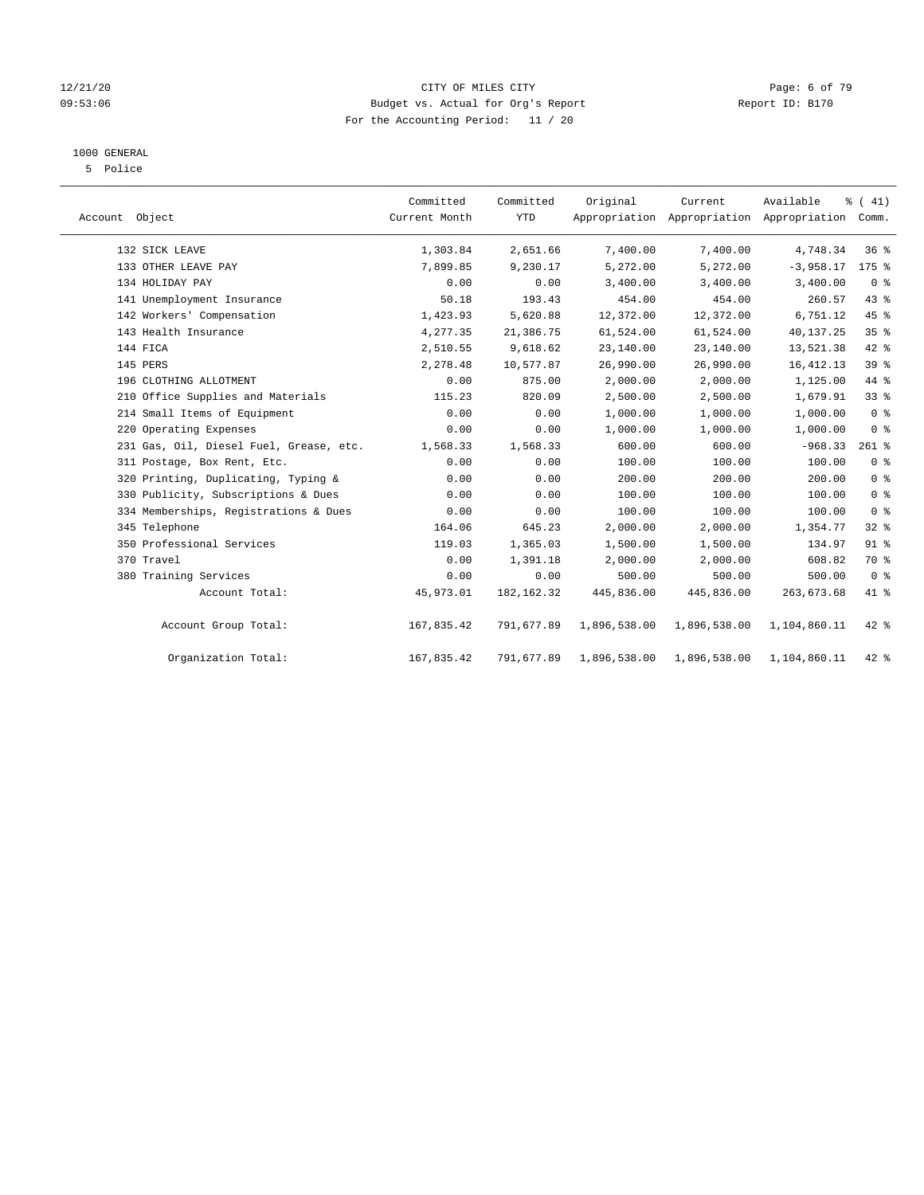12/21/20 CITY OF MILES CITY
09:53:06 Budget vs. Actual for Org's Report Report ID: B170
For the Accounting Period: 11 / 20

1000 GENERAL
5 Police

| Account Object | Committed Current Month | Committed YTD | Original Appropriation | Current Appropriation | Available Appropriation | % ( 41) Comm. |
|---|---|---|---|---|---|---|
| 132 SICK LEAVE | 1,303.84 | 2,651.66 | 7,400.00 | 7,400.00 | 4,748.34 | 36 % |
| 133 OTHER LEAVE PAY | 7,899.85 | 9,230.17 | 5,272.00 | 5,272.00 | -3,958.17 | 175 % |
| 134 HOLIDAY PAY | 0.00 | 0.00 | 3,400.00 | 3,400.00 | 3,400.00 | 0 % |
| 141 Unemployment Insurance | 50.18 | 193.43 | 454.00 | 454.00 | 260.57 | 43 % |
| 142 Workers' Compensation | 1,423.93 | 5,620.88 | 12,372.00 | 12,372.00 | 6,751.12 | 45 % |
| 143 Health Insurance | 4,277.35 | 21,386.75 | 61,524.00 | 61,524.00 | 40,137.25 | 35 % |
| 144 FICA | 2,510.55 | 9,618.62 | 23,140.00 | 23,140.00 | 13,521.38 | 42 % |
| 145 PERS | 2,278.48 | 10,577.87 | 26,990.00 | 26,990.00 | 16,412.13 | 39 % |
| 196 CLOTHING ALLOTMENT | 0.00 | 875.00 | 2,000.00 | 2,000.00 | 1,125.00 | 44 % |
| 210 Office Supplies and Materials | 115.23 | 820.09 | 2,500.00 | 2,500.00 | 1,679.91 | 33 % |
| 214 Small Items of Equipment | 0.00 | 0.00 | 1,000.00 | 1,000.00 | 1,000.00 | 0 % |
| 220 Operating Expenses | 0.00 | 0.00 | 1,000.00 | 1,000.00 | 1,000.00 | 0 % |
| 231 Gas, Oil, Diesel Fuel, Grease, etc. | 1,568.33 | 1,568.33 | 600.00 | 600.00 | -968.33 | 261 % |
| 311 Postage, Box Rent, Etc. | 0.00 | 0.00 | 100.00 | 100.00 | 100.00 | 0 % |
| 320 Printing, Duplicating, Typing & | 0.00 | 0.00 | 200.00 | 200.00 | 200.00 | 0 % |
| 330 Publicity, Subscriptions & Dues | 0.00 | 0.00 | 100.00 | 100.00 | 100.00 | 0 % |
| 334 Memberships, Registrations & Dues | 0.00 | 0.00 | 100.00 | 100.00 | 100.00 | 0 % |
| 345 Telephone | 164.06 | 645.23 | 2,000.00 | 2,000.00 | 1,354.77 | 32 % |
| 350 Professional Services | 119.03 | 1,365.03 | 1,500.00 | 1,500.00 | 134.97 | 91 % |
| 370 Travel | 0.00 | 1,391.18 | 2,000.00 | 2,000.00 | 608.82 | 70 % |
| 380 Training Services | 0.00 | 0.00 | 500.00 | 500.00 | 500.00 | 0 % |
| Account Total: | 45,973.01 | 182,162.32 | 445,836.00 | 445,836.00 | 263,673.68 | 41 % |
| Account Group Total: | 167,835.42 | 791,677.89 | 1,896,538.00 | 1,896,538.00 | 1,104,860.11 | 42 % |
| Organization Total: | 167,835.42 | 791,677.89 | 1,896,538.00 | 1,896,538.00 | 1,104,860.11 | 42 % |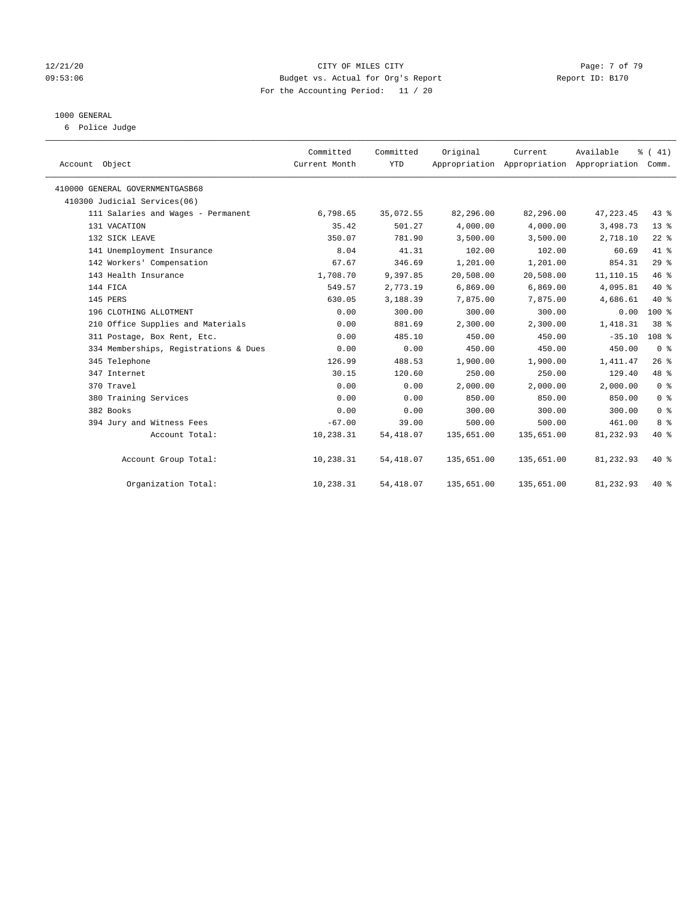CITY OF MILES CITY
Budget vs. Actual for Org's Report
For the Accounting Period: 11 / 20

12/21/20
09:53:06

Report ID: B170

1000 GENERAL
6 Police Judge

| Account Object | Committed Current Month | Committed YTD | Original Appropriation | Current Appropriation | Available Appropriation | % ( 41) Comm. |
|---|---|---|---|---|---|---|
| 410000 GENERAL GOVERNMENTGASB68 | | | | | | |
| 410300 Judicial Services(06) | | | | | | |
| 111 Salaries and Wages - Permanent | 6,798.65 | 35,072.55 | 82,296.00 | 82,296.00 | 47,223.45 | 43 % |
| 131 VACATION | 35.42 | 501.27 | 4,000.00 | 4,000.00 | 3,498.73 | 13 % |
| 132 SICK LEAVE | 350.07 | 781.90 | 3,500.00 | 3,500.00 | 2,718.10 | 22 % |
| 141 Unemployment Insurance | 8.04 | 41.31 | 102.00 | 102.00 | 60.69 | 41 % |
| 142 Workers' Compensation | 67.67 | 346.69 | 1,201.00 | 1,201.00 | 854.31 | 29 % |
| 143 Health Insurance | 1,708.70 | 9,397.85 | 20,508.00 | 20,508.00 | 11,110.15 | 46 % |
| 144 FICA | 549.57 | 2,773.19 | 6,869.00 | 6,869.00 | 4,095.81 | 40 % |
| 145 PERS | 630.05 | 3,188.39 | 7,875.00 | 7,875.00 | 4,686.61 | 40 % |
| 196 CLOTHING ALLOTMENT | 0.00 | 300.00 | 300.00 | 300.00 | 0.00 | 100 % |
| 210 Office Supplies and Materials | 0.00 | 881.69 | 2,300.00 | 2,300.00 | 1,418.31 | 38 % |
| 311 Postage, Box Rent, Etc. | 0.00 | 485.10 | 450.00 | 450.00 | -35.10 | 108 % |
| 334 Memberships, Registrations & Dues | 0.00 | 0.00 | 450.00 | 450.00 | 450.00 | 0 % |
| 345 Telephone | 126.99 | 488.53 | 1,900.00 | 1,900.00 | 1,411.47 | 26 % |
| 347 Internet | 30.15 | 120.60 | 250.00 | 250.00 | 129.40 | 48 % |
| 370 Travel | 0.00 | 0.00 | 2,000.00 | 2,000.00 | 2,000.00 | 0 % |
| 380 Training Services | 0.00 | 0.00 | 850.00 | 850.00 | 850.00 | 0 % |
| 382 Books | 0.00 | 0.00 | 300.00 | 300.00 | 300.00 | 0 % |
| 394 Jury and Witness Fees | -67.00 | 39.00 | 500.00 | 500.00 | 461.00 | 8 % |
| Account Total: | 10,238.31 | 54,418.07 | 135,651.00 | 135,651.00 | 81,232.93 | 40 % |
| Account Group Total: | 10,238.31 | 54,418.07 | 135,651.00 | 135,651.00 | 81,232.93 | 40 % |
| Organization Total: | 10,238.31 | 54,418.07 | 135,651.00 | 135,651.00 | 81,232.93 | 40 % |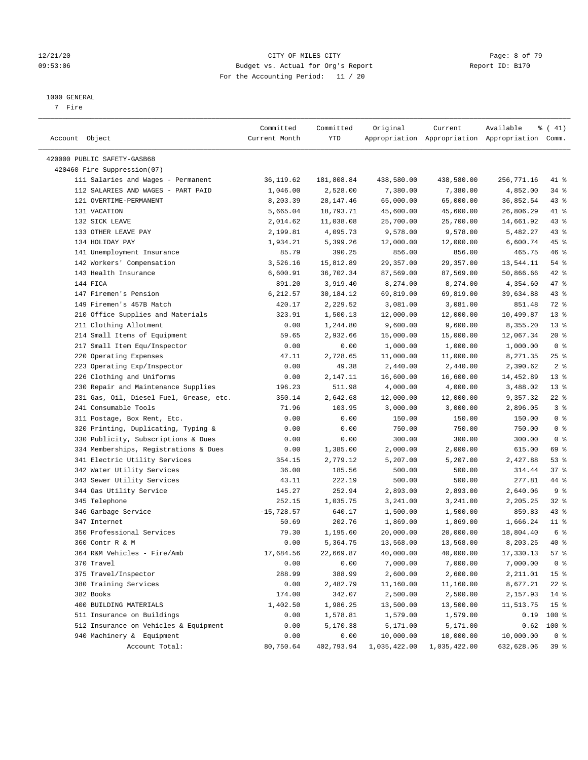CITY OF MILES CITY
Budget vs. Actual for Org's Report
For the Accounting Period: 11 / 20

1000 GENERAL
7 Fire

| Account Object | Committed Current Month | Committed YTD | Original Appropriation | Current Appropriation | Available Appropriation | % ( 41) Comm. |
|---|---|---|---|---|---|---|
| 420000 PUBLIC SAFETY-GASB68 | | | | | | |
| 420460 Fire Suppression(07) | | | | | | |
| 111 Salaries and Wages - Permanent | 36,119.62 | 181,808.84 | 438,580.00 | 438,580.00 | 256,771.16 | 41 % |
| 112 SALARIES AND WAGES - PART PAID | 1,046.00 | 2,528.00 | 7,380.00 | 7,380.00 | 4,852.00 | 34 % |
| 121 OVERTIME-PERMANENT | 8,203.39 | 28,147.46 | 65,000.00 | 65,000.00 | 36,852.54 | 43 % |
| 131 VACATION | 5,665.04 | 18,793.71 | 45,600.00 | 45,600.00 | 26,806.29 | 41 % |
| 132 SICK LEAVE | 2,014.62 | 11,038.08 | 25,700.00 | 25,700.00 | 14,661.92 | 43 % |
| 133 OTHER LEAVE PAY | 2,199.81 | 4,095.73 | 9,578.00 | 9,578.00 | 5,482.27 | 43 % |
| 134 HOLIDAY PAY | 1,934.21 | 5,399.26 | 12,000.00 | 12,000.00 | 6,600.74 | 45 % |
| 141 Unemployment Insurance | 85.79 | 390.25 | 856.00 | 856.00 | 465.75 | 46 % |
| 142 Workers' Compensation | 3,526.16 | 15,812.89 | 29,357.00 | 29,357.00 | 13,544.11 | 54 % |
| 143 Health Insurance | 6,600.91 | 36,702.34 | 87,569.00 | 87,569.00 | 50,866.66 | 42 % |
| 144 FICA | 891.20 | 3,919.40 | 8,274.00 | 8,274.00 | 4,354.60 | 47 % |
| 147 Firemen's Pension | 6,212.57 | 30,184.12 | 69,819.00 | 69,819.00 | 39,634.88 | 43 % |
| 149 Firemen's 457B Match | 420.17 | 2,229.52 | 3,081.00 | 3,081.00 | 851.48 | 72 % |
| 210 Office Supplies and Materials | 323.91 | 1,500.13 | 12,000.00 | 12,000.00 | 10,499.87 | 13 % |
| 211 Clothing Allotment | 0.00 | 1,244.80 | 9,600.00 | 9,600.00 | 8,355.20 | 13 % |
| 214 Small Items of Equipment | 59.65 | 2,932.66 | 15,000.00 | 15,000.00 | 12,067.34 | 20 % |
| 217 Small Item Equ/Inspector | 0.00 | 0.00 | 1,000.00 | 1,000.00 | 1,000.00 | 0 % |
| 220 Operating Expenses | 47.11 | 2,728.65 | 11,000.00 | 11,000.00 | 8,271.35 | 25 % |
| 223 Operating Exp/Inspector | 0.00 | 49.38 | 2,440.00 | 2,440.00 | 2,390.62 | 2 % |
| 226 Clothing and Uniforms | 0.00 | 2,147.11 | 16,600.00 | 16,600.00 | 14,452.89 | 13 % |
| 230 Repair and Maintenance Supplies | 196.23 | 511.98 | 4,000.00 | 4,000.00 | 3,488.02 | 13 % |
| 231 Gas, Oil, Diesel Fuel, Grease, etc. | 350.14 | 2,642.68 | 12,000.00 | 12,000.00 | 9,357.32 | 22 % |
| 241 Consumable Tools | 71.96 | 103.95 | 3,000.00 | 3,000.00 | 2,896.05 | 3 % |
| 311 Postage, Box Rent, Etc. | 0.00 | 0.00 | 150.00 | 150.00 | 150.00 | 0 % |
| 320 Printing, Duplicating, Typing & | 0.00 | 0.00 | 750.00 | 750.00 | 750.00 | 0 % |
| 330 Publicity, Subscriptions & Dues | 0.00 | 0.00 | 300.00 | 300.00 | 300.00 | 0 % |
| 334 Memberships, Registrations & Dues | 0.00 | 1,385.00 | 2,000.00 | 2,000.00 | 615.00 | 69 % |
| 341 Electric Utility Services | 354.15 | 2,779.12 | 5,207.00 | 5,207.00 | 2,427.88 | 53 % |
| 342 Water Utility Services | 36.00 | 185.56 | 500.00 | 500.00 | 314.44 | 37 % |
| 343 Sewer Utility Services | 43.11 | 222.19 | 500.00 | 500.00 | 277.81 | 44 % |
| 344 Gas Utility Service | 145.27 | 252.94 | 2,893.00 | 2,893.00 | 2,640.06 | 9 % |
| 345 Telephone | 252.15 | 1,035.75 | 3,241.00 | 3,241.00 | 2,205.25 | 32 % |
| 346 Garbage Service | -15,728.57 | 640.17 | 1,500.00 | 1,500.00 | 859.83 | 43 % |
| 347 Internet | 50.69 | 202.76 | 1,869.00 | 1,869.00 | 1,666.24 | 11 % |
| 350 Professional Services | 79.30 | 1,195.60 | 20,000.00 | 20,000.00 | 18,804.40 | 6 % |
| 360 Contr R & M | 0.00 | 5,364.75 | 13,568.00 | 13,568.00 | 8,203.25 | 40 % |
| 364 R&M Vehicles - Fire/Amb | 17,684.56 | 22,669.87 | 40,000.00 | 40,000.00 | 17,330.13 | 57 % |
| 370 Travel | 0.00 | 0.00 | 7,000.00 | 7,000.00 | 7,000.00 | 0 % |
| 375 Travel/Inspector | 288.99 | 388.99 | 2,600.00 | 2,600.00 | 2,211.01 | 15 % |
| 380 Training Services | 0.00 | 2,482.79 | 11,160.00 | 11,160.00 | 8,677.21 | 22 % |
| 382 Books | 174.00 | 342.07 | 2,500.00 | 2,500.00 | 2,157.93 | 14 % |
| 400 BUILDING MATERIALS | 1,402.50 | 1,986.25 | 13,500.00 | 13,500.00 | 11,513.75 | 15 % |
| 511 Insurance on Buildings | 0.00 | 1,578.81 | 1,579.00 | 1,579.00 | 0.19 | 100 % |
| 512 Insurance on Vehicles & Equipment | 0.00 | 5,170.38 | 5,171.00 | 5,171.00 | 0.62 | 100 % |
| 940 Machinery & Equipment | 0.00 | 0.00 | 10,000.00 | 10,000.00 | 10,000.00 | 0 % |
| Account Total: | 80,750.64 | 402,793.94 | 1,035,422.00 | 1,035,422.00 | 632,628.06 | 39 % |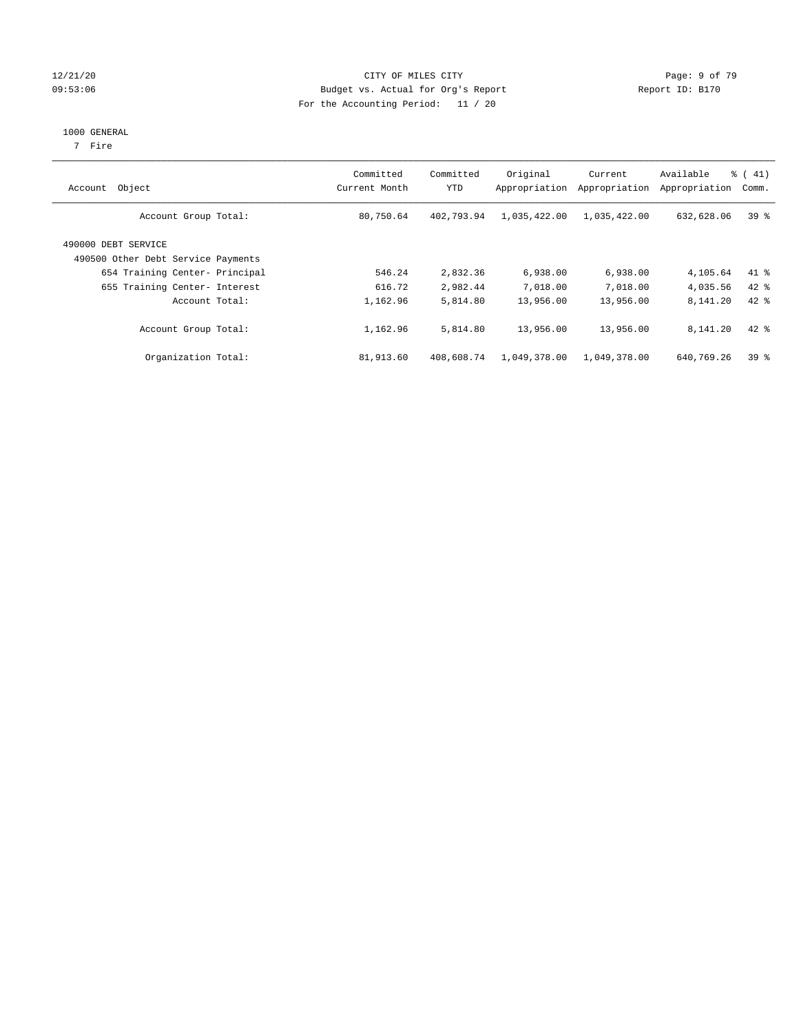CITY OF MILES CITY
Budget vs. Actual for Org's Report
For the Accounting Period: 11 / 20

1000 GENERAL
7 Fire

| Account Object | Committed Current Month | Committed YTD | Original Appropriation | Current Appropriation | Available Appropriation | % ( 41) Comm. |
|---|---|---|---|---|---|---|
| Account Group Total: | 80,750.64 | 402,793.94 | 1,035,422.00 | 1,035,422.00 | 632,628.06 | 39 % |
| 490000 DEBT SERVICE | | | | | | |
| 490500 Other Debt Service Payments | | | | | | |
| 654 Training Center- Principal | 546.24 | 2,832.36 | 6,938.00 | 6,938.00 | 4,105.64 | 41 % |
| 655 Training Center- Interest | 616.72 | 2,982.44 | 7,018.00 | 7,018.00 | 4,035.56 | 42 % |
| Account Total: | 1,162.96 | 5,814.80 | 13,956.00 | 13,956.00 | 8,141.20 | 42 % |
| Account Group Total: | 1,162.96 | 5,814.80 | 13,956.00 | 13,956.00 | 8,141.20 | 42 % |
| Organization Total: | 81,913.60 | 408,608.74 | 1,049,378.00 | 1,049,378.00 | 640,769.26 | 39 % |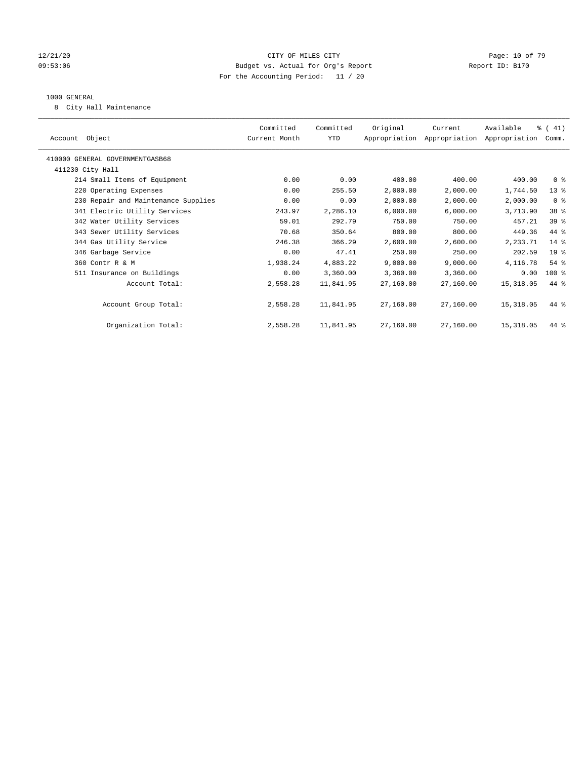CITY OF MILES CITY
Budget vs. Actual for Org's Report
For the Accounting Period: 11 / 20

1000 GENERAL

8 City Hall Maintenance

| Account Object | Committed Current Month | Committed YTD | Original Appropriation | Current Appropriation | Available Appropriation | % ( 41) Comm. |
|---|---|---|---|---|---|---|
| 410000 GENERAL GOVERNMENTGASB68 | | | | | | |
| 411230 City Hall | | | | | | |
| 214 Small Items of Equipment | 0.00 | 0.00 | 400.00 | 400.00 | 400.00 | 0 % |
| 220 Operating Expenses | 0.00 | 255.50 | 2,000.00 | 2,000.00 | 1,744.50 | 13 % |
| 230 Repair and Maintenance Supplies | 0.00 | 0.00 | 2,000.00 | 2,000.00 | 2,000.00 | 0 % |
| 341 Electric Utility Services | 243.97 | 2,286.10 | 6,000.00 | 6,000.00 | 3,713.90 | 38 % |
| 342 Water Utility Services | 59.01 | 292.79 | 750.00 | 750.00 | 457.21 | 39 % |
| 343 Sewer Utility Services | 70.68 | 350.64 | 800.00 | 800.00 | 449.36 | 44 % |
| 344 Gas Utility Service | 246.38 | 366.29 | 2,600.00 | 2,600.00 | 2,233.71 | 14 % |
| 346 Garbage Service | 0.00 | 47.41 | 250.00 | 250.00 | 202.59 | 19 % |
| 360 Contr R & M | 1,938.24 | 4,883.22 | 9,000.00 | 9,000.00 | 4,116.78 | 54 % |
| 511 Insurance on Buildings | 0.00 | 3,360.00 | 3,360.00 | 3,360.00 | 0.00 | 100 % |
| Account Total: | 2,558.28 | 11,841.95 | 27,160.00 | 27,160.00 | 15,318.05 | 44 % |
| Account Group Total: | 2,558.28 | 11,841.95 | 27,160.00 | 27,160.00 | 15,318.05 | 44 % |
| Organization Total: | 2,558.28 | 11,841.95 | 27,160.00 | 27,160.00 | 15,318.05 | 44 % |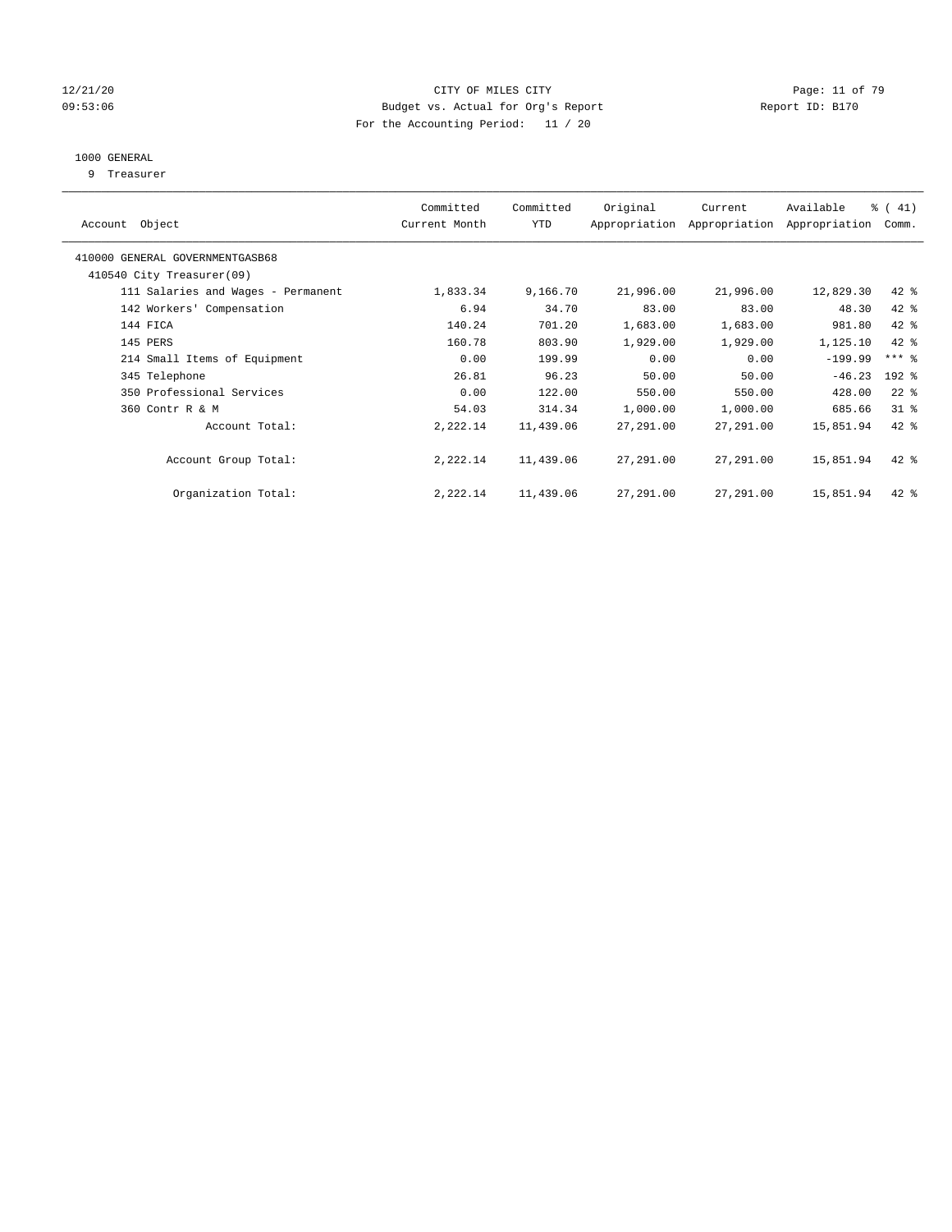CITY OF MILES CITY
Budget vs. Actual for Org's Report
For the Accounting Period: 11 / 20

12/21/20
09:53:06

Report ID: B170

1000 GENERAL
9 Treasurer

| Account Object | Committed Current Month | Committed YTD | Original Appropriation | Current Appropriation | Available Appropriation | % ( 41) Comm. |
|---|---|---|---|---|---|---|
| 410000 GENERAL GOVERNMENTGASB68 | | | | | | |
| 410540 City Treasurer(09) | | | | | | |
| 111 Salaries and Wages - Permanent | 1,833.34 | 9,166.70 | 21,996.00 | 21,996.00 | 12,829.30 | 42 % |
| 142 Workers' Compensation | 6.94 | 34.70 | 83.00 | 83.00 | 48.30 | 42 % |
| 144 FICA | 140.24 | 701.20 | 1,683.00 | 1,683.00 | 981.80 | 42 % |
| 145 PERS | 160.78 | 803.90 | 1,929.00 | 1,929.00 | 1,125.10 | 42 % |
| 214 Small Items of Equipment | 0.00 | 199.99 | 0.00 | 0.00 | -199.99 | *** % |
| 345 Telephone | 26.81 | 96.23 | 50.00 | 50.00 | -46.23 | 192 % |
| 350 Professional Services | 0.00 | 122.00 | 550.00 | 550.00 | 428.00 | 22 % |
| 360 Contr R & M | 54.03 | 314.34 | 1,000.00 | 1,000.00 | 685.66 | 31 % |
| Account Total: | 2,222.14 | 11,439.06 | 27,291.00 | 27,291.00 | 15,851.94 | 42 % |
| Account Group Total: | 2,222.14 | 11,439.06 | 27,291.00 | 27,291.00 | 15,851.94 | 42 % |
| Organization Total: | 2,222.14 | 11,439.06 | 27,291.00 | 27,291.00 | 15,851.94 | 42 % |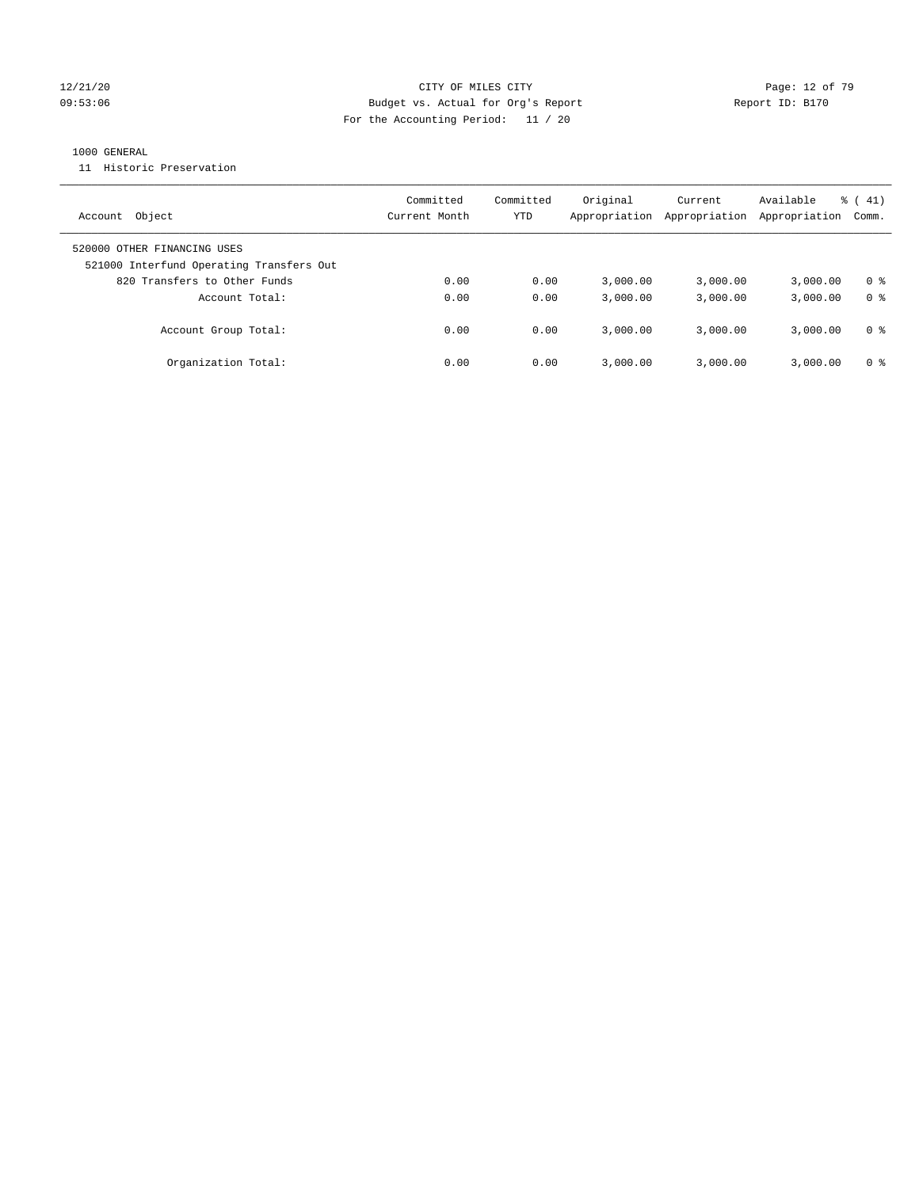CITY OF MILES CITY

Budget vs. Actual for Org's Report

Report ID: B170

For the Accounting Period: 11 / 20

12/21/20
09:53:06

1000 GENERAL

11 Historic Preservation

| Account Object | Committed Current Month | Committed YTD | Original Appropriation | Current Appropriation | Available Appropriation | % ( 41) Comm. |
|---|---|---|---|---|---|---|
| 520000 OTHER FINANCING USES | | | | | | |
| 521000 Interfund Operating Transfers Out | | | | | | |
| 820 Transfers to Other Funds | 0.00 | 0.00 | 3,000.00 | 3,000.00 | 3,000.00 | 0 % |
| Account Total: | 0.00 | 0.00 | 3,000.00 | 3,000.00 | 3,000.00 | 0 % |
| Account Group Total: | 0.00 | 0.00 | 3,000.00 | 3,000.00 | 3,000.00 | 0 % |
| Organization Total: | 0.00 | 0.00 | 3,000.00 | 3,000.00 | 3,000.00 | 0 % |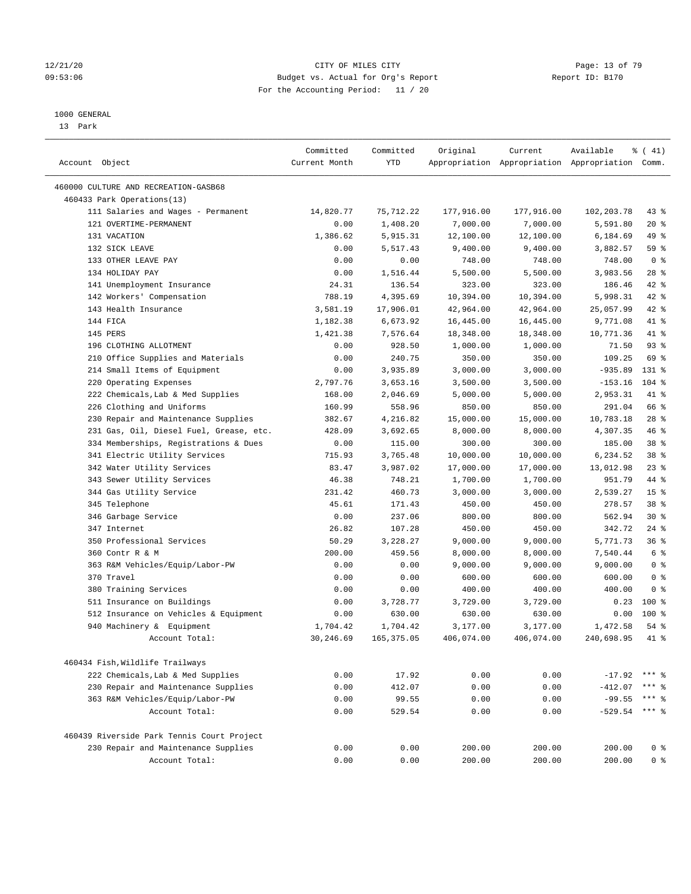CITY OF MILES CITY
Budget vs. Actual for Org's Report
For the Accounting Period: 11 / 20

1000 GENERAL
13 Park

| Account Object | Committed Current Month | Committed YTD | Original Appropriation | Current Appropriation | Available Appropriation | % ( 41) Comm. |
|---|---|---|---|---|---|---|
| 460000 CULTURE AND RECREATION-GASB68 | | | | | | |
| 460433 Park Operations(13) | | | | | | |
| 111 Salaries and Wages - Permanent | 14,820.77 | 75,712.22 | 177,916.00 | 177,916.00 | 102,203.78 | 43 % |
| 121 OVERTIME-PERMANENT | 0.00 | 1,408.20 | 7,000.00 | 7,000.00 | 5,591.80 | 20 % |
| 131 VACATION | 1,386.62 | 5,915.31 | 12,100.00 | 12,100.00 | 6,184.69 | 49 % |
| 132 SICK LEAVE | 0.00 | 5,517.43 | 9,400.00 | 9,400.00 | 3,882.57 | 59 % |
| 133 OTHER LEAVE PAY | 0.00 | 0.00 | 748.00 | 748.00 | 748.00 | 0 % |
| 134 HOLIDAY PAY | 0.00 | 1,516.44 | 5,500.00 | 5,500.00 | 3,983.56 | 28 % |
| 141 Unemployment Insurance | 24.31 | 136.54 | 323.00 | 323.00 | 186.46 | 42 % |
| 142 Workers' Compensation | 788.19 | 4,395.69 | 10,394.00 | 10,394.00 | 5,998.31 | 42 % |
| 143 Health Insurance | 3,581.19 | 17,906.01 | 42,964.00 | 42,964.00 | 25,057.99 | 42 % |
| 144 FICA | 1,182.38 | 6,673.92 | 16,445.00 | 16,445.00 | 9,771.08 | 41 % |
| 145 PERS | 1,421.38 | 7,576.64 | 18,348.00 | 18,348.00 | 10,771.36 | 41 % |
| 196 CLOTHING ALLOTMENT | 0.00 | 928.50 | 1,000.00 | 1,000.00 | 71.50 | 93 % |
| 210 Office Supplies and Materials | 0.00 | 240.75 | 350.00 | 350.00 | 109.25 | 69 % |
| 214 Small Items of Equipment | 0.00 | 3,935.89 | 3,000.00 | 3,000.00 | -935.89 | 131 % |
| 220 Operating Expenses | 2,797.76 | 3,653.16 | 3,500.00 | 3,500.00 | -153.16 | 104 % |
| 222 Chemicals,Lab & Med Supplies | 168.00 | 2,046.69 | 5,000.00 | 5,000.00 | 2,953.31 | 41 % |
| 226 Clothing and Uniforms | 160.99 | 558.96 | 850.00 | 850.00 | 291.04 | 66 % |
| 230 Repair and Maintenance Supplies | 382.67 | 4,216.82 | 15,000.00 | 15,000.00 | 10,783.18 | 28 % |
| 231 Gas, Oil, Diesel Fuel, Grease, etc. | 428.09 | 3,692.65 | 8,000.00 | 8,000.00 | 4,307.35 | 46 % |
| 334 Memberships, Registrations & Dues | 0.00 | 115.00 | 300.00 | 300.00 | 185.00 | 38 % |
| 341 Electric Utility Services | 715.93 | 3,765.48 | 10,000.00 | 10,000.00 | 6,234.52 | 38 % |
| 342 Water Utility Services | 83.47 | 3,987.02 | 17,000.00 | 17,000.00 | 13,012.98 | 23 % |
| 343 Sewer Utility Services | 46.38 | 748.21 | 1,700.00 | 1,700.00 | 951.79 | 44 % |
| 344 Gas Utility Service | 231.42 | 460.73 | 3,000.00 | 3,000.00 | 2,539.27 | 15 % |
| 345 Telephone | 45.61 | 171.43 | 450.00 | 450.00 | 278.57 | 38 % |
| 346 Garbage Service | 0.00 | 237.06 | 800.00 | 800.00 | 562.94 | 30 % |
| 347 Internet | 26.82 | 107.28 | 450.00 | 450.00 | 342.72 | 24 % |
| 350 Professional Services | 50.29 | 3,228.27 | 9,000.00 | 9,000.00 | 5,771.73 | 36 % |
| 360 Contr R & M | 200.00 | 459.56 | 8,000.00 | 8,000.00 | 7,540.44 | 6 % |
| 363 R&M Vehicles/Equip/Labor-PW | 0.00 | 0.00 | 9,000.00 | 9,000.00 | 9,000.00 | 0 % |
| 370 Travel | 0.00 | 0.00 | 600.00 | 600.00 | 600.00 | 0 % |
| 380 Training Services | 0.00 | 0.00 | 400.00 | 400.00 | 400.00 | 0 % |
| 511 Insurance on Buildings | 0.00 | 3,728.77 | 3,729.00 | 3,729.00 | 0.23 | 100 % |
| 512 Insurance on Vehicles & Equipment | 0.00 | 630.00 | 630.00 | 630.00 | 0.00 | 100 % |
| 940 Machinery & Equipment | 1,704.42 | 1,704.42 | 3,177.00 | 3,177.00 | 1,472.58 | 54 % |
| Account Total: | 30,246.69 | 165,375.05 | 406,074.00 | 406,074.00 | 240,698.95 | 41 % |
| 460434 Fish,Wildlife Trailways | | | | | | |
| 222 Chemicals,Lab & Med Supplies | 0.00 | 17.92 | 0.00 | 0.00 | -17.92 | *** % |
| 230 Repair and Maintenance Supplies | 0.00 | 412.07 | 0.00 | 0.00 | -412.07 | *** % |
| 363 R&M Vehicles/Equip/Labor-PW | 0.00 | 99.55 | 0.00 | 0.00 | -99.55 | *** % |
| Account Total: | 0.00 | 529.54 | 0.00 | 0.00 | -529.54 | *** % |
| 460439 Riverside Park Tennis Court Project | | | | | | |
| 230 Repair and Maintenance Supplies | 0.00 | 0.00 | 200.00 | 200.00 | 200.00 | 0 % |
| Account Total: | 0.00 | 0.00 | 200.00 | 200.00 | 200.00 | 0 % |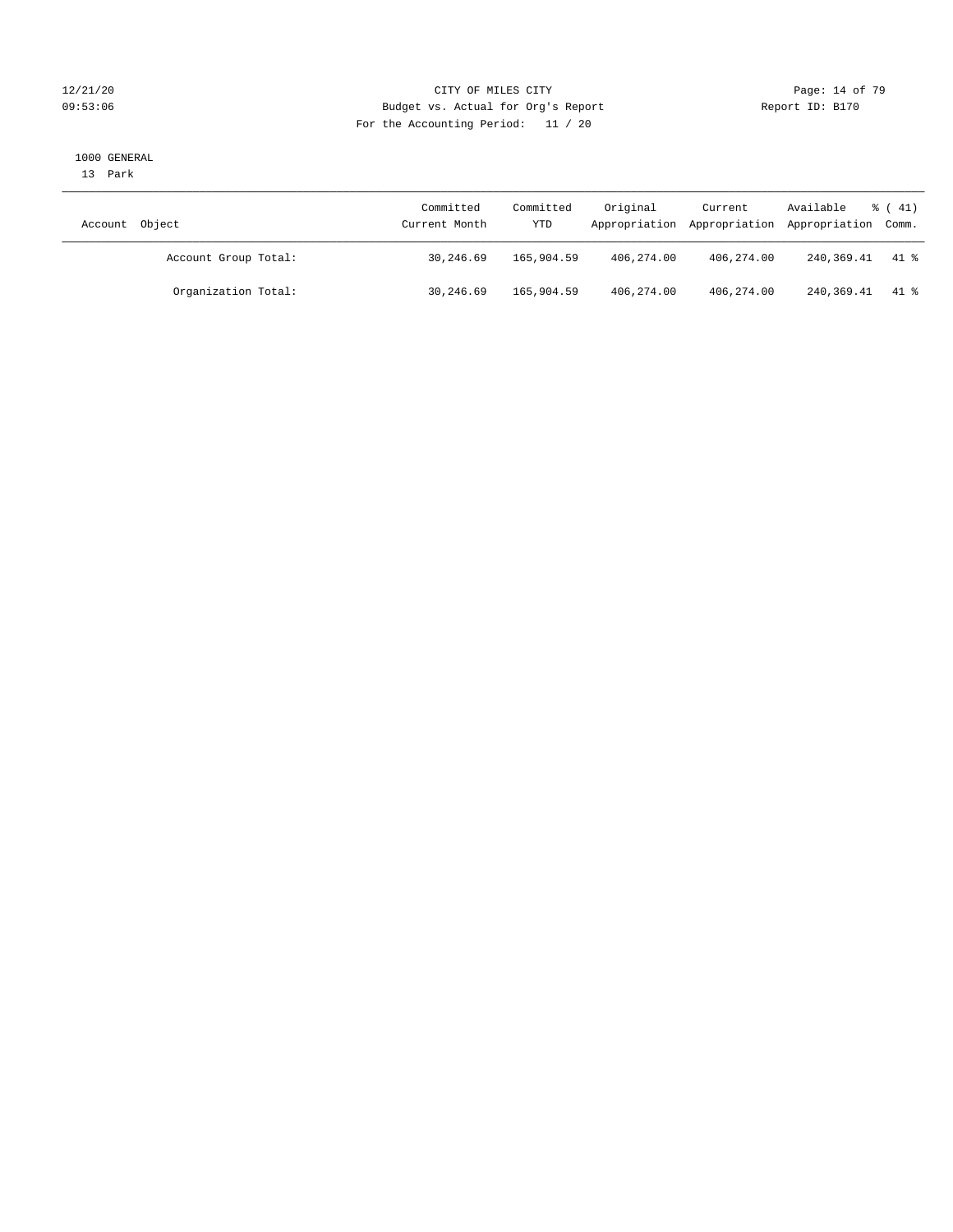CITY OF MILES CITY
Budget vs. Actual for Org's Report
For the Accounting Period: 11 / 20

1000 GENERAL
13 Park

| Account Object | Committed Current Month | Committed YTD | Original Appropriation | Current Appropriation | Available Appropriation | % ( 41) Comm. |
|---|---|---|---|---|---|---|
| Account Group Total: | 30,246.69 | 165,904.59 | 406,274.00 | 406,274.00 | 240,369.41 | 41 % |
| Organization Total: | 30,246.69 | 165,904.59 | 406,274.00 | 406,274.00 | 240,369.41 | 41 % |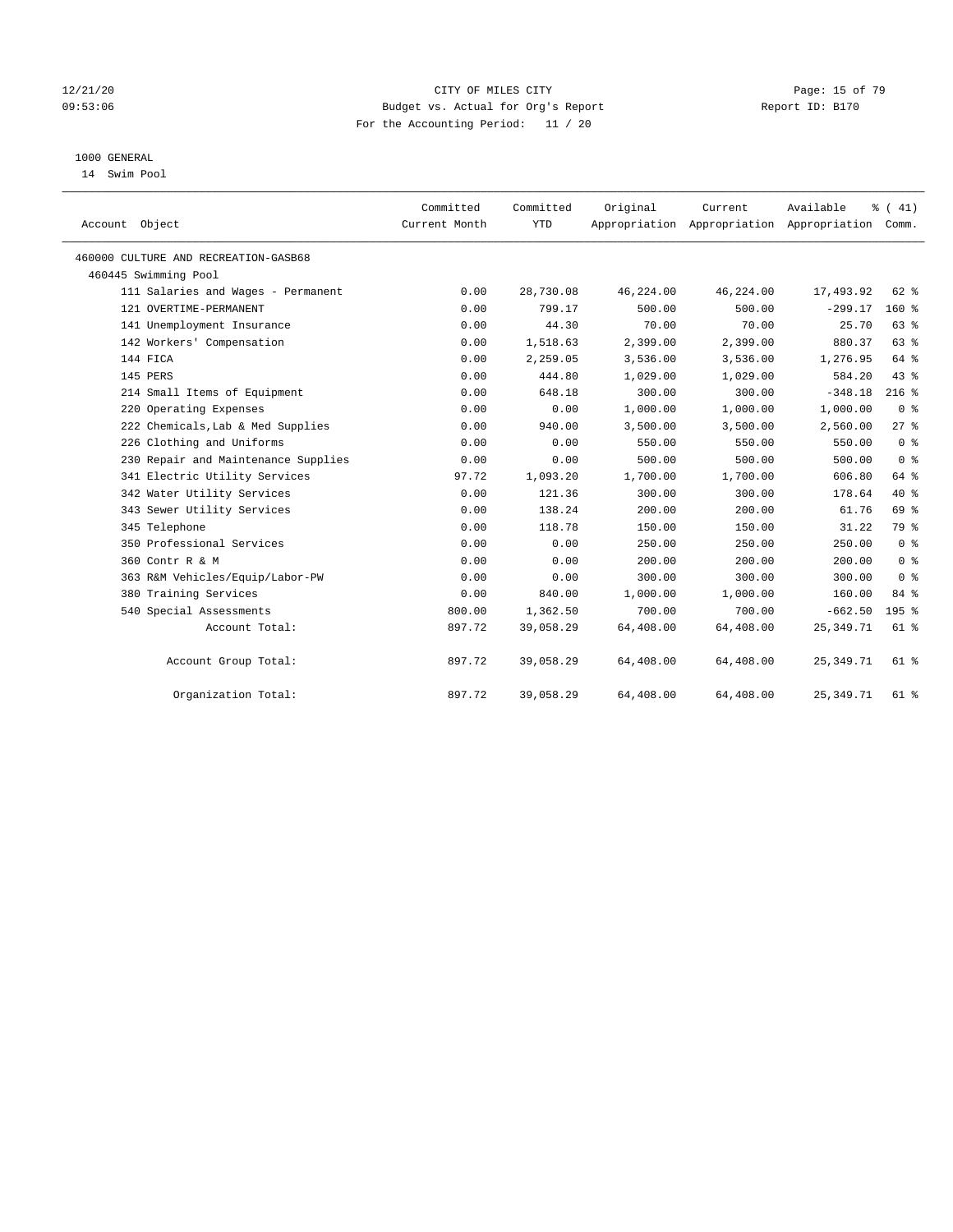CITY OF MILES CITY
Budget vs. Actual for Org's Report
For the Accounting Period: 11 / 20

12/21/20
09:53:06

Report ID: B170

1000 GENERAL
14 Swim Pool

| Account Object | Committed Current Month | Committed YTD | Original Appropriation | Current Appropriation | Available Appropriation | % ( 41) Comm. |
|---|---|---|---|---|---|---|
| 460000 CULTURE AND RECREATION-GASB68 | | | | | | |
| 460445 Swimming Pool | | | | | | |
| 111 Salaries and Wages - Permanent | 0.00 | 28,730.08 | 46,224.00 | 46,224.00 | 17,493.92 | 62 % |
| 121 OVERTIME-PERMANENT | 0.00 | 799.17 | 500.00 | 500.00 | -299.17 | 160 % |
| 141 Unemployment Insurance | 0.00 | 44.30 | 70.00 | 70.00 | 25.70 | 63 % |
| 142 Workers' Compensation | 0.00 | 1,518.63 | 2,399.00 | 2,399.00 | 880.37 | 63 % |
| 144 FICA | 0.00 | 2,259.05 | 3,536.00 | 3,536.00 | 1,276.95 | 64 % |
| 145 PERS | 0.00 | 444.80 | 1,029.00 | 1,029.00 | 584.20 | 43 % |
| 214 Small Items of Equipment | 0.00 | 648.18 | 300.00 | 300.00 | -348.18 | 216 % |
| 220 Operating Expenses | 0.00 | 0.00 | 1,000.00 | 1,000.00 | 1,000.00 | 0 % |
| 222 Chemicals,Lab & Med Supplies | 0.00 | 940.00 | 3,500.00 | 3,500.00 | 2,560.00 | 27 % |
| 226 Clothing and Uniforms | 0.00 | 0.00 | 550.00 | 550.00 | 550.00 | 0 % |
| 230 Repair and Maintenance Supplies | 0.00 | 0.00 | 500.00 | 500.00 | 500.00 | 0 % |
| 341 Electric Utility Services | 97.72 | 1,093.20 | 1,700.00 | 1,700.00 | 606.80 | 64 % |
| 342 Water Utility Services | 0.00 | 121.36 | 300.00 | 300.00 | 178.64 | 40 % |
| 343 Sewer Utility Services | 0.00 | 138.24 | 200.00 | 200.00 | 61.76 | 69 % |
| 345 Telephone | 0.00 | 118.78 | 150.00 | 150.00 | 31.22 | 79 % |
| 350 Professional Services | 0.00 | 0.00 | 250.00 | 250.00 | 250.00 | 0 % |
| 360 Contr R & M | 0.00 | 0.00 | 200.00 | 200.00 | 200.00 | 0 % |
| 363 R&M Vehicles/Equip/Labor-PW | 0.00 | 0.00 | 300.00 | 300.00 | 300.00 | 0 % |
| 380 Training Services | 0.00 | 840.00 | 1,000.00 | 1,000.00 | 160.00 | 84 % |
| 540 Special Assessments | 800.00 | 1,362.50 | 700.00 | 700.00 | -662.50 | 195 % |
| Account Total: | 897.72 | 39,058.29 | 64,408.00 | 64,408.00 | 25,349.71 | 61 % |
| Account Group Total: | 897.72 | 39,058.29 | 64,408.00 | 64,408.00 | 25,349.71 | 61 % |
| Organization Total: | 897.72 | 39,058.29 | 64,408.00 | 64,408.00 | 25,349.71 | 61 % |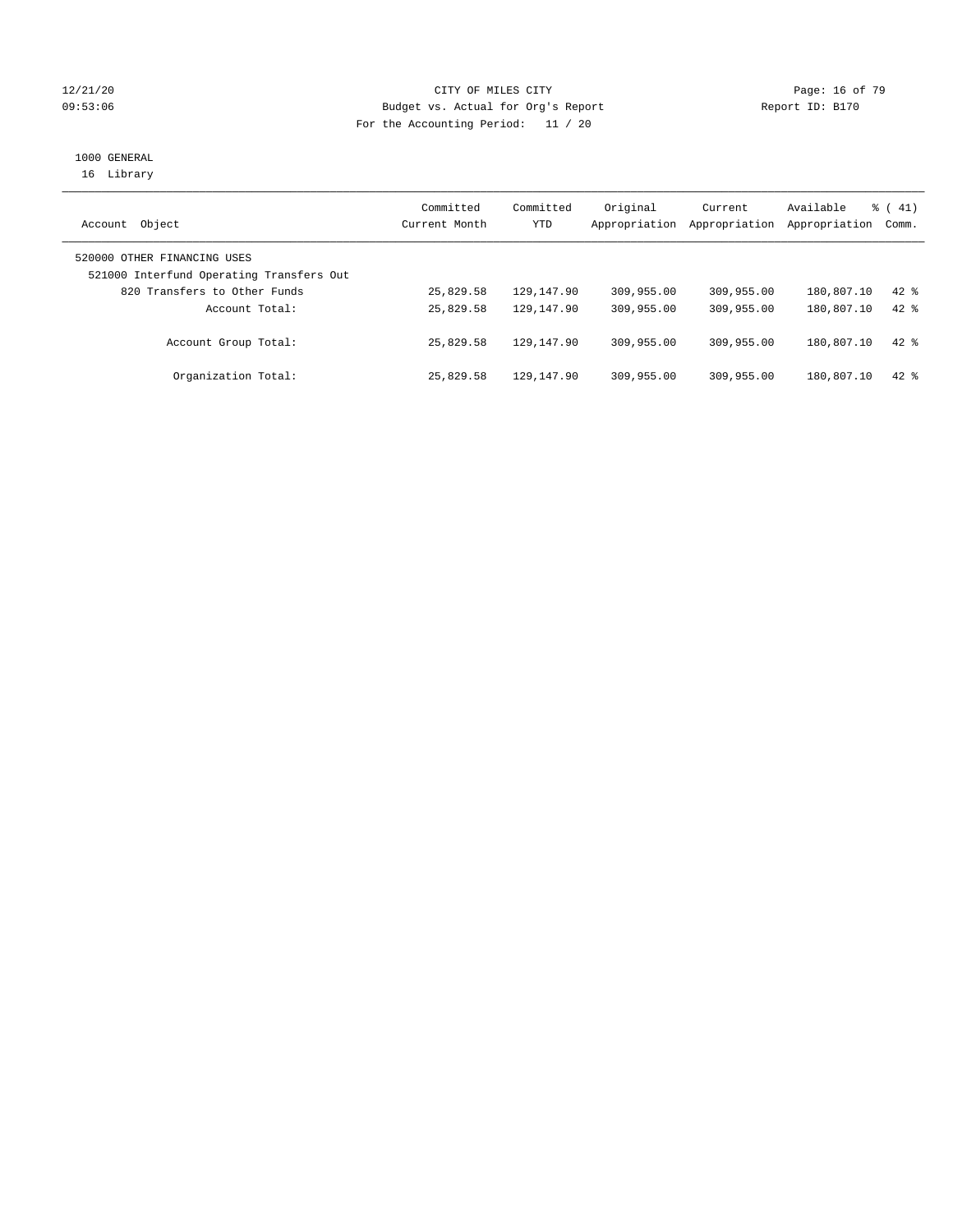CITY OF MILES CITY
Budget vs. Actual for Org's Report
For the Accounting Period: 11 / 20

1000 GENERAL
16 Library

| Account Object | Committed Current Month | Committed YTD | Original Appropriation | Current Appropriation | Available Appropriation | % ( 41) Comm. |
|---|---|---|---|---|---|---|
| 520000 OTHER FINANCING USES | | | | | | |
| 521000 Interfund Operating Transfers Out | | | | | | |
| 820 Transfers to Other Funds | 25,829.58 | 129,147.90 | 309,955.00 | 309,955.00 | 180,807.10 | 42 % |
| Account Total: | 25,829.58 | 129,147.90 | 309,955.00 | 309,955.00 | 180,807.10 | 42 % |
| Account Group Total: | 25,829.58 | 129,147.90 | 309,955.00 | 309,955.00 | 180,807.10 | 42 % |
| Organization Total: | 25,829.58 | 129,147.90 | 309,955.00 | 309,955.00 | 180,807.10 | 42 % |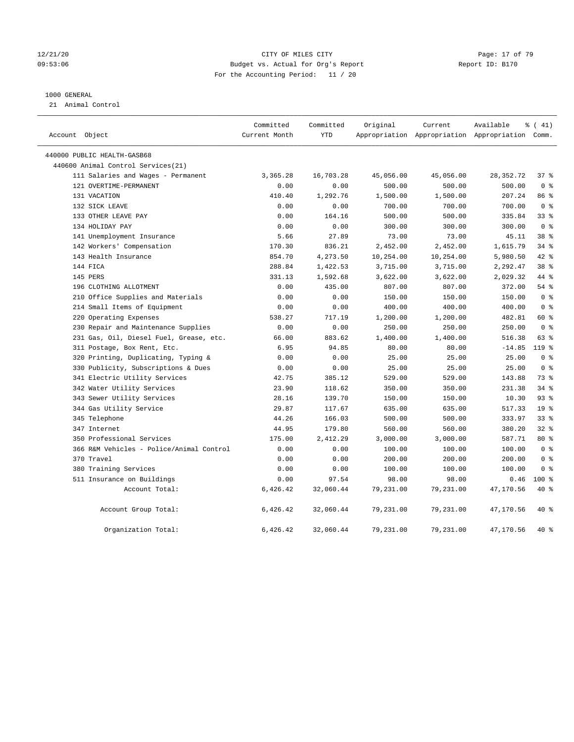12/21/20 CITY OF MILES CITY
09:53:06 Budget vs. Actual for Org's Report Report ID: B170
For the Accounting Period: 11 / 20

1000 GENERAL
21 Animal Control

| Account Object | Committed Current Month | Committed YTD | Original Appropriation | Current Appropriation | Available Appropriation | % ( 41) Comm. |
|---|---|---|---|---|---|---|
| 440000 PUBLIC HEALTH-GASB68 | | | | | | |
| 440600 Animal Control Services(21) | | | | | | |
| 111 Salaries and Wages - Permanent | 3,365.28 | 16,703.28 | 45,056.00 | 45,056.00 | 28,352.72 | 37 % |
| 121 OVERTIME-PERMANENT | 0.00 | 0.00 | 500.00 | 500.00 | 500.00 | 0 % |
| 131 VACATION | 410.40 | 1,292.76 | 1,500.00 | 1,500.00 | 207.24 | 86 % |
| 132 SICK LEAVE | 0.00 | 0.00 | 700.00 | 700.00 | 700.00 | 0 % |
| 133 OTHER LEAVE PAY | 0.00 | 164.16 | 500.00 | 500.00 | 335.84 | 33 % |
| 134 HOLIDAY PAY | 0.00 | 0.00 | 300.00 | 300.00 | 300.00 | 0 % |
| 141 Unemployment Insurance | 5.66 | 27.89 | 73.00 | 73.00 | 45.11 | 38 % |
| 142 Workers' Compensation | 170.30 | 836.21 | 2,452.00 | 2,452.00 | 1,615.79 | 34 % |
| 143 Health Insurance | 854.70 | 4,273.50 | 10,254.00 | 10,254.00 | 5,980.50 | 42 % |
| 144 FICA | 288.84 | 1,422.53 | 3,715.00 | 3,715.00 | 2,292.47 | 38 % |
| 145 PERS | 331.13 | 1,592.68 | 3,622.00 | 3,622.00 | 2,029.32 | 44 % |
| 196 CLOTHING ALLOTMENT | 0.00 | 435.00 | 807.00 | 807.00 | 372.00 | 54 % |
| 210 Office Supplies and Materials | 0.00 | 0.00 | 150.00 | 150.00 | 150.00 | 0 % |
| 214 Small Items of Equipment | 0.00 | 0.00 | 400.00 | 400.00 | 400.00 | 0 % |
| 220 Operating Expenses | 538.27 | 717.19 | 1,200.00 | 1,200.00 | 482.81 | 60 % |
| 230 Repair and Maintenance Supplies | 0.00 | 0.00 | 250.00 | 250.00 | 250.00 | 0 % |
| 231 Gas, Oil, Diesel Fuel, Grease, etc. | 66.00 | 883.62 | 1,400.00 | 1,400.00 | 516.38 | 63 % |
| 311 Postage, Box Rent, Etc. | 6.95 | 94.85 | 80.00 | 80.00 | -14.85 | 119 % |
| 320 Printing, Duplicating, Typing & | 0.00 | 0.00 | 25.00 | 25.00 | 25.00 | 0 % |
| 330 Publicity, Subscriptions & Dues | 0.00 | 0.00 | 25.00 | 25.00 | 25.00 | 0 % |
| 341 Electric Utility Services | 42.75 | 385.12 | 529.00 | 529.00 | 143.88 | 73 % |
| 342 Water Utility Services | 23.90 | 118.62 | 350.00 | 350.00 | 231.38 | 34 % |
| 343 Sewer Utility Services | 28.16 | 139.70 | 150.00 | 150.00 | 10.30 | 93 % |
| 344 Gas Utility Service | 29.87 | 117.67 | 635.00 | 635.00 | 517.33 | 19 % |
| 345 Telephone | 44.26 | 166.03 | 500.00 | 500.00 | 333.97 | 33 % |
| 347 Internet | 44.95 | 179.80 | 560.00 | 560.00 | 380.20 | 32 % |
| 350 Professional Services | 175.00 | 2,412.29 | 3,000.00 | 3,000.00 | 587.71 | 80 % |
| 366 R&M Vehicles - Police/Animal Control | 0.00 | 0.00 | 100.00 | 100.00 | 100.00 | 0 % |
| 370 Travel | 0.00 | 0.00 | 200.00 | 200.00 | 200.00 | 0 % |
| 380 Training Services | 0.00 | 0.00 | 100.00 | 100.00 | 100.00 | 0 % |
| 511 Insurance on Buildings | 0.00 | 97.54 | 98.00 | 98.00 | 0.46 | 100 % |
| Account Total: | 6,426.42 | 32,060.44 | 79,231.00 | 79,231.00 | 47,170.56 | 40 % |
| Account Group Total: | 6,426.42 | 32,060.44 | 79,231.00 | 79,231.00 | 47,170.56 | 40 % |
| Organization Total: | 6,426.42 | 32,060.44 | 79,231.00 | 79,231.00 | 47,170.56 | 40 % |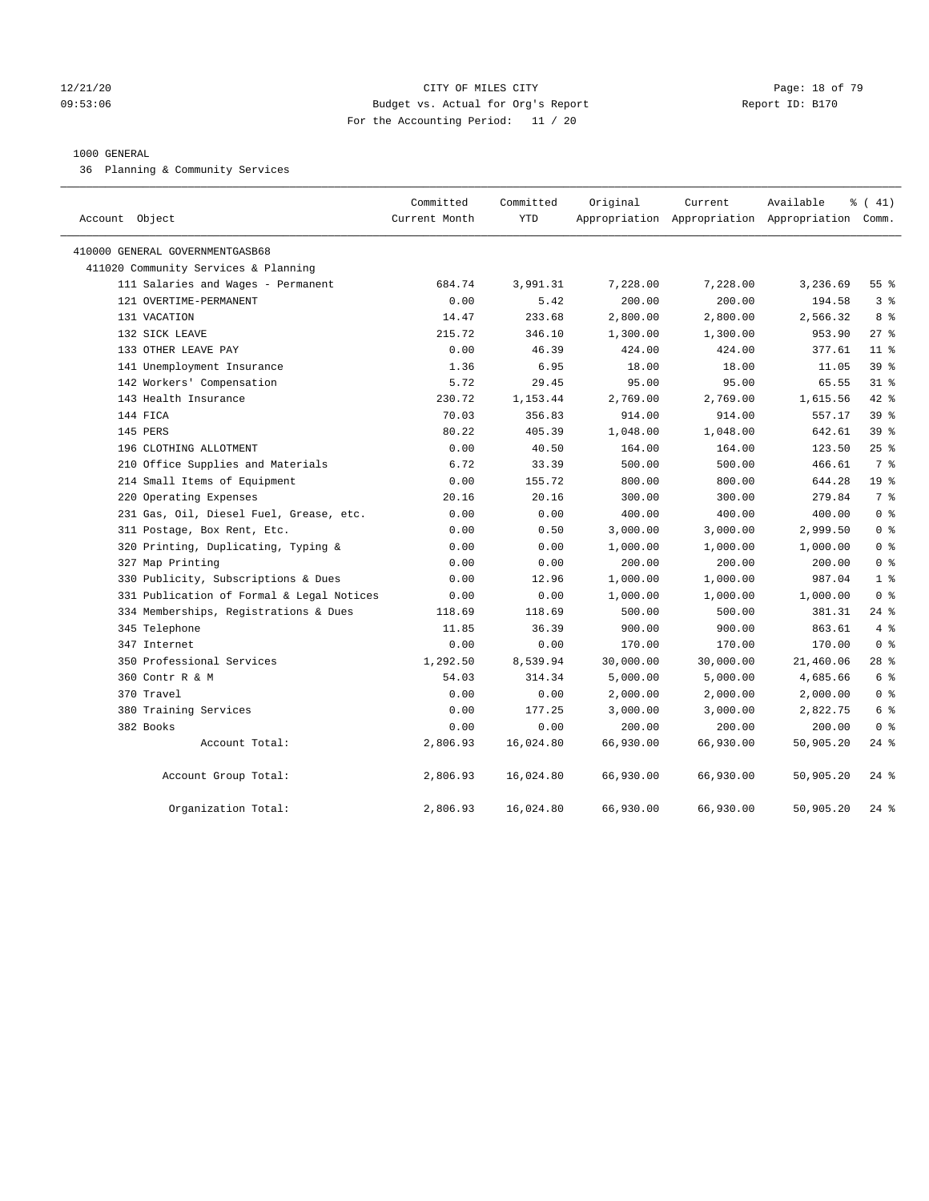CITY OF MILES CITY
Budget vs. Actual for Org's Report
For the Accounting Period: 11 / 20

1000 GENERAL
36 Planning & Community Services

| Account Object | Committed Current Month | Committed YTD | Original Appropriation | Current Appropriation | Available Appropriation | % ( 41) Comm. |
|---|---|---|---|---|---|---|
| 410000 GENERAL GOVERNMENTGASB68 | | | | | | |
| 411020 Community Services & Planning | | | | | | |
| 111 Salaries and Wages - Permanent | 684.74 | 3,991.31 | 7,228.00 | 7,228.00 | 3,236.69 | 55 % |
| 121 OVERTIME-PERMANENT | 0.00 | 5.42 | 200.00 | 200.00 | 194.58 | 3 % |
| 131 VACATION | 14.47 | 233.68 | 2,800.00 | 2,800.00 | 2,566.32 | 8 % |
| 132 SICK LEAVE | 215.72 | 346.10 | 1,300.00 | 1,300.00 | 953.90 | 27 % |
| 133 OTHER LEAVE PAY | 0.00 | 46.39 | 424.00 | 424.00 | 377.61 | 11 % |
| 141 Unemployment Insurance | 1.36 | 6.95 | 18.00 | 18.00 | 11.05 | 39 % |
| 142 Workers' Compensation | 5.72 | 29.45 | 95.00 | 95.00 | 65.55 | 31 % |
| 143 Health Insurance | 230.72 | 1,153.44 | 2,769.00 | 2,769.00 | 1,615.56 | 42 % |
| 144 FICA | 70.03 | 356.83 | 914.00 | 914.00 | 557.17 | 39 % |
| 145 PERS | 80.22 | 405.39 | 1,048.00 | 1,048.00 | 642.61 | 39 % |
| 196 CLOTHING ALLOTMENT | 0.00 | 40.50 | 164.00 | 164.00 | 123.50 | 25 % |
| 210 Office Supplies and Materials | 6.72 | 33.39 | 500.00 | 500.00 | 466.61 | 7 % |
| 214 Small Items of Equipment | 0.00 | 155.72 | 800.00 | 800.00 | 644.28 | 19 % |
| 220 Operating Expenses | 20.16 | 20.16 | 300.00 | 300.00 | 279.84 | 7 % |
| 231 Gas, Oil, Diesel Fuel, Grease, etc. | 0.00 | 0.00 | 400.00 | 400.00 | 400.00 | 0 % |
| 311 Postage, Box Rent, Etc. | 0.00 | 0.50 | 3,000.00 | 3,000.00 | 2,999.50 | 0 % |
| 320 Printing, Duplicating, Typing & | 0.00 | 0.00 | 1,000.00 | 1,000.00 | 1,000.00 | 0 % |
| 327 Map Printing | 0.00 | 0.00 | 200.00 | 200.00 | 200.00 | 0 % |
| 330 Publicity, Subscriptions & Dues | 0.00 | 12.96 | 1,000.00 | 1,000.00 | 987.04 | 1 % |
| 331 Publication of Formal & Legal Notices | 0.00 | 0.00 | 1,000.00 | 1,000.00 | 1,000.00 | 0 % |
| 334 Memberships, Registrations & Dues | 118.69 | 118.69 | 500.00 | 500.00 | 381.31 | 24 % |
| 345 Telephone | 11.85 | 36.39 | 900.00 | 900.00 | 863.61 | 4 % |
| 347 Internet | 0.00 | 0.00 | 170.00 | 170.00 | 170.00 | 0 % |
| 350 Professional Services | 1,292.50 | 8,539.94 | 30,000.00 | 30,000.00 | 21,460.06 | 28 % |
| 360 Contr R & M | 54.03 | 314.34 | 5,000.00 | 5,000.00 | 4,685.66 | 6 % |
| 370 Travel | 0.00 | 0.00 | 2,000.00 | 2,000.00 | 2,000.00 | 0 % |
| 380 Training Services | 0.00 | 177.25 | 3,000.00 | 3,000.00 | 2,822.75 | 6 % |
| 382 Books | 0.00 | 0.00 | 200.00 | 200.00 | 200.00 | 0 % |
| Account Total: | 2,806.93 | 16,024.80 | 66,930.00 | 66,930.00 | 50,905.20 | 24 % |
| Account Group Total: | 2,806.93 | 16,024.80 | 66,930.00 | 66,930.00 | 50,905.20 | 24 % |
| Organization Total: | 2,806.93 | 16,024.80 | 66,930.00 | 66,930.00 | 50,905.20 | 24 % |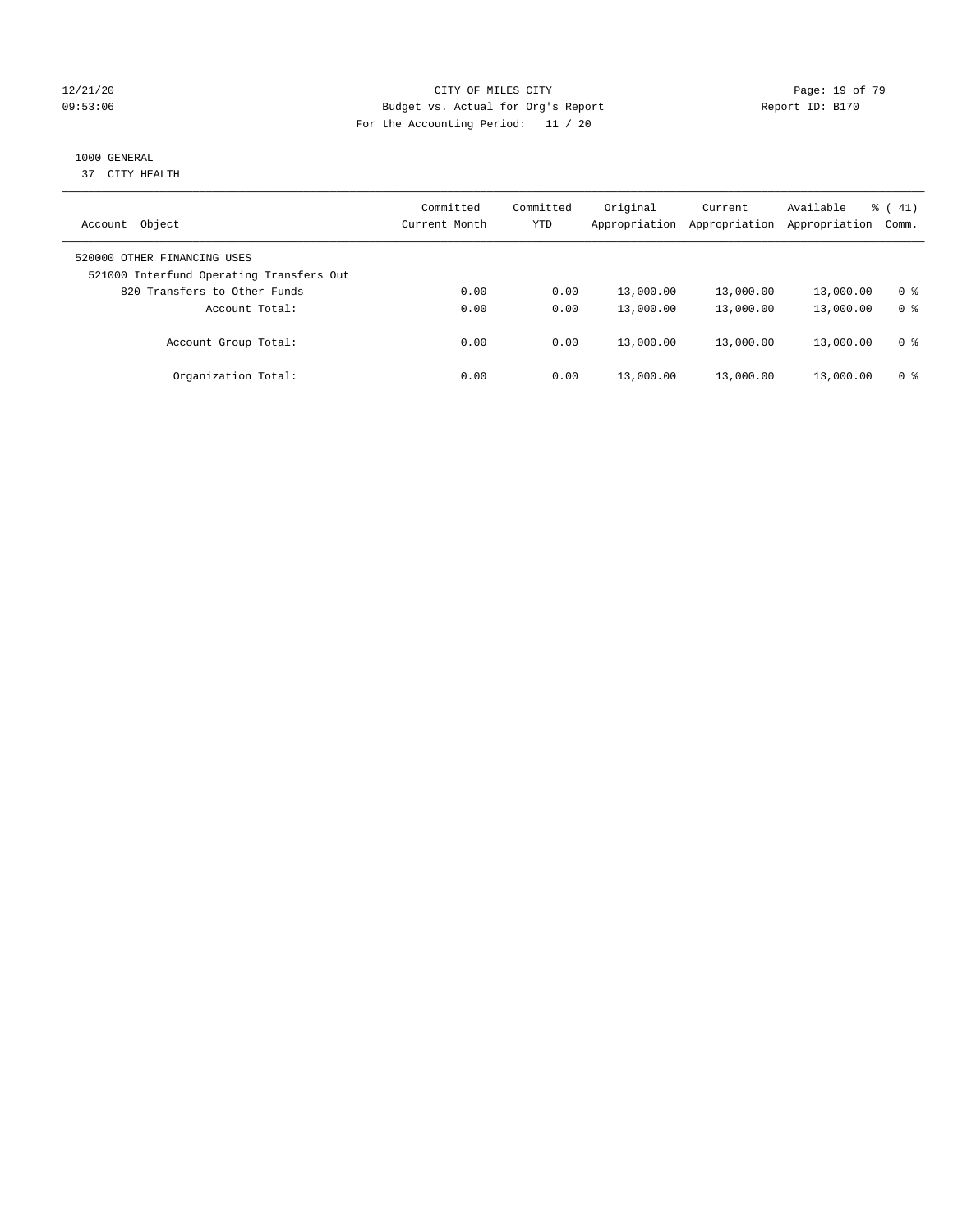CITY OF MILES CITY
Budget vs. Actual for Org's Report
For the Accounting Period: 11 / 20

12/21/20
09:53:06

Report ID: B170

1000 GENERAL
37 CITY HEALTH

| Account Object | Committed Current Month | Committed YTD | Original Appropriation | Current Appropriation | Available Appropriation | % ( 41) Comm. |
|---|---|---|---|---|---|---|
| 520000 OTHER FINANCING USES | | | | | | |
| 521000 Interfund Operating Transfers Out | | | | | | |
| 820 Transfers to Other Funds | 0.00 | 0.00 | 13,000.00 | 13,000.00 | 13,000.00 | 0 % |
| Account Total: | 0.00 | 0.00 | 13,000.00 | 13,000.00 | 13,000.00 | 0 % |
| Account Group Total: | 0.00 | 0.00 | 13,000.00 | 13,000.00 | 13,000.00 | 0 % |
| Organization Total: | 0.00 | 0.00 | 13,000.00 | 13,000.00 | 13,000.00 | 0 % |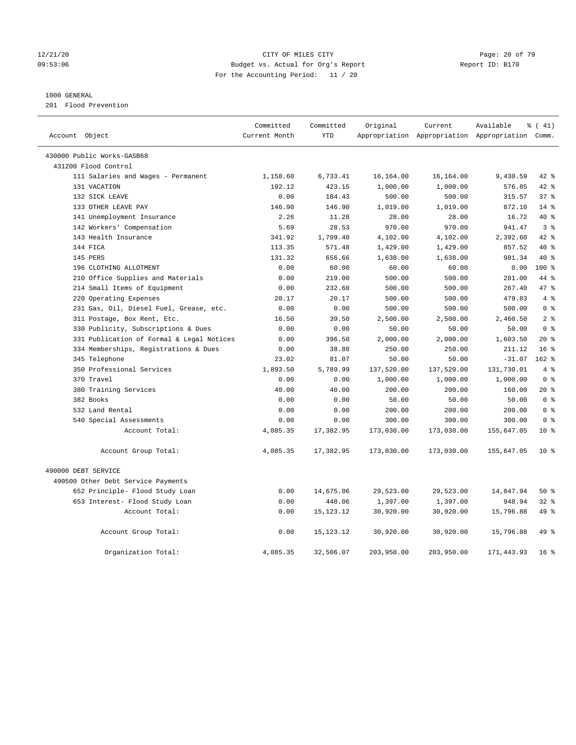CITY OF MILES CITY
Budget vs. Actual for Org's Report
For the Accounting Period: 11 / 20

1000 GENERAL
201 Flood Prevention

| Account Object | Committed Current Month | Committed YTD | Original Appropriation | Current Appropriation | Available Appropriation | % ( 41) Comm. |
|---|---|---|---|---|---|---|
| 430000 Public Works-GASB68 | | | | | | |
| 431200 Flood Control | | | | | | |
| 111 Salaries and Wages - Permanent | 1,158.60 | 6,733.41 | 16,164.00 | 16,164.00 | 9,430.59 | 42 % |
| 131 VACATION | 192.12 | 423.15 | 1,000.00 | 1,000.00 | 576.85 | 42 % |
| 132 SICK LEAVE | 0.00 | 184.43 | 500.00 | 500.00 | 315.57 | 37 % |
| 133 OTHER LEAVE PAY | 146.90 | 146.90 | 1,019.00 | 1,019.00 | 872.10 | 14 % |
| 141 Unemployment Insurance | 2.26 | 11.28 | 28.00 | 28.00 | 16.72 | 40 % |
| 142 Workers' Compensation | 5.69 | 28.53 | 970.00 | 970.00 | 941.47 | 3 % |
| 143 Health Insurance | 341.92 | 1,709.40 | 4,102.00 | 4,102.00 | 2,392.60 | 42 % |
| 144 FICA | 113.35 | 571.48 | 1,429.00 | 1,429.00 | 857.52 | 40 % |
| 145 PERS | 131.32 | 656.66 | 1,638.00 | 1,638.00 | 981.34 | 40 % |
| 196 CLOTHING ALLOTMENT | 0.00 | 60.00 | 60.00 | 60.00 | 0.00 | 100 % |
| 210 Office Supplies and Materials | 0.00 | 219.00 | 500.00 | 500.00 | 281.00 | 44 % |
| 214 Small Items of Equipment | 0.00 | 232.60 | 500.00 | 500.00 | 267.40 | 47 % |
| 220 Operating Expenses | 20.17 | 20.17 | 500.00 | 500.00 | 479.83 | 4 % |
| 231 Gas, Oil, Diesel Fuel, Grease, etc. | 0.00 | 0.00 | 500.00 | 500.00 | 500.00 | 0 % |
| 311 Postage, Box Rent, Etc. | 16.50 | 39.50 | 2,500.00 | 2,500.00 | 2,460.50 | 2 % |
| 330 Publicity, Subscriptions & Dues | 0.00 | 0.00 | 50.00 | 50.00 | 50.00 | 0 % |
| 331 Publication of Formal & Legal Notices | 0.00 | 396.50 | 2,000.00 | 2,000.00 | 1,603.50 | 20 % |
| 334 Memberships, Registrations & Dues | 0.00 | 38.88 | 250.00 | 250.00 | 211.12 | 16 % |
| 345 Telephone | 23.02 | 81.07 | 50.00 | 50.00 | -31.07 | 162 % |
| 350 Professional Services | 1,893.50 | 5,789.99 | 137,520.00 | 137,520.00 | 131,730.01 | 4 % |
| 370 Travel | 0.00 | 0.00 | 1,000.00 | 1,000.00 | 1,000.00 | 0 % |
| 380 Training Services | 40.00 | 40.00 | 200.00 | 200.00 | 160.00 | 20 % |
| 382 Books | 0.00 | 0.00 | 50.00 | 50.00 | 50.00 | 0 % |
| 532 Land Rental | 0.00 | 0.00 | 200.00 | 200.00 | 200.00 | 0 % |
| 540 Special Assessments | 0.00 | 0.00 | 300.00 | 300.00 | 300.00 | 0 % |
| Account Total: | 4,085.35 | 17,382.95 | 173,030.00 | 173,030.00 | 155,647.05 | 10 % |
| Account Group Total: | 4,085.35 | 17,382.95 | 173,030.00 | 173,030.00 | 155,647.05 | 10 % |
| 490000 DEBT SERVICE | | | | | | |
| 490500 Other Debt Service Payments | | | | | | |
| 652 Principle- Flood Study Loan | 0.00 | 14,675.06 | 29,523.00 | 29,523.00 | 14,847.94 | 50 % |
| 653 Interest- Flood Study Loan | 0.00 | 448.06 | 1,397.00 | 1,397.00 | 948.94 | 32 % |
| Account Total: | 0.00 | 15,123.12 | 30,920.00 | 30,920.00 | 15,796.88 | 49 % |
| Account Group Total: | 0.00 | 15,123.12 | 30,920.00 | 30,920.00 | 15,796.88 | 49 % |
| Organization Total: | 4,085.35 | 32,506.07 | 203,950.00 | 203,950.00 | 171,443.93 | 16 % |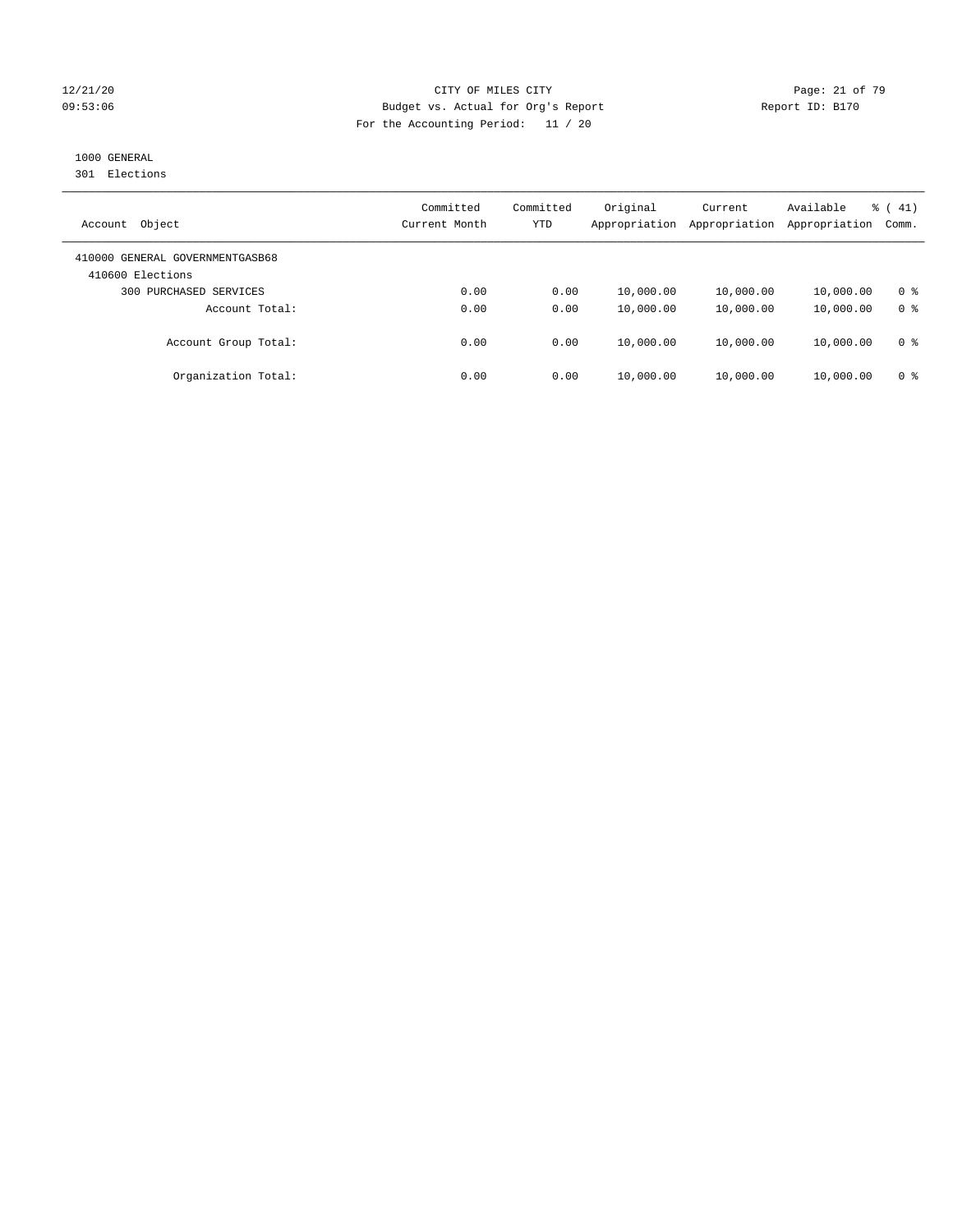CITY OF MILES CITY
Budget vs. Actual for Org's Report
For the Accounting Period: 11 / 20

12/21/20
09:53:06

Report ID: B170

1000 GENERAL
301 Elections

| Account Object | Committed Current Month | Committed YTD | Original Appropriation | Current Appropriation | Available Appropriation | % ( 41) Comm. |
|---|---|---|---|---|---|---|
| 410000 GENERAL GOVERNMENTGASB68 | | | | | | |
| 410600 Elections | | | | | | |
| 300 PURCHASED SERVICES | 0.00 | 0.00 | 10,000.00 | 10,000.00 | 10,000.00 | 0 % |
| Account Total: | 0.00 | 0.00 | 10,000.00 | 10,000.00 | 10,000.00 | 0 % |
| Account Group Total: | 0.00 | 0.00 | 10,000.00 | 10,000.00 | 10,000.00 | 0 % |
| Organization Total: | 0.00 | 0.00 | 10,000.00 | 10,000.00 | 10,000.00 | 0 % |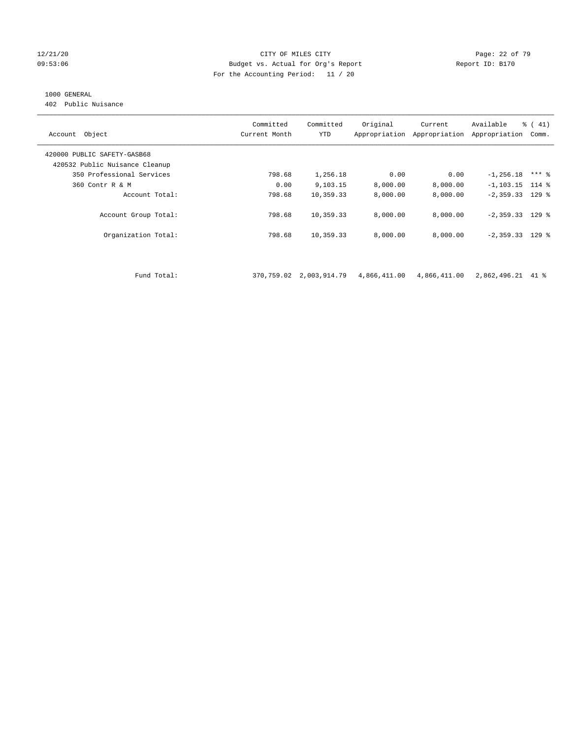CITY OF MILES CITY
Budget vs. Actual for Org's Report
For the Accounting Period: 11 / 20

1000 GENERAL
402 Public Nuisance

| Account Object | Committed Current Month | Committed YTD | Original Appropriation | Current Appropriation | Available Appropriation | % ( 41) Comm. |
|---|---|---|---|---|---|---|
| 420000 PUBLIC SAFETY-GASB68 | | | | | | |
| 420532 Public Nuisance Cleanup | | | | | | |
| 350 Professional Services | 798.68 | 1,256.18 | 0.00 | 0.00 | -1,256.18 | *** % |
| 360 Contr R & M | 0.00 | 9,103.15 | 8,000.00 | 8,000.00 | -1,103.15 | 114 % |
| Account Total: | 798.68 | 10,359.33 | 8,000.00 | 8,000.00 | -2,359.33 | 129 % |
| Account Group Total: | 798.68 | 10,359.33 | 8,000.00 | 8,000.00 | -2,359.33 | 129 % |
| Organization Total: | 798.68 | 10,359.33 | 8,000.00 | 8,000.00 | -2,359.33 | 129 % |
| Fund Total: | 370,759.02 | 2,003,914.79 | 4,866,411.00 | 4,866,411.00 | 2,862,496.21 | 41 % |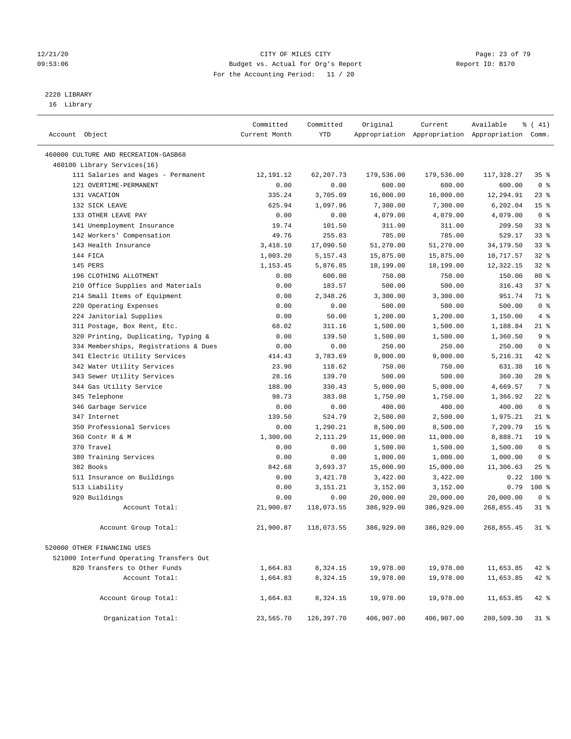CITY OF MILES CITY
Budget vs. Actual for Org's Report
For the Accounting Period: 11 / 20

12/21/20
09:53:06

Report ID: B170

2220 LIBRARY
16 Library

| Account Object | Committed Current Month | Committed YTD | Original Appropriation | Current Appropriation | Available Appropriation | % ( 41) Comm. |
|---|---|---|---|---|---|---|
| 460000 CULTURE AND RECREATION-GASB68 | | | | | | |
| 460100 Library Services(16) | | | | | | |
| 111 Salaries and Wages - Permanent | 12,191.12 | 62,207.73 | 179,536.00 | 179,536.00 | 117,328.27 | 35 % |
| 121 OVERTIME-PERMANENT | 0.00 | 0.00 | 600.00 | 600.00 | 600.00 | 0 % |
| 131 VACATION | 335.24 | 3,705.09 | 16,000.00 | 16,000.00 | 12,294.91 | 23 % |
| 132 SICK LEAVE | 625.94 | 1,097.96 | 7,300.00 | 7,300.00 | 6,202.04 | 15 % |
| 133 OTHER LEAVE PAY | 0.00 | 0.00 | 4,079.00 | 4,079.00 | 4,079.00 | 0 % |
| 141 Unemployment Insurance | 19.74 | 101.50 | 311.00 | 311.00 | 209.50 | 33 % |
| 142 Workers' Compensation | 49.76 | 255.83 | 785.00 | 785.00 | 529.17 | 33 % |
| 143 Health Insurance | 3,418.10 | 17,090.50 | 51,270.00 | 51,270.00 | 34,179.50 | 33 % |
| 144 FICA | 1,003.20 | 5,157.43 | 15,875.00 | 15,875.00 | 10,717.57 | 32 % |
| 145 PERS | 1,153.45 | 5,876.85 | 18,199.00 | 18,199.00 | 12,322.15 | 32 % |
| 196 CLOTHING ALLOTMENT | 0.00 | 600.00 | 750.00 | 750.00 | 150.00 | 80 % |
| 210 Office Supplies and Materials | 0.00 | 183.57 | 500.00 | 500.00 | 316.43 | 37 % |
| 214 Small Items of Equipment | 0.00 | 2,348.26 | 3,300.00 | 3,300.00 | 951.74 | 71 % |
| 220 Operating Expenses | 0.00 | 0.00 | 500.00 | 500.00 | 500.00 | 0 % |
| 224 Janitorial Supplies | 0.00 | 50.00 | 1,200.00 | 1,200.00 | 1,150.00 | 4 % |
| 311 Postage, Box Rent, Etc. | 68.02 | 311.16 | 1,500.00 | 1,500.00 | 1,188.84 | 21 % |
| 320 Printing, Duplicating, Typing & | 0.00 | 139.50 | 1,500.00 | 1,500.00 | 1,360.50 | 9 % |
| 334 Memberships, Registrations & Dues | 0.00 | 0.00 | 250.00 | 250.00 | 250.00 | 0 % |
| 341 Electric Utility Services | 414.43 | 3,783.69 | 9,000.00 | 9,000.00 | 5,216.31 | 42 % |
| 342 Water Utility Services | 23.90 | 118.62 | 750.00 | 750.00 | 631.38 | 16 % |
| 343 Sewer Utility Services | 28.16 | 139.70 | 500.00 | 500.00 | 360.30 | 28 % |
| 344 Gas Utility Service | 188.90 | 330.43 | 5,000.00 | 5,000.00 | 4,669.57 | 7 % |
| 345 Telephone | 98.73 | 383.08 | 1,750.00 | 1,750.00 | 1,366.92 | 22 % |
| 346 Garbage Service | 0.00 | 0.00 | 400.00 | 400.00 | 400.00 | 0 % |
| 347 Internet | 139.50 | 524.79 | 2,500.00 | 2,500.00 | 1,975.21 | 21 % |
| 350 Professional Services | 0.00 | 1,290.21 | 8,500.00 | 8,500.00 | 7,209.79 | 15 % |
| 360 Contr R & M | 1,300.00 | 2,111.29 | 11,000.00 | 11,000.00 | 8,888.71 | 19 % |
| 370 Travel | 0.00 | 0.00 | 1,500.00 | 1,500.00 | 1,500.00 | 0 % |
| 380 Training Services | 0.00 | 0.00 | 1,000.00 | 1,000.00 | 1,000.00 | 0 % |
| 382 Books | 842.68 | 3,693.37 | 15,000.00 | 15,000.00 | 11,306.63 | 25 % |
| 511 Insurance on Buildings | 0.00 | 3,421.78 | 3,422.00 | 3,422.00 | 0.22 | 100 % |
| 513 Liability | 0.00 | 3,151.21 | 3,152.00 | 3,152.00 | 0.79 | 100 % |
| 920 Buildings | 0.00 | 0.00 | 20,000.00 | 20,000.00 | 20,000.00 | 0 % |
| Account Total: | 21,900.87 | 118,073.55 | 386,929.00 | 386,929.00 | 268,855.45 | 31 % |
| Account Group Total: | 21,900.87 | 118,073.55 | 386,929.00 | 386,929.00 | 268,855.45 | 31 % |
| 520000 OTHER FINANCING USES | | | | | | |
| 521000 Interfund Operating Transfers Out | | | | | | |
| 820 Transfers to Other Funds | 1,664.83 | 8,324.15 | 19,978.00 | 19,978.00 | 11,653.85 | 42 % |
| Account Total: | 1,664.83 | 8,324.15 | 19,978.00 | 19,978.00 | 11,653.85 | 42 % |
| Account Group Total: | 1,664.83 | 8,324.15 | 19,978.00 | 19,978.00 | 11,653.85 | 42 % |
| Organization Total: | 23,565.70 | 126,397.70 | 406,907.00 | 406,907.00 | 280,509.30 | 31 % |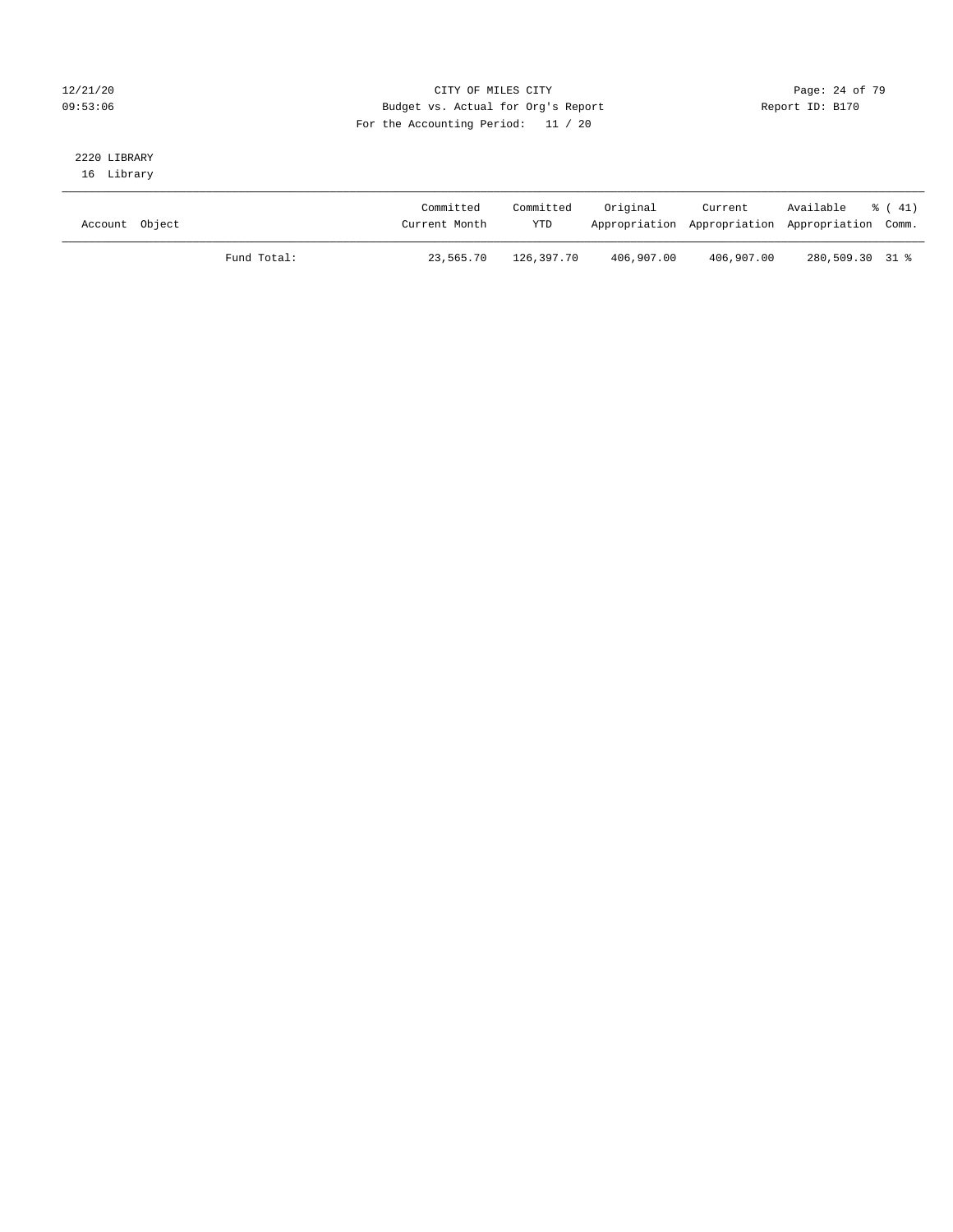CITY OF MILES CITY
Budget vs. Actual for Org's Report
For the Accounting Period: 11 / 20

2220 LIBRARY
16 Library

| Account Object | | Committed Current Month | Committed YTD | Original Appropriation | Current Appropriation | Available Appropriation | % ( 41) Comm. |
|---|---|---|---|---|---|---|---|
| | Fund Total: | 23,565.70 | 126,397.70 | 406,907.00 | 406,907.00 | 280,509.30 | 31 % |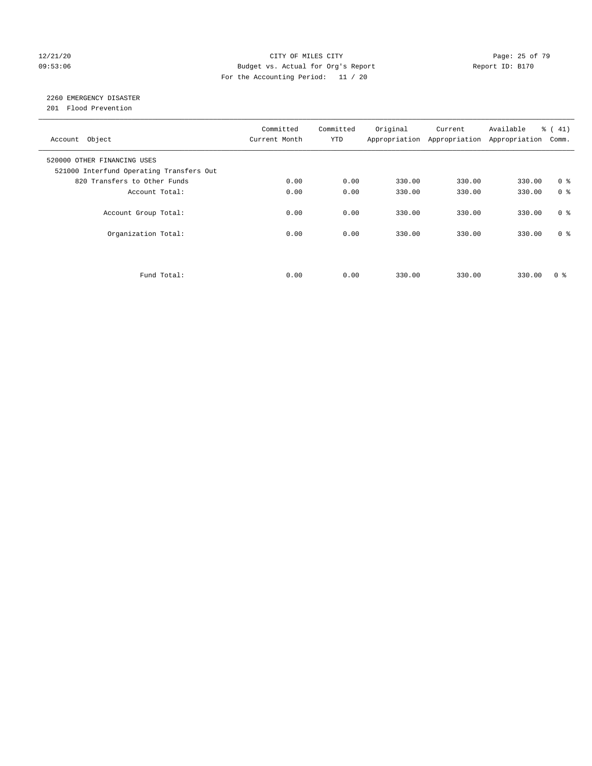CITY OF MILES CITY
Budget vs. Actual for Org's Report
For the Accounting Period: 11 / 20

12/21/20
09:53:06

Report ID: B170

## 2260 EMERGENCY DISASTER

201 Flood Prevention

| Account Object | Committed Current Month | Committed YTD | Original Appropriation | Current Appropriation | Available Appropriation | % ( 41) Comm. |
|---|---|---|---|---|---|---|
| 520000 OTHER FINANCING USES | | | | | | |
| 521000 Interfund Operating Transfers Out | | | | | | |
| 820 Transfers to Other Funds | 0.00 | 0.00 | 330.00 | 330.00 | 330.00 | 0 % |
| Account Total: | 0.00 | 0.00 | 330.00 | 330.00 | 330.00 | 0 % |
| Account Group Total: | 0.00 | 0.00 | 330.00 | 330.00 | 330.00 | 0 % |
| Organization Total: | 0.00 | 0.00 | 330.00 | 330.00 | 330.00 | 0 % |
| Fund Total: | 0.00 | 0.00 | 330.00 | 330.00 | 330.00 | 0 % |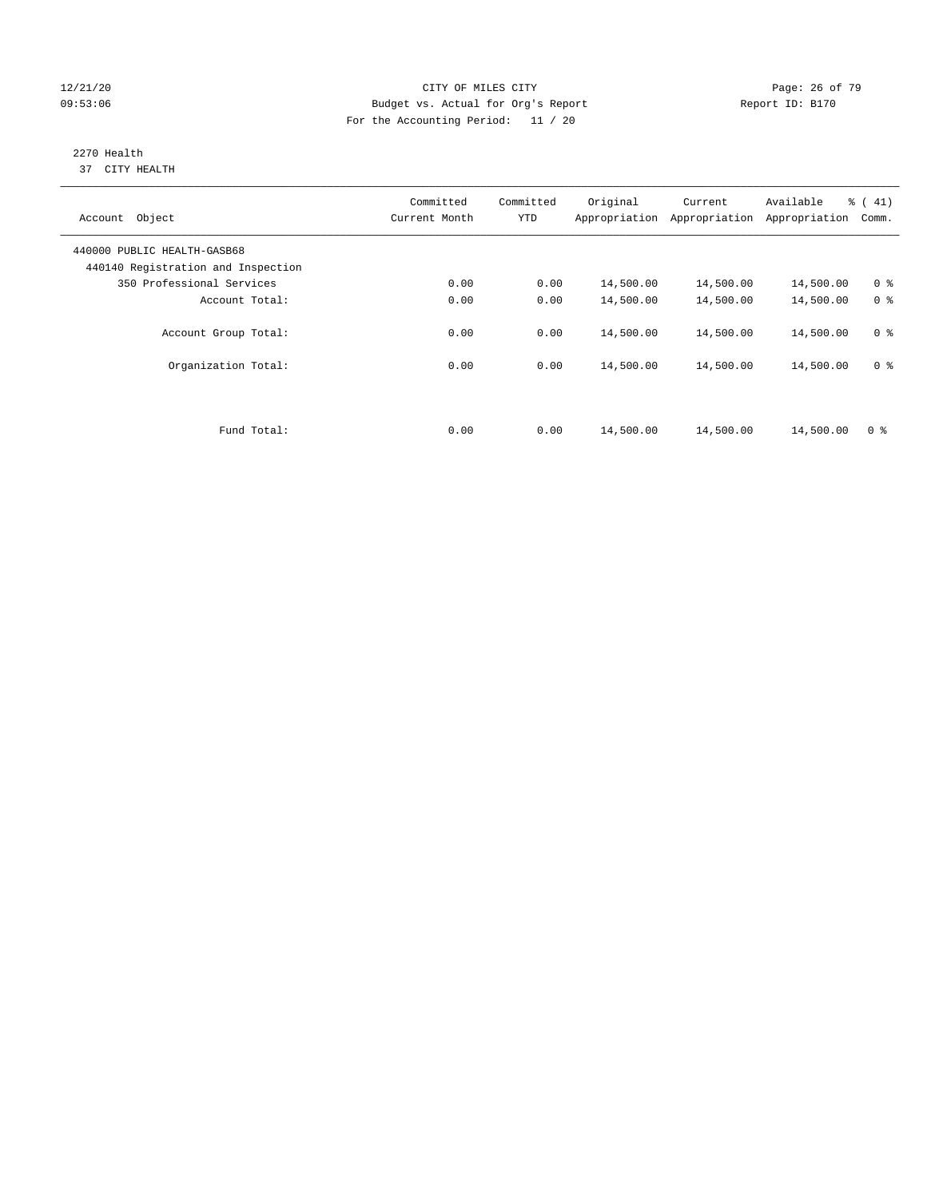CITY OF MILES CITY

Budget vs. Actual for Org's Report

For the Accounting Period: 11 / 20

12/21/20 09:53:06 — Report ID: B170

2270 Health
37 CITY HEALTH

| Account Object | Committed Current Month | Committed YTD | Original Appropriation | Current Appropriation | Available Appropriation | % ( 41) Comm. |
|---|---|---|---|---|---|---|
| 440000 PUBLIC HEALTH-GASB68 | | | | | | |
| 440140 Registration and Inspection | | | | | | |
| 350 Professional Services | 0.00 | 0.00 | 14,500.00 | 14,500.00 | 14,500.00 | 0 % |
| Account Total: | 0.00 | 0.00 | 14,500.00 | 14,500.00 | 14,500.00 | 0 % |
| Account Group Total: | 0.00 | 0.00 | 14,500.00 | 14,500.00 | 14,500.00 | 0 % |
| Organization Total: | 0.00 | 0.00 | 14,500.00 | 14,500.00 | 14,500.00 | 0 % |
| Fund Total: | 0.00 | 0.00 | 14,500.00 | 14,500.00 | 14,500.00 | 0 % |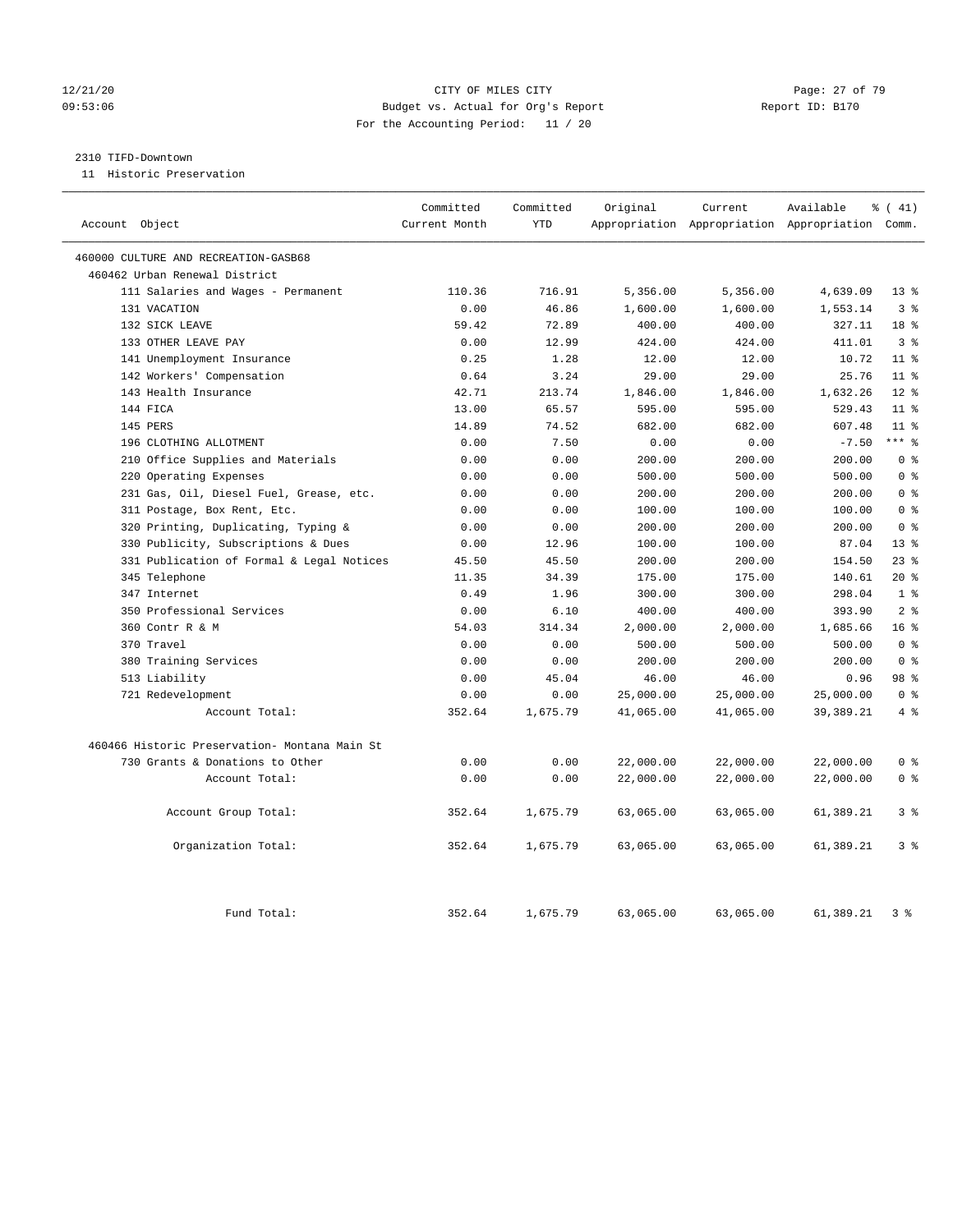12/21/20 CITY OF MILES CITY
09:53:06 Budget vs. Actual for Org's Report Report ID: B170
For the Accounting Period: 11 / 20

2310 TIFD-Downtown
11 Historic Preservation

| Account Object | Committed Current Month | Committed YTD | Original Appropriation | Current Appropriation | Available Appropriation | % ( 41) Comm. |
|---|---|---|---|---|---|---|
| 460000 CULTURE AND RECREATION-GASB68 | | | | | | |
| 460462 Urban Renewal District | | | | | | |
| 111 Salaries and Wages - Permanent | 110.36 | 716.91 | 5,356.00 | 5,356.00 | 4,639.09 | 13 % |
| 131 VACATION | 0.00 | 46.86 | 1,600.00 | 1,600.00 | 1,553.14 | 3 % |
| 132 SICK LEAVE | 59.42 | 72.89 | 400.00 | 400.00 | 327.11 | 18 % |
| 133 OTHER LEAVE PAY | 0.00 | 12.99 | 424.00 | 424.00 | 411.01 | 3 % |
| 141 Unemployment Insurance | 0.25 | 1.28 | 12.00 | 12.00 | 10.72 | 11 % |
| 142 Workers' Compensation | 0.64 | 3.24 | 29.00 | 29.00 | 25.76 | 11 % |
| 143 Health Insurance | 42.71 | 213.74 | 1,846.00 | 1,846.00 | 1,632.26 | 12 % |
| 144 FICA | 13.00 | 65.57 | 595.00 | 595.00 | 529.43 | 11 % |
| 145 PERS | 14.89 | 74.52 | 682.00 | 682.00 | 607.48 | 11 % |
| 196 CLOTHING ALLOTMENT | 0.00 | 7.50 | 0.00 | 0.00 | -7.50 | *** % |
| 210 Office Supplies and Materials | 0.00 | 0.00 | 200.00 | 200.00 | 200.00 | 0 % |
| 220 Operating Expenses | 0.00 | 0.00 | 500.00 | 500.00 | 500.00 | 0 % |
| 231 Gas, Oil, Diesel Fuel, Grease, etc. | 0.00 | 0.00 | 200.00 | 200.00 | 200.00 | 0 % |
| 311 Postage, Box Rent, Etc. | 0.00 | 0.00 | 100.00 | 100.00 | 100.00 | 0 % |
| 320 Printing, Duplicating, Typing & | 0.00 | 0.00 | 200.00 | 200.00 | 200.00 | 0 % |
| 330 Publicity, Subscriptions & Dues | 0.00 | 12.96 | 100.00 | 100.00 | 87.04 | 13 % |
| 331 Publication of Formal & Legal Notices | 45.50 | 45.50 | 200.00 | 200.00 | 154.50 | 23 % |
| 345 Telephone | 11.35 | 34.39 | 175.00 | 175.00 | 140.61 | 20 % |
| 347 Internet | 0.49 | 1.96 | 300.00 | 300.00 | 298.04 | 1 % |
| 350 Professional Services | 0.00 | 6.10 | 400.00 | 400.00 | 393.90 | 2 % |
| 360 Contr R & M | 54.03 | 314.34 | 2,000.00 | 2,000.00 | 1,685.66 | 16 % |
| 370 Travel | 0.00 | 0.00 | 500.00 | 500.00 | 500.00 | 0 % |
| 380 Training Services | 0.00 | 0.00 | 200.00 | 200.00 | 200.00 | 0 % |
| 513 Liability | 0.00 | 45.04 | 46.00 | 46.00 | 0.96 | 98 % |
| 721 Redevelopment | 0.00 | 0.00 | 25,000.00 | 25,000.00 | 25,000.00 | 0 % |
| Account Total: | 352.64 | 1,675.79 | 41,065.00 | 41,065.00 | 39,389.21 | 4 % |
| 460466 Historic Preservation- Montana Main St | | | | | | |
| 730 Grants & Donations to Other | 0.00 | 0.00 | 22,000.00 | 22,000.00 | 22,000.00 | 0 % |
| Account Total: | 0.00 | 0.00 | 22,000.00 | 22,000.00 | 22,000.00 | 0 % |
| Account Group Total: | 352.64 | 1,675.79 | 63,065.00 | 63,065.00 | 61,389.21 | 3 % |
| Organization Total: | 352.64 | 1,675.79 | 63,065.00 | 63,065.00 | 61,389.21 | 3 % |
| Fund Total: | 352.64 | 1,675.79 | 63,065.00 | 63,065.00 | 61,389.21 | 3 % |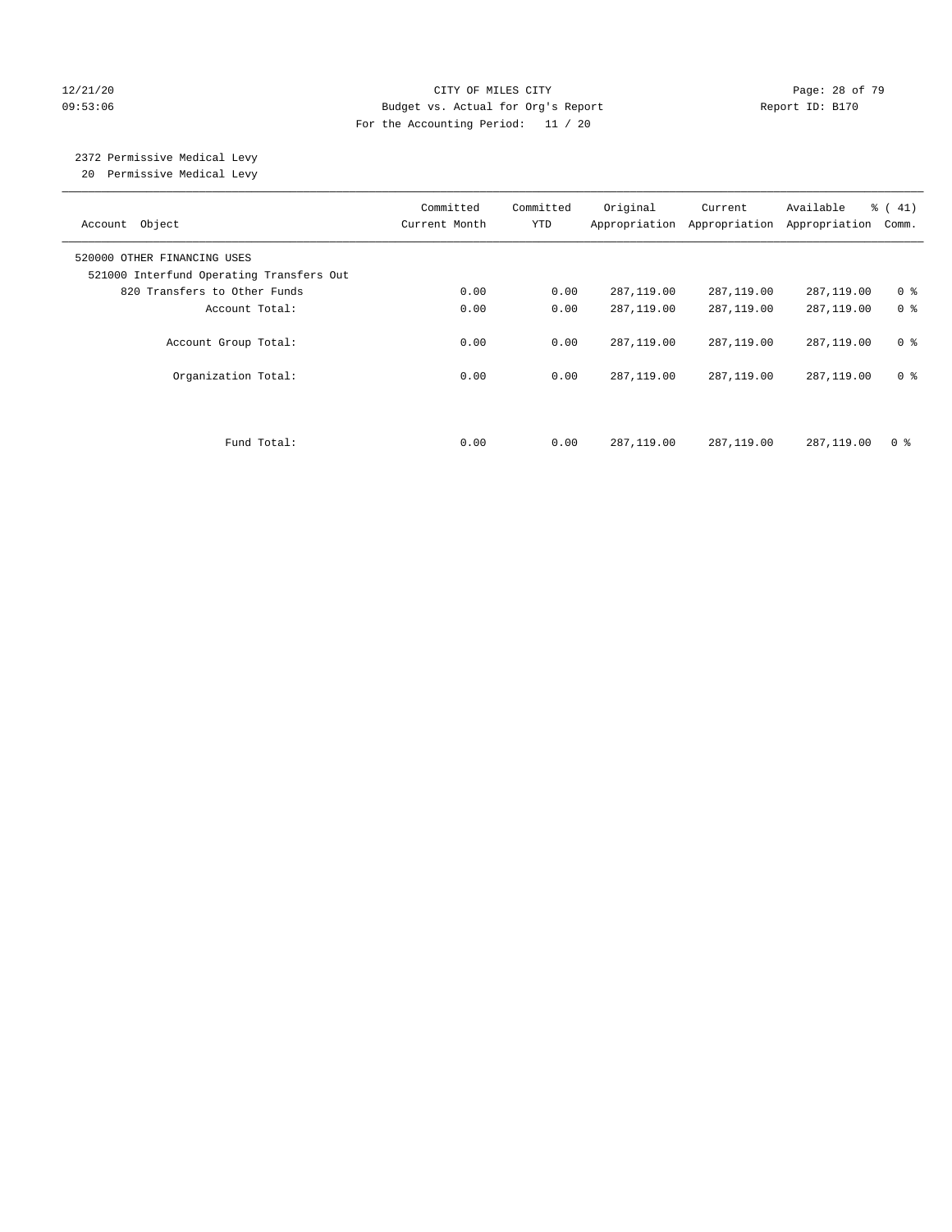CITY OF MILES CITY
Budget vs. Actual for Org's Report
For the Accounting Period: 11 / 20

12/21/20
09:53:06

Report ID: B170

2372 Permissive Medical Levy
20 Permissive Medical Levy

| Account Object | Committed Current Month | Committed YTD | Original Appropriation | Current Appropriation | Available Appropriation | % ( 41) Comm. |
|---|---|---|---|---|---|---|
| 520000 OTHER FINANCING USES | | | | | | |
| 521000 Interfund Operating Transfers Out | | | | | | |
| 820 Transfers to Other Funds | 0.00 | 0.00 | 287,119.00 | 287,119.00 | 287,119.00 | 0 % |
| Account Total: | 0.00 | 0.00 | 287,119.00 | 287,119.00 | 287,119.00 | 0 % |
| Account Group Total: | 0.00 | 0.00 | 287,119.00 | 287,119.00 | 287,119.00 | 0 % |
| Organization Total: | 0.00 | 0.00 | 287,119.00 | 287,119.00 | 287,119.00 | 0 % |
| Fund Total: | 0.00 | 0.00 | 287,119.00 | 287,119.00 | 287,119.00 | 0 % |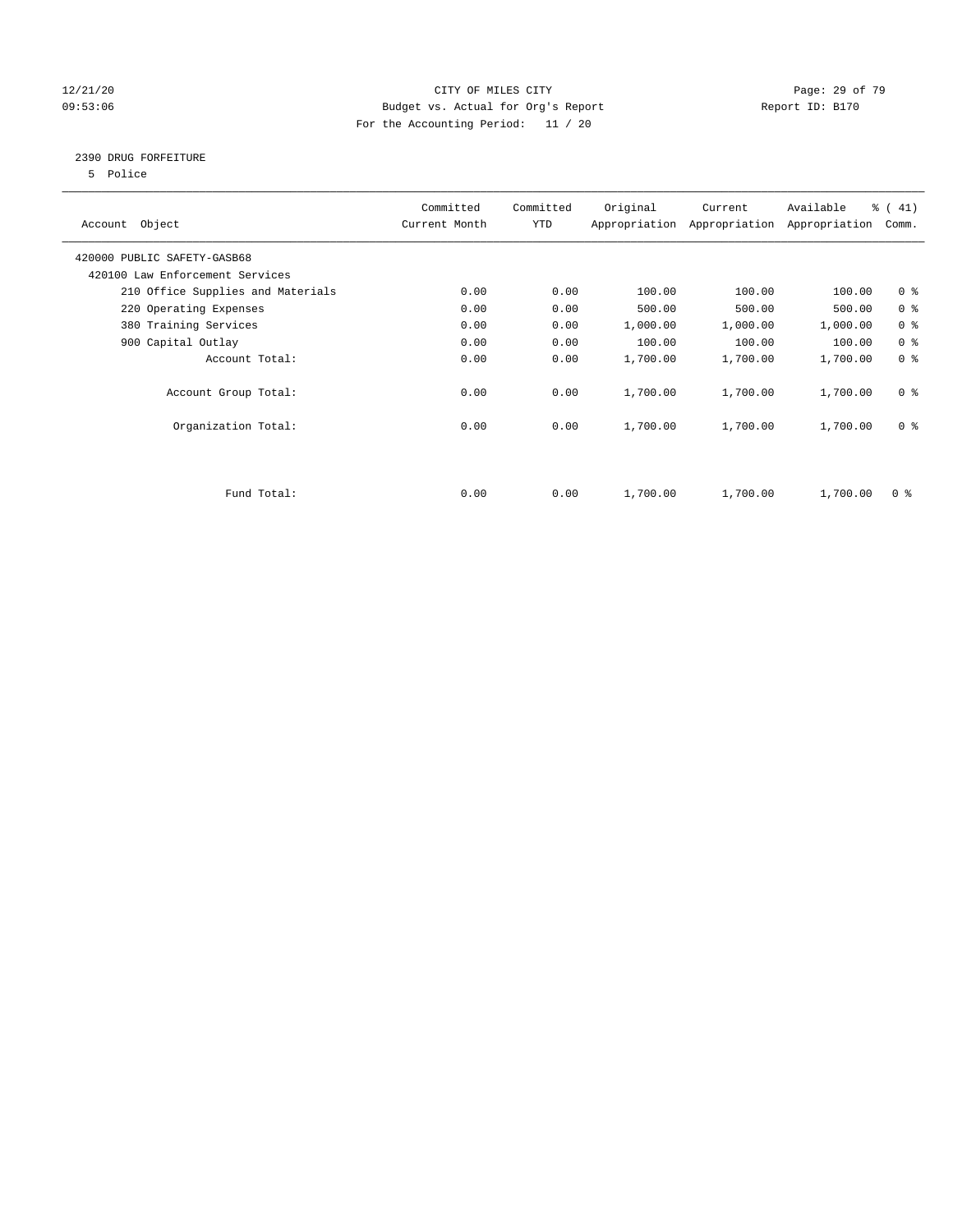CITY OF MILES CITY
Budget vs. Actual for Org's Report
For the Accounting Period: 11 / 20

12/21/20
09:53:06

Report ID: B170

## 2390 DRUG FORFEITURE

5 Police

| Account Object | Committed Current Month | Committed YTD | Original Appropriation | Current Appropriation | Available Appropriation | % ( 41) Comm. |
|---|---|---|---|---|---|---|
| 420000 PUBLIC SAFETY-GASB68 | | | | | | |
| 420100 Law Enforcement Services | | | | | | |
| 210 Office Supplies and Materials | 0.00 | 0.00 | 100.00 | 100.00 | 100.00 | 0 % |
| 220 Operating Expenses | 0.00 | 0.00 | 500.00 | 500.00 | 500.00 | 0 % |
| 380 Training Services | 0.00 | 0.00 | 1,000.00 | 1,000.00 | 1,000.00 | 0 % |
| 900 Capital Outlay | 0.00 | 0.00 | 100.00 | 100.00 | 100.00 | 0 % |
| Account Total: | 0.00 | 0.00 | 1,700.00 | 1,700.00 | 1,700.00 | 0 % |
| Account Group Total: | 0.00 | 0.00 | 1,700.00 | 1,700.00 | 1,700.00 | 0 % |
| Organization Total: | 0.00 | 0.00 | 1,700.00 | 1,700.00 | 1,700.00 | 0 % |
| Fund Total: | 0.00 | 0.00 | 1,700.00 | 1,700.00 | 1,700.00 | 0 % |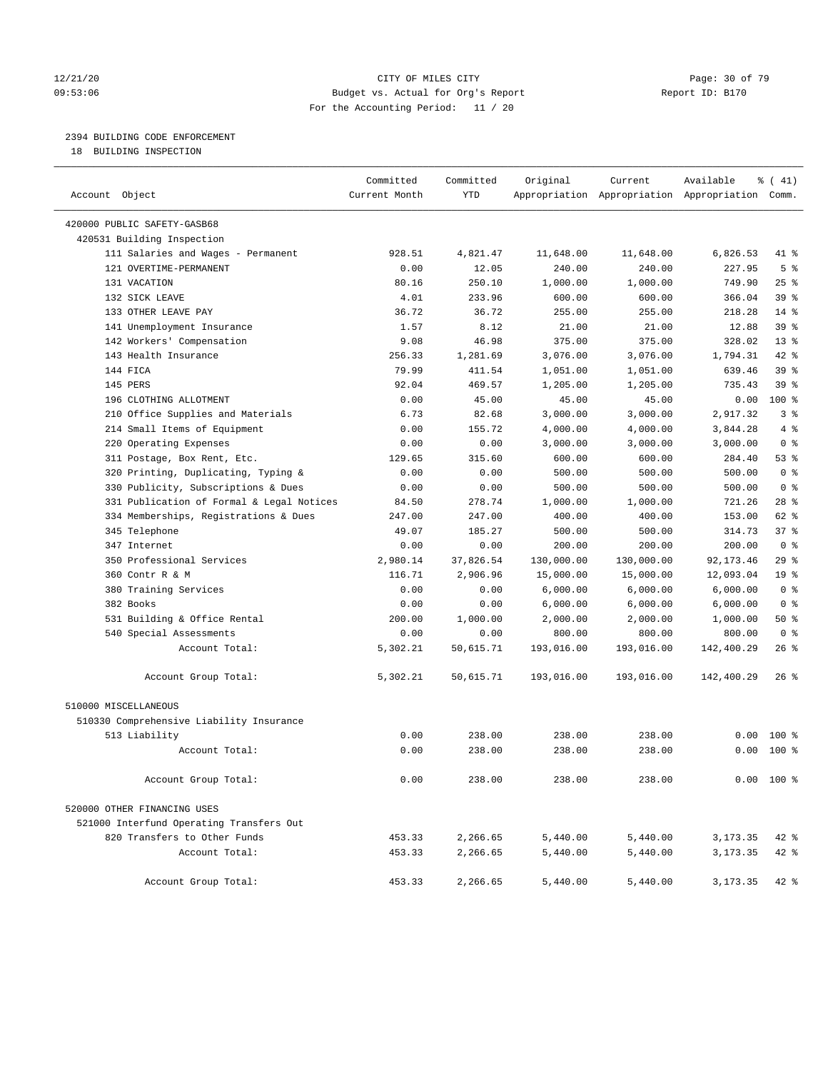12/21/20 CITY OF MILES CITY
09:53:06 Budget vs. Actual for Org's Report Report ID: B170
For the Accounting Period: 11 / 20

2394 BUILDING CODE ENFORCEMENT
18 BUILDING INSPECTION

| Account Object | Committed Current Month | Committed YTD | Original Appropriation | Current Appropriation | Available Appropriation | % ( 41) Comm. |
|---|---|---|---|---|---|---|
| 420000 PUBLIC SAFETY-GASB68 | | | | | | |
| 420531 Building Inspection | | | | | | |
| 111 Salaries and Wages - Permanent | 928.51 | 4,821.47 | 11,648.00 | 11,648.00 | 6,826.53 | 41 % |
| 121 OVERTIME-PERMANENT | 0.00 | 12.05 | 240.00 | 240.00 | 227.95 | 5 % |
| 131 VACATION | 80.16 | 250.10 | 1,000.00 | 1,000.00 | 749.90 | 25 % |
| 132 SICK LEAVE | 4.01 | 233.96 | 600.00 | 600.00 | 366.04 | 39 % |
| 133 OTHER LEAVE PAY | 36.72 | 36.72 | 255.00 | 255.00 | 218.28 | 14 % |
| 141 Unemployment Insurance | 1.57 | 8.12 | 21.00 | 21.00 | 12.88 | 39 % |
| 142 Workers' Compensation | 9.08 | 46.98 | 375.00 | 375.00 | 328.02 | 13 % |
| 143 Health Insurance | 256.33 | 1,281.69 | 3,076.00 | 3,076.00 | 1,794.31 | 42 % |
| 144 FICA | 79.99 | 411.54 | 1,051.00 | 1,051.00 | 639.46 | 39 % |
| 145 PERS | 92.04 | 469.57 | 1,205.00 | 1,205.00 | 735.43 | 39 % |
| 196 CLOTHING ALLOTMENT | 0.00 | 45.00 | 45.00 | 45.00 | 0.00 | 100 % |
| 210 Office Supplies and Materials | 6.73 | 82.68 | 3,000.00 | 3,000.00 | 2,917.32 | 3 % |
| 214 Small Items of Equipment | 0.00 | 155.72 | 4,000.00 | 4,000.00 | 3,844.28 | 4 % |
| 220 Operating Expenses | 0.00 | 0.00 | 3,000.00 | 3,000.00 | 3,000.00 | 0 % |
| 311 Postage, Box Rent, Etc. | 129.65 | 315.60 | 600.00 | 600.00 | 284.40 | 53 % |
| 320 Printing, Duplicating, Typing & | 0.00 | 0.00 | 500.00 | 500.00 | 500.00 | 0 % |
| 330 Publicity, Subscriptions & Dues | 0.00 | 0.00 | 500.00 | 500.00 | 500.00 | 0 % |
| 331 Publication of Formal & Legal Notices | 84.50 | 278.74 | 1,000.00 | 1,000.00 | 721.26 | 28 % |
| 334 Memberships, Registrations & Dues | 247.00 | 247.00 | 400.00 | 400.00 | 153.00 | 62 % |
| 345 Telephone | 49.07 | 185.27 | 500.00 | 500.00 | 314.73 | 37 % |
| 347 Internet | 0.00 | 0.00 | 200.00 | 200.00 | 200.00 | 0 % |
| 350 Professional Services | 2,980.14 | 37,826.54 | 130,000.00 | 130,000.00 | 92,173.46 | 29 % |
| 360 Contr R & M | 116.71 | 2,906.96 | 15,000.00 | 15,000.00 | 12,093.04 | 19 % |
| 380 Training Services | 0.00 | 0.00 | 6,000.00 | 6,000.00 | 6,000.00 | 0 % |
| 382 Books | 0.00 | 0.00 | 6,000.00 | 6,000.00 | 6,000.00 | 0 % |
| 531 Building & Office Rental | 200.00 | 1,000.00 | 2,000.00 | 2,000.00 | 1,000.00 | 50 % |
| 540 Special Assessments | 0.00 | 0.00 | 800.00 | 800.00 | 800.00 | 0 % |
| Account Total: | 5,302.21 | 50,615.71 | 193,016.00 | 193,016.00 | 142,400.29 | 26 % |
| Account Group Total: | 5,302.21 | 50,615.71 | 193,016.00 | 193,016.00 | 142,400.29 | 26 % |
| 510000 MISCELLANEOUS | | | | | | |
| 510330 Comprehensive Liability Insurance | | | | | | |
| 513 Liability | 0.00 | 238.00 | 238.00 | 238.00 | 0.00 | 100 % |
| Account Total: | 0.00 | 238.00 | 238.00 | 238.00 | 0.00 | 100 % |
| Account Group Total: | 0.00 | 238.00 | 238.00 | 238.00 | 0.00 | 100 % |
| 520000 OTHER FINANCING USES | | | | | | |
| 521000 Interfund Operating Transfers Out | | | | | | |
| 820 Transfers to Other Funds | 453.33 | 2,266.65 | 5,440.00 | 5,440.00 | 3,173.35 | 42 % |
| Account Total: | 453.33 | 2,266.65 | 5,440.00 | 5,440.00 | 3,173.35 | 42 % |
| Account Group Total: | 453.33 | 2,266.65 | 5,440.00 | 5,440.00 | 3,173.35 | 42 % |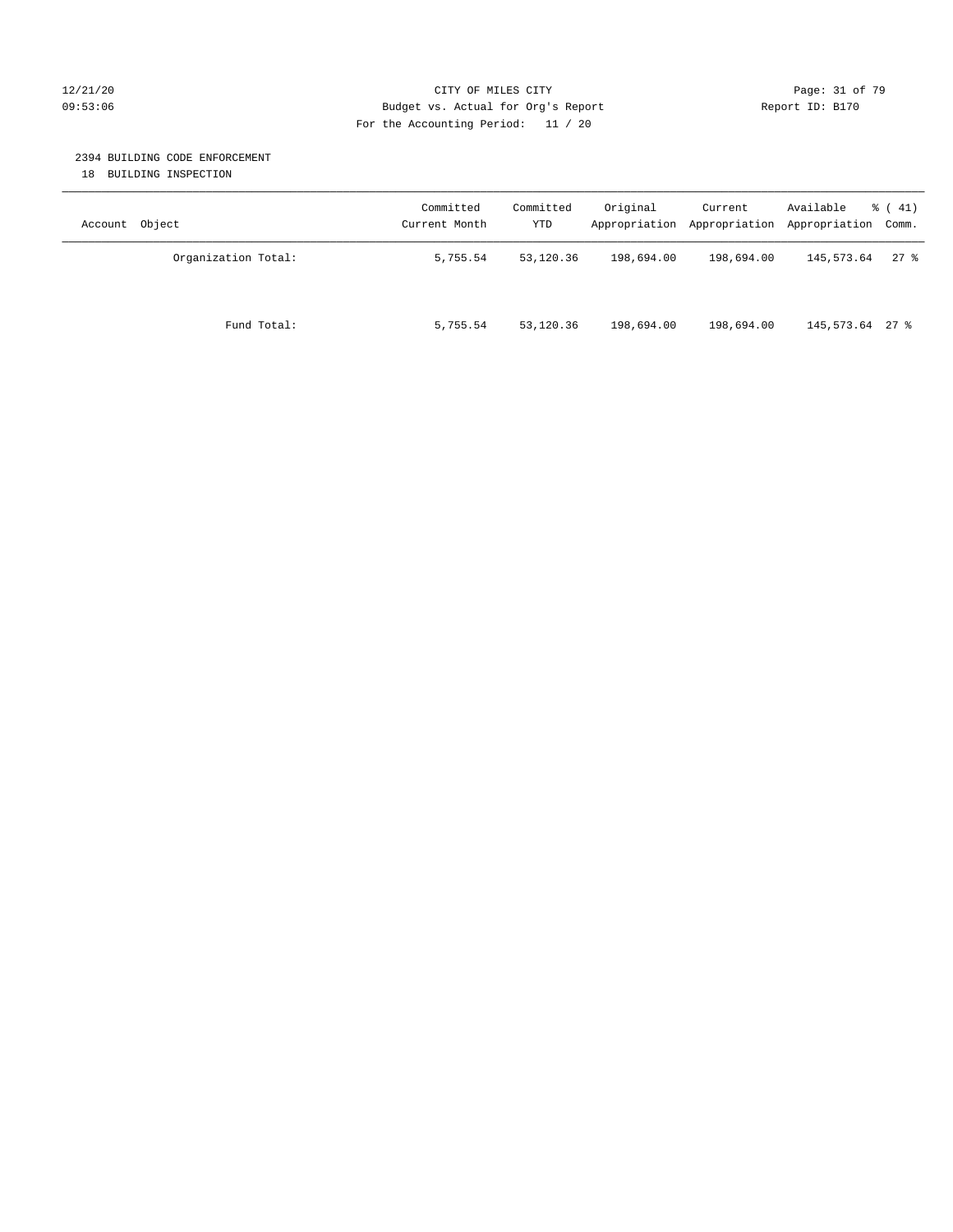12/21/20 CITY OF MILES CITY
09:53:06 Budget vs. Actual for Org's Report Report ID: B170
For the Accounting Period: 11 / 20

2394 BUILDING CODE ENFORCEMENT
18 BUILDING INSPECTION

| Account Object | Committed Current Month | Committed YTD | Original Appropriation | Current Appropriation | Available Appropriation | % ( 41) Comm. |
|---|---|---|---|---|---|---|
| Organization Total: | 5,755.54 | 53,120.36 | 198,694.00 | 198,694.00 | 145,573.64 | 27 % |
| Fund Total: | 5,755.54 | 53,120.36 | 198,694.00 | 198,694.00 | 145,573.64 | 27 % |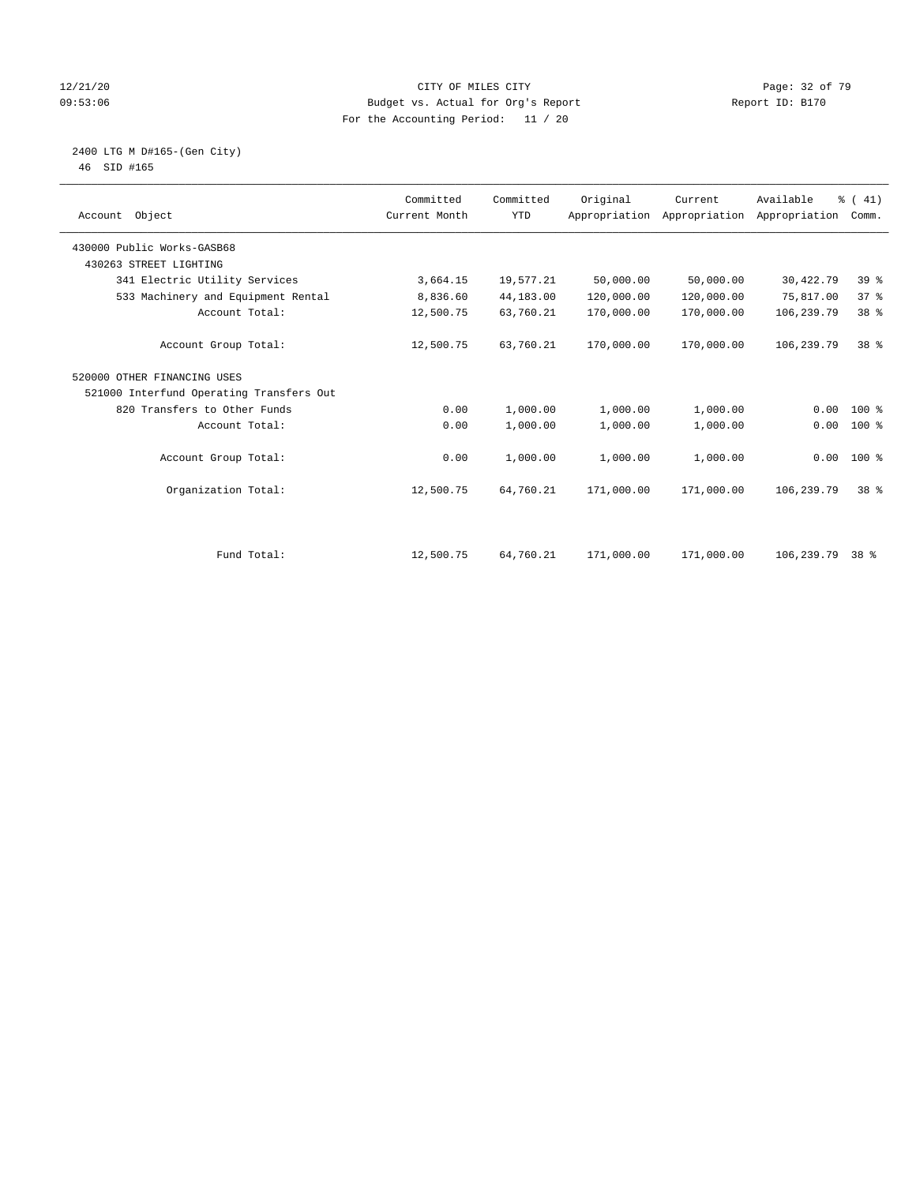CITY OF MILES CITY
Budget vs. Actual for Org's Report
For the Accounting Period: 11 / 20

12/21/20
09:53:06

Report ID: B170

2400 LTG M D#165-(Gen City)
46 SID #165

| Account Object | Committed Current Month | Committed YTD | Original Appropriation | Current Appropriation | Available Appropriation | % ( 41) Comm. |
|---|---|---|---|---|---|---|
| 430000 Public Works-GASB68 | | | | | | |
| 430263 STREET LIGHTING | | | | | | |
| 341 Electric Utility Services | 3,664.15 | 19,577.21 | 50,000.00 | 50,000.00 | 30,422.79 | 39 % |
| 533 Machinery and Equipment Rental | 8,836.60 | 44,183.00 | 120,000.00 | 120,000.00 | 75,817.00 | 37 % |
| Account Total: | 12,500.75 | 63,760.21 | 170,000.00 | 170,000.00 | 106,239.79 | 38 % |
| Account Group Total: | 12,500.75 | 63,760.21 | 170,000.00 | 170,000.00 | 106,239.79 | 38 % |
| 520000 OTHER FINANCING USES | | | | | | |
| 521000 Interfund Operating Transfers Out | | | | | | |
| 820 Transfers to Other Funds | 0.00 | 1,000.00 | 1,000.00 | 1,000.00 | 0.00 | 100 % |
| Account Total: | 0.00 | 1,000.00 | 1,000.00 | 1,000.00 | 0.00 | 100 % |
| Account Group Total: | 0.00 | 1,000.00 | 1,000.00 | 1,000.00 | 0.00 | 100 % |
| Organization Total: | 12,500.75 | 64,760.21 | 171,000.00 | 171,000.00 | 106,239.79 | 38 % |
| Fund Total: | 12,500.75 | 64,760.21 | 171,000.00 | 171,000.00 | 106,239.79 | 38 % |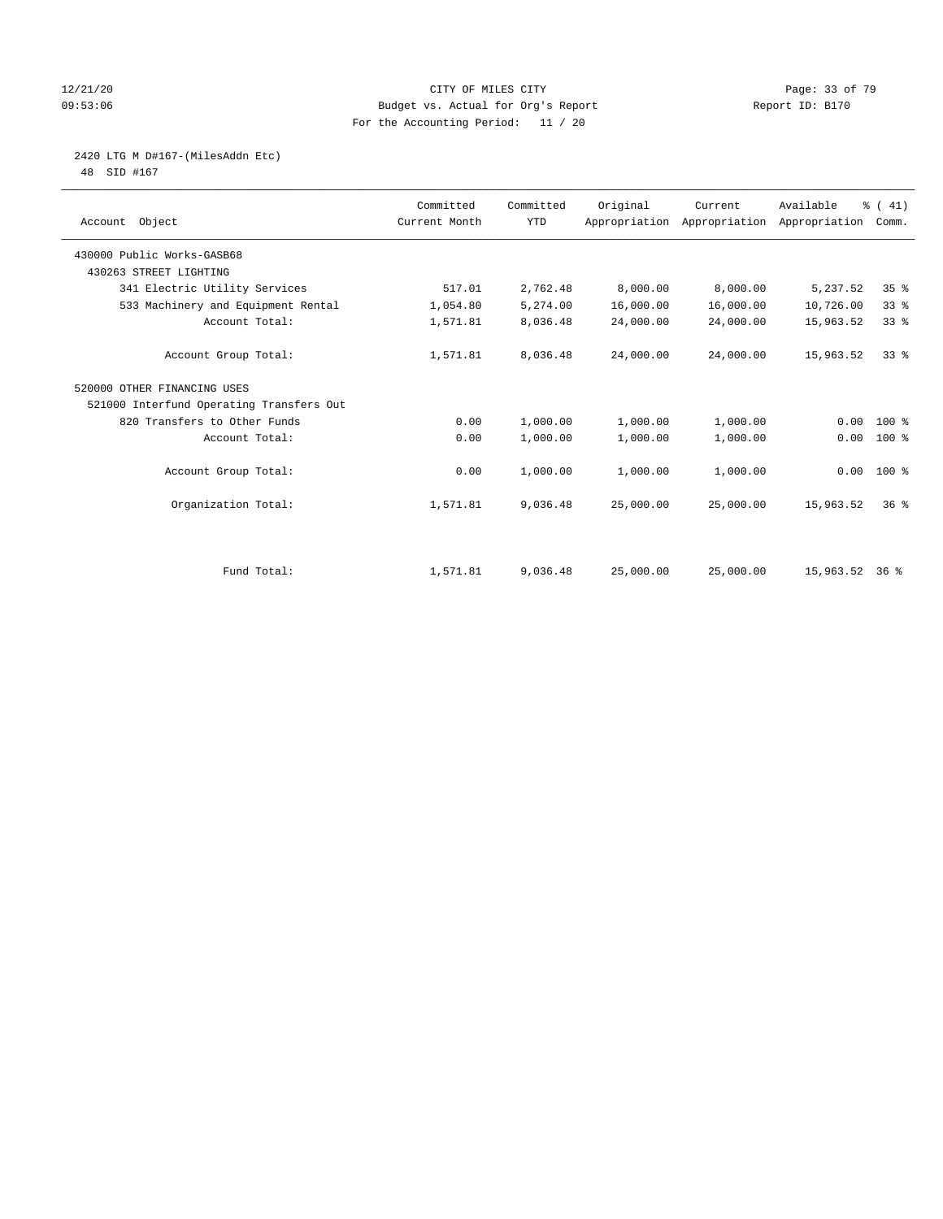CITY OF MILES CITY
Budget vs. Actual for Org's Report
For the Accounting Period: 11 / 20

12/21/20
09:53:06

Report ID: B170

2420 LTG M D#167-(MilesAddn Etc)
48 SID #167

| Account Object | Committed Current Month | Committed YTD | Original Appropriation | Current Appropriation | Available Appropriation | % ( 41) Comm. |
|---|---|---|---|---|---|---|
| 430000 Public Works-GASB68 | | | | | | |
| 430263 STREET LIGHTING | | | | | | |
| 341 Electric Utility Services | 517.01 | 2,762.48 | 8,000.00 | 8,000.00 | 5,237.52 | 35 % |
| 533 Machinery and Equipment Rental | 1,054.80 | 5,274.00 | 16,000.00 | 16,000.00 | 10,726.00 | 33 % |
| Account Total: | 1,571.81 | 8,036.48 | 24,000.00 | 24,000.00 | 15,963.52 | 33 % |
| Account Group Total: | 1,571.81 | 8,036.48 | 24,000.00 | 24,000.00 | 15,963.52 | 33 % |
| 520000 OTHER FINANCING USES | | | | | | |
| 521000 Interfund Operating Transfers Out | | | | | | |
| 820 Transfers to Other Funds | 0.00 | 1,000.00 | 1,000.00 | 1,000.00 | 0.00 | 100 % |
| Account Total: | 0.00 | 1,000.00 | 1,000.00 | 1,000.00 | 0.00 | 100 % |
| Account Group Total: | 0.00 | 1,000.00 | 1,000.00 | 1,000.00 | 0.00 | 100 % |
| Organization Total: | 1,571.81 | 9,036.48 | 25,000.00 | 25,000.00 | 15,963.52 | 36 % |
| Fund Total: | 1,571.81 | 9,036.48 | 25,000.00 | 25,000.00 | 15,963.52 | 36 % |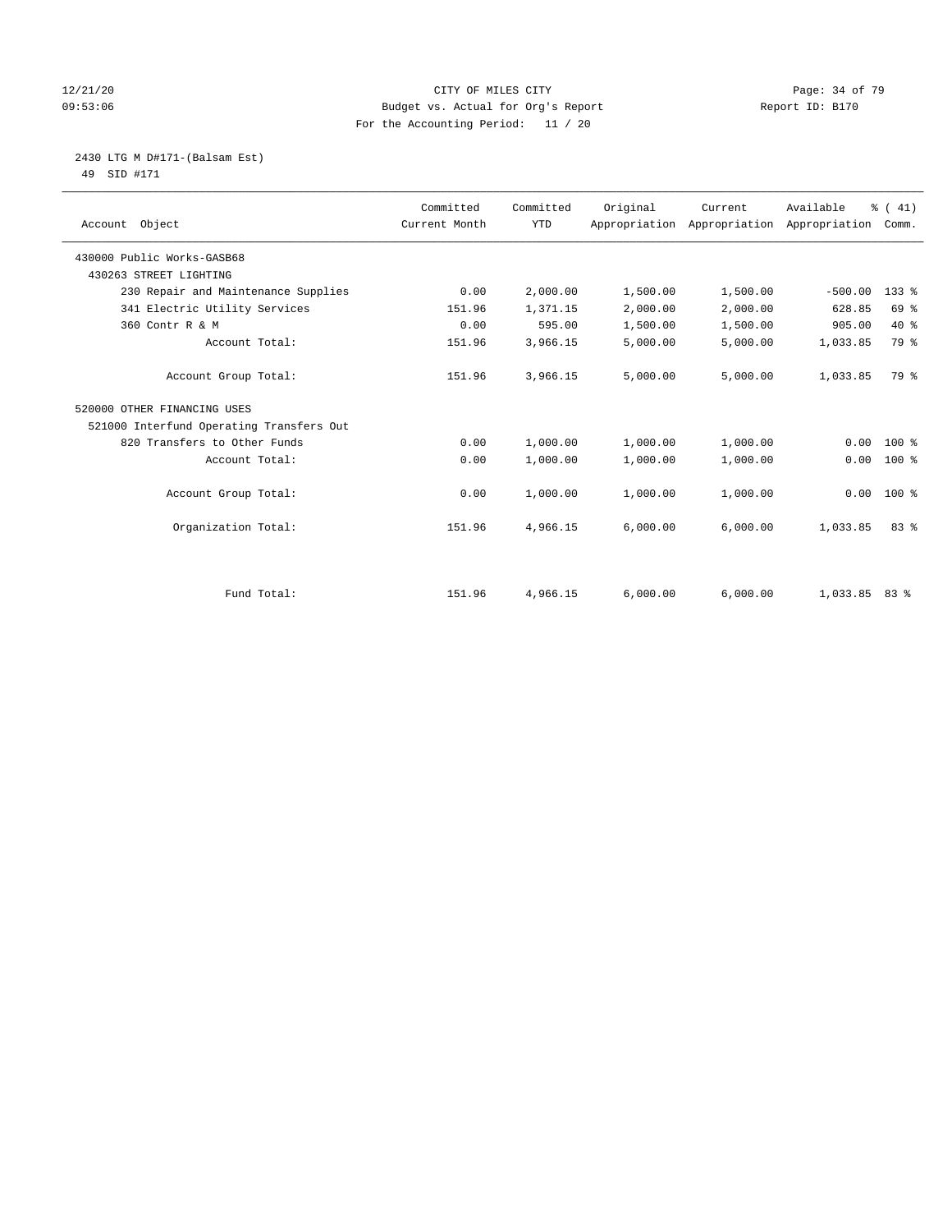CITY OF MILES CITY
Budget vs. Actual for Org's Report
For the Accounting Period: 11 / 20

12/21/20
09:53:06

Report ID: B170

2430 LTG M D#171-(Balsam Est)
49 SID #171

| Account Object | Committed Current Month | Committed YTD | Original Appropriation | Current Appropriation | Available Appropriation | % ( 41) Comm. |
|---|---|---|---|---|---|---|
| 430000 Public Works-GASB68 | | | | | | |
| 430263 STREET LIGHTING | | | | | | |
| 230 Repair and Maintenance Supplies | 0.00 | 2,000.00 | 1,500.00 | 1,500.00 | -500.00 | 133 % |
| 341 Electric Utility Services | 151.96 | 1,371.15 | 2,000.00 | 2,000.00 | 628.85 | 69 % |
| 360 Contr R & M | 0.00 | 595.00 | 1,500.00 | 1,500.00 | 905.00 | 40 % |
| Account Total: | 151.96 | 3,966.15 | 5,000.00 | 5,000.00 | 1,033.85 | 79 % |
| Account Group Total: | 151.96 | 3,966.15 | 5,000.00 | 5,000.00 | 1,033.85 | 79 % |
| 520000 OTHER FINANCING USES | | | | | | |
| 521000 Interfund Operating Transfers Out | | | | | | |
| 820 Transfers to Other Funds | 0.00 | 1,000.00 | 1,000.00 | 1,000.00 | 0.00 | 100 % |
| Account Total: | 0.00 | 1,000.00 | 1,000.00 | 1,000.00 | 0.00 | 100 % |
| Account Group Total: | 0.00 | 1,000.00 | 1,000.00 | 1,000.00 | 0.00 | 100 % |
| Organization Total: | 151.96 | 4,966.15 | 6,000.00 | 6,000.00 | 1,033.85 | 83 % |
| Fund Total: | 151.96 | 4,966.15 | 6,000.00 | 6,000.00 | 1,033.85 | 83 % |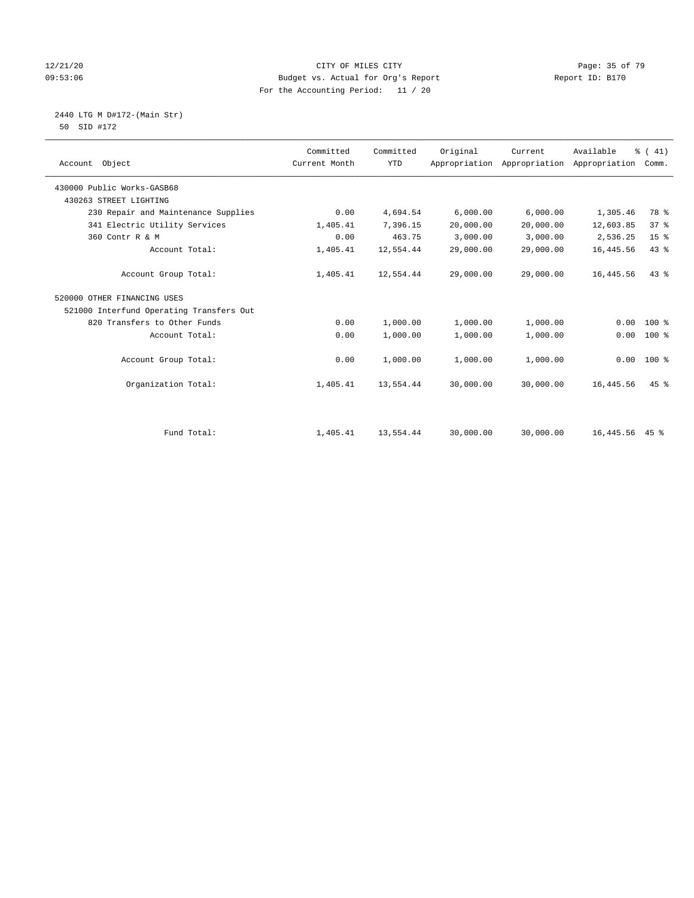CITY OF MILES CITY
Budget vs. Actual for Org's Report
For the Accounting Period: 11 / 20

12/21/20
09:53:06

Report ID: B170

2440 LTG M D#172-(Main Str)
50 SID #172

| Account Object | Committed Current Month | Committed YTD | Original Appropriation | Current Appropriation | Available Appropriation | % ( 41) Comm. |
|---|---|---|---|---|---|---|
| 430000 Public Works-GASB68 | | | | | | |
| 430263 STREET LIGHTING | | | | | | |
| 230 Repair and Maintenance Supplies | 0.00 | 4,694.54 | 6,000.00 | 6,000.00 | 1,305.46 | 78 % |
| 341 Electric Utility Services | 1,405.41 | 7,396.15 | 20,000.00 | 20,000.00 | 12,603.85 | 37 % |
| 360 Contr R & M | 0.00 | 463.75 | 3,000.00 | 3,000.00 | 2,536.25 | 15 % |
| Account Total: | 1,405.41 | 12,554.44 | 29,000.00 | 29,000.00 | 16,445.56 | 43 % |
| Account Group Total: | 1,405.41 | 12,554.44 | 29,000.00 | 29,000.00 | 16,445.56 | 43 % |
| 520000 OTHER FINANCING USES | | | | | | |
| 521000 Interfund Operating Transfers Out | | | | | | |
| 820 Transfers to Other Funds | 0.00 | 1,000.00 | 1,000.00 | 1,000.00 | 0.00 | 100 % |
| Account Total: | 0.00 | 1,000.00 | 1,000.00 | 1,000.00 | 0.00 | 100 % |
| Account Group Total: | 0.00 | 1,000.00 | 1,000.00 | 1,000.00 | 0.00 | 100 % |
| Organization Total: | 1,405.41 | 13,554.44 | 30,000.00 | 30,000.00 | 16,445.56 | 45 % |
| Fund Total: | 1,405.41 | 13,554.44 | 30,000.00 | 30,000.00 | 16,445.56 | 45 % |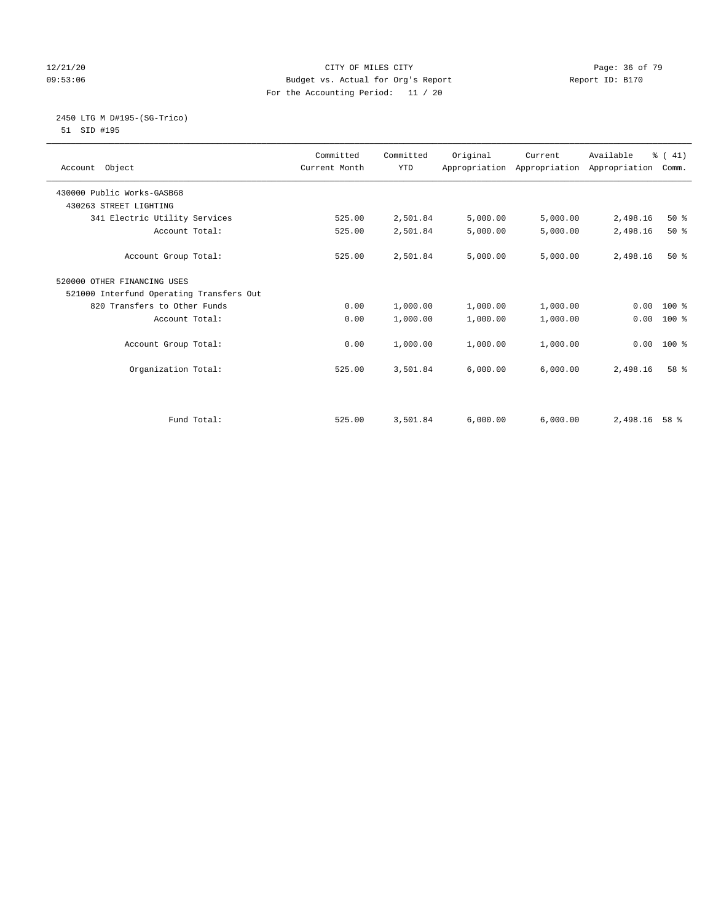CITY OF MILES CITY
Budget vs. Actual for Org's Report
For the Accounting Period: 11 / 20

12/21/20
09:53:06

Report ID: B170

2450 LTG M D#195-(SG-Trico)
51 SID #195

| Account Object | Committed Current Month | Committed YTD | Original Appropriation | Current Appropriation | Available Appropriation | % ( 41) Comm. |
|---|---|---|---|---|---|---|
| 430000 Public Works-GASB68 | | | | | | |
| 430263 STREET LIGHTING | | | | | | |
| 341 Electric Utility Services | 525.00 | 2,501.84 | 5,000.00 | 5,000.00 | 2,498.16 | 50 % |
| Account Total: | 525.00 | 2,501.84 | 5,000.00 | 5,000.00 | 2,498.16 | 50 % |
| Account Group Total: | 525.00 | 2,501.84 | 5,000.00 | 5,000.00 | 2,498.16 | 50 % |
| 520000 OTHER FINANCING USES | | | | | | |
| 521000 Interfund Operating Transfers Out | | | | | | |
| 820 Transfers to Other Funds | 0.00 | 1,000.00 | 1,000.00 | 1,000.00 | 0.00 | 100 % |
| Account Total: | 0.00 | 1,000.00 | 1,000.00 | 1,000.00 | 0.00 | 100 % |
| Account Group Total: | 0.00 | 1,000.00 | 1,000.00 | 1,000.00 | 0.00 | 100 % |
| Organization Total: | 525.00 | 3,501.84 | 6,000.00 | 6,000.00 | 2,498.16 | 58 % |
| Fund Total: | 525.00 | 3,501.84 | 6,000.00 | 6,000.00 | 2,498.16 | 58 % |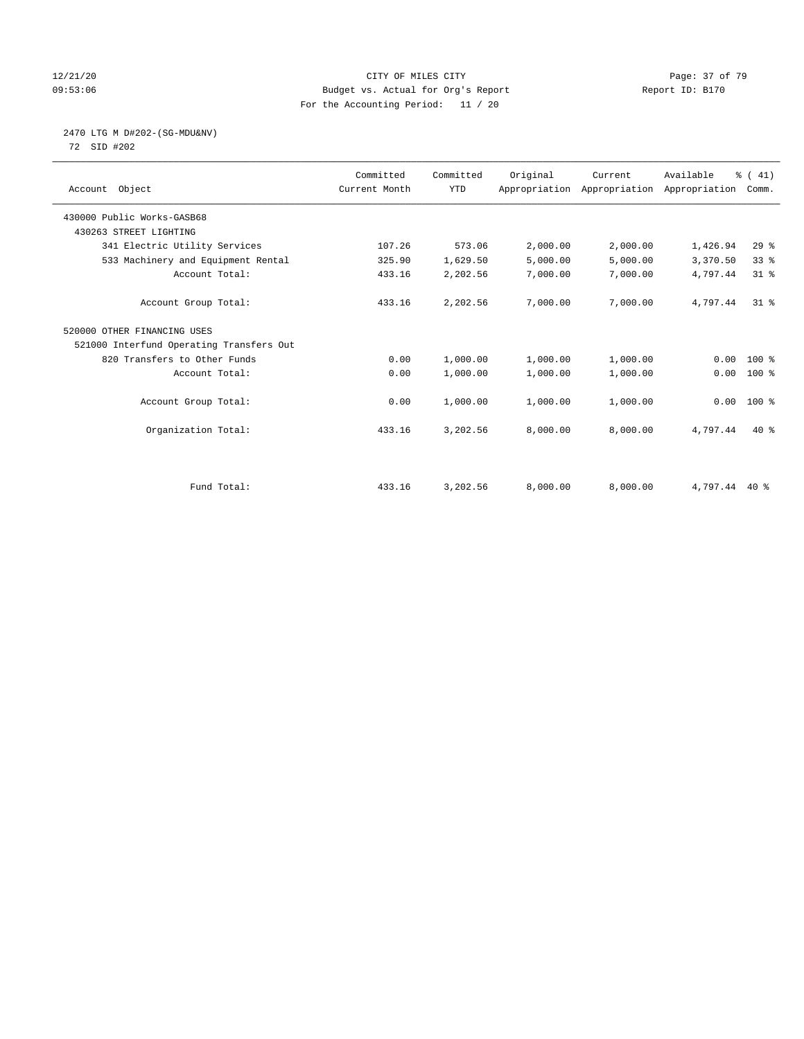CITY OF MILES CITY
Budget vs. Actual for Org's Report
For the Accounting Period: 11 / 20

2470 LTG M D#202-(SG-MDU&NV)
72 SID #202

| Account Object | Committed Current Month | Committed YTD | Original Appropriation | Current Appropriation | Available Appropriation | % ( 41) Comm. |
|---|---|---|---|---|---|---|
| 430000 Public Works-GASB68 | | | | | | |
| 430263 STREET LIGHTING | | | | | | |
| 341 Electric Utility Services | 107.26 | 573.06 | 2,000.00 | 2,000.00 | 1,426.94 | 29 % |
| 533 Machinery and Equipment Rental | 325.90 | 1,629.50 | 5,000.00 | 5,000.00 | 3,370.50 | 33 % |
| Account Total: | 433.16 | 2,202.56 | 7,000.00 | 7,000.00 | 4,797.44 | 31 % |
| Account Group Total: | 433.16 | 2,202.56 | 7,000.00 | 7,000.00 | 4,797.44 | 31 % |
| 520000 OTHER FINANCING USES | | | | | | |
| 521000 Interfund Operating Transfers Out | | | | | | |
| 820 Transfers to Other Funds | 0.00 | 1,000.00 | 1,000.00 | 1,000.00 | 0.00 | 100 % |
| Account Total: | 0.00 | 1,000.00 | 1,000.00 | 1,000.00 | 0.00 | 100 % |
| Account Group Total: | 0.00 | 1,000.00 | 1,000.00 | 1,000.00 | 0.00 | 100 % |
| Organization Total: | 433.16 | 3,202.56 | 8,000.00 | 8,000.00 | 4,797.44 | 40 % |
| Fund Total: | 433.16 | 3,202.56 | 8,000.00 | 8,000.00 | 4,797.44 | 40 % |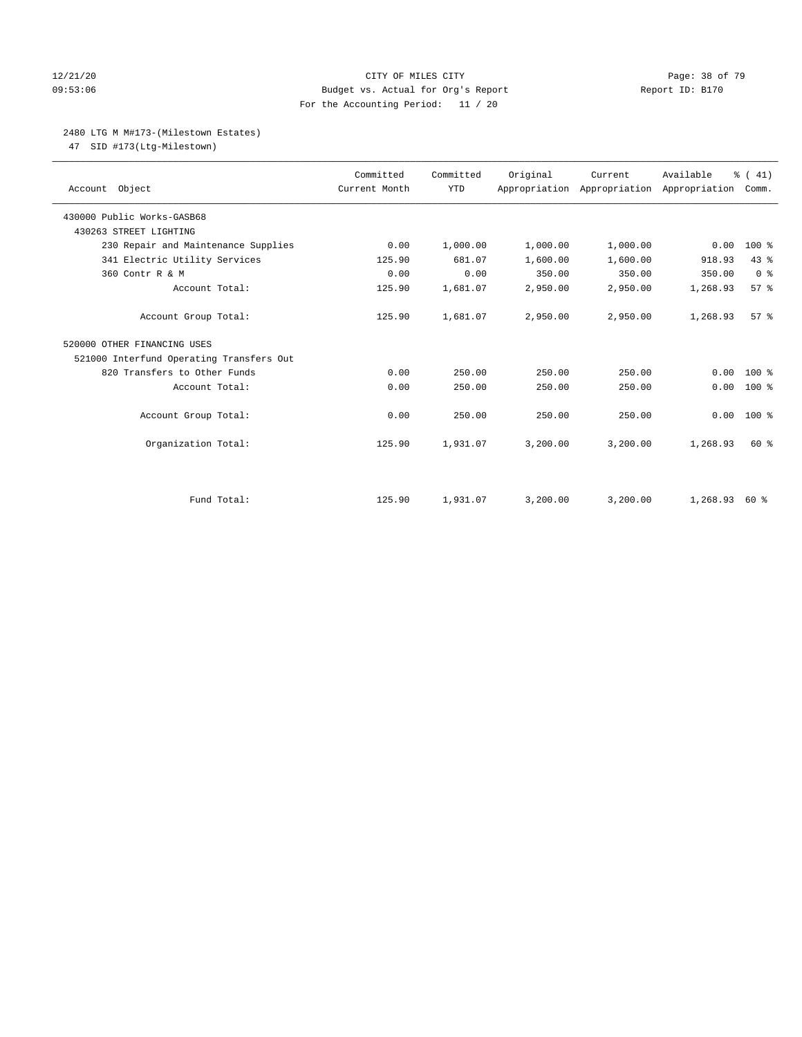CITY OF MILES CITY
Budget vs. Actual for Org's Report
For the Accounting Period: 11 / 20

12/21/20 09:53:06 — Report ID: B170

## 2480 LTG M M#173-(Milestown Estates)

47 SID #173(Ltg-Milestown)

| Account Object | Committed Current Month | Committed YTD | Original Appropriation | Current Appropriation | Available Appropriation | % ( 41) Comm. |
|---|---|---|---|---|---|---|
| 430000 Public Works-GASB68 | | | | | | |
| 430263 STREET LIGHTING | | | | | | |
| 230 Repair and Maintenance Supplies | 0.00 | 1,000.00 | 1,000.00 | 1,000.00 | 0.00 | 100 % |
| 341 Electric Utility Services | 125.90 | 681.07 | 1,600.00 | 1,600.00 | 918.93 | 43 % |
| 360 Contr R & M | 0.00 | 0.00 | 350.00 | 350.00 | 350.00 | 0 % |
| Account Total: | 125.90 | 1,681.07 | 2,950.00 | 2,950.00 | 1,268.93 | 57 % |
| Account Group Total: | 125.90 | 1,681.07 | 2,950.00 | 2,950.00 | 1,268.93 | 57 % |
| 520000 OTHER FINANCING USES | | | | | | |
| 521000 Interfund Operating Transfers Out | | | | | | |
| 820 Transfers to Other Funds | 0.00 | 250.00 | 250.00 | 250.00 | 0.00 | 100 % |
| Account Total: | 0.00 | 250.00 | 250.00 | 250.00 | 0.00 | 100 % |
| Account Group Total: | 0.00 | 250.00 | 250.00 | 250.00 | 0.00 | 100 % |
| Organization Total: | 125.90 | 1,931.07 | 3,200.00 | 3,200.00 | 1,268.93 | 60 % |
| Fund Total: | 125.90 | 1,931.07 | 3,200.00 | 3,200.00 | 1,268.93 | 60 % |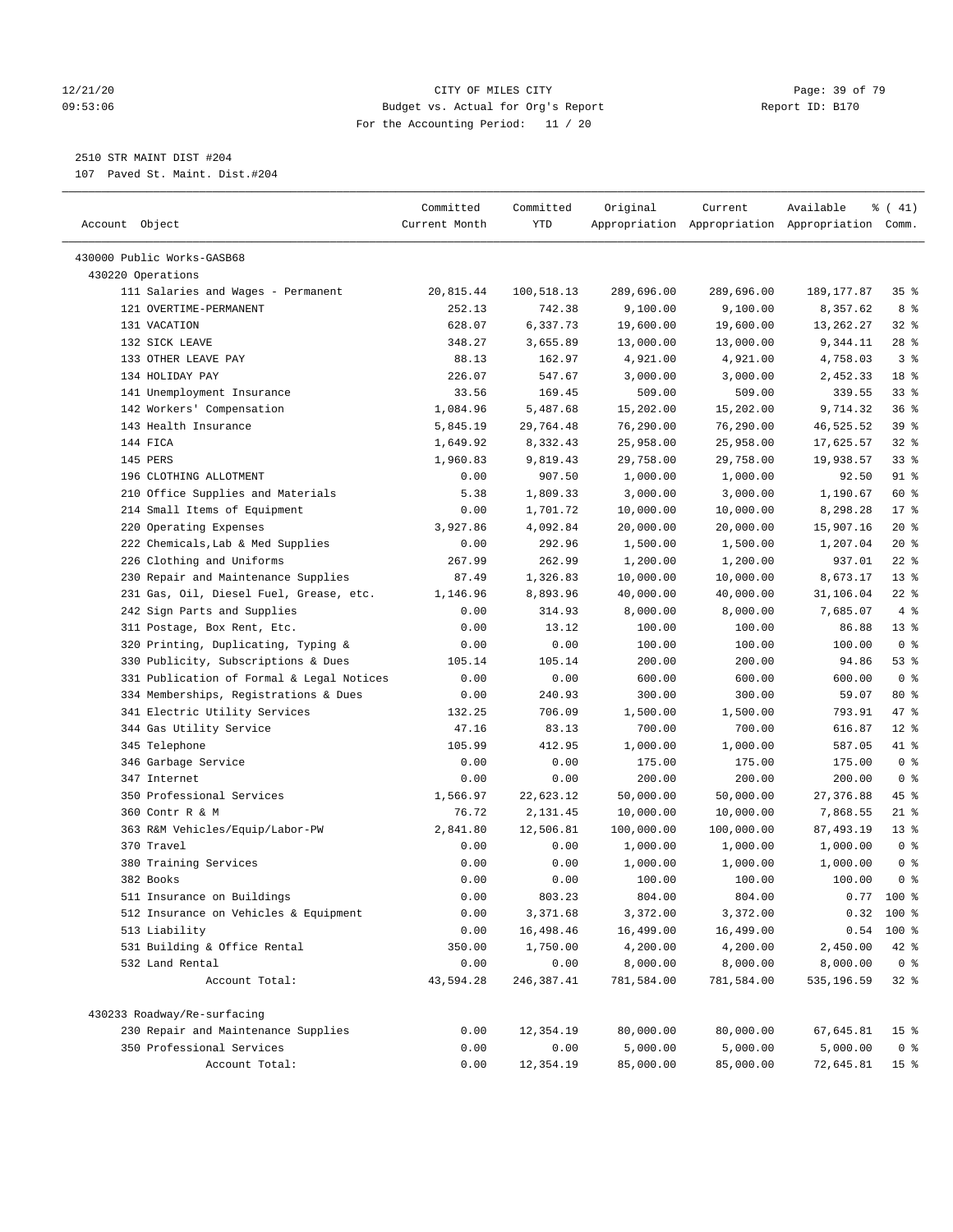CITY OF MILES CITY
Budget vs. Actual for Org's Report
For the Accounting Period: 11 / 20

12/21/20
09:53:06

Report ID: B170

2510 STR MAINT DIST #204
107 Paved St. Maint. Dist.#204

| Account Object | Committed Current Month | Committed YTD | Original Appropriation | Current Appropriation | Available Appropriation | % ( 41) Comm. |
|---|---|---|---|---|---|---|
| 430000 Public Works-GASB68 | | | | | | |
| 430220 Operations | | | | | | |
| 111 Salaries and Wages - Permanent | 20,815.44 | 100,518.13 | 289,696.00 | 289,696.00 | 189,177.87 | 35 % |
| 121 OVERTIME-PERMANENT | 252.13 | 742.38 | 9,100.00 | 9,100.00 | 8,357.62 | 8 % |
| 131 VACATION | 628.07 | 6,337.73 | 19,600.00 | 19,600.00 | 13,262.27 | 32 % |
| 132 SICK LEAVE | 348.27 | 3,655.89 | 13,000.00 | 13,000.00 | 9,344.11 | 28 % |
| 133 OTHER LEAVE PAY | 88.13 | 162.97 | 4,921.00 | 4,921.00 | 4,758.03 | 3 % |
| 134 HOLIDAY PAY | 226.07 | 547.67 | 3,000.00 | 3,000.00 | 2,452.33 | 18 % |
| 141 Unemployment Insurance | 33.56 | 169.45 | 509.00 | 509.00 | 339.55 | 33 % |
| 142 Workers' Compensation | 1,084.96 | 5,487.68 | 15,202.00 | 15,202.00 | 9,714.32 | 36 % |
| 143 Health Insurance | 5,845.19 | 29,764.48 | 76,290.00 | 76,290.00 | 46,525.52 | 39 % |
| 144 FICA | 1,649.92 | 8,332.43 | 25,958.00 | 25,958.00 | 17,625.57 | 32 % |
| 145 PERS | 1,960.83 | 9,819.43 | 29,758.00 | 29,758.00 | 19,938.57 | 33 % |
| 196 CLOTHING ALLOTMENT | 0.00 | 907.50 | 1,000.00 | 1,000.00 | 92.50 | 91 % |
| 210 Office Supplies and Materials | 5.38 | 1,809.33 | 3,000.00 | 3,000.00 | 1,190.67 | 60 % |
| 214 Small Items of Equipment | 0.00 | 1,701.72 | 10,000.00 | 10,000.00 | 8,298.28 | 17 % |
| 220 Operating Expenses | 3,927.86 | 4,092.84 | 20,000.00 | 20,000.00 | 15,907.16 | 20 % |
| 222 Chemicals,Lab & Med Supplies | 0.00 | 292.96 | 1,500.00 | 1,500.00 | 1,207.04 | 20 % |
| 226 Clothing and Uniforms | 267.99 | 262.99 | 1,200.00 | 1,200.00 | 937.01 | 22 % |
| 230 Repair and Maintenance Supplies | 87.49 | 1,326.83 | 10,000.00 | 10,000.00 | 8,673.17 | 13 % |
| 231 Gas, Oil, Diesel Fuel, Grease, etc. | 1,146.96 | 8,893.96 | 40,000.00 | 40,000.00 | 31,106.04 | 22 % |
| 242 Sign Parts and Supplies | 0.00 | 314.93 | 8,000.00 | 8,000.00 | 7,685.07 | 4 % |
| 311 Postage, Box Rent, Etc. | 0.00 | 13.12 | 100.00 | 100.00 | 86.88 | 13 % |
| 320 Printing, Duplicating, Typing & | 0.00 | 0.00 | 100.00 | 100.00 | 100.00 | 0 % |
| 330 Publicity, Subscriptions & Dues | 105.14 | 105.14 | 200.00 | 200.00 | 94.86 | 53 % |
| 331 Publication of Formal & Legal Notices | 0.00 | 0.00 | 600.00 | 600.00 | 600.00 | 0 % |
| 334 Memberships, Registrations & Dues | 0.00 | 240.93 | 300.00 | 300.00 | 59.07 | 80 % |
| 341 Electric Utility Services | 132.25 | 706.09 | 1,500.00 | 1,500.00 | 793.91 | 47 % |
| 344 Gas Utility Service | 47.16 | 83.13 | 700.00 | 700.00 | 616.87 | 12 % |
| 345 Telephone | 105.99 | 412.95 | 1,000.00 | 1,000.00 | 587.05 | 41 % |
| 346 Garbage Service | 0.00 | 0.00 | 175.00 | 175.00 | 175.00 | 0 % |
| 347 Internet | 0.00 | 0.00 | 200.00 | 200.00 | 200.00 | 0 % |
| 350 Professional Services | 1,566.97 | 22,623.12 | 50,000.00 | 50,000.00 | 27,376.88 | 45 % |
| 360 Contr R & M | 76.72 | 2,131.45 | 10,000.00 | 10,000.00 | 7,868.55 | 21 % |
| 363 R&M Vehicles/Equip/Labor-PW | 2,841.80 | 12,506.81 | 100,000.00 | 100,000.00 | 87,493.19 | 13 % |
| 370 Travel | 0.00 | 0.00 | 1,000.00 | 1,000.00 | 1,000.00 | 0 % |
| 380 Training Services | 0.00 | 0.00 | 1,000.00 | 1,000.00 | 1,000.00 | 0 % |
| 382 Books | 0.00 | 0.00 | 100.00 | 100.00 | 100.00 | 0 % |
| 511 Insurance on Buildings | 0.00 | 803.23 | 804.00 | 804.00 | 0.77 | 100 % |
| 512 Insurance on Vehicles & Equipment | 0.00 | 3,371.68 | 3,372.00 | 3,372.00 | 0.32 | 100 % |
| 513 Liability | 0.00 | 16,498.46 | 16,499.00 | 16,499.00 | 0.54 | 100 % |
| 531 Building & Office Rental | 350.00 | 1,750.00 | 4,200.00 | 4,200.00 | 2,450.00 | 42 % |
| 532 Land Rental | 0.00 | 0.00 | 8,000.00 | 8,000.00 | 8,000.00 | 0 % |
| Account Total: | 43,594.28 | 246,387.41 | 781,584.00 | 781,584.00 | 535,196.59 | 32 % |
| 430233 Roadway/Re-surfacing | | | | | | |
| 230 Repair and Maintenance Supplies | 0.00 | 12,354.19 | 80,000.00 | 80,000.00 | 67,645.81 | 15 % |
| 350 Professional Services | 0.00 | 0.00 | 5,000.00 | 5,000.00 | 5,000.00 | 0 % |
| Account Total: | 0.00 | 12,354.19 | 85,000.00 | 85,000.00 | 72,645.81 | 15 % |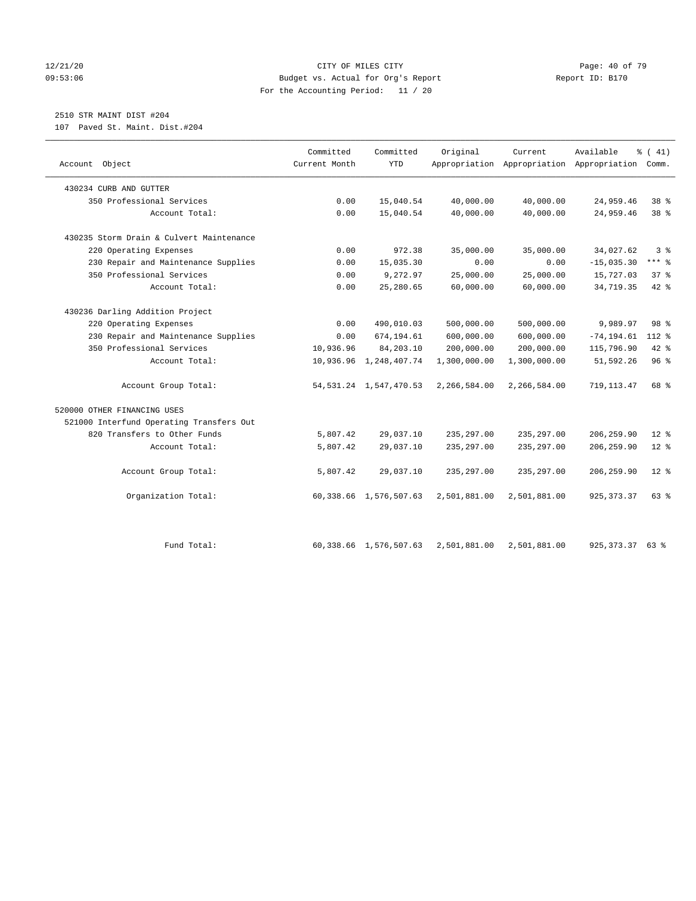CITY OF MILES CITY
Budget vs. Actual for Org's Report
For the Accounting Period: 11 / 20

12/21/20
09:53:06

Report ID: B170

## 2510 STR MAINT DIST #204

107 Paved St. Maint. Dist.#204

| Account Object | Committed Current Month | Committed YTD | Original Appropriation | Current Appropriation | Available Appropriation | % ( 41) Comm. |
|---|---|---|---|---|---|---|
| 430234 CURB AND GUTTER | | | | | | |
| 350 Professional Services | 0.00 | 15,040.54 | 40,000.00 | 40,000.00 | 24,959.46 | 38 % |
| Account Total: | 0.00 | 15,040.54 | 40,000.00 | 40,000.00 | 24,959.46 | 38 % |
| 430235 Storm Drain & Culvert Maintenance | | | | | | |
| 220 Operating Expenses | 0.00 | 972.38 | 35,000.00 | 35,000.00 | 34,027.62 | 3 % |
| 230 Repair and Maintenance Supplies | 0.00 | 15,035.30 | 0.00 | 0.00 | -15,035.30 | *** % |
| 350 Professional Services | 0.00 | 9,272.97 | 25,000.00 | 25,000.00 | 15,727.03 | 37 % |
| Account Total: | 0.00 | 25,280.65 | 60,000.00 | 60,000.00 | 34,719.35 | 42 % |
| 430236 Darling Addition Project | | | | | | |
| 220 Operating Expenses | 0.00 | 490,010.03 | 500,000.00 | 500,000.00 | 9,989.97 | 98 % |
| 230 Repair and Maintenance Supplies | 0.00 | 674,194.61 | 600,000.00 | 600,000.00 | -74,194.61 | 112 % |
| 350 Professional Services | 10,936.96 | 84,203.10 | 200,000.00 | 200,000.00 | 115,796.90 | 42 % |
| Account Total: | 10,936.96 | 1,248,407.74 | 1,300,000.00 | 1,300,000.00 | 51,592.26 | 96 % |
| Account Group Total: | 54,531.24 | 1,547,470.53 | 2,266,584.00 | 2,266,584.00 | 719,113.47 | 68 % |
| 520000 OTHER FINANCING USES | | | | | | |
| 521000 Interfund Operating Transfers Out | | | | | | |
| 820 Transfers to Other Funds | 5,807.42 | 29,037.10 | 235,297.00 | 235,297.00 | 206,259.90 | 12 % |
| Account Total: | 5,807.42 | 29,037.10 | 235,297.00 | 235,297.00 | 206,259.90 | 12 % |
| Account Group Total: | 5,807.42 | 29,037.10 | 235,297.00 | 235,297.00 | 206,259.90 | 12 % |
| Organization Total: | 60,338.66 | 1,576,507.63 | 2,501,881.00 | 2,501,881.00 | 925,373.37 | 63 % |
| Fund Total: | 60,338.66 | 1,576,507.63 | 2,501,881.00 | 2,501,881.00 | 925,373.37 | 63 % |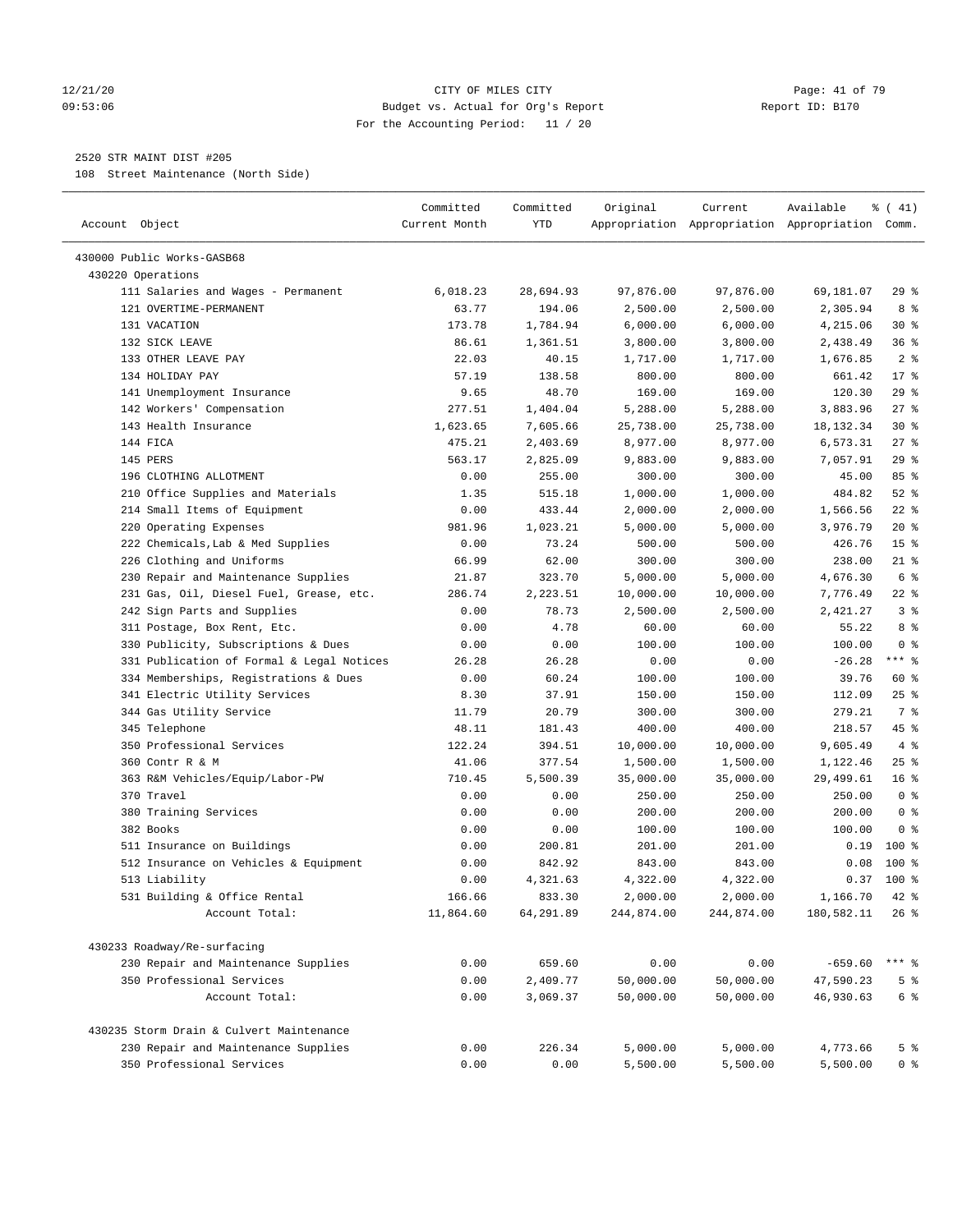CITY OF MILES CITY
Budget vs. Actual for Org's Report
For the Accounting Period: 11 / 20

12/21/20
09:53:06

Report ID: B170

2520 STR MAINT DIST #205
108 Street Maintenance (North Side)

| Account Object | Committed Current Month | Committed YTD | Original Appropriation | Current Appropriation | Available Appropriation | % ( 41) Comm. |
|---|---|---|---|---|---|---|
| 430000 Public Works-GASB68 | | | | | | |
| 430220 Operations | | | | | | |
| 111 Salaries and Wages - Permanent | 6,018.23 | 28,694.93 | 97,876.00 | 97,876.00 | 69,181.07 | 29 % |
| 121 OVERTIME-PERMANENT | 63.77 | 194.06 | 2,500.00 | 2,500.00 | 2,305.94 | 8 % |
| 131 VACATION | 173.78 | 1,784.94 | 6,000.00 | 6,000.00 | 4,215.06 | 30 % |
| 132 SICK LEAVE | 86.61 | 1,361.51 | 3,800.00 | 3,800.00 | 2,438.49 | 36 % |
| 133 OTHER LEAVE PAY | 22.03 | 40.15 | 1,717.00 | 1,717.00 | 1,676.85 | 2 % |
| 134 HOLIDAY PAY | 57.19 | 138.58 | 800.00 | 800.00 | 661.42 | 17 % |
| 141 Unemployment Insurance | 9.65 | 48.70 | 169.00 | 169.00 | 120.30 | 29 % |
| 142 Workers' Compensation | 277.51 | 1,404.04 | 5,288.00 | 5,288.00 | 3,883.96 | 27 % |
| 143 Health Insurance | 1,623.65 | 7,605.66 | 25,738.00 | 25,738.00 | 18,132.34 | 30 % |
| 144 FICA | 475.21 | 2,403.69 | 8,977.00 | 8,977.00 | 6,573.31 | 27 % |
| 145 PERS | 563.17 | 2,825.09 | 9,883.00 | 9,883.00 | 7,057.91 | 29 % |
| 196 CLOTHING ALLOTMENT | 0.00 | 255.00 | 300.00 | 300.00 | 45.00 | 85 % |
| 210 Office Supplies and Materials | 1.35 | 515.18 | 1,000.00 | 1,000.00 | 484.82 | 52 % |
| 214 Small Items of Equipment | 0.00 | 433.44 | 2,000.00 | 2,000.00 | 1,566.56 | 22 % |
| 220 Operating Expenses | 981.96 | 1,023.21 | 5,000.00 | 5,000.00 | 3,976.79 | 20 % |
| 222 Chemicals,Lab & Med Supplies | 0.00 | 73.24 | 500.00 | 500.00 | 426.76 | 15 % |
| 226 Clothing and Uniforms | 66.99 | 62.00 | 300.00 | 300.00 | 238.00 | 21 % |
| 230 Repair and Maintenance Supplies | 21.87 | 323.70 | 5,000.00 | 5,000.00 | 4,676.30 | 6 % |
| 231 Gas, Oil, Diesel Fuel, Grease, etc. | 286.74 | 2,223.51 | 10,000.00 | 10,000.00 | 7,776.49 | 22 % |
| 242 Sign Parts and Supplies | 0.00 | 78.73 | 2,500.00 | 2,500.00 | 2,421.27 | 3 % |
| 311 Postage, Box Rent, Etc. | 0.00 | 4.78 | 60.00 | 60.00 | 55.22 | 8 % |
| 330 Publicity, Subscriptions & Dues | 0.00 | 0.00 | 100.00 | 100.00 | 100.00 | 0 % |
| 331 Publication of Formal & Legal Notices | 26.28 | 26.28 | 0.00 | 0.00 | -26.28 | *** % |
| 334 Memberships, Registrations & Dues | 0.00 | 60.24 | 100.00 | 100.00 | 39.76 | 60 % |
| 341 Electric Utility Services | 8.30 | 37.91 | 150.00 | 150.00 | 112.09 | 25 % |
| 344 Gas Utility Service | 11.79 | 20.79 | 300.00 | 300.00 | 279.21 | 7 % |
| 345 Telephone | 48.11 | 181.43 | 400.00 | 400.00 | 218.57 | 45 % |
| 350 Professional Services | 122.24 | 394.51 | 10,000.00 | 10,000.00 | 9,605.49 | 4 % |
| 360 Contr R & M | 41.06 | 377.54 | 1,500.00 | 1,500.00 | 1,122.46 | 25 % |
| 363 R&M Vehicles/Equip/Labor-PW | 710.45 | 5,500.39 | 35,000.00 | 35,000.00 | 29,499.61 | 16 % |
| 370 Travel | 0.00 | 0.00 | 250.00 | 250.00 | 250.00 | 0 % |
| 380 Training Services | 0.00 | 0.00 | 200.00 | 200.00 | 200.00 | 0 % |
| 382 Books | 0.00 | 0.00 | 100.00 | 100.00 | 100.00 | 0 % |
| 511 Insurance on Buildings | 0.00 | 200.81 | 201.00 | 201.00 | 0.19 | 100 % |
| 512 Insurance on Vehicles & Equipment | 0.00 | 842.92 | 843.00 | 843.00 | 0.08 | 100 % |
| 513 Liability | 0.00 | 4,321.63 | 4,322.00 | 4,322.00 | 0.37 | 100 % |
| 531 Building & Office Rental | 166.66 | 833.30 | 2,000.00 | 2,000.00 | 1,166.70 | 42 % |
| Account Total: | 11,864.60 | 64,291.89 | 244,874.00 | 244,874.00 | 180,582.11 | 26 % |
| 430233 Roadway/Re-surfacing | | | | | | |
| 230 Repair and Maintenance Supplies | 0.00 | 659.60 | 0.00 | 0.00 | -659.60 | *** % |
| 350 Professional Services | 0.00 | 2,409.77 | 50,000.00 | 50,000.00 | 47,590.23 | 5 % |
| Account Total: | 0.00 | 3,069.37 | 50,000.00 | 50,000.00 | 46,930.63 | 6 % |
| 430235 Storm Drain & Culvert Maintenance | | | | | | |
| 230 Repair and Maintenance Supplies | 0.00 | 226.34 | 5,000.00 | 5,000.00 | 4,773.66 | 5 % |
| 350 Professional Services | 0.00 | 0.00 | 5,500.00 | 5,500.00 | 5,500.00 | 0 % |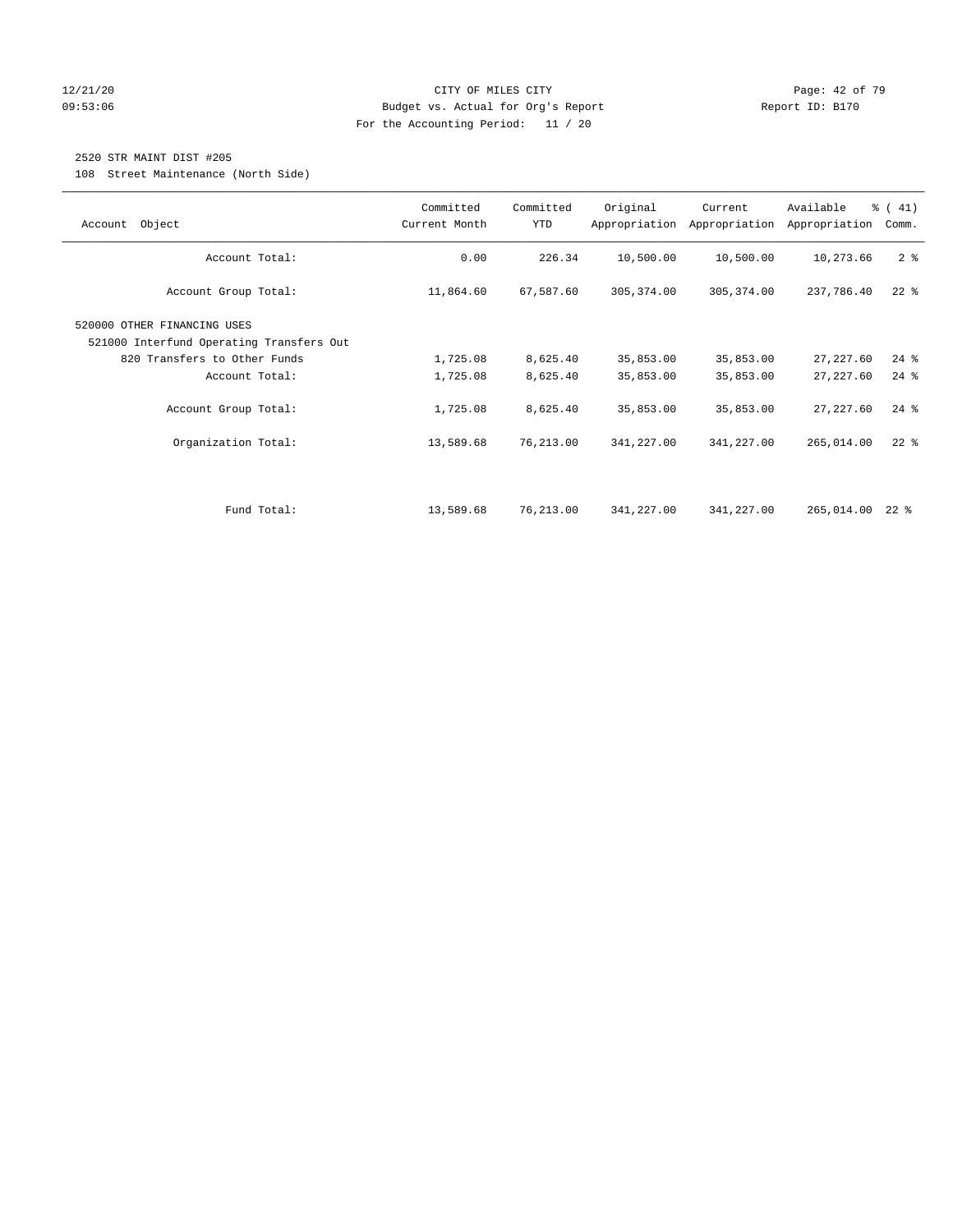CITY OF MILES CITY
Budget vs. Actual for Org's Report
For the Accounting Period: 11 / 20

12/21/20
09:53:06

Report ID: B170

2520 STR MAINT DIST #205
108 Street Maintenance (North Side)

| Account Object | Committed Current Month | Committed YTD | Original Appropriation | Current Appropriation | Available Appropriation | % ( 41) Comm. |
|---|---|---|---|---|---|---|
| Account Total: | 0.00 | 226.34 | 10,500.00 | 10,500.00 | 10,273.66 | 2 % |
| Account Group Total: | 11,864.60 | 67,587.60 | 305,374.00 | 305,374.00 | 237,786.40 | 22 % |
| 520000 OTHER FINANCING USES | | | | | | |
| 521000 Interfund Operating Transfers Out | | | | | | |
| 820 Transfers to Other Funds | 1,725.08 | 8,625.40 | 35,853.00 | 35,853.00 | 27,227.60 | 24 % |
| Account Total: | 1,725.08 | 8,625.40 | 35,853.00 | 35,853.00 | 27,227.60 | 24 % |
| Account Group Total: | 1,725.08 | 8,625.40 | 35,853.00 | 35,853.00 | 27,227.60 | 24 % |
| Organization Total: | 13,589.68 | 76,213.00 | 341,227.00 | 341,227.00 | 265,014.00 | 22 % |
| Fund Total: | 13,589.68 | 76,213.00 | 341,227.00 | 341,227.00 | 265,014.00 | 22 % |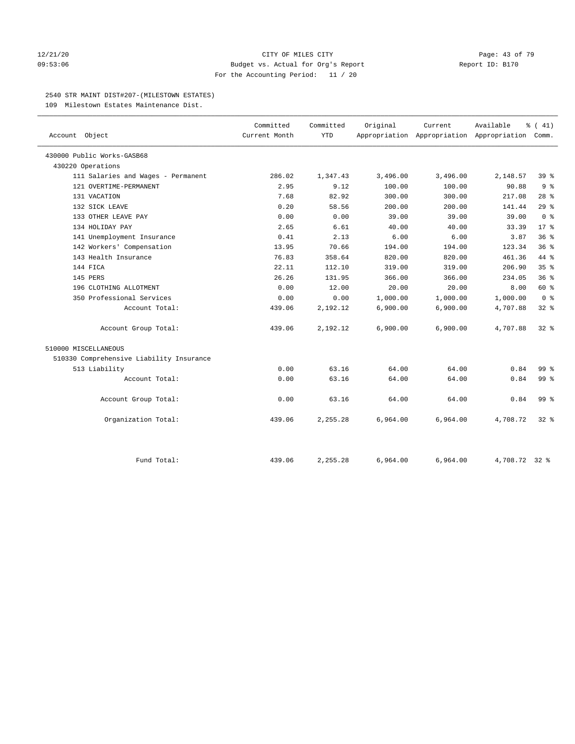CITY OF MILES CITY
Budget vs. Actual for Org's Report
For the Accounting Period: 11 / 20

2540 STR MAINT DIST#207-(MILESTOWN ESTATES)
109 Milestown Estates Maintenance Dist.

| Account Object | Committed Current Month | Committed YTD | Original Appropriation | Current Appropriation | Available Appropriation | % ( 41) Comm. |
|---|---|---|---|---|---|---|
| 430000 Public Works-GASB68 | | | | | | |
| 430220 Operations | | | | | | |
| 111 Salaries and Wages - Permanent | 286.02 | 1,347.43 | 3,496.00 | 3,496.00 | 2,148.57 | 39 % |
| 121 OVERTIME-PERMANENT | 2.95 | 9.12 | 100.00 | 100.00 | 90.88 | 9 % |
| 131 VACATION | 7.68 | 82.92 | 300.00 | 300.00 | 217.08 | 28 % |
| 132 SICK LEAVE | 0.20 | 58.56 | 200.00 | 200.00 | 141.44 | 29 % |
| 133 OTHER LEAVE PAY | 0.00 | 0.00 | 39.00 | 39.00 | 39.00 | 0 % |
| 134 HOLIDAY PAY | 2.65 | 6.61 | 40.00 | 40.00 | 33.39 | 17 % |
| 141 Unemployment Insurance | 0.41 | 2.13 | 6.00 | 6.00 | 3.87 | 36 % |
| 142 Workers' Compensation | 13.95 | 70.66 | 194.00 | 194.00 | 123.34 | 36 % |
| 143 Health Insurance | 76.83 | 358.64 | 820.00 | 820.00 | 461.36 | 44 % |
| 144 FICA | 22.11 | 112.10 | 319.00 | 319.00 | 206.90 | 35 % |
| 145 PERS | 26.26 | 131.95 | 366.00 | 366.00 | 234.05 | 36 % |
| 196 CLOTHING ALLOTMENT | 0.00 | 12.00 | 20.00 | 20.00 | 8.00 | 60 % |
| 350 Professional Services | 0.00 | 0.00 | 1,000.00 | 1,000.00 | 1,000.00 | 0 % |
| Account Total: | 439.06 | 2,192.12 | 6,900.00 | 6,900.00 | 4,707.88 | 32 % |
| Account Group Total: | 439.06 | 2,192.12 | 6,900.00 | 6,900.00 | 4,707.88 | 32 % |
| 510000 MISCELLANEOUS | | | | | | |
| 510330 Comprehensive Liability Insurance | | | | | | |
| 513 Liability | 0.00 | 63.16 | 64.00 | 64.00 | 0.84 | 99 % |
| Account Total: | 0.00 | 63.16 | 64.00 | 64.00 | 0.84 | 99 % |
| Account Group Total: | 0.00 | 63.16 | 64.00 | 64.00 | 0.84 | 99 % |
| Organization Total: | 439.06 | 2,255.28 | 6,964.00 | 6,964.00 | 4,708.72 | 32 % |
| Fund Total: | 439.06 | 2,255.28 | 6,964.00 | 6,964.00 | 4,708.72 | 32 % |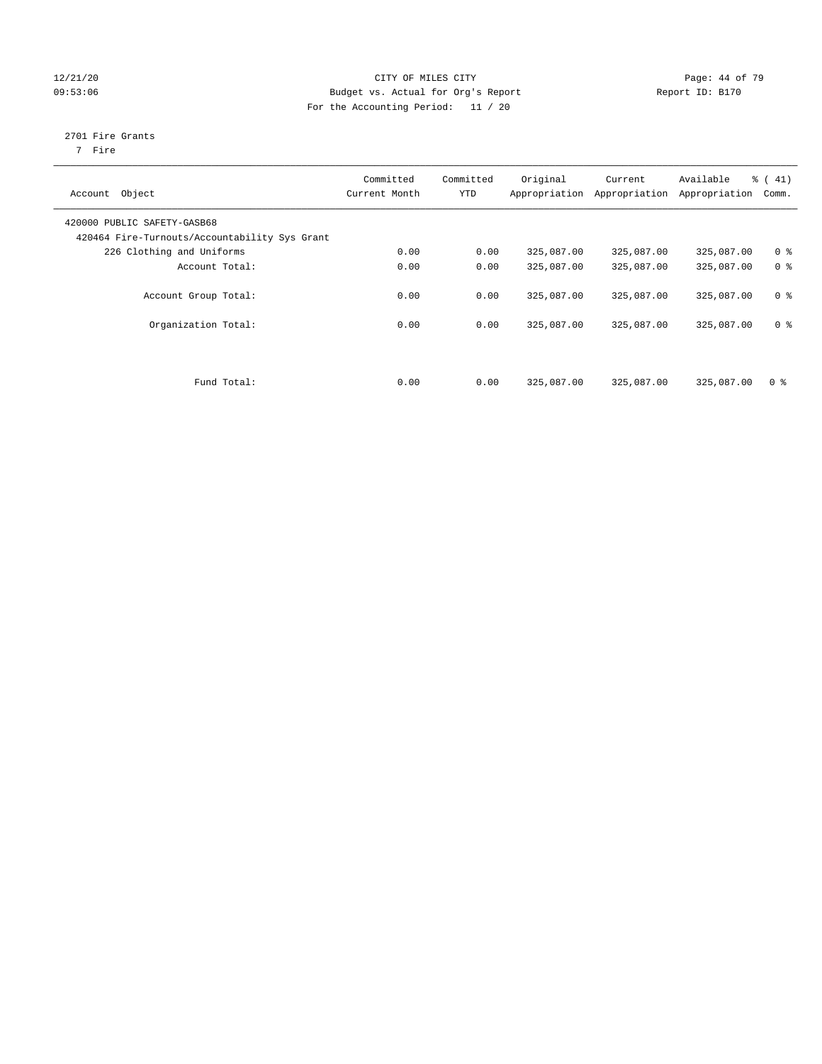CITY OF MILES CITY

Budget vs. Actual for Org's Report

For the Accounting Period: 11 / 20

2701 Fire Grants

7 Fire

| Account Object | Committed Current Month | Committed YTD | Original Appropriation | Current Appropriation | Available Appropriation | % ( 41) Comm. |
|---|---|---|---|---|---|---|
| 420000 PUBLIC SAFETY-GASB68 | | | | | | |
| 420464 Fire-Turnouts/Accountability Sys Grant | | | | | | |
| 226 Clothing and Uniforms | 0.00 | 0.00 | 325,087.00 | 325,087.00 | 325,087.00 | 0 % |
| Account Total: | 0.00 | 0.00 | 325,087.00 | 325,087.00 | 325,087.00 | 0 % |
| Account Group Total: | 0.00 | 0.00 | 325,087.00 | 325,087.00 | 325,087.00 | 0 % |
| Organization Total: | 0.00 | 0.00 | 325,087.00 | 325,087.00 | 325,087.00 | 0 % |
| Fund Total: | 0.00 | 0.00 | 325,087.00 | 325,087.00 | 325,087.00 | 0 % |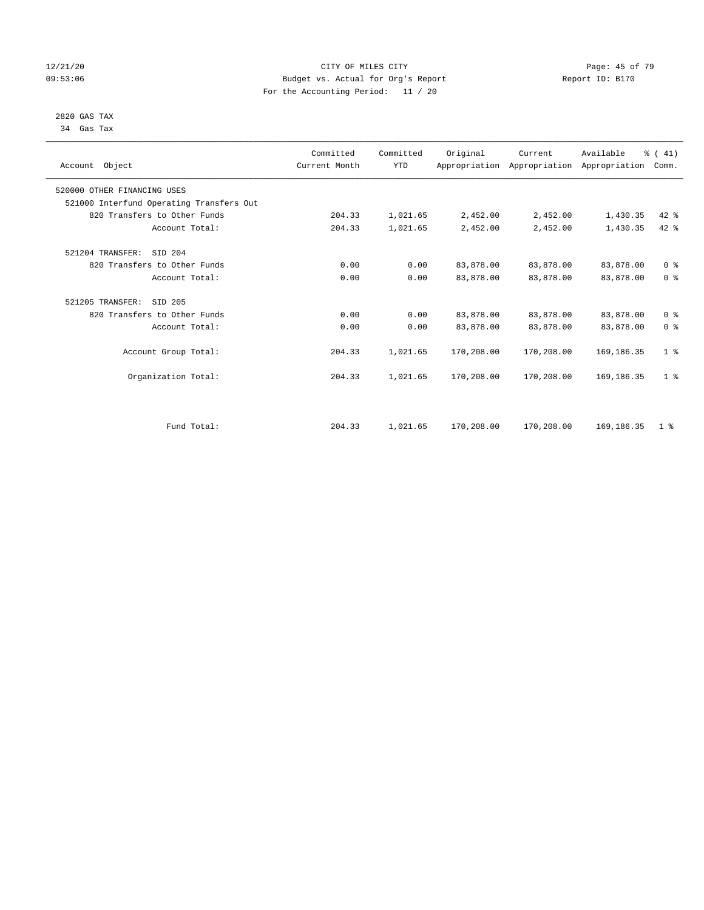CITY OF MILES CITY
Budget vs. Actual for Org's Report
For the Accounting Period: 11 / 20

12/21/20 09:53:06 — Report ID: B170

2820 GAS TAX
34 Gas Tax

| Account Object | Committed Current Month | Committed YTD | Original Appropriation | Current Appropriation | Available Appropriation | % ( 41) Comm. |
|---|---|---|---|---|---|---|
| 520000 OTHER FINANCING USES | | | | | | |
| 521000 Interfund Operating Transfers Out | | | | | | |
| 820 Transfers to Other Funds | 204.33 | 1,021.65 | 2,452.00 | 2,452.00 | 1,430.35 | 42 % |
| Account Total: | 204.33 | 1,021.65 | 2,452.00 | 2,452.00 | 1,430.35 | 42 % |
| 521204 TRANSFER: SID 204 | | | | | | |
| 820 Transfers to Other Funds | 0.00 | 0.00 | 83,878.00 | 83,878.00 | 83,878.00 | 0 % |
| Account Total: | 0.00 | 0.00 | 83,878.00 | 83,878.00 | 83,878.00 | 0 % |
| 521205 TRANSFER: SID 205 | | | | | | |
| 820 Transfers to Other Funds | 0.00 | 0.00 | 83,878.00 | 83,878.00 | 83,878.00 | 0 % |
| Account Total: | 0.00 | 0.00 | 83,878.00 | 83,878.00 | 83,878.00 | 0 % |
| Account Group Total: | 204.33 | 1,021.65 | 170,208.00 | 170,208.00 | 169,186.35 | 1 % |
| Organization Total: | 204.33 | 1,021.65 | 170,208.00 | 170,208.00 | 169,186.35 | 1 % |
| Fund Total: | 204.33 | 1,021.65 | 170,208.00 | 170,208.00 | 169,186.35 | 1 % |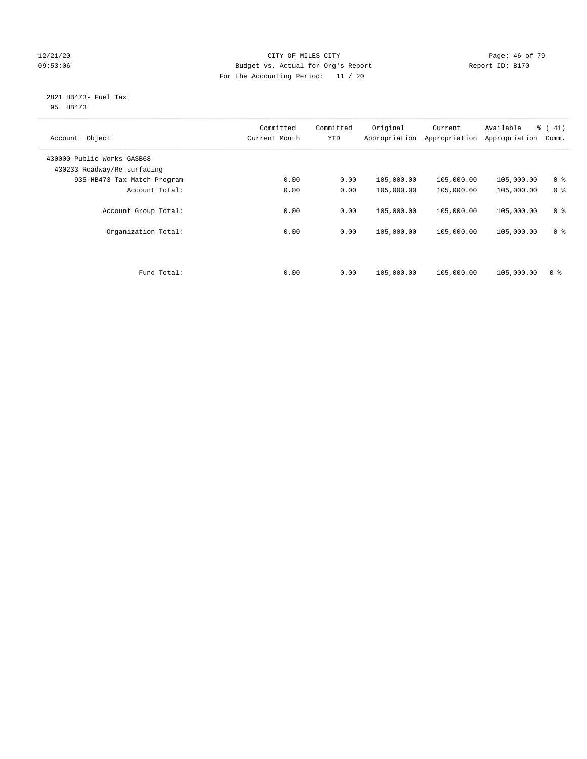CITY OF MILES CITY

Budget vs. Actual for Org's Report

For the Accounting Period: 11 / 20

2821 HB473- Fuel Tax

95 HB473

| Account Object | Committed Current Month | Committed YTD | Original Appropriation | Current Appropriation | Available Appropriation | % ( 41) Comm. |
|---|---|---|---|---|---|---|
| 430000 Public Works-GASB68 | | | | | | |
| 430233 Roadway/Re-surfacing | | | | | | |
| 935 HB473 Tax Match Program | 0.00 | 0.00 | 105,000.00 | 105,000.00 | 105,000.00 | 0 % |
| Account Total: | 0.00 | 0.00 | 105,000.00 | 105,000.00 | 105,000.00 | 0 % |
| Account Group Total: | 0.00 | 0.00 | 105,000.00 | 105,000.00 | 105,000.00 | 0 % |
| Organization Total: | 0.00 | 0.00 | 105,000.00 | 105,000.00 | 105,000.00 | 0 % |
| Fund Total: | 0.00 | 0.00 | 105,000.00 | 105,000.00 | 105,000.00 | 0 % |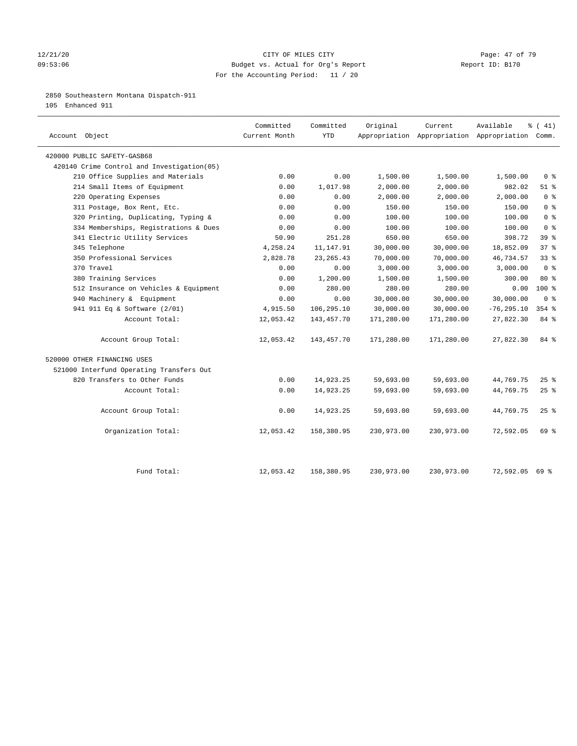CITY OF MILES CITY
Budget vs. Actual for Org's Report
For the Accounting Period: 11 / 20

12/21/20
09:53:06

Report ID: B170

2850 Southeastern Montana Dispatch-911
105 Enhanced 911

| Account Object | Committed Current Month | Committed YTD | Original Appropriation | Current Appropriation | Available Appropriation | % ( 41) Comm. |
|---|---|---|---|---|---|---|
| 420000 PUBLIC SAFETY-GASB68 | | | | | | |
| 420140 Crime Control and Investigation(05) | | | | | | |
| 210 Office Supplies and Materials | 0.00 | 0.00 | 1,500.00 | 1,500.00 | 1,500.00 | 0 % |
| 214 Small Items of Equipment | 0.00 | 1,017.98 | 2,000.00 | 2,000.00 | 982.02 | 51 % |
| 220 Operating Expenses | 0.00 | 0.00 | 2,000.00 | 2,000.00 | 2,000.00 | 0 % |
| 311 Postage, Box Rent, Etc. | 0.00 | 0.00 | 150.00 | 150.00 | 150.00 | 0 % |
| 320 Printing, Duplicating, Typing & | 0.00 | 0.00 | 100.00 | 100.00 | 100.00 | 0 % |
| 334 Memberships, Registrations & Dues | 0.00 | 0.00 | 100.00 | 100.00 | 100.00 | 0 % |
| 341 Electric Utility Services | 50.90 | 251.28 | 650.00 | 650.00 | 398.72 | 39 % |
| 345 Telephone | 4,258.24 | 11,147.91 | 30,000.00 | 30,000.00 | 18,852.09 | 37 % |
| 350 Professional Services | 2,828.78 | 23,265.43 | 70,000.00 | 70,000.00 | 46,734.57 | 33 % |
| 370 Travel | 0.00 | 0.00 | 3,000.00 | 3,000.00 | 3,000.00 | 0 % |
| 380 Training Services | 0.00 | 1,200.00 | 1,500.00 | 1,500.00 | 300.00 | 80 % |
| 512 Insurance on Vehicles & Equipment | 0.00 | 280.00 | 280.00 | 280.00 | 0.00 | 100 % |
| 940 Machinery & Equipment | 0.00 | 0.00 | 30,000.00 | 30,000.00 | 30,000.00 | 0 % |
| 941 911 Eq & Software (2/01) | 4,915.50 | 106,295.10 | 30,000.00 | 30,000.00 | -76,295.10 | 354 % |
| Account Total: | 12,053.42 | 143,457.70 | 171,280.00 | 171,280.00 | 27,822.30 | 84 % |
| Account Group Total: | 12,053.42 | 143,457.70 | 171,280.00 | 171,280.00 | 27,822.30 | 84 % |
| 520000 OTHER FINANCING USES | | | | | | |
| 521000 Interfund Operating Transfers Out | | | | | | |
| 820 Transfers to Other Funds | 0.00 | 14,923.25 | 59,693.00 | 59,693.00 | 44,769.75 | 25 % |
| Account Total: | 0.00 | 14,923.25 | 59,693.00 | 59,693.00 | 44,769.75 | 25 % |
| Account Group Total: | 0.00 | 14,923.25 | 59,693.00 | 59,693.00 | 44,769.75 | 25 % |
| Organization Total: | 12,053.42 | 158,380.95 | 230,973.00 | 230,973.00 | 72,592.05 | 69 % |
| Fund Total: | 12,053.42 | 158,380.95 | 230,973.00 | 230,973.00 | 72,592.05 | 69 % |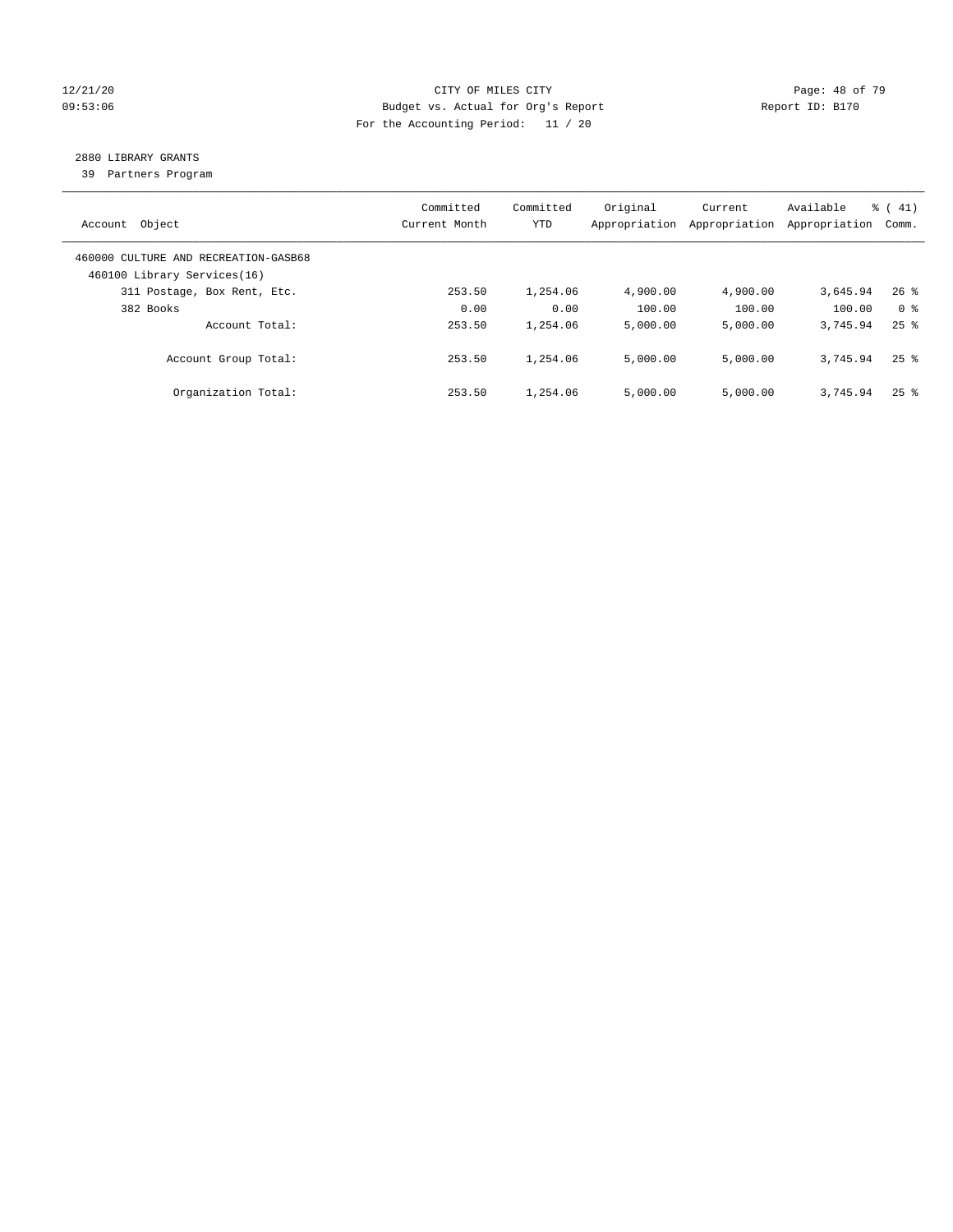12/21/20 CITY OF MILES CITY

09:53:06 Budget vs. Actual for Org's Report Report ID: B170

For the Accounting Period: 11 / 20

## 2880 LIBRARY GRANTS

39 Partners Program

| Account Object | Committed Current Month | Committed YTD | Original Appropriation | Current Appropriation | Available Appropriation | % ( 41) Comm. |
|---|---|---|---|---|---|---|
| 460000 CULTURE AND RECREATION-GASB68 | | | | | | |
| 460100 Library Services(16) | | | | | | |
| 311 Postage, Box Rent, Etc. | 253.50 | 1,254.06 | 4,900.00 | 4,900.00 | 3,645.94 | 26 % |
| 382 Books | 0.00 | 0.00 | 100.00 | 100.00 | 100.00 | 0 % |
| Account Total: | 253.50 | 1,254.06 | 5,000.00 | 5,000.00 | 3,745.94 | 25 % |
| Account Group Total: | 253.50 | 1,254.06 | 5,000.00 | 5,000.00 | 3,745.94 | 25 % |
| Organization Total: | 253.50 | 1,254.06 | 5,000.00 | 5,000.00 | 3,745.94 | 25 % |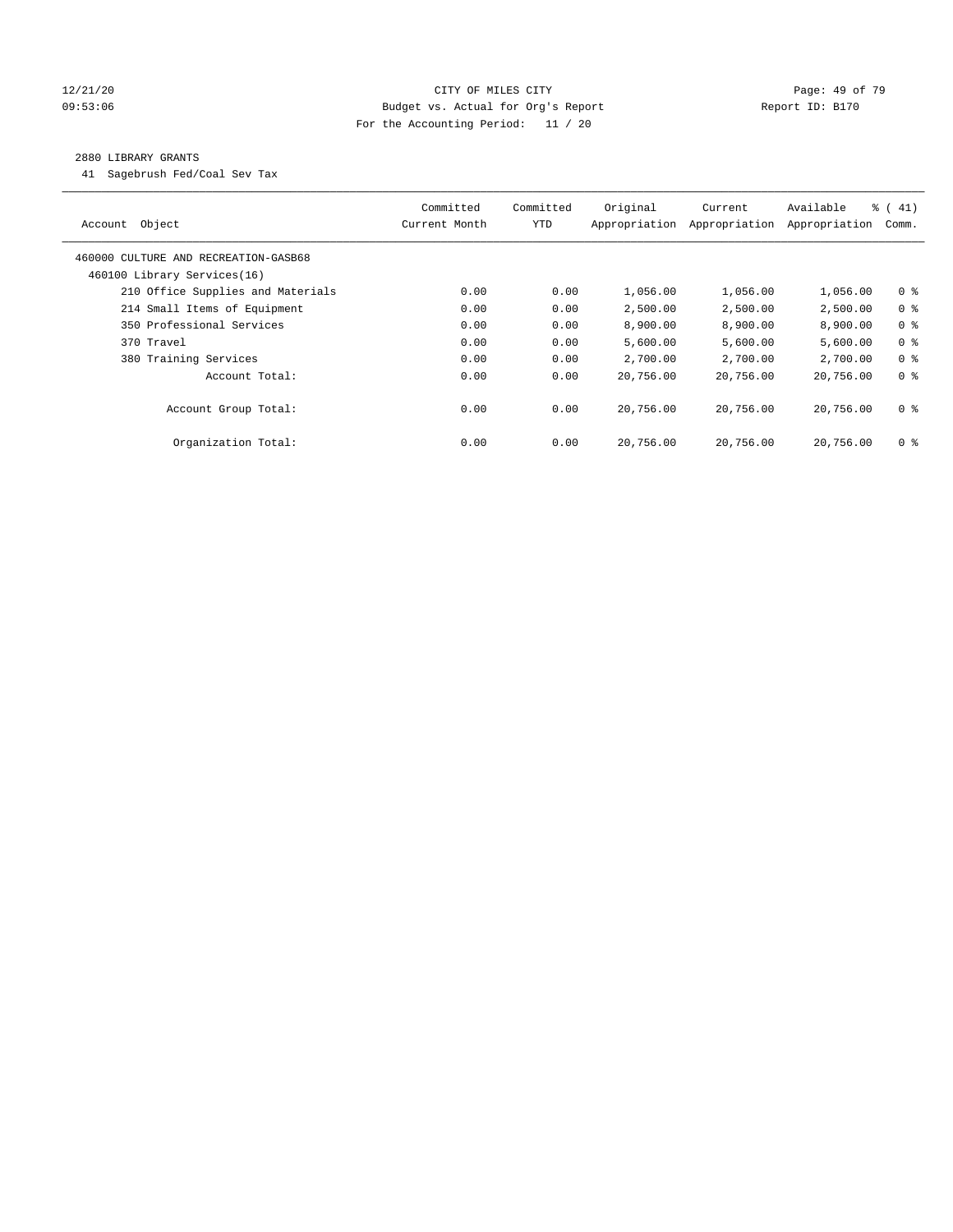CITY OF MILES CITY

Budget vs. Actual for Org's Report

For the Accounting Period: 11 / 20

12/21/20 09:53:06 — Report ID: B170

## 2880 LIBRARY GRANTS

41 Sagebrush Fed/Coal Sev Tax

| Account Object | Committed Current Month | Committed YTD | Original Appropriation | Current Appropriation | Available Appropriation | % ( 41) Comm. |
|---|---|---|---|---|---|---|
| 460000 CULTURE AND RECREATION-GASB68 | | | | | | |
| 460100 Library Services(16) | | | | | | |
| 210 Office Supplies and Materials | 0.00 | 0.00 | 1,056.00 | 1,056.00 | 1,056.00 | 0 % |
| 214 Small Items of Equipment | 0.00 | 0.00 | 2,500.00 | 2,500.00 | 2,500.00 | 0 % |
| 350 Professional Services | 0.00 | 0.00 | 8,900.00 | 8,900.00 | 8,900.00 | 0 % |
| 370 Travel | 0.00 | 0.00 | 5,600.00 | 5,600.00 | 5,600.00 | 0 % |
| 380 Training Services | 0.00 | 0.00 | 2,700.00 | 2,700.00 | 2,700.00 | 0 % |
| Account Total: | 0.00 | 0.00 | 20,756.00 | 20,756.00 | 20,756.00 | 0 % |
| Account Group Total: | 0.00 | 0.00 | 20,756.00 | 20,756.00 | 20,756.00 | 0 % |
| Organization Total: | 0.00 | 0.00 | 20,756.00 | 20,756.00 | 20,756.00 | 0 % |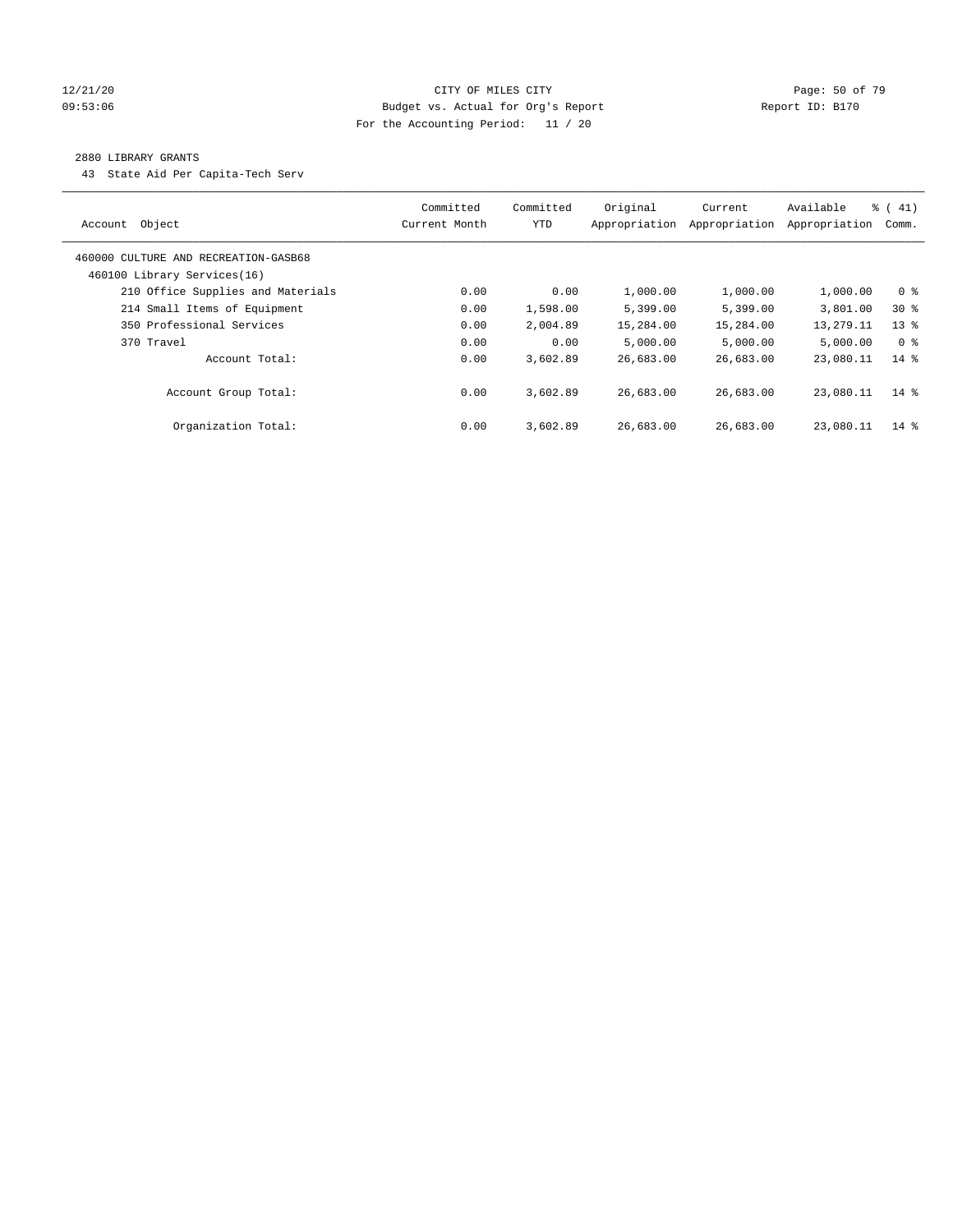CITY OF MILES CITY

Budget vs. Actual for Org's Report

For the Accounting Period: 11 / 20

2880 LIBRARY GRANTS

43 State Aid Per Capita-Tech Serv

| Account Object | Committed Current Month | Committed YTD | Original Appropriation | Current Appropriation | Available Appropriation | % ( 41) Comm. |
|---|---|---|---|---|---|---|
| 460000 CULTURE AND RECREATION-GASB68 | | | | | | |
| 460100 Library Services(16) | | | | | | |
| 210 Office Supplies and Materials | 0.00 | 0.00 | 1,000.00 | 1,000.00 | 1,000.00 | 0 % |
| 214 Small Items of Equipment | 0.00 | 1,598.00 | 5,399.00 | 5,399.00 | 3,801.00 | 30 % |
| 350 Professional Services | 0.00 | 2,004.89 | 15,284.00 | 15,284.00 | 13,279.11 | 13 % |
| 370 Travel | 0.00 | 0.00 | 5,000.00 | 5,000.00 | 5,000.00 | 0 % |
| Account Total: | 0.00 | 3,602.89 | 26,683.00 | 26,683.00 | 23,080.11 | 14 % |
| Account Group Total: | 0.00 | 3,602.89 | 26,683.00 | 26,683.00 | 23,080.11 | 14 % |
| Organization Total: | 0.00 | 3,602.89 | 26,683.00 | 26,683.00 | 23,080.11 | 14 % |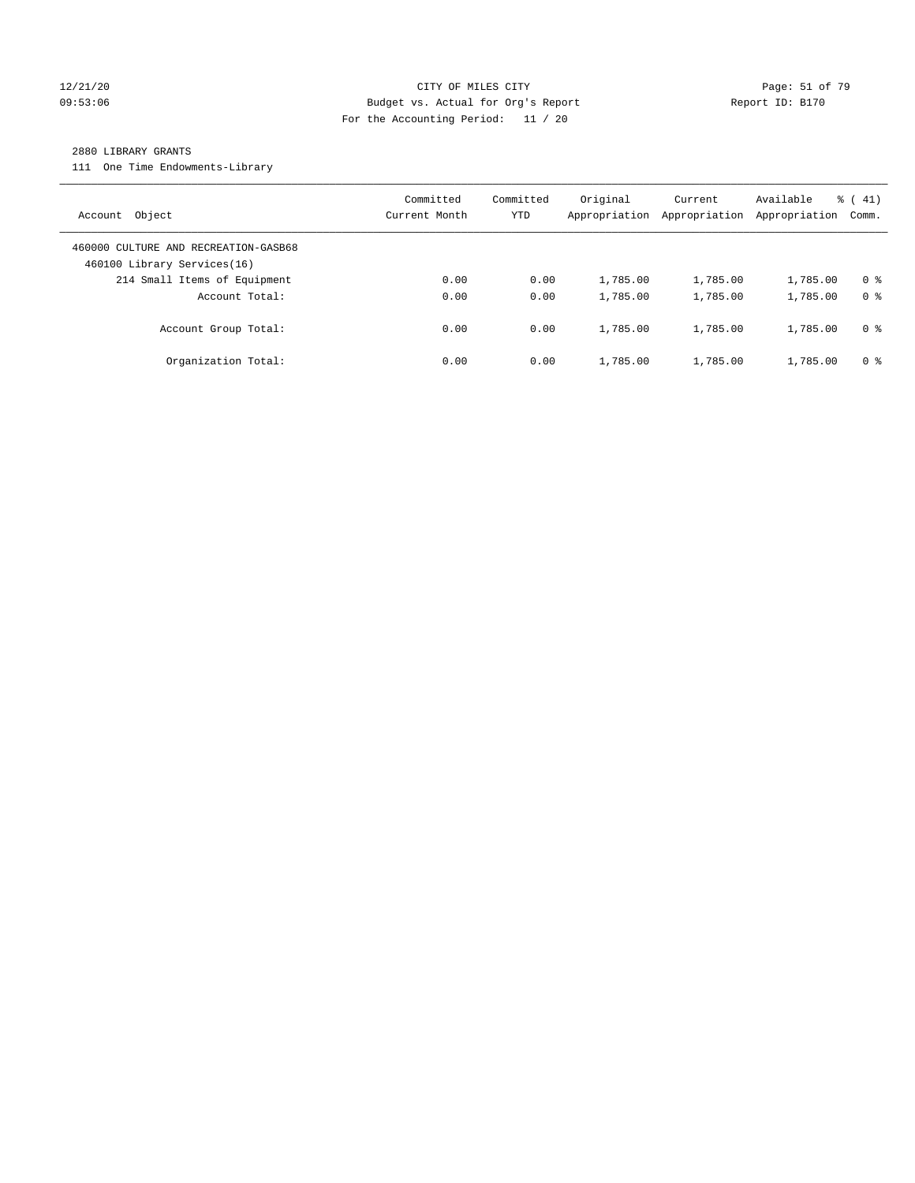CITY OF MILES CITY
Budget vs. Actual for Org's Report
For the Accounting Period: 11 / 20

12/21/20
09:53:06

Report ID: B170

## 2880 LIBRARY GRANTS

111 One Time Endowments-Library

| Account Object | Committed Current Month | Committed YTD | Original Appropriation | Current Appropriation | Available Appropriation | % ( 41) Comm. |
|---|---|---|---|---|---|---|
| 460000 CULTURE AND RECREATION-GASB68 | | | | | | |
| 460100 Library Services(16) | | | | | | |
| 214 Small Items of Equipment | 0.00 | 0.00 | 1,785.00 | 1,785.00 | 1,785.00 | 0 % |
| Account Total: | 0.00 | 0.00 | 1,785.00 | 1,785.00 | 1,785.00 | 0 % |
| Account Group Total: | 0.00 | 0.00 | 1,785.00 | 1,785.00 | 1,785.00 | 0 % |
| Organization Total: | 0.00 | 0.00 | 1,785.00 | 1,785.00 | 1,785.00 | 0 % |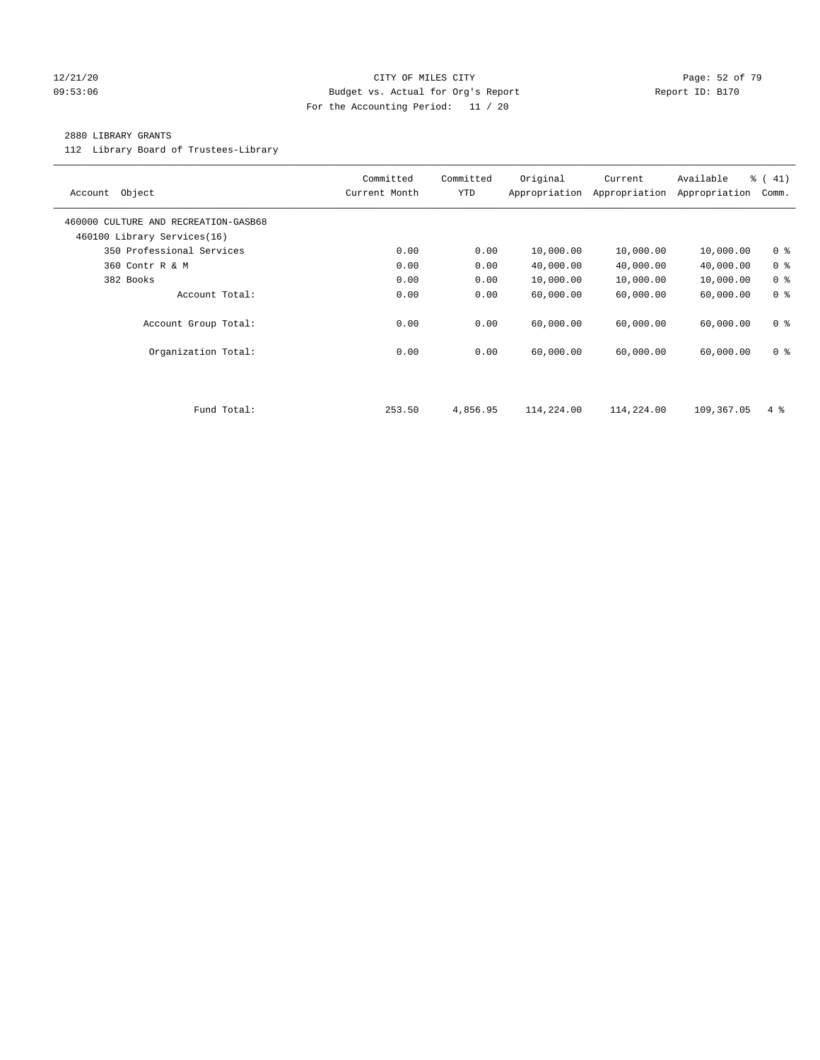CITY OF MILES CITY
Budget vs. Actual for Org's Report
For the Accounting Period: 11 / 20

12/21/20
09:53:06

Report ID: B170

2880 LIBRARY GRANTS

112 Library Board of Trustees-Library

| Account Object | Committed Current Month | Committed YTD | Original Appropriation | Current Appropriation | Available Appropriation | % ( 41) Comm. |
|---|---|---|---|---|---|---|
| 460000 CULTURE AND RECREATION-GASB68 | | | | | | |
| 460100 Library Services(16) | | | | | | |
| 350 Professional Services | 0.00 | 0.00 | 10,000.00 | 10,000.00 | 10,000.00 | 0 % |
| 360 Contr R & M | 0.00 | 0.00 | 40,000.00 | 40,000.00 | 40,000.00 | 0 % |
| 382 Books | 0.00 | 0.00 | 10,000.00 | 10,000.00 | 10,000.00 | 0 % |
| Account Total: | 0.00 | 0.00 | 60,000.00 | 60,000.00 | 60,000.00 | 0 % |
| Account Group Total: | 0.00 | 0.00 | 60,000.00 | 60,000.00 | 60,000.00 | 0 % |
| Organization Total: | 0.00 | 0.00 | 60,000.00 | 60,000.00 | 60,000.00 | 0 % |
| Fund Total: | 253.50 | 4,856.95 | 114,224.00 | 114,224.00 | 109,367.05 | 4 % |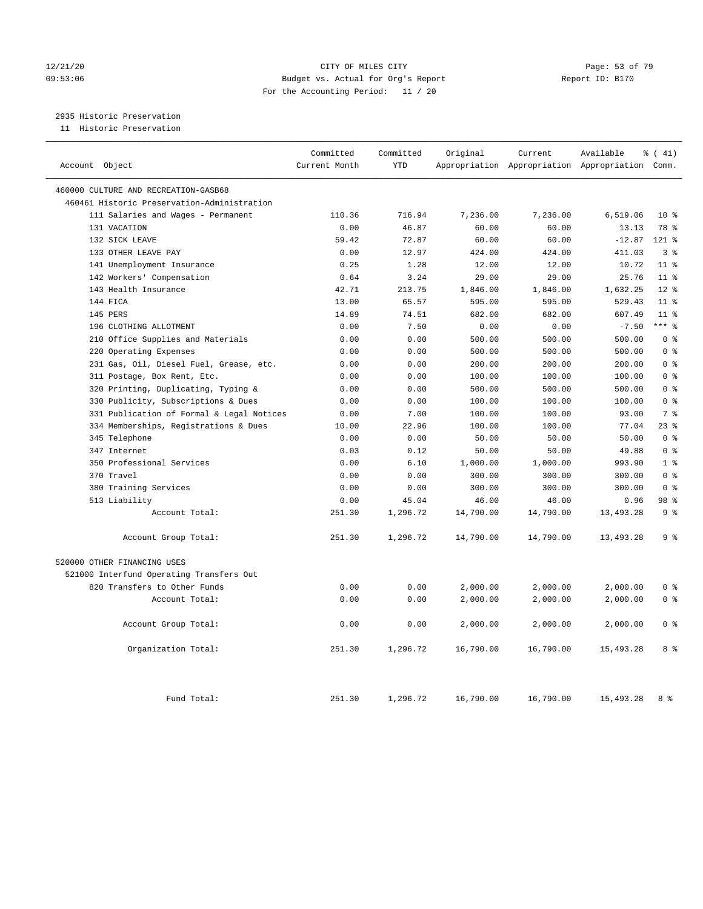12/21/20 CITY OF MILES CITY
09:53:06 Budget vs. Actual for Org's Report Report ID: B170
For the Accounting Period: 11 / 20

2935 Historic Preservation
11 Historic Preservation

| Account Object | Committed Current Month | Committed YTD | Original Appropriation | Current Appropriation | Available Appropriation | % ( 41) Comm. |
|---|---|---|---|---|---|---|
| 460000 CULTURE AND RECREATION-GASB68 | | | | | | |
| 460461 Historic Preservation-Administration | | | | | | |
| 111 Salaries and Wages - Permanent | 110.36 | 716.94 | 7,236.00 | 7,236.00 | 6,519.06 | 10 % |
| 131 VACATION | 0.00 | 46.87 | 60.00 | 60.00 | 13.13 | 78 % |
| 132 SICK LEAVE | 59.42 | 72.87 | 60.00 | 60.00 | -12.87 | 121 % |
| 133 OTHER LEAVE PAY | 0.00 | 12.97 | 424.00 | 424.00 | 411.03 | 3 % |
| 141 Unemployment Insurance | 0.25 | 1.28 | 12.00 | 12.00 | 10.72 | 11 % |
| 142 Workers' Compensation | 0.64 | 3.24 | 29.00 | 29.00 | 25.76 | 11 % |
| 143 Health Insurance | 42.71 | 213.75 | 1,846.00 | 1,846.00 | 1,632.25 | 12 % |
| 144 FICA | 13.00 | 65.57 | 595.00 | 595.00 | 529.43 | 11 % |
| 145 PERS | 14.89 | 74.51 | 682.00 | 682.00 | 607.49 | 11 % |
| 196 CLOTHING ALLOTMENT | 0.00 | 7.50 | 0.00 | 0.00 | -7.50 | *** % |
| 210 Office Supplies and Materials | 0.00 | 0.00 | 500.00 | 500.00 | 500.00 | 0 % |
| 220 Operating Expenses | 0.00 | 0.00 | 500.00 | 500.00 | 500.00 | 0 % |
| 231 Gas, Oil, Diesel Fuel, Grease, etc. | 0.00 | 0.00 | 200.00 | 200.00 | 200.00 | 0 % |
| 311 Postage, Box Rent, Etc. | 0.00 | 0.00 | 100.00 | 100.00 | 100.00 | 0 % |
| 320 Printing, Duplicating, Typing & | 0.00 | 0.00 | 500.00 | 500.00 | 500.00 | 0 % |
| 330 Publicity, Subscriptions & Dues | 0.00 | 0.00 | 100.00 | 100.00 | 100.00 | 0 % |
| 331 Publication of Formal & Legal Notices | 0.00 | 7.00 | 100.00 | 100.00 | 93.00 | 7 % |
| 334 Memberships, Registrations & Dues | 10.00 | 22.96 | 100.00 | 100.00 | 77.04 | 23 % |
| 345 Telephone | 0.00 | 0.00 | 50.00 | 50.00 | 50.00 | 0 % |
| 347 Internet | 0.03 | 0.12 | 50.00 | 50.00 | 49.88 | 0 % |
| 350 Professional Services | 0.00 | 6.10 | 1,000.00 | 1,000.00 | 993.90 | 1 % |
| 370 Travel | 0.00 | 0.00 | 300.00 | 300.00 | 300.00 | 0 % |
| 380 Training Services | 0.00 | 0.00 | 300.00 | 300.00 | 300.00 | 0 % |
| 513 Liability | 0.00 | 45.04 | 46.00 | 46.00 | 0.96 | 98 % |
| Account Total: | 251.30 | 1,296.72 | 14,790.00 | 14,790.00 | 13,493.28 | 9 % |
| Account Group Total: | 251.30 | 1,296.72 | 14,790.00 | 14,790.00 | 13,493.28 | 9 % |
| 520000 OTHER FINANCING USES | | | | | | |
| 521000 Interfund Operating Transfers Out | | | | | | |
| 820 Transfers to Other Funds | 0.00 | 0.00 | 2,000.00 | 2,000.00 | 2,000.00 | 0 % |
| Account Total: | 0.00 | 0.00 | 2,000.00 | 2,000.00 | 2,000.00 | 0 % |
| Account Group Total: | 0.00 | 0.00 | 2,000.00 | 2,000.00 | 2,000.00 | 0 % |
| Organization Total: | 251.30 | 1,296.72 | 16,790.00 | 16,790.00 | 15,493.28 | 8 % |
| Fund Total: | 251.30 | 1,296.72 | 16,790.00 | 16,790.00 | 15,493.28 | 8 % |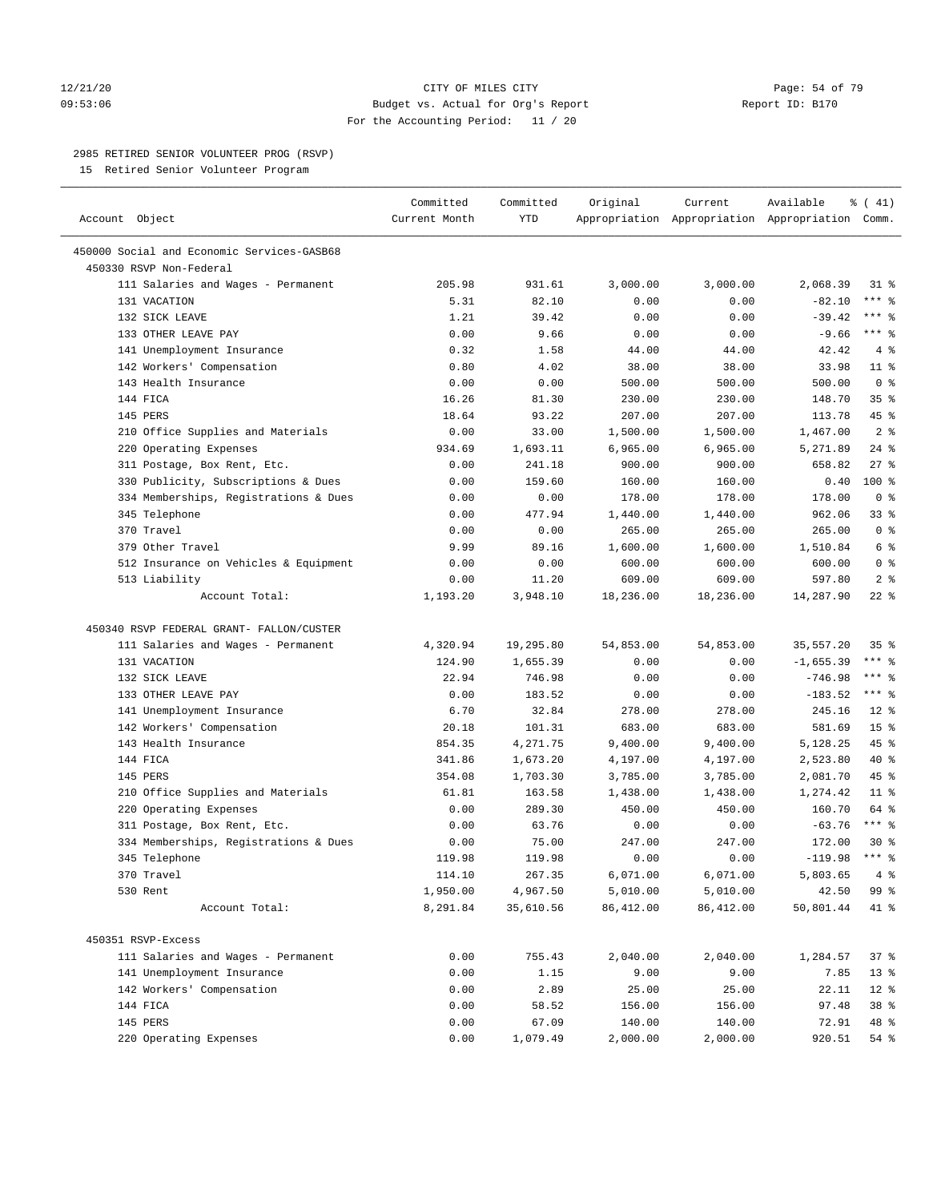CITY OF MILES CITY
Budget vs. Actual for Org's Report
For the Accounting Period: 11 / 20

12/21/20
09:53:06
Report ID: B170

2985 RETIRED SENIOR VOLUNTEER PROG (RSVP)
15 Retired Senior Volunteer Program

| Account Object | Committed Current Month | Committed YTD | Original Appropriation | Current Appropriation | Available Appropriation | % ( 41) Comm. |
|---|---|---|---|---|---|---|
| 450000 Social and Economic Services-GASB68 | | | | | | |
| 450330 RSVP Non-Federal | | | | | | |
| 111 Salaries and Wages - Permanent | 205.98 | 931.61 | 3,000.00 | 3,000.00 | 2,068.39 | 31 % |
| 131 VACATION | 5.31 | 82.10 | 0.00 | 0.00 | -82.10 | *** % |
| 132 SICK LEAVE | 1.21 | 39.42 | 0.00 | 0.00 | -39.42 | *** % |
| 133 OTHER LEAVE PAY | 0.00 | 9.66 | 0.00 | 0.00 | -9.66 | *** % |
| 141 Unemployment Insurance | 0.32 | 1.58 | 44.00 | 44.00 | 42.42 | 4 % |
| 142 Workers' Compensation | 0.80 | 4.02 | 38.00 | 38.00 | 33.98 | 11 % |
| 143 Health Insurance | 0.00 | 0.00 | 500.00 | 500.00 | 500.00 | 0 % |
| 144 FICA | 16.26 | 81.30 | 230.00 | 230.00 | 148.70 | 35 % |
| 145 PERS | 18.64 | 93.22 | 207.00 | 207.00 | 113.78 | 45 % |
| 210 Office Supplies and Materials | 0.00 | 33.00 | 1,500.00 | 1,500.00 | 1,467.00 | 2 % |
| 220 Operating Expenses | 934.69 | 1,693.11 | 6,965.00 | 6,965.00 | 5,271.89 | 24 % |
| 311 Postage, Box Rent, Etc. | 0.00 | 241.18 | 900.00 | 900.00 | 658.82 | 27 % |
| 330 Publicity, Subscriptions & Dues | 0.00 | 159.60 | 160.00 | 160.00 | 0.40 | 100 % |
| 334 Memberships, Registrations & Dues | 0.00 | 0.00 | 178.00 | 178.00 | 178.00 | 0 % |
| 345 Telephone | 0.00 | 477.94 | 1,440.00 | 1,440.00 | 962.06 | 33 % |
| 370 Travel | 0.00 | 0.00 | 265.00 | 265.00 | 265.00 | 0 % |
| 379 Other Travel | 9.99 | 89.16 | 1,600.00 | 1,600.00 | 1,510.84 | 6 % |
| 512 Insurance on Vehicles & Equipment | 0.00 | 0.00 | 600.00 | 600.00 | 600.00 | 0 % |
| 513 Liability | 0.00 | 11.20 | 609.00 | 609.00 | 597.80 | 2 % |
| Account Total: | 1,193.20 | 3,948.10 | 18,236.00 | 18,236.00 | 14,287.90 | 22 % |
| 450340 RSVP FEDERAL GRANT- FALLON/CUSTER | | | | | | |
| 111 Salaries and Wages - Permanent | 4,320.94 | 19,295.80 | 54,853.00 | 54,853.00 | 35,557.20 | 35 % |
| 131 VACATION | 124.90 | 1,655.39 | 0.00 | 0.00 | -1,655.39 | *** % |
| 132 SICK LEAVE | 22.94 | 746.98 | 0.00 | 0.00 | -746.98 | *** % |
| 133 OTHER LEAVE PAY | 0.00 | 183.52 | 0.00 | 0.00 | -183.52 | *** % |
| 141 Unemployment Insurance | 6.70 | 32.84 | 278.00 | 278.00 | 245.16 | 12 % |
| 142 Workers' Compensation | 20.18 | 101.31 | 683.00 | 683.00 | 581.69 | 15 % |
| 143 Health Insurance | 854.35 | 4,271.75 | 9,400.00 | 9,400.00 | 5,128.25 | 45 % |
| 144 FICA | 341.86 | 1,673.20 | 4,197.00 | 4,197.00 | 2,523.80 | 40 % |
| 145 PERS | 354.08 | 1,703.30 | 3,785.00 | 3,785.00 | 2,081.70 | 45 % |
| 210 Office Supplies and Materials | 61.81 | 163.58 | 1,438.00 | 1,438.00 | 1,274.42 | 11 % |
| 220 Operating Expenses | 0.00 | 289.30 | 450.00 | 450.00 | 160.70 | 64 % |
| 311 Postage, Box Rent, Etc. | 0.00 | 63.76 | 0.00 | 0.00 | -63.76 | *** % |
| 334 Memberships, Registrations & Dues | 0.00 | 75.00 | 247.00 | 247.00 | 172.00 | 30 % |
| 345 Telephone | 119.98 | 119.98 | 0.00 | 0.00 | -119.98 | *** % |
| 370 Travel | 114.10 | 267.35 | 6,071.00 | 6,071.00 | 5,803.65 | 4 % |
| 530 Rent | 1,950.00 | 4,967.50 | 5,010.00 | 5,010.00 | 42.50 | 99 % |
| Account Total: | 8,291.84 | 35,610.56 | 86,412.00 | 86,412.00 | 50,801.44 | 41 % |
| 450351 RSVP-Excess | | | | | | |
| 111 Salaries and Wages - Permanent | 0.00 | 755.43 | 2,040.00 | 2,040.00 | 1,284.57 | 37 % |
| 141 Unemployment Insurance | 0.00 | 1.15 | 9.00 | 9.00 | 7.85 | 13 % |
| 142 Workers' Compensation | 0.00 | 2.89 | 25.00 | 25.00 | 22.11 | 12 % |
| 144 FICA | 0.00 | 58.52 | 156.00 | 156.00 | 97.48 | 38 % |
| 145 PERS | 0.00 | 67.09 | 140.00 | 140.00 | 72.91 | 48 % |
| 220 Operating Expenses | 0.00 | 1,079.49 | 2,000.00 | 2,000.00 | 920.51 | 54 % |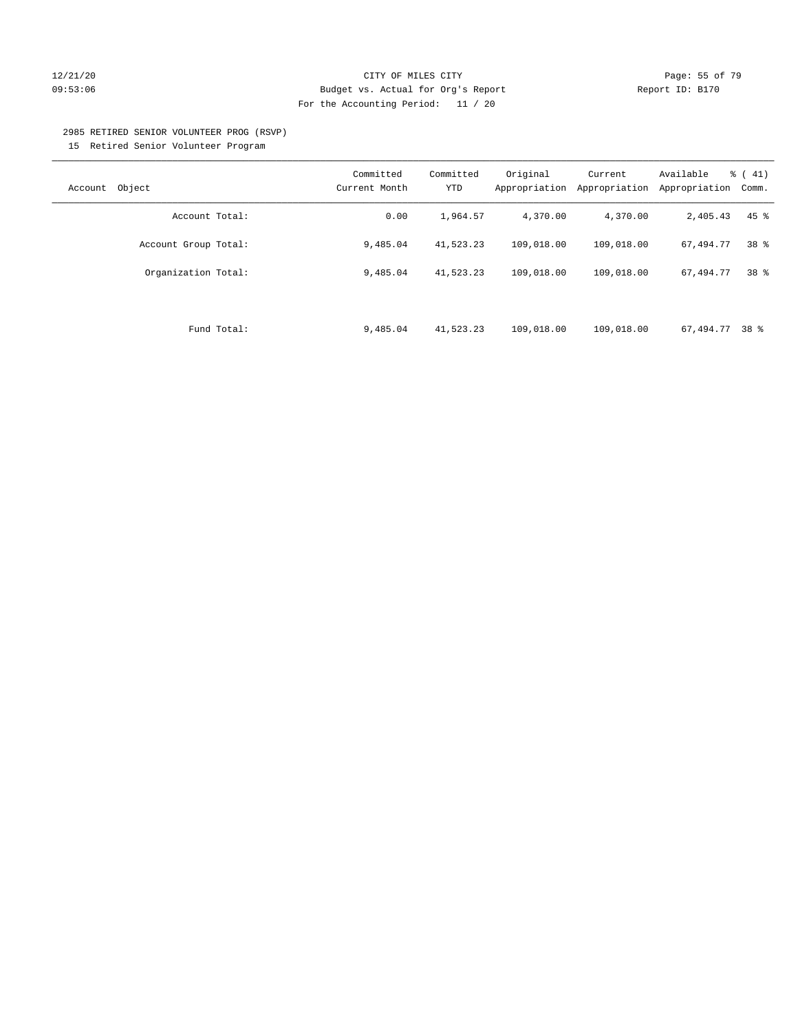CITY OF MILES CITY

Budget vs. Actual for Org's Report

For the Accounting Period: 11 / 20

2985 RETIRED SENIOR VOLUNTEER PROG (RSVP)

15 Retired Senior Volunteer Program

| Account Object | Committed Current Month | Committed YTD | Original Appropriation | Current Appropriation | Available Appropriation | % ( 41) Comm. |
|---|---|---|---|---|---|---|
| Account Total: | 0.00 | 1,964.57 | 4,370.00 | 4,370.00 | 2,405.43 | 45 % |
| Account Group Total: | 9,485.04 | 41,523.23 | 109,018.00 | 109,018.00 | 67,494.77 | 38 % |
| Organization Total: | 9,485.04 | 41,523.23 | 109,018.00 | 109,018.00 | 67,494.77 | 38 % |
| Fund Total: | 9,485.04 | 41,523.23 | 109,018.00 | 109,018.00 | 67,494.77 | 38 % |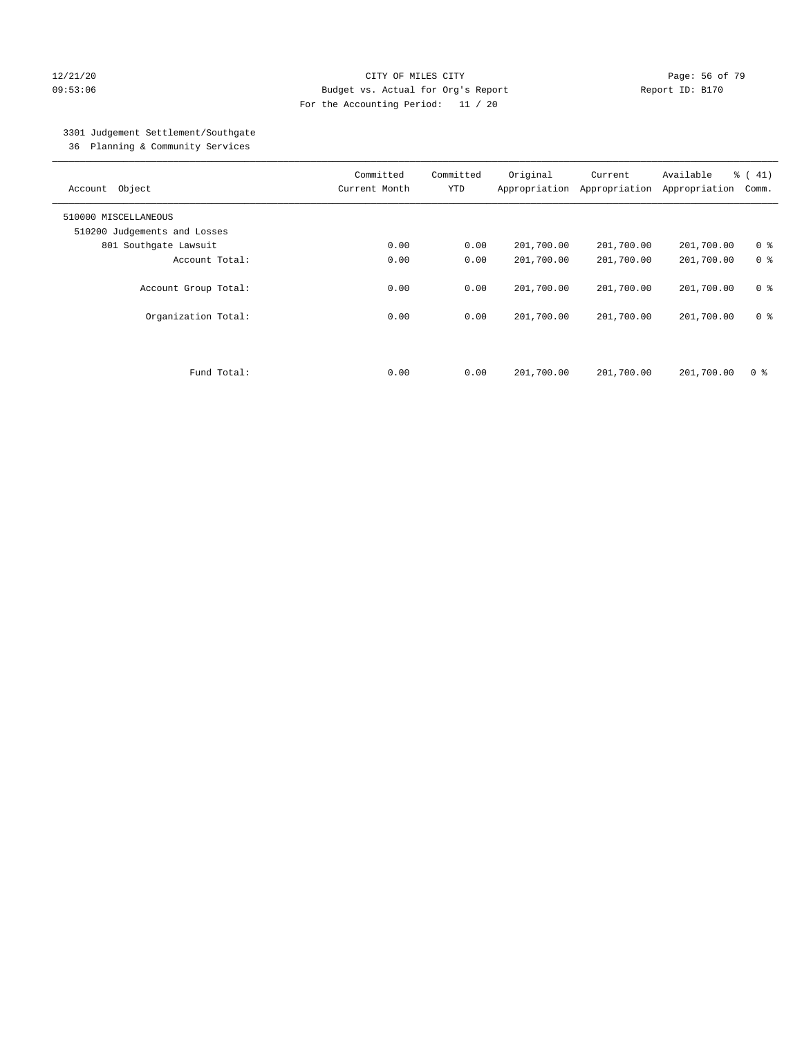CITY OF MILES CITY
Budget vs. Actual for Org's Report
For the Accounting Period: 11 / 20

12/21/20
09:53:06

Report ID: B170

3301 Judgement Settlement/Southgate
36 Planning & Community Services

| Account Object | Committed Current Month | Committed YTD | Original Appropriation | Current Appropriation | Available Appropriation | % ( 41) Comm. |
|---|---|---|---|---|---|---|
| 510000 MISCELLANEOUS | | | | | | |
| 510200 Judgements and Losses | | | | | | |
| 801 Southgate Lawsuit | 0.00 | 0.00 | 201,700.00 | 201,700.00 | 201,700.00 | 0 % |
| Account Total: | 0.00 | 0.00 | 201,700.00 | 201,700.00 | 201,700.00 | 0 % |
| Account Group Total: | 0.00 | 0.00 | 201,700.00 | 201,700.00 | 201,700.00 | 0 % |
| Organization Total: | 0.00 | 0.00 | 201,700.00 | 201,700.00 | 201,700.00 | 0 % |
| Fund Total: | 0.00 | 0.00 | 201,700.00 | 201,700.00 | 201,700.00 | 0 % |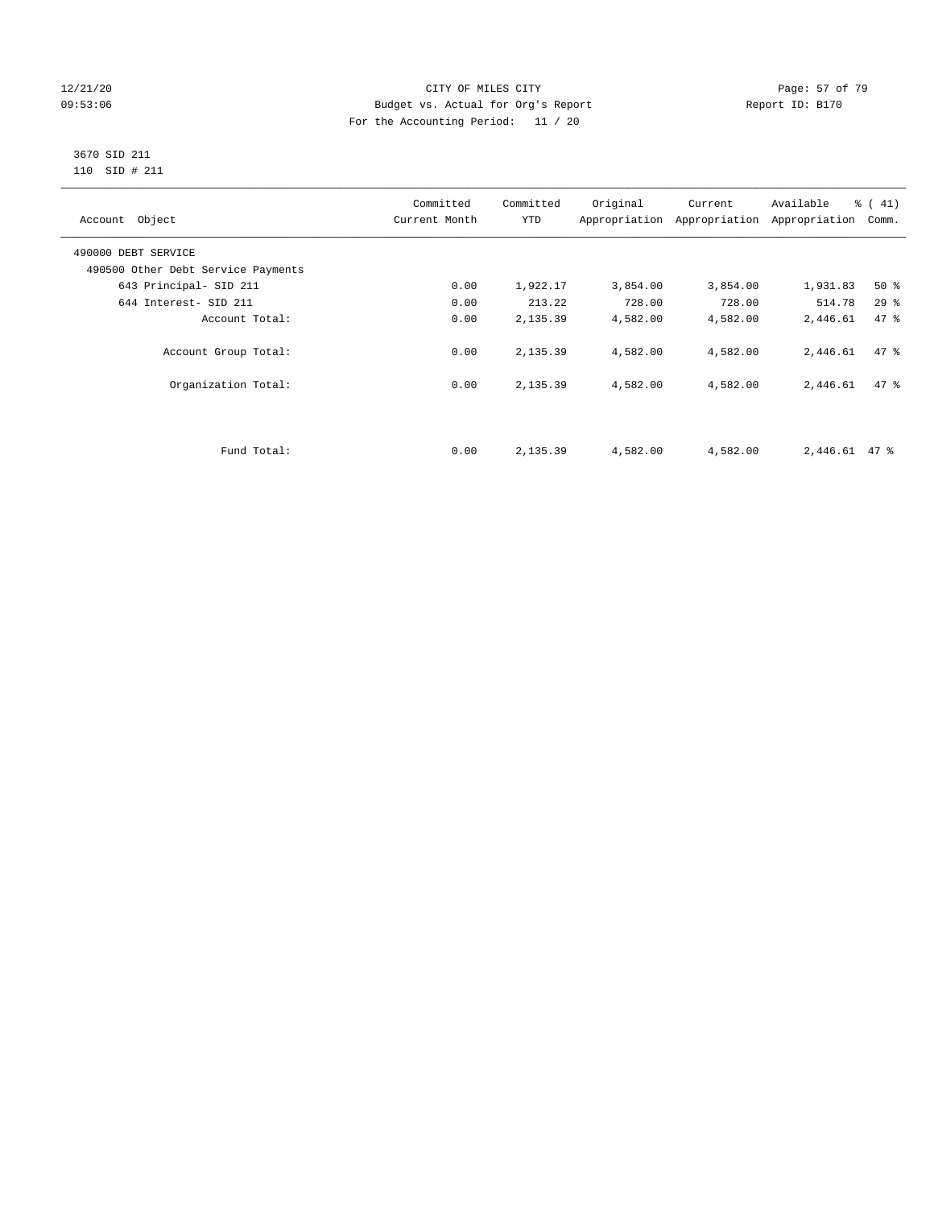CITY OF MILES CITY
Budget vs. Actual for Org's Report
For the Accounting Period: 11 / 20

12/21/20
09:53:06

Report ID: B170

3670 SID 211
110 SID # 211

| Account Object | Committed Current Month | Committed YTD | Original Appropriation | Current Appropriation | Available Appropriation | % ( 41) Comm. |
|---|---|---|---|---|---|---|
| 490000 DEBT SERVICE | | | | | | |
| 490500 Other Debt Service Payments | | | | | | |
| 643 Principal- SID 211 | 0.00 | 1,922.17 | 3,854.00 | 3,854.00 | 1,931.83 | 50 % |
| 644 Interest- SID 211 | 0.00 | 213.22 | 728.00 | 728.00 | 514.78 | 29 % |
| Account Total: | 0.00 | 2,135.39 | 4,582.00 | 4,582.00 | 2,446.61 | 47 % |
| Account Group Total: | 0.00 | 2,135.39 | 4,582.00 | 4,582.00 | 2,446.61 | 47 % |
| Organization Total: | 0.00 | 2,135.39 | 4,582.00 | 4,582.00 | 2,446.61 | 47 % |
| Fund Total: | 0.00 | 2,135.39 | 4,582.00 | 4,582.00 | 2,446.61 | 47 % |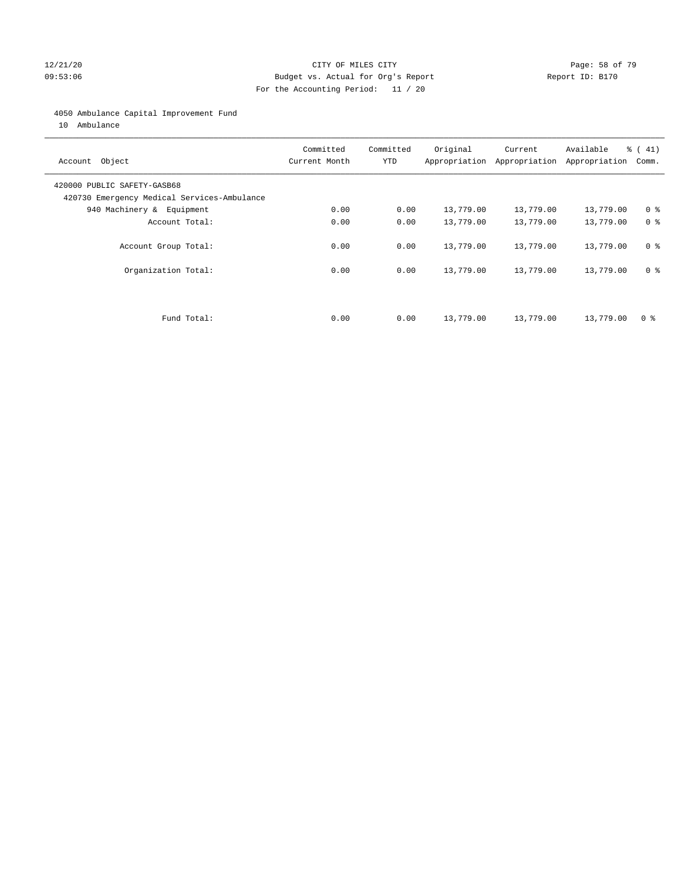4050 Ambulance Capital Improvement Fund

10 Ambulance

| Account Object | Committed Current Month | Committed YTD | Original Appropriation | Current Appropriation | Available Appropriation | % ( 41) Comm. |
|---|---|---|---|---|---|---|
| 420000 PUBLIC SAFETY-GASB68 | | | | | | |
| 420730 Emergency Medical Services-Ambulance | | | | | | |
| 940 Machinery & Equipment | 0.00 | 0.00 | 13,779.00 | 13,779.00 | 13,779.00 | 0 % |
| Account Total: | 0.00 | 0.00 | 13,779.00 | 13,779.00 | 13,779.00 | 0 % |
| Account Group Total: | 0.00 | 0.00 | 13,779.00 | 13,779.00 | 13,779.00 | 0 % |
| Organization Total: | 0.00 | 0.00 | 13,779.00 | 13,779.00 | 13,779.00 | 0 % |
| Fund Total: | 0.00 | 0.00 | 13,779.00 | 13,779.00 | 13,779.00 | 0 % |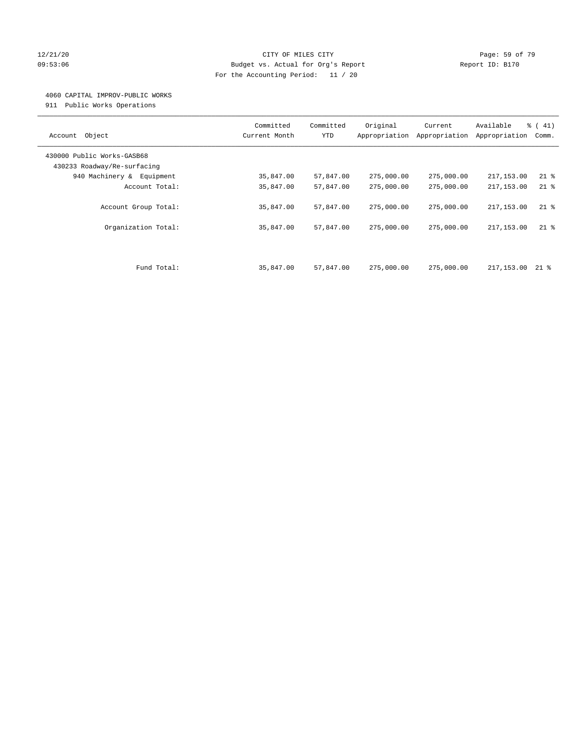CITY OF MILES CITY

Budget vs. Actual for Org's Report

For the Accounting Period: 11 / 20

12/21/20 09:53:06 — Report ID: B170

## 4060 CAPITAL IMPROV-PUBLIC WORKS

911 Public Works Operations

| Account Object | Committed Current Month | Committed YTD | Original Appropriation | Current Appropriation | Available Appropriation | % ( 41) Comm. |
|---|---|---|---|---|---|---|
| 430000 Public Works-GASB68 | | | | | | |
| 430233 Roadway/Re-surfacing | | | | | | |
| 940 Machinery & Equipment | 35,847.00 | 57,847.00 | 275,000.00 | 275,000.00 | 217,153.00 | 21 % |
| Account Total: | 35,847.00 | 57,847.00 | 275,000.00 | 275,000.00 | 217,153.00 | 21 % |
| Account Group Total: | 35,847.00 | 57,847.00 | 275,000.00 | 275,000.00 | 217,153.00 | 21 % |
| Organization Total: | 35,847.00 | 57,847.00 | 275,000.00 | 275,000.00 | 217,153.00 | 21 % |
| Fund Total: | 35,847.00 | 57,847.00 | 275,000.00 | 275,000.00 | 217,153.00 | 21 % |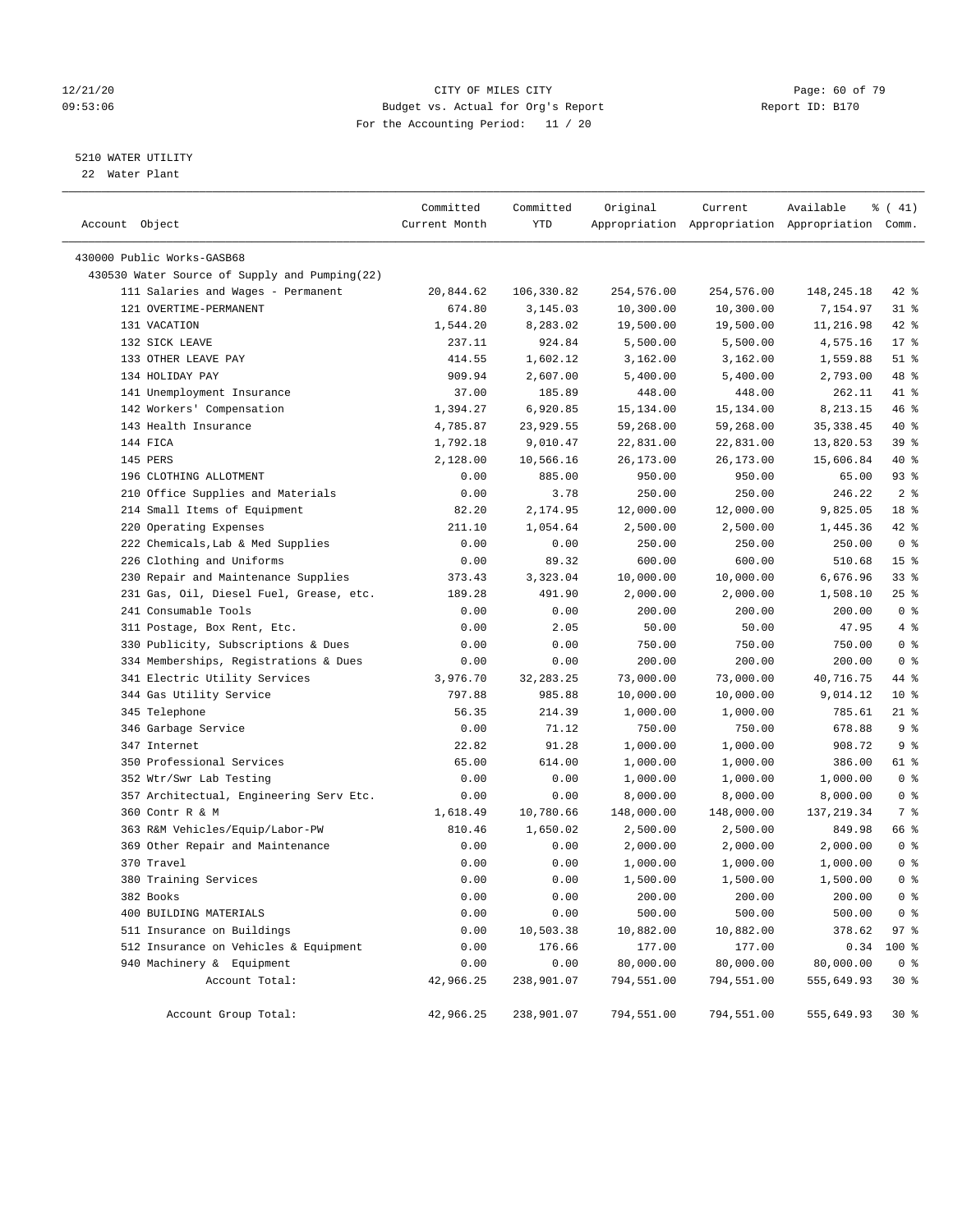12/21/20 CITY OF MILES CITY
09:53:06 Budget vs. Actual for Org's Report Report ID: B170
For the Accounting Period: 11 / 20

5210 WATER UTILITY
22 Water Plant

| Account Object | Committed Current Month | Committed YTD | Original Appropriation | Current Appropriation | Available Appropriation | % ( 41) Comm. |
|---|---|---|---|---|---|---|
| 430000 Public Works-GASB68 | | | | | | |
| 430530 Water Source of Supply and Pumping(22) | | | | | | |
| 111 Salaries and Wages - Permanent | 20,844.62 | 106,330.82 | 254,576.00 | 254,576.00 | 148,245.18 | 42 % |
| 121 OVERTIME-PERMANENT | 674.80 | 3,145.03 | 10,300.00 | 10,300.00 | 7,154.97 | 31 % |
| 131 VACATION | 1,544.20 | 8,283.02 | 19,500.00 | 19,500.00 | 11,216.98 | 42 % |
| 132 SICK LEAVE | 237.11 | 924.84 | 5,500.00 | 5,500.00 | 4,575.16 | 17 % |
| 133 OTHER LEAVE PAY | 414.55 | 1,602.12 | 3,162.00 | 3,162.00 | 1,559.88 | 51 % |
| 134 HOLIDAY PAY | 909.94 | 2,607.00 | 5,400.00 | 5,400.00 | 2,793.00 | 48 % |
| 141 Unemployment Insurance | 37.00 | 185.89 | 448.00 | 448.00 | 262.11 | 41 % |
| 142 Workers' Compensation | 1,394.27 | 6,920.85 | 15,134.00 | 15,134.00 | 8,213.15 | 46 % |
| 143 Health Insurance | 4,785.87 | 23,929.55 | 59,268.00 | 59,268.00 | 35,338.45 | 40 % |
| 144 FICA | 1,792.18 | 9,010.47 | 22,831.00 | 22,831.00 | 13,820.53 | 39 % |
| 145 PERS | 2,128.00 | 10,566.16 | 26,173.00 | 26,173.00 | 15,606.84 | 40 % |
| 196 CLOTHING ALLOTMENT | 0.00 | 885.00 | 950.00 | 950.00 | 65.00 | 93 % |
| 210 Office Supplies and Materials | 0.00 | 3.78 | 250.00 | 250.00 | 246.22 | 2 % |
| 214 Small Items of Equipment | 82.20 | 2,174.95 | 12,000.00 | 12,000.00 | 9,825.05 | 18 % |
| 220 Operating Expenses | 211.10 | 1,054.64 | 2,500.00 | 2,500.00 | 1,445.36 | 42 % |
| 222 Chemicals,Lab & Med Supplies | 0.00 | 0.00 | 250.00 | 250.00 | 250.00 | 0 % |
| 226 Clothing and Uniforms | 0.00 | 89.32 | 600.00 | 600.00 | 510.68 | 15 % |
| 230 Repair and Maintenance Supplies | 373.43 | 3,323.04 | 10,000.00 | 10,000.00 | 6,676.96 | 33 % |
| 231 Gas, Oil, Diesel Fuel, Grease, etc. | 189.28 | 491.90 | 2,000.00 | 2,000.00 | 1,508.10 | 25 % |
| 241 Consumable Tools | 0.00 | 0.00 | 200.00 | 200.00 | 200.00 | 0 % |
| 311 Postage, Box Rent, Etc. | 0.00 | 2.05 | 50.00 | 50.00 | 47.95 | 4 % |
| 330 Publicity, Subscriptions & Dues | 0.00 | 0.00 | 750.00 | 750.00 | 750.00 | 0 % |
| 334 Memberships, Registrations & Dues | 0.00 | 0.00 | 200.00 | 200.00 | 200.00 | 0 % |
| 341 Electric Utility Services | 3,976.70 | 32,283.25 | 73,000.00 | 73,000.00 | 40,716.75 | 44 % |
| 344 Gas Utility Service | 797.88 | 985.88 | 10,000.00 | 10,000.00 | 9,014.12 | 10 % |
| 345 Telephone | 56.35 | 214.39 | 1,000.00 | 1,000.00 | 785.61 | 21 % |
| 346 Garbage Service | 0.00 | 71.12 | 750.00 | 750.00 | 678.88 | 9 % |
| 347 Internet | 22.82 | 91.28 | 1,000.00 | 1,000.00 | 908.72 | 9 % |
| 350 Professional Services | 65.00 | 614.00 | 1,000.00 | 1,000.00 | 386.00 | 61 % |
| 352 Wtr/Swr Lab Testing | 0.00 | 0.00 | 1,000.00 | 1,000.00 | 1,000.00 | 0 % |
| 357 Architectual, Engineering Serv Etc. | 0.00 | 0.00 | 8,000.00 | 8,000.00 | 8,000.00 | 0 % |
| 360 Contr R & M | 1,618.49 | 10,780.66 | 148,000.00 | 148,000.00 | 137,219.34 | 7 % |
| 363 R&M Vehicles/Equip/Labor-PW | 810.46 | 1,650.02 | 2,500.00 | 2,500.00 | 849.98 | 66 % |
| 369 Other Repair and Maintenance | 0.00 | 0.00 | 2,000.00 | 2,000.00 | 2,000.00 | 0 % |
| 370 Travel | 0.00 | 0.00 | 1,000.00 | 1,000.00 | 1,000.00 | 0 % |
| 380 Training Services | 0.00 | 0.00 | 1,500.00 | 1,500.00 | 1,500.00 | 0 % |
| 382 Books | 0.00 | 0.00 | 200.00 | 200.00 | 200.00 | 0 % |
| 400 BUILDING MATERIALS | 0.00 | 0.00 | 500.00 | 500.00 | 500.00 | 0 % |
| 511 Insurance on Buildings | 0.00 | 10,503.38 | 10,882.00 | 10,882.00 | 378.62 | 97 % |
| 512 Insurance on Vehicles & Equipment | 0.00 | 176.66 | 177.00 | 177.00 | 0.34 | 100 % |
| 940 Machinery & Equipment | 0.00 | 0.00 | 80,000.00 | 80,000.00 | 80,000.00 | 0 % |
| Account Total: | 42,966.25 | 238,901.07 | 794,551.00 | 794,551.00 | 555,649.93 | 30 % |
| Account Group Total: | 42,966.25 | 238,901.07 | 794,551.00 | 794,551.00 | 555,649.93 | 30 % |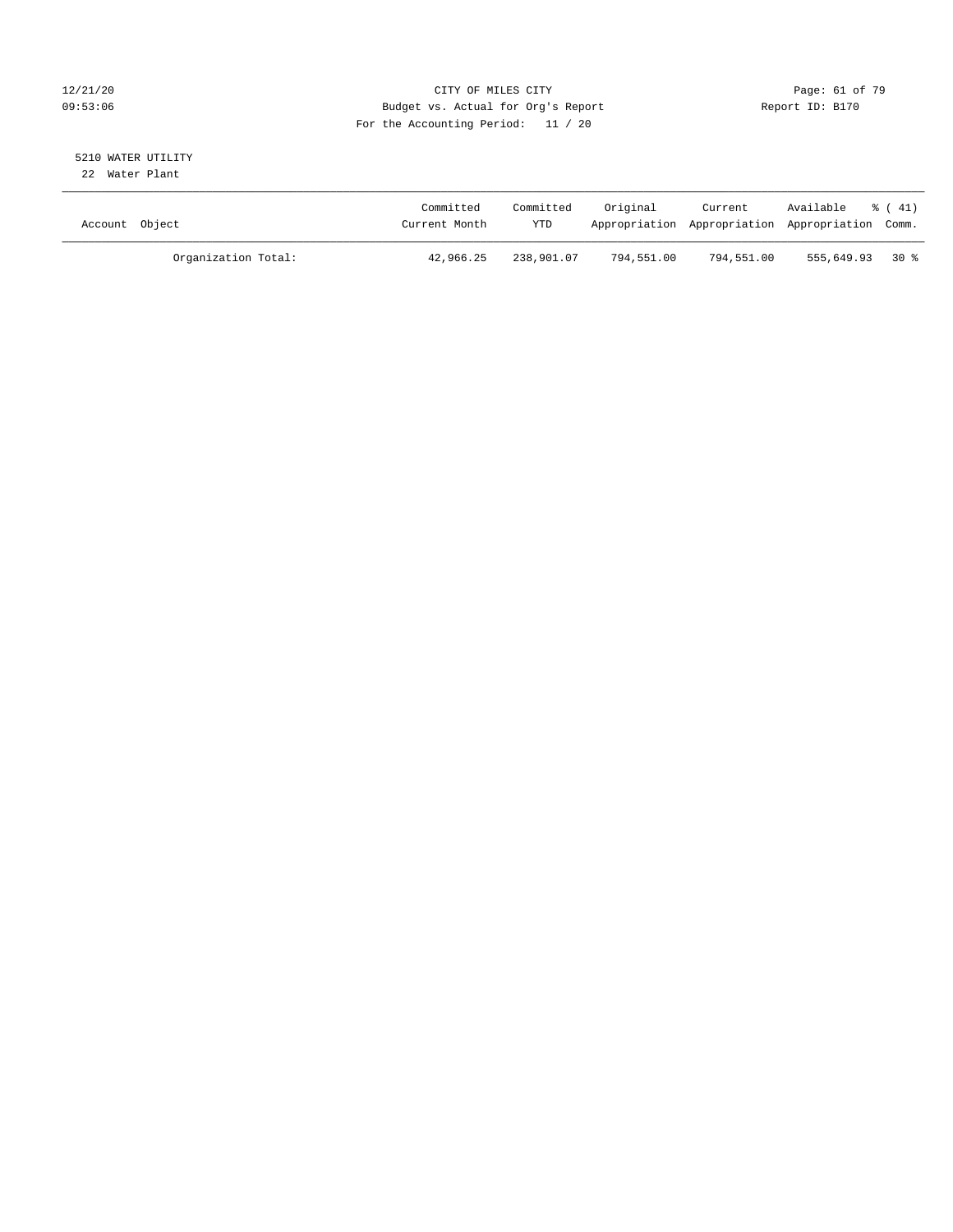CITY OF MILES CITY

Budget vs. Actual for Org's Report

For the Accounting Period: 11 / 20

12/21/20
09:53:06

Report ID: B170

5210 WATER UTILITY

22 Water Plant

| Account Object | Committed Current Month | Committed YTD | Original Appropriation | Current Appropriation | Available Appropriation | % ( 41) Comm. |
|---|---|---|---|---|---|---|
| Organization Total: | 42,966.25 | 238,901.07 | 794,551.00 | 794,551.00 | 555,649.93 | 30 % |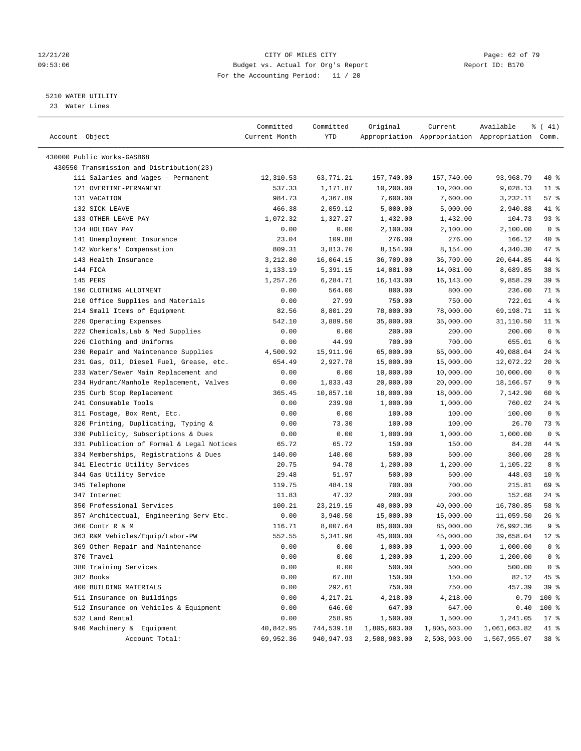12/21/20 CITY OF MILES CITY
09:53:06 Budget vs. Actual for Org's Report Report ID: B170
For the Accounting Period: 11 / 20

5210 WATER UTILITY
23 Water Lines

| Account Object | Committed Current Month | Committed YTD | Original Appropriation | Current Appropriation | Available Appropriation | % ( 41) Comm. |
|---|---|---|---|---|---|---|
| 430000 Public Works-GASB68 | | | | | | |
| 430550 Transmission and Distribution(23) | | | | | | |
| 111 Salaries and Wages - Permanent | 12,310.53 | 63,771.21 | 157,740.00 | 157,740.00 | 93,968.79 | 40 % |
| 121 OVERTIME-PERMANENT | 537.33 | 1,171.87 | 10,200.00 | 10,200.00 | 9,028.13 | 11 % |
| 131 VACATION | 984.73 | 4,367.89 | 7,600.00 | 7,600.00 | 3,232.11 | 57 % |
| 132 SICK LEAVE | 466.38 | 2,059.12 | 5,000.00 | 5,000.00 | 2,940.88 | 41 % |
| 133 OTHER LEAVE PAY | 1,072.32 | 1,327.27 | 1,432.00 | 1,432.00 | 104.73 | 93 % |
| 134 HOLIDAY PAY | 0.00 | 0.00 | 2,100.00 | 2,100.00 | 2,100.00 | 0 % |
| 141 Unemployment Insurance | 23.04 | 109.88 | 276.00 | 276.00 | 166.12 | 40 % |
| 142 Workers' Compensation | 809.31 | 3,813.70 | 8,154.00 | 8,154.00 | 4,340.30 | 47 % |
| 143 Health Insurance | 3,212.80 | 16,064.15 | 36,709.00 | 36,709.00 | 20,644.85 | 44 % |
| 144 FICA | 1,133.19 | 5,391.15 | 14,081.00 | 14,081.00 | 8,689.85 | 38 % |
| 145 PERS | 1,257.26 | 6,284.71 | 16,143.00 | 16,143.00 | 9,858.29 | 39 % |
| 196 CLOTHING ALLOTMENT | 0.00 | 564.00 | 800.00 | 800.00 | 236.00 | 71 % |
| 210 Office Supplies and Materials | 0.00 | 27.99 | 750.00 | 750.00 | 722.01 | 4 % |
| 214 Small Items of Equipment | 82.56 | 8,801.29 | 78,000.00 | 78,000.00 | 69,198.71 | 11 % |
| 220 Operating Expenses | 542.10 | 3,889.50 | 35,000.00 | 35,000.00 | 31,110.50 | 11 % |
| 222 Chemicals,Lab & Med Supplies | 0.00 | 0.00 | 200.00 | 200.00 | 200.00 | 0 % |
| 226 Clothing and Uniforms | 0.00 | 44.99 | 700.00 | 700.00 | 655.01 | 6 % |
| 230 Repair and Maintenance Supplies | 4,500.92 | 15,911.96 | 65,000.00 | 65,000.00 | 49,088.04 | 24 % |
| 231 Gas, Oil, Diesel Fuel, Grease, etc. | 654.49 | 2,927.78 | 15,000.00 | 15,000.00 | 12,072.22 | 20 % |
| 233 Water/Sewer Main Replacement and | 0.00 | 0.00 | 10,000.00 | 10,000.00 | 10,000.00 | 0 % |
| 234 Hydrant/Manhole Replacement, Valves | 0.00 | 1,833.43 | 20,000.00 | 20,000.00 | 18,166.57 | 9 % |
| 235 Curb Stop Replacement | 365.45 | 10,857.10 | 18,000.00 | 18,000.00 | 7,142.90 | 60 % |
| 241 Consumable Tools | 0.00 | 239.98 | 1,000.00 | 1,000.00 | 760.02 | 24 % |
| 311 Postage, Box Rent, Etc. | 0.00 | 0.00 | 100.00 | 100.00 | 100.00 | 0 % |
| 320 Printing, Duplicating, Typing & | 0.00 | 73.30 | 100.00 | 100.00 | 26.70 | 73 % |
| 330 Publicity, Subscriptions & Dues | 0.00 | 0.00 | 1,000.00 | 1,000.00 | 1,000.00 | 0 % |
| 331 Publication of Formal & Legal Notices | 65.72 | 65.72 | 150.00 | 150.00 | 84.28 | 44 % |
| 334 Memberships, Registrations & Dues | 140.00 | 140.00 | 500.00 | 500.00 | 360.00 | 28 % |
| 341 Electric Utility Services | 20.75 | 94.78 | 1,200.00 | 1,200.00 | 1,105.22 | 8 % |
| 344 Gas Utility Service | 29.48 | 51.97 | 500.00 | 500.00 | 448.03 | 10 % |
| 345 Telephone | 119.75 | 484.19 | 700.00 | 700.00 | 215.81 | 69 % |
| 347 Internet | 11.83 | 47.32 | 200.00 | 200.00 | 152.68 | 24 % |
| 350 Professional Services | 100.21 | 23,219.15 | 40,000.00 | 40,000.00 | 16,780.85 | 58 % |
| 357 Architectual, Engineering Serv Etc. | 0.00 | 3,940.50 | 15,000.00 | 15,000.00 | 11,059.50 | 26 % |
| 360 Contr R & M | 116.71 | 8,007.64 | 85,000.00 | 85,000.00 | 76,992.36 | 9 % |
| 363 R&M Vehicles/Equip/Labor-PW | 552.55 | 5,341.96 | 45,000.00 | 45,000.00 | 39,658.04 | 12 % |
| 369 Other Repair and Maintenance | 0.00 | 0.00 | 1,000.00 | 1,000.00 | 1,000.00 | 0 % |
| 370 Travel | 0.00 | 0.00 | 1,200.00 | 1,200.00 | 1,200.00 | 0 % |
| 380 Training Services | 0.00 | 0.00 | 500.00 | 500.00 | 500.00 | 0 % |
| 382 Books | 0.00 | 67.88 | 150.00 | 150.00 | 82.12 | 45 % |
| 400 BUILDING MATERIALS | 0.00 | 292.61 | 750.00 | 750.00 | 457.39 | 39 % |
| 511 Insurance on Buildings | 0.00 | 4,217.21 | 4,218.00 | 4,218.00 | 0.79 | 100 % |
| 512 Insurance on Vehicles & Equipment | 0.00 | 646.60 | 647.00 | 647.00 | 0.40 | 100 % |
| 532 Land Rental | 0.00 | 258.95 | 1,500.00 | 1,500.00 | 1,241.05 | 17 % |
| 940 Machinery & Equipment | 40,842.95 | 744,539.18 | 1,805,603.00 | 1,805,603.00 | 1,061,063.82 | 41 % |
| Account Total: | 69,952.36 | 940,947.93 | 2,508,903.00 | 2,508,903.00 | 1,567,955.07 | 38 % |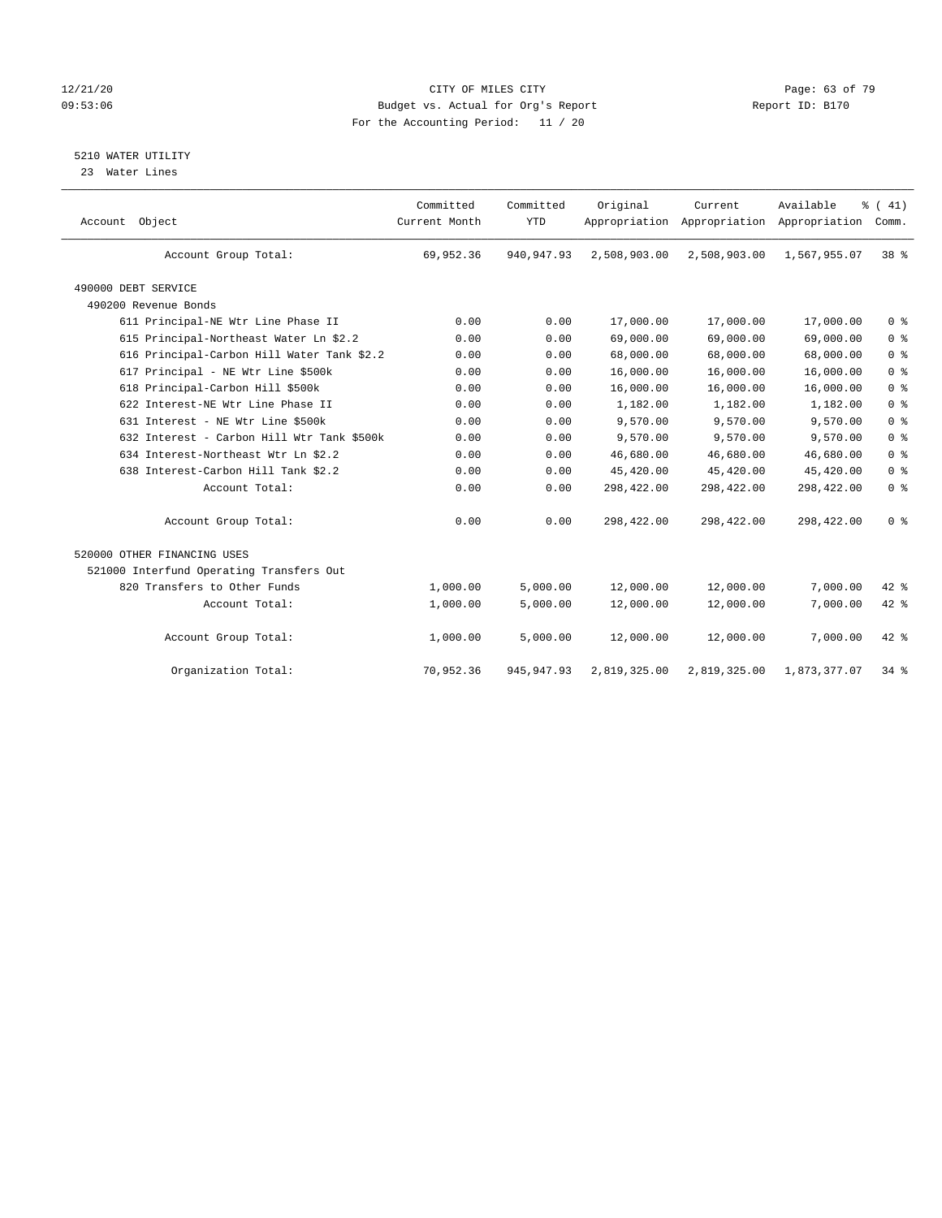CITY OF MILES CITY
Budget vs. Actual for Org's Report
For the Accounting Period: 11 / 20

## 5210 WATER UTILITY

23 Water Lines

| Account Object | Committed Current Month | Committed YTD | Original Appropriation | Current Appropriation | Available Appropriation | % ( 41) Comm. |
|---|---|---|---|---|---|---|
| Account Group Total: | 69,952.36 | 940,947.93 | 2,508,903.00 | 2,508,903.00 | 1,567,955.07 | 38 % |
| 490000 DEBT SERVICE | | | | | | |
| 490200 Revenue Bonds | | | | | | |
| 611 Principal-NE Wtr Line Phase II | 0.00 | 0.00 | 17,000.00 | 17,000.00 | 17,000.00 | 0 % |
| 615 Principal-Northeast Water Ln $2.2 | 0.00 | 0.00 | 69,000.00 | 69,000.00 | 69,000.00 | 0 % |
| 616 Principal-Carbon Hill Water Tank $2.2 | 0.00 | 0.00 | 68,000.00 | 68,000.00 | 68,000.00 | 0 % |
| 617 Principal - NE Wtr Line $500k | 0.00 | 0.00 | 16,000.00 | 16,000.00 | 16,000.00 | 0 % |
| 618 Principal-Carbon Hill $500k | 0.00 | 0.00 | 16,000.00 | 16,000.00 | 16,000.00 | 0 % |
| 622 Interest-NE Wtr Line Phase II | 0.00 | 0.00 | 1,182.00 | 1,182.00 | 1,182.00 | 0 % |
| 631 Interest - NE Wtr Line $500k | 0.00 | 0.00 | 9,570.00 | 9,570.00 | 9,570.00 | 0 % |
| 632 Interest - Carbon Hill Wtr Tank $500k | 0.00 | 0.00 | 9,570.00 | 9,570.00 | 9,570.00 | 0 % |
| 634 Interest-Northeast Wtr Ln $2.2 | 0.00 | 0.00 | 46,680.00 | 46,680.00 | 46,680.00 | 0 % |
| 638 Interest-Carbon Hill Tank $2.2 | 0.00 | 0.00 | 45,420.00 | 45,420.00 | 45,420.00 | 0 % |
| Account Total: | 0.00 | 0.00 | 298,422.00 | 298,422.00 | 298,422.00 | 0 % |
| Account Group Total: | 0.00 | 0.00 | 298,422.00 | 298,422.00 | 298,422.00 | 0 % |
| 520000 OTHER FINANCING USES | | | | | | |
| 521000 Interfund Operating Transfers Out | | | | | | |
| 820 Transfers to Other Funds | 1,000.00 | 5,000.00 | 12,000.00 | 12,000.00 | 7,000.00 | 42 % |
| Account Total: | 1,000.00 | 5,000.00 | 12,000.00 | 12,000.00 | 7,000.00 | 42 % |
| Account Group Total: | 1,000.00 | 5,000.00 | 12,000.00 | 12,000.00 | 7,000.00 | 42 % |
| Organization Total: | 70,952.36 | 945,947.93 | 2,819,325.00 | 2,819,325.00 | 1,873,377.07 | 34 % |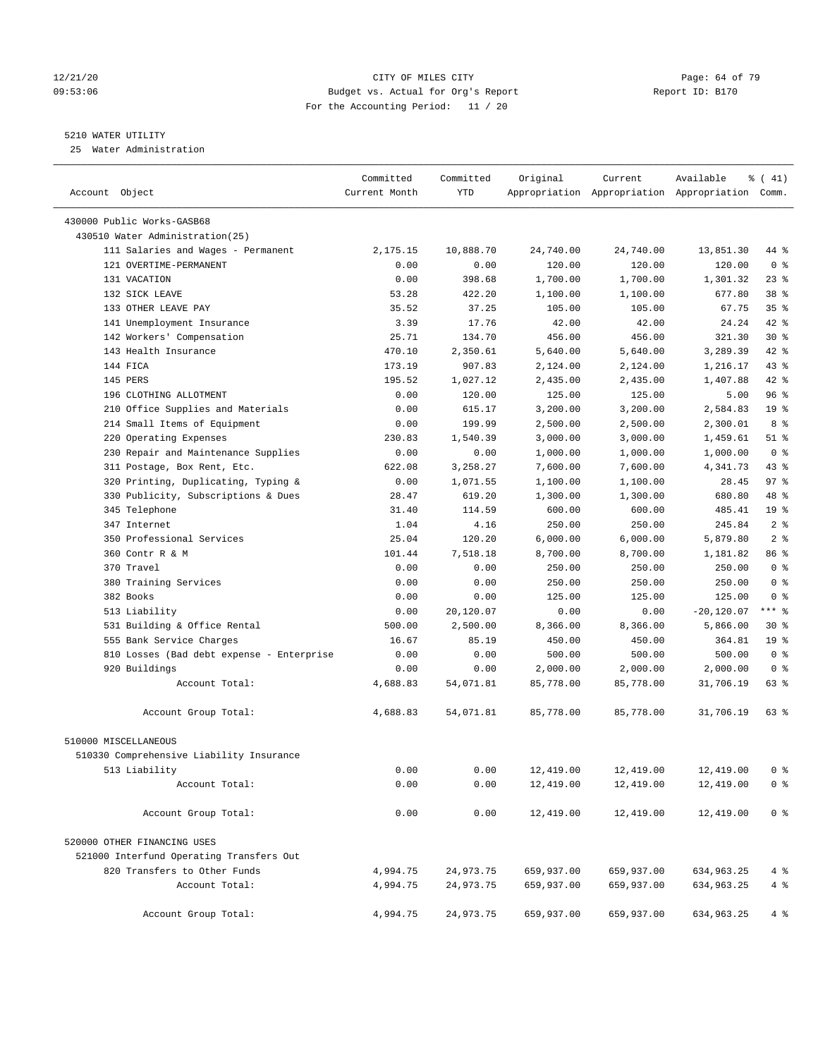CITY OF MILES CITY
Budget vs. Actual for Org's Report
For the Accounting Period: 11 / 20

12/21/20
09:53:06

Report ID: B170

## 5210 WATER UTILITY

25 Water Administration

| Account Object | Committed Current Month | Committed YTD | Original Appropriation | Current Appropriation | Available Appropriation | % ( 41) Comm. |
|---|---|---|---|---|---|---|
| 430000 Public Works-GASB68 | | | | | | |
| 430510 Water Administration(25) | | | | | | |
| 111 Salaries and Wages - Permanent | 2,175.15 | 10,888.70 | 24,740.00 | 24,740.00 | 13,851.30 | 44 % |
| 121 OVERTIME-PERMANENT | 0.00 | 0.00 | 120.00 | 120.00 | 120.00 | 0 % |
| 131 VACATION | 0.00 | 398.68 | 1,700.00 | 1,700.00 | 1,301.32 | 23 % |
| 132 SICK LEAVE | 53.28 | 422.20 | 1,100.00 | 1,100.00 | 677.80 | 38 % |
| 133 OTHER LEAVE PAY | 35.52 | 37.25 | 105.00 | 105.00 | 67.75 | 35 % |
| 141 Unemployment Insurance | 3.39 | 17.76 | 42.00 | 42.00 | 24.24 | 42 % |
| 142 Workers' Compensation | 25.71 | 134.70 | 456.00 | 456.00 | 321.30 | 30 % |
| 143 Health Insurance | 470.10 | 2,350.61 | 5,640.00 | 5,640.00 | 3,289.39 | 42 % |
| 144 FICA | 173.19 | 907.83 | 2,124.00 | 2,124.00 | 1,216.17 | 43 % |
| 145 PERS | 195.52 | 1,027.12 | 2,435.00 | 2,435.00 | 1,407.88 | 42 % |
| 196 CLOTHING ALLOTMENT | 0.00 | 120.00 | 125.00 | 125.00 | 5.00 | 96 % |
| 210 Office Supplies and Materials | 0.00 | 615.17 | 3,200.00 | 3,200.00 | 2,584.83 | 19 % |
| 214 Small Items of Equipment | 0.00 | 199.99 | 2,500.00 | 2,500.00 | 2,300.01 | 8 % |
| 220 Operating Expenses | 230.83 | 1,540.39 | 3,000.00 | 3,000.00 | 1,459.61 | 51 % |
| 230 Repair and Maintenance Supplies | 0.00 | 0.00 | 1,000.00 | 1,000.00 | 1,000.00 | 0 % |
| 311 Postage, Box Rent, Etc. | 622.08 | 3,258.27 | 7,600.00 | 7,600.00 | 4,341.73 | 43 % |
| 320 Printing, Duplicating, Typing & | 0.00 | 1,071.55 | 1,100.00 | 1,100.00 | 28.45 | 97 % |
| 330 Publicity, Subscriptions & Dues | 28.47 | 619.20 | 1,300.00 | 1,300.00 | 680.80 | 48 % |
| 345 Telephone | 31.40 | 114.59 | 600.00 | 600.00 | 485.41 | 19 % |
| 347 Internet | 1.04 | 4.16 | 250.00 | 250.00 | 245.84 | 2 % |
| 350 Professional Services | 25.04 | 120.20 | 6,000.00 | 6,000.00 | 5,879.80 | 2 % |
| 360 Contr R & M | 101.44 | 7,518.18 | 8,700.00 | 8,700.00 | 1,181.82 | 86 % |
| 370 Travel | 0.00 | 0.00 | 250.00 | 250.00 | 250.00 | 0 % |
| 380 Training Services | 0.00 | 0.00 | 250.00 | 250.00 | 250.00 | 0 % |
| 382 Books | 0.00 | 0.00 | 125.00 | 125.00 | 125.00 | 0 % |
| 513 Liability | 0.00 | 20,120.07 | 0.00 | 0.00 | -20,120.07 | *** % |
| 531 Building & Office Rental | 500.00 | 2,500.00 | 8,366.00 | 8,366.00 | 5,866.00 | 30 % |
| 555 Bank Service Charges | 16.67 | 85.19 | 450.00 | 450.00 | 364.81 | 19 % |
| 810 Losses (Bad debt expense - Enterprise | 0.00 | 0.00 | 500.00 | 500.00 | 500.00 | 0 % |
| 920 Buildings | 0.00 | 0.00 | 2,000.00 | 2,000.00 | 2,000.00 | 0 % |
| Account Total: | 4,688.83 | 54,071.81 | 85,778.00 | 85,778.00 | 31,706.19 | 63 % |
| Account Group Total: | 4,688.83 | 54,071.81 | 85,778.00 | 85,778.00 | 31,706.19 | 63 % |
| 510000 MISCELLANEOUS | | | | | | |
| 510330 Comprehensive Liability Insurance | | | | | | |
| 513 Liability | 0.00 | 0.00 | 12,419.00 | 12,419.00 | 12,419.00 | 0 % |
| Account Total: | 0.00 | 0.00 | 12,419.00 | 12,419.00 | 12,419.00 | 0 % |
| Account Group Total: | 0.00 | 0.00 | 12,419.00 | 12,419.00 | 12,419.00 | 0 % |
| 520000 OTHER FINANCING USES | | | | | | |
| 521000 Interfund Operating Transfers Out | | | | | | |
| 820 Transfers to Other Funds | 4,994.75 | 24,973.75 | 659,937.00 | 659,937.00 | 634,963.25 | 4 % |
| Account Total: | 4,994.75 | 24,973.75 | 659,937.00 | 659,937.00 | 634,963.25 | 4 % |
| Account Group Total: | 4,994.75 | 24,973.75 | 659,937.00 | 659,937.00 | 634,963.25 | 4 % |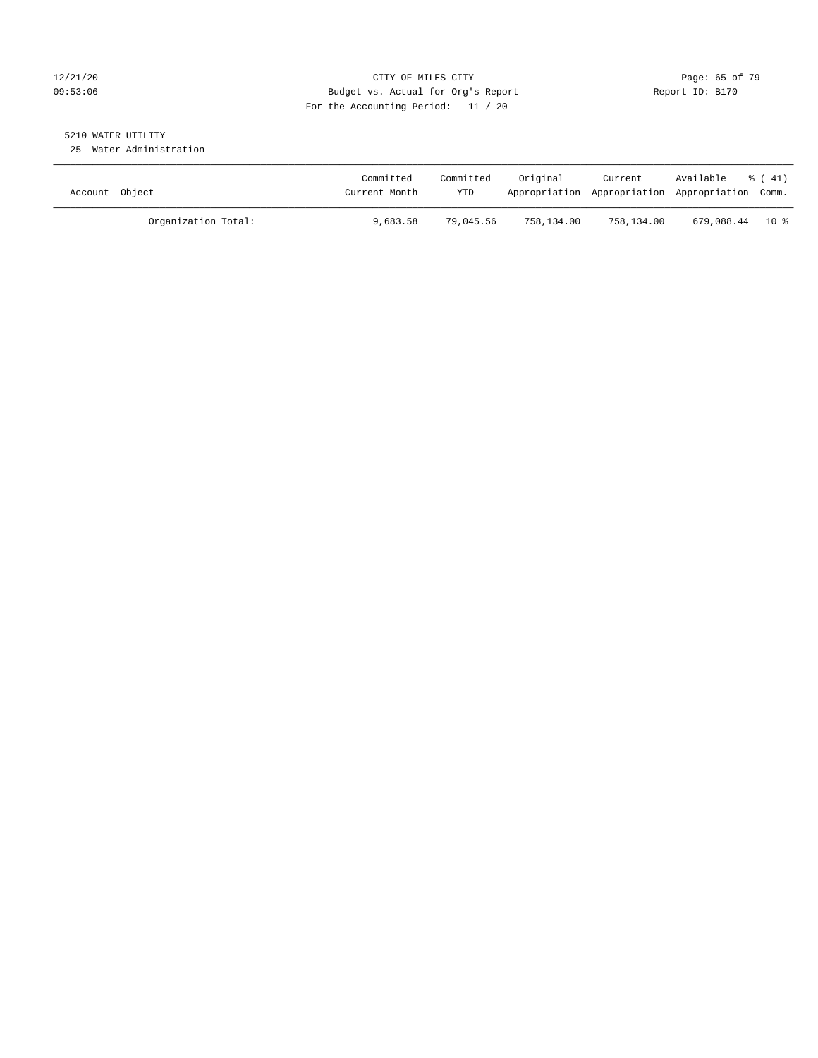CITY OF MILES CITY
Budget vs. Actual for Org's Report
For the Accounting Period: 11 / 20

12/21/20
09:53:06

Report ID: B170

5210 WATER UTILITY
25 Water Administration

| Account Object | Committed Current Month | Committed YTD | Original Appropriation | Current Appropriation | Available Appropriation | % ( 41) Comm. |
|---|---|---|---|---|---|---|
| Organization Total: | 9,683.58 | 79,045.56 | 758,134.00 | 758,134.00 | 679,088.44 | 10 % |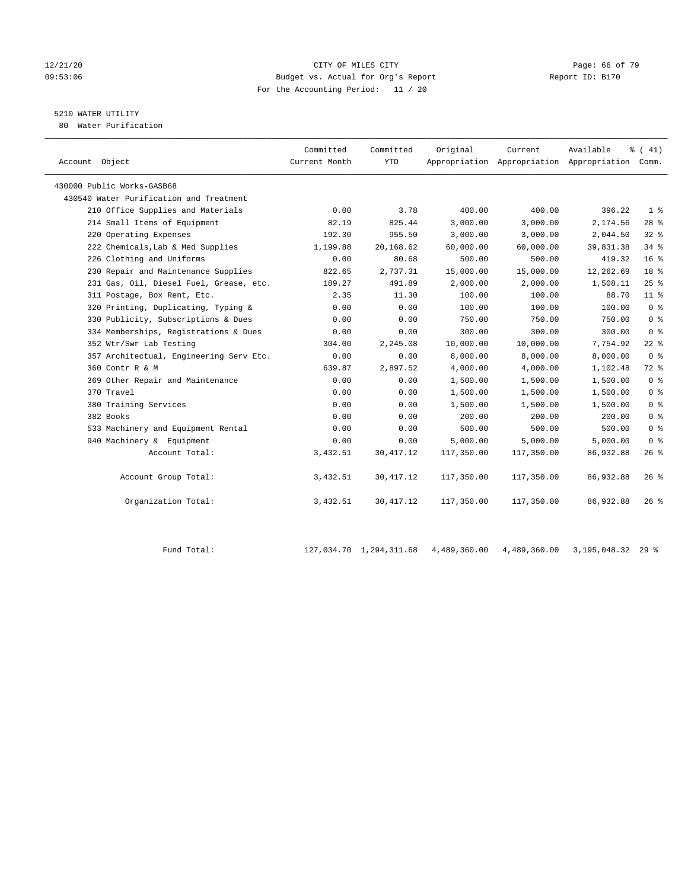CITY OF MILES CITY
Budget vs. Actual for Org's Report
For the Accounting Period: 11 / 20

12/21/20
09:53:06

Report ID: B170

5210 WATER UTILITY
80 Water Purification

| Account Object | Committed Current Month | Committed YTD | Original Appropriation | Current Appropriation | Available Appropriation | % ( 41) Comm. |
|---|---|---|---|---|---|---|
| 430000 Public Works-GASB68 | | | | | | |
| 430540 Water Purification and Treatment | | | | | | |
| 210 Office Supplies and Materials | 0.00 | 3.78 | 400.00 | 400.00 | 396.22 | 1 % |
| 214 Small Items of Equipment | 82.19 | 825.44 | 3,000.00 | 3,000.00 | 2,174.56 | 28 % |
| 220 Operating Expenses | 192.30 | 955.50 | 3,000.00 | 3,000.00 | 2,044.50 | 32 % |
| 222 Chemicals,Lab & Med Supplies | 1,199.88 | 20,168.62 | 60,000.00 | 60,000.00 | 39,831.38 | 34 % |
| 226 Clothing and Uniforms | 0.00 | 80.68 | 500.00 | 500.00 | 419.32 | 16 % |
| 230 Repair and Maintenance Supplies | 822.65 | 2,737.31 | 15,000.00 | 15,000.00 | 12,262.69 | 18 % |
| 231 Gas, Oil, Diesel Fuel, Grease, etc. | 189.27 | 491.89 | 2,000.00 | 2,000.00 | 1,508.11 | 25 % |
| 311 Postage, Box Rent, Etc. | 2.35 | 11.30 | 100.00 | 100.00 | 88.70 | 11 % |
| 320 Printing, Duplicating, Typing & | 0.00 | 0.00 | 100.00 | 100.00 | 100.00 | 0 % |
| 330 Publicity, Subscriptions & Dues | 0.00 | 0.00 | 750.00 | 750.00 | 750.00 | 0 % |
| 334 Memberships, Registrations & Dues | 0.00 | 0.00 | 300.00 | 300.00 | 300.00 | 0 % |
| 352 Wtr/Swr Lab Testing | 304.00 | 2,245.08 | 10,000.00 | 10,000.00 | 7,754.92 | 22 % |
| 357 Architectual, Engineering Serv Etc. | 0.00 | 0.00 | 8,000.00 | 8,000.00 | 8,000.00 | 0 % |
| 360 Contr R & M | 639.87 | 2,897.52 | 4,000.00 | 4,000.00 | 1,102.48 | 72 % |
| 369 Other Repair and Maintenance | 0.00 | 0.00 | 1,500.00 | 1,500.00 | 1,500.00 | 0 % |
| 370 Travel | 0.00 | 0.00 | 1,500.00 | 1,500.00 | 1,500.00 | 0 % |
| 380 Training Services | 0.00 | 0.00 | 1,500.00 | 1,500.00 | 1,500.00 | 0 % |
| 382 Books | 0.00 | 0.00 | 200.00 | 200.00 | 200.00 | 0 % |
| 533 Machinery and Equipment Rental | 0.00 | 0.00 | 500.00 | 500.00 | 500.00 | 0 % |
| 940 Machinery & Equipment | 0.00 | 0.00 | 5,000.00 | 5,000.00 | 5,000.00 | 0 % |
| Account Total: | 3,432.51 | 30,417.12 | 117,350.00 | 117,350.00 | 86,932.88 | 26 % |
| Account Group Total: | 3,432.51 | 30,417.12 | 117,350.00 | 117,350.00 | 86,932.88 | 26 % |
| Organization Total: | 3,432.51 | 30,417.12 | 117,350.00 | 117,350.00 | 86,932.88 | 26 % |
| Fund Total: | 127,034.70 | 1,294,311.68 | 4,489,360.00 | 4,489,360.00 | 3,195,048.32 | 29 % |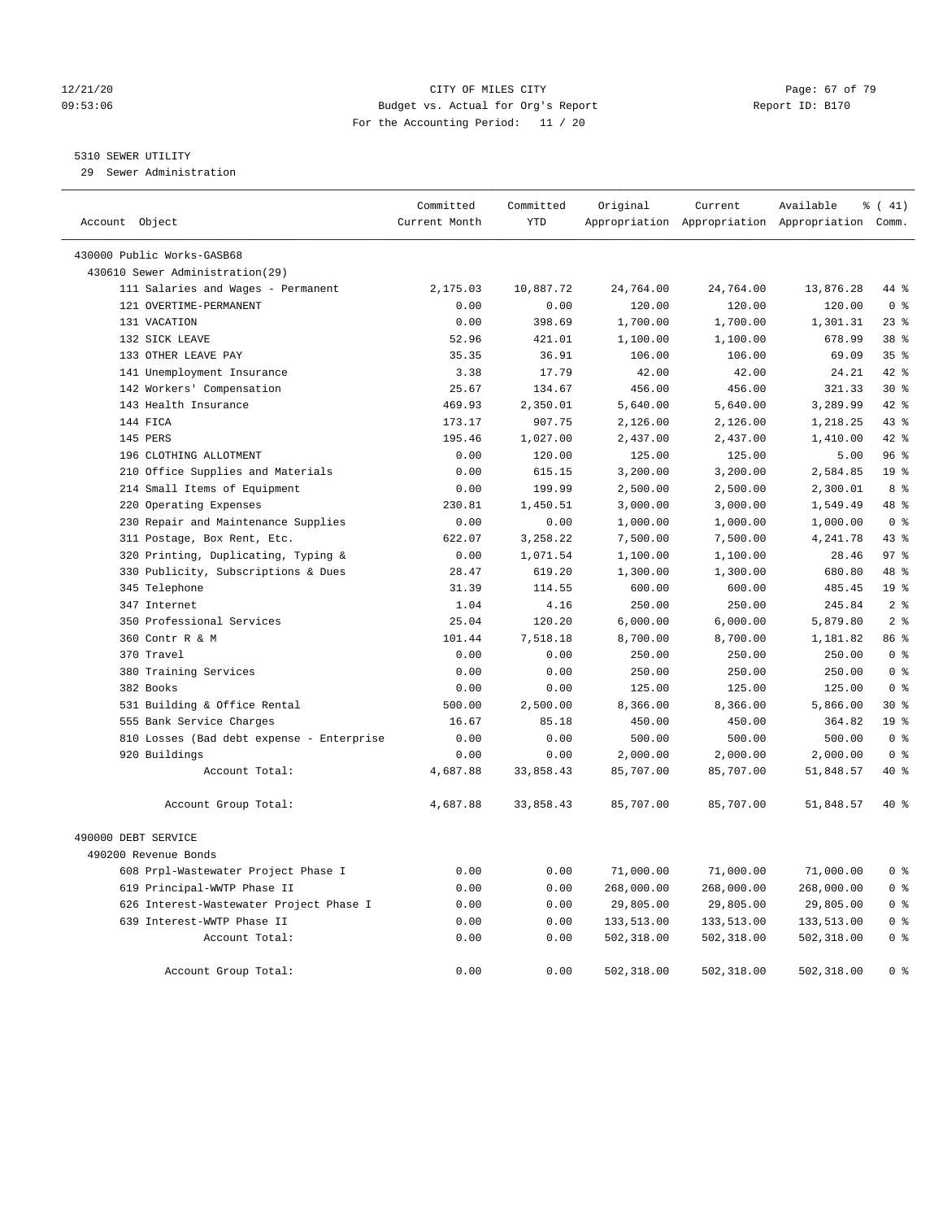CITY OF MILES CITY
Budget vs. Actual for Org's Report
For the Accounting Period: 11 / 20

12/21/20
09:53:06

Report ID: B170

## 5310 SEWER UTILITY

29 Sewer Administration

| Account Object | Committed Current Month | Committed YTD | Original Appropriation | Current Appropriation | Available Appropriation | % ( 41) Comm. |
|---|---|---|---|---|---|---|
| 430000 Public Works-GASB68 | | | | | | |
| 430610 Sewer Administration(29) | | | | | | |
| 111 Salaries and Wages - Permanent | 2,175.03 | 10,887.72 | 24,764.00 | 24,764.00 | 13,876.28 | 44 % |
| 121 OVERTIME-PERMANENT | 0.00 | 0.00 | 120.00 | 120.00 | 120.00 | 0 % |
| 131 VACATION | 0.00 | 398.69 | 1,700.00 | 1,700.00 | 1,301.31 | 23 % |
| 132 SICK LEAVE | 52.96 | 421.01 | 1,100.00 | 1,100.00 | 678.99 | 38 % |
| 133 OTHER LEAVE PAY | 35.35 | 36.91 | 106.00 | 106.00 | 69.09 | 35 % |
| 141 Unemployment Insurance | 3.38 | 17.79 | 42.00 | 42.00 | 24.21 | 42 % |
| 142 Workers' Compensation | 25.67 | 134.67 | 456.00 | 456.00 | 321.33 | 30 % |
| 143 Health Insurance | 469.93 | 2,350.01 | 5,640.00 | 5,640.00 | 3,289.99 | 42 % |
| 144 FICA | 173.17 | 907.75 | 2,126.00 | 2,126.00 | 1,218.25 | 43 % |
| 145 PERS | 195.46 | 1,027.00 | 2,437.00 | 2,437.00 | 1,410.00 | 42 % |
| 196 CLOTHING ALLOTMENT | 0.00 | 120.00 | 125.00 | 125.00 | 5.00 | 96 % |
| 210 Office Supplies and Materials | 0.00 | 615.15 | 3,200.00 | 3,200.00 | 2,584.85 | 19 % |
| 214 Small Items of Equipment | 0.00 | 199.99 | 2,500.00 | 2,500.00 | 2,300.01 | 8 % |
| 220 Operating Expenses | 230.81 | 1,450.51 | 3,000.00 | 3,000.00 | 1,549.49 | 48 % |
| 230 Repair and Maintenance Supplies | 0.00 | 0.00 | 1,000.00 | 1,000.00 | 1,000.00 | 0 % |
| 311 Postage, Box Rent, Etc. | 622.07 | 3,258.22 | 7,500.00 | 7,500.00 | 4,241.78 | 43 % |
| 320 Printing, Duplicating, Typing & | 0.00 | 1,071.54 | 1,100.00 | 1,100.00 | 28.46 | 97 % |
| 330 Publicity, Subscriptions & Dues | 28.47 | 619.20 | 1,300.00 | 1,300.00 | 680.80 | 48 % |
| 345 Telephone | 31.39 | 114.55 | 600.00 | 600.00 | 485.45 | 19 % |
| 347 Internet | 1.04 | 4.16 | 250.00 | 250.00 | 245.84 | 2 % |
| 350 Professional Services | 25.04 | 120.20 | 6,000.00 | 6,000.00 | 5,879.80 | 2 % |
| 360 Contr R & M | 101.44 | 7,518.18 | 8,700.00 | 8,700.00 | 1,181.82 | 86 % |
| 370 Travel | 0.00 | 0.00 | 250.00 | 250.00 | 250.00 | 0 % |
| 380 Training Services | 0.00 | 0.00 | 250.00 | 250.00 | 250.00 | 0 % |
| 382 Books | 0.00 | 0.00 | 125.00 | 125.00 | 125.00 | 0 % |
| 531 Building & Office Rental | 500.00 | 2,500.00 | 8,366.00 | 8,366.00 | 5,866.00 | 30 % |
| 555 Bank Service Charges | 16.67 | 85.18 | 450.00 | 450.00 | 364.82 | 19 % |
| 810 Losses (Bad debt expense - Enterprise | 0.00 | 0.00 | 500.00 | 500.00 | 500.00 | 0 % |
| 920 Buildings | 0.00 | 0.00 | 2,000.00 | 2,000.00 | 2,000.00 | 0 % |
| Account Total: | 4,687.88 | 33,858.43 | 85,707.00 | 85,707.00 | 51,848.57 | 40 % |
| Account Group Total: | 4,687.88 | 33,858.43 | 85,707.00 | 85,707.00 | 51,848.57 | 40 % |
| 490000 DEBT SERVICE | | | | | | |
| 490200 Revenue Bonds | | | | | | |
| 608 Prpl-Wastewater Project Phase I | 0.00 | 0.00 | 71,000.00 | 71,000.00 | 71,000.00 | 0 % |
| 619 Principal-WWTP Phase II | 0.00 | 0.00 | 268,000.00 | 268,000.00 | 268,000.00 | 0 % |
| 626 Interest-Wastewater Project Phase I | 0.00 | 0.00 | 29,805.00 | 29,805.00 | 29,805.00 | 0 % |
| 639 Interest-WWTP Phase II | 0.00 | 0.00 | 133,513.00 | 133,513.00 | 133,513.00 | 0 % |
| Account Total: | 0.00 | 0.00 | 502,318.00 | 502,318.00 | 502,318.00 | 0 % |
| Account Group Total: | 0.00 | 0.00 | 502,318.00 | 502,318.00 | 502,318.00 | 0 % |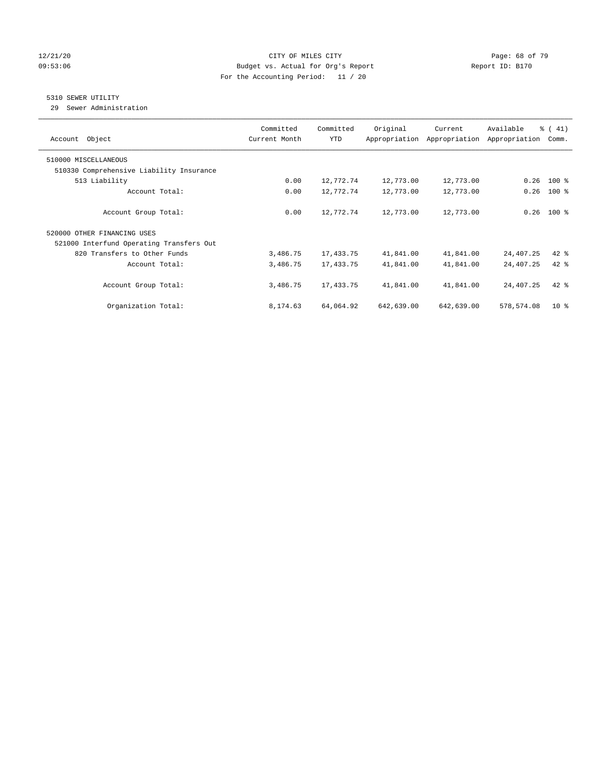CITY OF MILES CITY

Budget vs. Actual for Org's Report

For the Accounting Period: 11 / 20

12/21/20 09:53:06 — Report ID: B170

## 5310 SEWER UTILITY

29 Sewer Administration

| Account Object | Committed Current Month | Committed YTD | Original Appropriation | Current Appropriation | Available Appropriation | % ( 41) Comm. |
|---|---|---|---|---|---|---|
| 510000 MISCELLANEOUS | | | | | | |
| 510330 Comprehensive Liability Insurance | | | | | | |
| 513 Liability | 0.00 | 12,772.74 | 12,773.00 | 12,773.00 | 0.26 | 100 % |
| Account Total: | 0.00 | 12,772.74 | 12,773.00 | 12,773.00 | 0.26 | 100 % |
| Account Group Total: | 0.00 | 12,772.74 | 12,773.00 | 12,773.00 | 0.26 | 100 % |
| 520000 OTHER FINANCING USES | | | | | | |
| 521000 Interfund Operating Transfers Out | | | | | | |
| 820 Transfers to Other Funds | 3,486.75 | 17,433.75 | 41,841.00 | 41,841.00 | 24,407.25 | 42 % |
| Account Total: | 3,486.75 | 17,433.75 | 41,841.00 | 41,841.00 | 24,407.25 | 42 % |
| Account Group Total: | 3,486.75 | 17,433.75 | 41,841.00 | 41,841.00 | 24,407.25 | 42 % |
| Organization Total: | 8,174.63 | 64,064.92 | 642,639.00 | 642,639.00 | 578,574.08 | 10 % |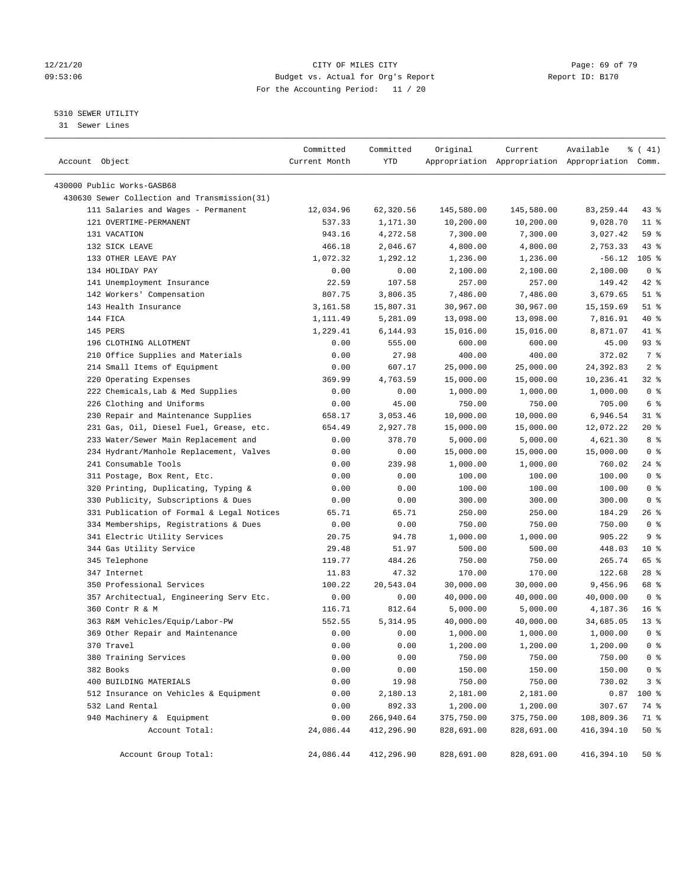CITY OF MILES CITY
Budget vs. Actual for Org's Report
For the Accounting Period: 11 / 20

12/21/20
09:53:06

Report ID: B170

5310 SEWER UTILITY
31 Sewer Lines

| Account Object | Committed Current Month | Committed YTD | Original Appropriation | Current Appropriation | Available Appropriation | % ( 41) Comm. |
|---|---|---|---|---|---|---|
| 430000 Public Works-GASB68 | | | | | | |
| 430630 Sewer Collection and Transmission(31) | | | | | | |
| 111 Salaries and Wages - Permanent | 12,034.96 | 62,320.56 | 145,580.00 | 145,580.00 | 83,259.44 | 43 % |
| 121 OVERTIME-PERMANENT | 537.33 | 1,171.30 | 10,200.00 | 10,200.00 | 9,028.70 | 11 % |
| 131 VACATION | 943.16 | 4,272.58 | 7,300.00 | 7,300.00 | 3,027.42 | 59 % |
| 132 SICK LEAVE | 466.18 | 2,046.67 | 4,800.00 | 4,800.00 | 2,753.33 | 43 % |
| 133 OTHER LEAVE PAY | 1,072.32 | 1,292.12 | 1,236.00 | 1,236.00 | -56.12 | 105 % |
| 134 HOLIDAY PAY | 0.00 | 0.00 | 2,100.00 | 2,100.00 | 2,100.00 | 0 % |
| 141 Unemployment Insurance | 22.59 | 107.58 | 257.00 | 257.00 | 149.42 | 42 % |
| 142 Workers' Compensation | 807.75 | 3,806.35 | 7,486.00 | 7,486.00 | 3,679.65 | 51 % |
| 143 Health Insurance | 3,161.58 | 15,807.31 | 30,967.00 | 30,967.00 | 15,159.69 | 51 % |
| 144 FICA | 1,111.49 | 5,281.09 | 13,098.00 | 13,098.00 | 7,816.91 | 40 % |
| 145 PERS | 1,229.41 | 6,144.93 | 15,016.00 | 15,016.00 | 8,871.07 | 41 % |
| 196 CLOTHING ALLOTMENT | 0.00 | 555.00 | 600.00 | 600.00 | 45.00 | 93 % |
| 210 Office Supplies and Materials | 0.00 | 27.98 | 400.00 | 400.00 | 372.02 | 7 % |
| 214 Small Items of Equipment | 0.00 | 607.17 | 25,000.00 | 25,000.00 | 24,392.83 | 2 % |
| 220 Operating Expenses | 369.99 | 4,763.59 | 15,000.00 | 15,000.00 | 10,236.41 | 32 % |
| 222 Chemicals,Lab & Med Supplies | 0.00 | 0.00 | 1,000.00 | 1,000.00 | 1,000.00 | 0 % |
| 226 Clothing and Uniforms | 0.00 | 45.00 | 750.00 | 750.00 | 705.00 | 6 % |
| 230 Repair and Maintenance Supplies | 658.17 | 3,053.46 | 10,000.00 | 10,000.00 | 6,946.54 | 31 % |
| 231 Gas, Oil, Diesel Fuel, Grease, etc. | 654.49 | 2,927.78 | 15,000.00 | 15,000.00 | 12,072.22 | 20 % |
| 233 Water/Sewer Main Replacement and | 0.00 | 378.70 | 5,000.00 | 5,000.00 | 4,621.30 | 8 % |
| 234 Hydrant/Manhole Replacement, Valves | 0.00 | 0.00 | 15,000.00 | 15,000.00 | 15,000.00 | 0 % |
| 241 Consumable Tools | 0.00 | 239.98 | 1,000.00 | 1,000.00 | 760.02 | 24 % |
| 311 Postage, Box Rent, Etc. | 0.00 | 0.00 | 100.00 | 100.00 | 100.00 | 0 % |
| 320 Printing, Duplicating, Typing & | 0.00 | 0.00 | 100.00 | 100.00 | 100.00 | 0 % |
| 330 Publicity, Subscriptions & Dues | 0.00 | 0.00 | 300.00 | 300.00 | 300.00 | 0 % |
| 331 Publication of Formal & Legal Notices | 65.71 | 65.71 | 250.00 | 250.00 | 184.29 | 26 % |
| 334 Memberships, Registrations & Dues | 0.00 | 0.00 | 750.00 | 750.00 | 750.00 | 0 % |
| 341 Electric Utility Services | 20.75 | 94.78 | 1,000.00 | 1,000.00 | 905.22 | 9 % |
| 344 Gas Utility Service | 29.48 | 51.97 | 500.00 | 500.00 | 448.03 | 10 % |
| 345 Telephone | 119.77 | 484.26 | 750.00 | 750.00 | 265.74 | 65 % |
| 347 Internet | 11.83 | 47.32 | 170.00 | 170.00 | 122.68 | 28 % |
| 350 Professional Services | 100.22 | 20,543.04 | 30,000.00 | 30,000.00 | 9,456.96 | 68 % |
| 357 Architectual, Engineering Serv Etc. | 0.00 | 0.00 | 40,000.00 | 40,000.00 | 40,000.00 | 0 % |
| 360 Contr R & M | 116.71 | 812.64 | 5,000.00 | 5,000.00 | 4,187.36 | 16 % |
| 363 R&M Vehicles/Equip/Labor-PW | 552.55 | 5,314.95 | 40,000.00 | 40,000.00 | 34,685.05 | 13 % |
| 369 Other Repair and Maintenance | 0.00 | 0.00 | 1,000.00 | 1,000.00 | 1,000.00 | 0 % |
| 370 Travel | 0.00 | 0.00 | 1,200.00 | 1,200.00 | 1,200.00 | 0 % |
| 380 Training Services | 0.00 | 0.00 | 750.00 | 750.00 | 750.00 | 0 % |
| 382 Books | 0.00 | 0.00 | 150.00 | 150.00 | 150.00 | 0 % |
| 400 BUILDING MATERIALS | 0.00 | 19.98 | 750.00 | 750.00 | 730.02 | 3 % |
| 512 Insurance on Vehicles & Equipment | 0.00 | 2,180.13 | 2,181.00 | 2,181.00 | 0.87 | 100 % |
| 532 Land Rental | 0.00 | 892.33 | 1,200.00 | 1,200.00 | 307.67 | 74 % |
| 940 Machinery & Equipment | 0.00 | 266,940.64 | 375,750.00 | 375,750.00 | 108,809.36 | 71 % |
| Account Total: | 24,086.44 | 412,296.90 | 828,691.00 | 828,691.00 | 416,394.10 | 50 % |
| Account Group Total: | 24,086.44 | 412,296.90 | 828,691.00 | 828,691.00 | 416,394.10 | 50 % |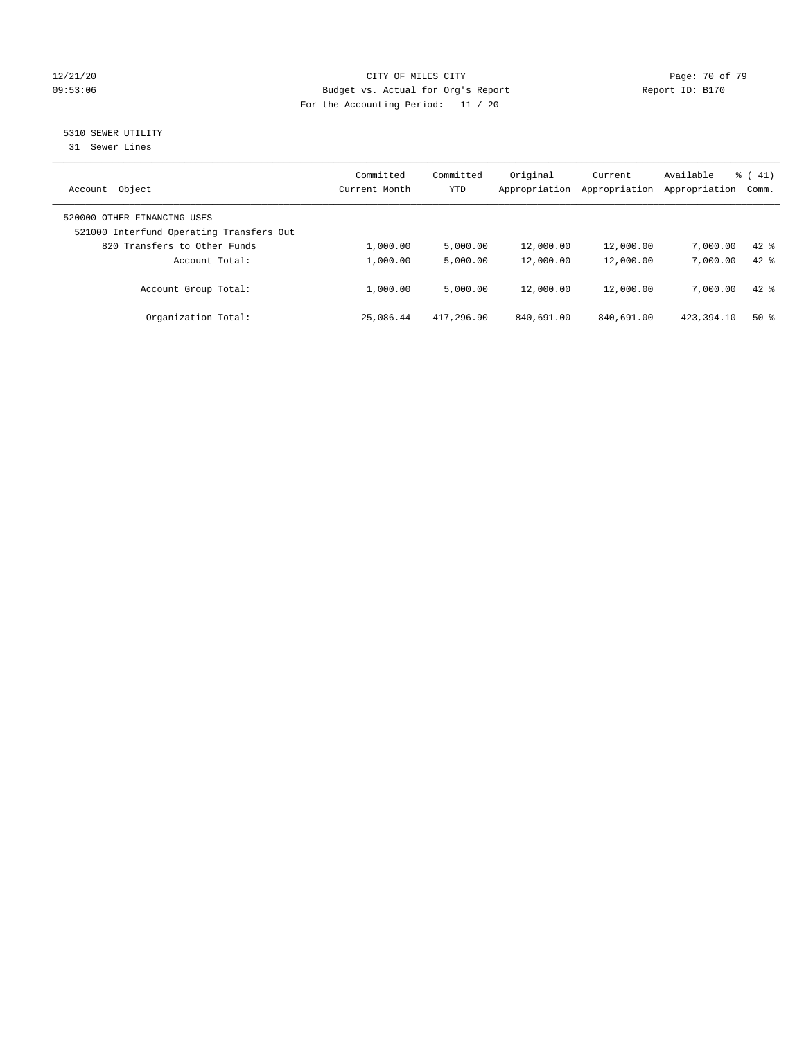CITY OF MILES CITY
Budget vs. Actual for Org's Report
For the Accounting Period: 11 / 20

Report ID: B170

## 5310 SEWER UTILITY

31 Sewer Lines

| Account Object | Committed Current Month | Committed YTD | Original Appropriation | Current Appropriation | Available Appropriation | % ( 41) Comm. |
|---|---|---|---|---|---|---|
| 520000 OTHER FINANCING USES | | | | | | |
| 521000 Interfund Operating Transfers Out | | | | | | |
| 820 Transfers to Other Funds | 1,000.00 | 5,000.00 | 12,000.00 | 12,000.00 | 7,000.00 | 42 % |
| Account Total: | 1,000.00 | 5,000.00 | 12,000.00 | 12,000.00 | 7,000.00 | 42 % |
| Account Group Total: | 1,000.00 | 5,000.00 | 12,000.00 | 12,000.00 | 7,000.00 | 42 % |
| Organization Total: | 25,086.44 | 417,296.90 | 840,691.00 | 840,691.00 | 423,394.10 | 50 % |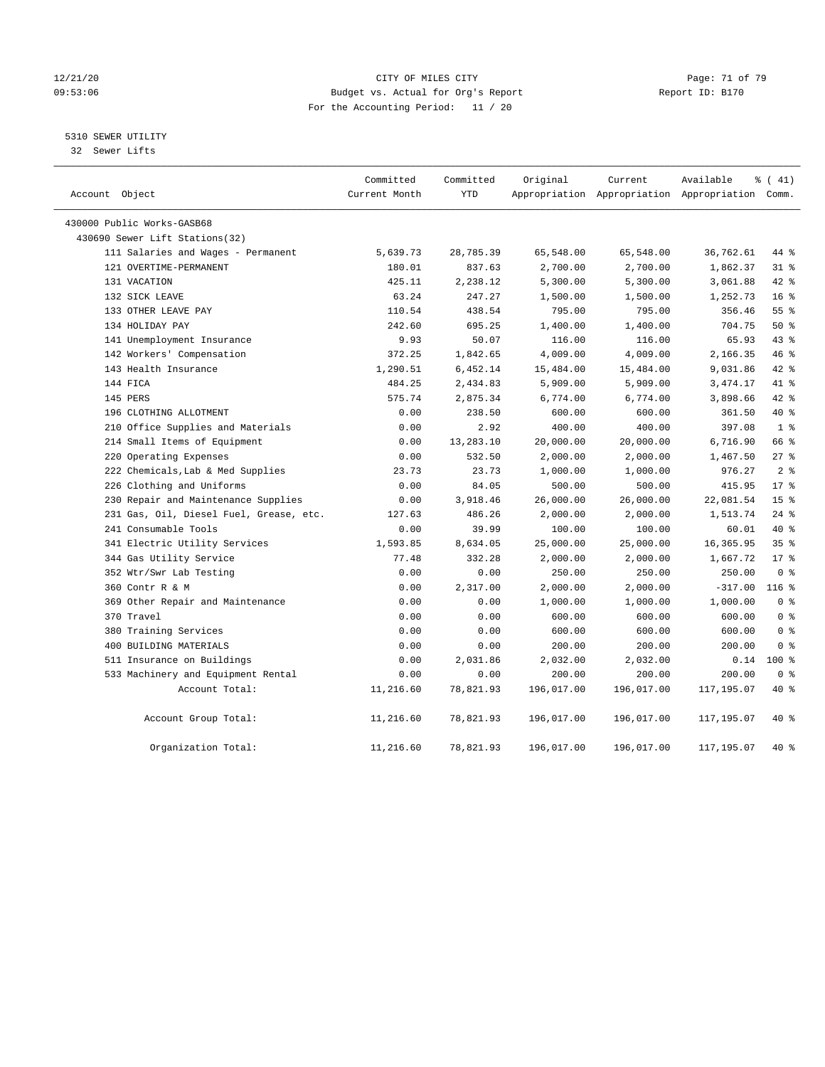CITY OF MILES CITY
Budget vs. Actual for Org's Report
For the Accounting Period: 11 / 20

5310 SEWER UTILITY
32 Sewer Lifts

| Account Object | Committed Current Month | Committed YTD | Original Appropriation | Current Appropriation | Available Appropriation | % ( 41) Comm. |
|---|---|---|---|---|---|---|
| 430000 Public Works-GASB68 | | | | | | |
| 430690 Sewer Lift Stations(32) | | | | | | |
| 111 Salaries and Wages - Permanent | 5,639.73 | 28,785.39 | 65,548.00 | 65,548.00 | 36,762.61 | 44 % |
| 121 OVERTIME-PERMANENT | 180.01 | 837.63 | 2,700.00 | 2,700.00 | 1,862.37 | 31 % |
| 131 VACATION | 425.11 | 2,238.12 | 5,300.00 | 5,300.00 | 3,061.88 | 42 % |
| 132 SICK LEAVE | 63.24 | 247.27 | 1,500.00 | 1,500.00 | 1,252.73 | 16 % |
| 133 OTHER LEAVE PAY | 110.54 | 438.54 | 795.00 | 795.00 | 356.46 | 55 % |
| 134 HOLIDAY PAY | 242.60 | 695.25 | 1,400.00 | 1,400.00 | 704.75 | 50 % |
| 141 Unemployment Insurance | 9.93 | 50.07 | 116.00 | 116.00 | 65.93 | 43 % |
| 142 Workers' Compensation | 372.25 | 1,842.65 | 4,009.00 | 4,009.00 | 2,166.35 | 46 % |
| 143 Health Insurance | 1,290.51 | 6,452.14 | 15,484.00 | 15,484.00 | 9,031.86 | 42 % |
| 144 FICA | 484.25 | 2,434.83 | 5,909.00 | 5,909.00 | 3,474.17 | 41 % |
| 145 PERS | 575.74 | 2,875.34 | 6,774.00 | 6,774.00 | 3,898.66 | 42 % |
| 196 CLOTHING ALLOTMENT | 0.00 | 238.50 | 600.00 | 600.00 | 361.50 | 40 % |
| 210 Office Supplies and Materials | 0.00 | 2.92 | 400.00 | 400.00 | 397.08 | 1 % |
| 214 Small Items of Equipment | 0.00 | 13,283.10 | 20,000.00 | 20,000.00 | 6,716.90 | 66 % |
| 220 Operating Expenses | 0.00 | 532.50 | 2,000.00 | 2,000.00 | 1,467.50 | 27 % |
| 222 Chemicals,Lab & Med Supplies | 23.73 | 23.73 | 1,000.00 | 1,000.00 | 976.27 | 2 % |
| 226 Clothing and Uniforms | 0.00 | 84.05 | 500.00 | 500.00 | 415.95 | 17 % |
| 230 Repair and Maintenance Supplies | 0.00 | 3,918.46 | 26,000.00 | 26,000.00 | 22,081.54 | 15 % |
| 231 Gas, Oil, Diesel Fuel, Grease, etc. | 127.63 | 486.26 | 2,000.00 | 2,000.00 | 1,513.74 | 24 % |
| 241 Consumable Tools | 0.00 | 39.99 | 100.00 | 100.00 | 60.01 | 40 % |
| 341 Electric Utility Services | 1,593.85 | 8,634.05 | 25,000.00 | 25,000.00 | 16,365.95 | 35 % |
| 344 Gas Utility Service | 77.48 | 332.28 | 2,000.00 | 2,000.00 | 1,667.72 | 17 % |
| 352 Wtr/Swr Lab Testing | 0.00 | 0.00 | 250.00 | 250.00 | 250.00 | 0 % |
| 360 Contr R & M | 0.00 | 2,317.00 | 2,000.00 | 2,000.00 | -317.00 | 116 % |
| 369 Other Repair and Maintenance | 0.00 | 0.00 | 1,000.00 | 1,000.00 | 1,000.00 | 0 % |
| 370 Travel | 0.00 | 0.00 | 600.00 | 600.00 | 600.00 | 0 % |
| 380 Training Services | 0.00 | 0.00 | 600.00 | 600.00 | 600.00 | 0 % |
| 400 BUILDING MATERIALS | 0.00 | 0.00 | 200.00 | 200.00 | 200.00 | 0 % |
| 511 Insurance on Buildings | 0.00 | 2,031.86 | 2,032.00 | 2,032.00 | 0.14 | 100 % |
| 533 Machinery and Equipment Rental | 0.00 | 0.00 | 200.00 | 200.00 | 200.00 | 0 % |
| Account Total: | 11,216.60 | 78,821.93 | 196,017.00 | 196,017.00 | 117,195.07 | 40 % |
| Account Group Total: | 11,216.60 | 78,821.93 | 196,017.00 | 196,017.00 | 117,195.07 | 40 % |
| Organization Total: | 11,216.60 | 78,821.93 | 196,017.00 | 196,017.00 | 117,195.07 | 40 % |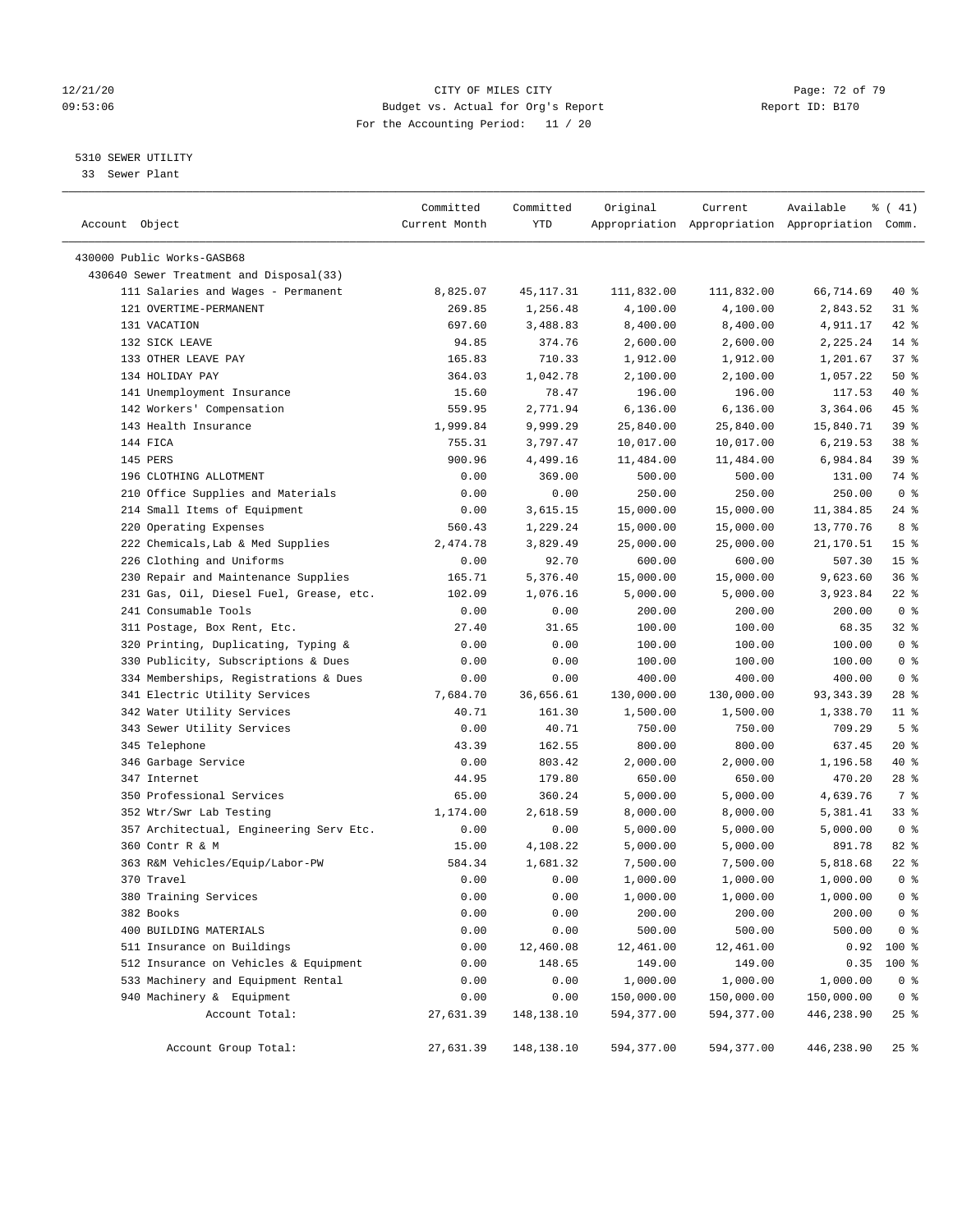CITY OF MILES CITY
Budget vs. Actual for Org's Report
For the Accounting Period: 11 / 20

5310 SEWER UTILITY
33 Sewer Plant

| Account Object | Committed Current Month | Committed YTD | Original Appropriation | Current Appropriation | Available Appropriation | % ( 41) Comm. |
|---|---|---|---|---|---|---|
| 430000 Public Works-GASB68 | | | | | | |
| 430640 Sewer Treatment and Disposal(33) | | | | | | |
| 111 Salaries and Wages - Permanent | 8,825.07 | 45,117.31 | 111,832.00 | 111,832.00 | 66,714.69 | 40 % |
| 121 OVERTIME-PERMANENT | 269.85 | 1,256.48 | 4,100.00 | 4,100.00 | 2,843.52 | 31 % |
| 131 VACATION | 697.60 | 3,488.83 | 8,400.00 | 8,400.00 | 4,911.17 | 42 % |
| 132 SICK LEAVE | 94.85 | 374.76 | 2,600.00 | 2,600.00 | 2,225.24 | 14 % |
| 133 OTHER LEAVE PAY | 165.83 | 710.33 | 1,912.00 | 1,912.00 | 1,201.67 | 37 % |
| 134 HOLIDAY PAY | 364.03 | 1,042.78 | 2,100.00 | 2,100.00 | 1,057.22 | 50 % |
| 141 Unemployment Insurance | 15.60 | 78.47 | 196.00 | 196.00 | 117.53 | 40 % |
| 142 Workers' Compensation | 559.95 | 2,771.94 | 6,136.00 | 6,136.00 | 3,364.06 | 45 % |
| 143 Health Insurance | 1,999.84 | 9,999.29 | 25,840.00 | 25,840.00 | 15,840.71 | 39 % |
| 144 FICA | 755.31 | 3,797.47 | 10,017.00 | 10,017.00 | 6,219.53 | 38 % |
| 145 PERS | 900.96 | 4,499.16 | 11,484.00 | 11,484.00 | 6,984.84 | 39 % |
| 196 CLOTHING ALLOTMENT | 0.00 | 369.00 | 500.00 | 500.00 | 131.00 | 74 % |
| 210 Office Supplies and Materials | 0.00 | 0.00 | 250.00 | 250.00 | 250.00 | 0 % |
| 214 Small Items of Equipment | 0.00 | 3,615.15 | 15,000.00 | 15,000.00 | 11,384.85 | 24 % |
| 220 Operating Expenses | 560.43 | 1,229.24 | 15,000.00 | 15,000.00 | 13,770.76 | 8 % |
| 222 Chemicals,Lab & Med Supplies | 2,474.78 | 3,829.49 | 25,000.00 | 25,000.00 | 21,170.51 | 15 % |
| 226 Clothing and Uniforms | 0.00 | 92.70 | 600.00 | 600.00 | 507.30 | 15 % |
| 230 Repair and Maintenance Supplies | 165.71 | 5,376.40 | 15,000.00 | 15,000.00 | 9,623.60 | 36 % |
| 231 Gas, Oil, Diesel Fuel, Grease, etc. | 102.09 | 1,076.16 | 5,000.00 | 5,000.00 | 3,923.84 | 22 % |
| 241 Consumable Tools | 0.00 | 0.00 | 200.00 | 200.00 | 200.00 | 0 % |
| 311 Postage, Box Rent, Etc. | 27.40 | 31.65 | 100.00 | 100.00 | 68.35 | 32 % |
| 320 Printing, Duplicating, Typing & | 0.00 | 0.00 | 100.00 | 100.00 | 100.00 | 0 % |
| 330 Publicity, Subscriptions & Dues | 0.00 | 0.00 | 100.00 | 100.00 | 100.00 | 0 % |
| 334 Memberships, Registrations & Dues | 0.00 | 0.00 | 400.00 | 400.00 | 400.00 | 0 % |
| 341 Electric Utility Services | 7,684.70 | 36,656.61 | 130,000.00 | 130,000.00 | 93,343.39 | 28 % |
| 342 Water Utility Services | 40.71 | 161.30 | 1,500.00 | 1,500.00 | 1,338.70 | 11 % |
| 343 Sewer Utility Services | 0.00 | 40.71 | 750.00 | 750.00 | 709.29 | 5 % |
| 345 Telephone | 43.39 | 162.55 | 800.00 | 800.00 | 637.45 | 20 % |
| 346 Garbage Service | 0.00 | 803.42 | 2,000.00 | 2,000.00 | 1,196.58 | 40 % |
| 347 Internet | 44.95 | 179.80 | 650.00 | 650.00 | 470.20 | 28 % |
| 350 Professional Services | 65.00 | 360.24 | 5,000.00 | 5,000.00 | 4,639.76 | 7 % |
| 352 Wtr/Swr Lab Testing | 1,174.00 | 2,618.59 | 8,000.00 | 8,000.00 | 5,381.41 | 33 % |
| 357 Architectual, Engineering Serv Etc. | 0.00 | 0.00 | 5,000.00 | 5,000.00 | 5,000.00 | 0 % |
| 360 Contr R & M | 15.00 | 4,108.22 | 5,000.00 | 5,000.00 | 891.78 | 82 % |
| 363 R&M Vehicles/Equip/Labor-PW | 584.34 | 1,681.32 | 7,500.00 | 7,500.00 | 5,818.68 | 22 % |
| 370 Travel | 0.00 | 0.00 | 1,000.00 | 1,000.00 | 1,000.00 | 0 % |
| 380 Training Services | 0.00 | 0.00 | 1,000.00 | 1,000.00 | 1,000.00 | 0 % |
| 382 Books | 0.00 | 0.00 | 200.00 | 200.00 | 200.00 | 0 % |
| 400 BUILDING MATERIALS | 0.00 | 0.00 | 500.00 | 500.00 | 500.00 | 0 % |
| 511 Insurance on Buildings | 0.00 | 12,460.08 | 12,461.00 | 12,461.00 | 0.92 | 100 % |
| 512 Insurance on Vehicles & Equipment | 0.00 | 148.65 | 149.00 | 149.00 | 0.35 | 100 % |
| 533 Machinery and Equipment Rental | 0.00 | 0.00 | 1,000.00 | 1,000.00 | 1,000.00 | 0 % |
| 940 Machinery & Equipment | 0.00 | 0.00 | 150,000.00 | 150,000.00 | 150,000.00 | 0 % |
| Account Total: | 27,631.39 | 148,138.10 | 594,377.00 | 594,377.00 | 446,238.90 | 25 % |
| Account Group Total: | 27,631.39 | 148,138.10 | 594,377.00 | 594,377.00 | 446,238.90 | 25 % |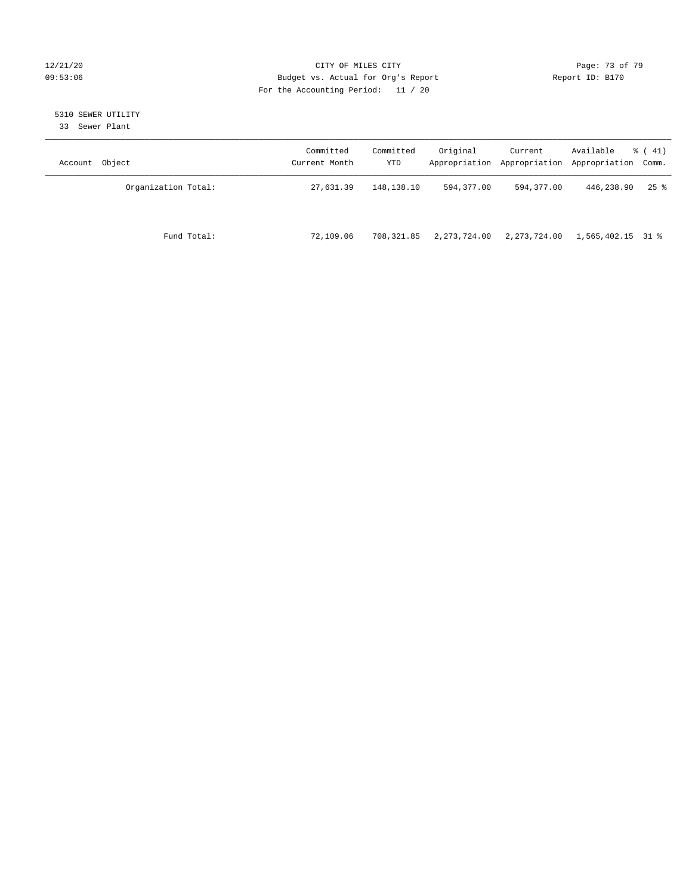CITY OF MILES CITY
Budget vs. Actual for Org's Report
For the Accounting Period: 11 / 20

Report ID: B170

5310 SEWER UTILITY
33 Sewer Plant

| Account Object | Committed Current Month | Committed YTD | Original Appropriation | Current Appropriation | Available Appropriation | % ( 41) Comm. |
|---|---|---|---|---|---|---|
| Organization Total: | 27,631.39 | 148,138.10 | 594,377.00 | 594,377.00 | 446,238.90 | 25 % |
| Fund Total: | 72,109.06 | 708,321.85 | 2,273,724.00 | 2,273,724.00 | 1,565,402.15 | 31 % |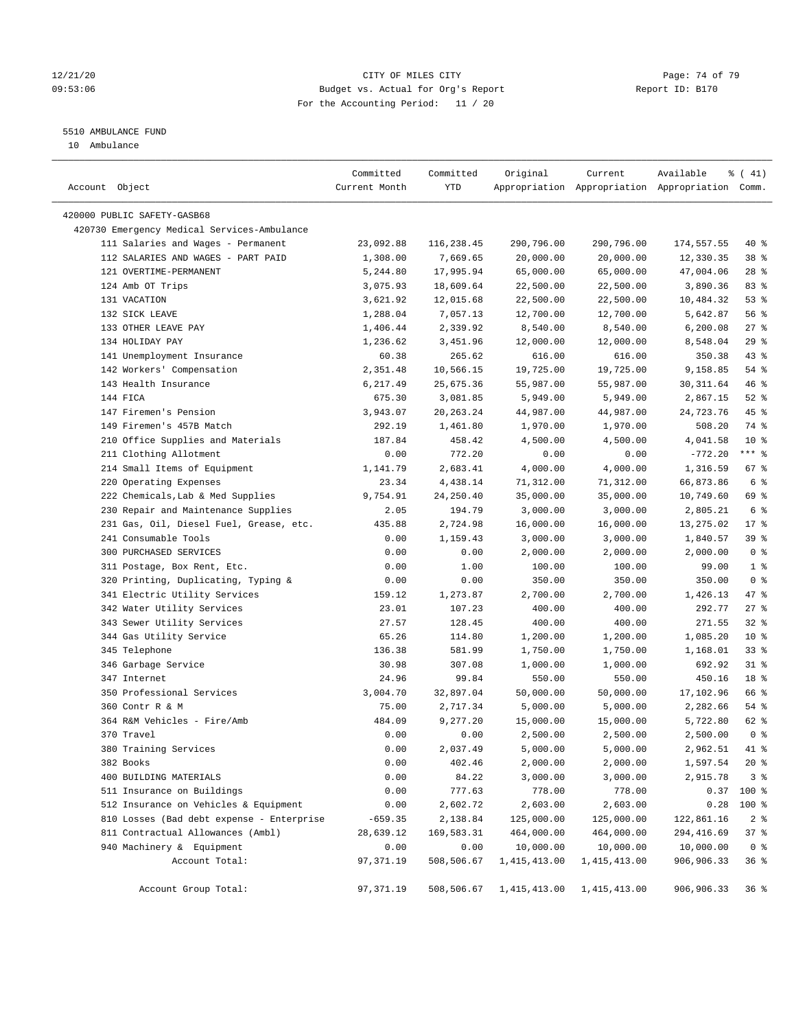CITY OF MILES CITY
Budget vs. Actual for Org's Report
For the Accounting Period: 11 / 20

5510 AMBULANCE FUND
10 Ambulance

| Account Object | Committed Current Month | Committed YTD | Original Appropriation | Current Appropriation | Available Appropriation | % ( 41) Comm. |
|---|---|---|---|---|---|---|
| 420000 PUBLIC SAFETY-GASB68 | | | | | | |
| 420730 Emergency Medical Services-Ambulance | | | | | | |
| 111 Salaries and Wages - Permanent | 23,092.88 | 116,238.45 | 290,796.00 | 290,796.00 | 174,557.55 | 40 % |
| 112 SALARIES AND WAGES - PART PAID | 1,308.00 | 7,669.65 | 20,000.00 | 20,000.00 | 12,330.35 | 38 % |
| 121 OVERTIME-PERMANENT | 5,244.80 | 17,995.94 | 65,000.00 | 65,000.00 | 47,004.06 | 28 % |
| 124 Amb OT Trips | 3,075.93 | 18,609.64 | 22,500.00 | 22,500.00 | 3,890.36 | 83 % |
| 131 VACATION | 3,621.92 | 12,015.68 | 22,500.00 | 22,500.00 | 10,484.32 | 53 % |
| 132 SICK LEAVE | 1,288.04 | 7,057.13 | 12,700.00 | 12,700.00 | 5,642.87 | 56 % |
| 133 OTHER LEAVE PAY | 1,406.44 | 2,339.92 | 8,540.00 | 8,540.00 | 6,200.08 | 27 % |
| 134 HOLIDAY PAY | 1,236.62 | 3,451.96 | 12,000.00 | 12,000.00 | 8,548.04 | 29 % |
| 141 Unemployment Insurance | 60.38 | 265.62 | 616.00 | 616.00 | 350.38 | 43 % |
| 142 Workers' Compensation | 2,351.48 | 10,566.15 | 19,725.00 | 19,725.00 | 9,158.85 | 54 % |
| 143 Health Insurance | 6,217.49 | 25,675.36 | 55,987.00 | 55,987.00 | 30,311.64 | 46 % |
| 144 FICA | 675.30 | 3,081.85 | 5,949.00 | 5,949.00 | 2,867.15 | 52 % |
| 147 Firemen's Pension | 3,943.07 | 20,263.24 | 44,987.00 | 44,987.00 | 24,723.76 | 45 % |
| 149 Firemen's 457B Match | 292.19 | 1,461.80 | 1,970.00 | 1,970.00 | 508.20 | 74 % |
| 210 Office Supplies and Materials | 187.84 | 458.42 | 4,500.00 | 4,500.00 | 4,041.58 | 10 % |
| 211 Clothing Allotment | 0.00 | 772.20 | 0.00 | 0.00 | -772.20 | *** % |
| 214 Small Items of Equipment | 1,141.79 | 2,683.41 | 4,000.00 | 4,000.00 | 1,316.59 | 67 % |
| 220 Operating Expenses | 23.34 | 4,438.14 | 71,312.00 | 71,312.00 | 66,873.86 | 6 % |
| 222 Chemicals,Lab & Med Supplies | 9,754.91 | 24,250.40 | 35,000.00 | 35,000.00 | 10,749.60 | 69 % |
| 230 Repair and Maintenance Supplies | 2.05 | 194.79 | 3,000.00 | 3,000.00 | 2,805.21 | 6 % |
| 231 Gas, Oil, Diesel Fuel, Grease, etc. | 435.88 | 2,724.98 | 16,000.00 | 16,000.00 | 13,275.02 | 17 % |
| 241 Consumable Tools | 0.00 | 1,159.43 | 3,000.00 | 3,000.00 | 1,840.57 | 39 % |
| 300 PURCHASED SERVICES | 0.00 | 0.00 | 2,000.00 | 2,000.00 | 2,000.00 | 0 % |
| 311 Postage, Box Rent, Etc. | 0.00 | 1.00 | 100.00 | 100.00 | 99.00 | 1 % |
| 320 Printing, Duplicating, Typing & | 0.00 | 0.00 | 350.00 | 350.00 | 350.00 | 0 % |
| 341 Electric Utility Services | 159.12 | 1,273.87 | 2,700.00 | 2,700.00 | 1,426.13 | 47 % |
| 342 Water Utility Services | 23.01 | 107.23 | 400.00 | 400.00 | 292.77 | 27 % |
| 343 Sewer Utility Services | 27.57 | 128.45 | 400.00 | 400.00 | 271.55 | 32 % |
| 344 Gas Utility Service | 65.26 | 114.80 | 1,200.00 | 1,200.00 | 1,085.20 | 10 % |
| 345 Telephone | 136.38 | 581.99 | 1,750.00 | 1,750.00 | 1,168.01 | 33 % |
| 346 Garbage Service | 30.98 | 307.08 | 1,000.00 | 1,000.00 | 692.92 | 31 % |
| 347 Internet | 24.96 | 99.84 | 550.00 | 550.00 | 450.16 | 18 % |
| 350 Professional Services | 3,004.70 | 32,897.04 | 50,000.00 | 50,000.00 | 17,102.96 | 66 % |
| 360 Contr R & M | 75.00 | 2,717.34 | 5,000.00 | 5,000.00 | 2,282.66 | 54 % |
| 364 R&M Vehicles - Fire/Amb | 484.09 | 9,277.20 | 15,000.00 | 15,000.00 | 5,722.80 | 62 % |
| 370 Travel | 0.00 | 0.00 | 2,500.00 | 2,500.00 | 2,500.00 | 0 % |
| 380 Training Services | 0.00 | 2,037.49 | 5,000.00 | 5,000.00 | 2,962.51 | 41 % |
| 382 Books | 0.00 | 402.46 | 2,000.00 | 2,000.00 | 1,597.54 | 20 % |
| 400 BUILDING MATERIALS | 0.00 | 84.22 | 3,000.00 | 3,000.00 | 2,915.78 | 3 % |
| 511 Insurance on Buildings | 0.00 | 777.63 | 778.00 | 778.00 | 0.37 | 100 % |
| 512 Insurance on Vehicles & Equipment | 0.00 | 2,602.72 | 2,603.00 | 2,603.00 | 0.28 | 100 % |
| 810 Losses (Bad debt expense - Enterprise | -659.35 | 2,138.84 | 125,000.00 | 125,000.00 | 122,861.16 | 2 % |
| 811 Contractual Allowances (Ambl) | 28,639.12 | 169,583.31 | 464,000.00 | 464,000.00 | 294,416.69 | 37 % |
| 940 Machinery & Equipment | 0.00 | 0.00 | 10,000.00 | 10,000.00 | 10,000.00 | 0 % |
| Account Total: | 97,371.19 | 508,506.67 | 1,415,413.00 | 1,415,413.00 | 906,906.33 | 36 % |
| Account Group Total: | 97,371.19 | 508,506.67 | 1,415,413.00 | 1,415,413.00 | 906,906.33 | 36 % |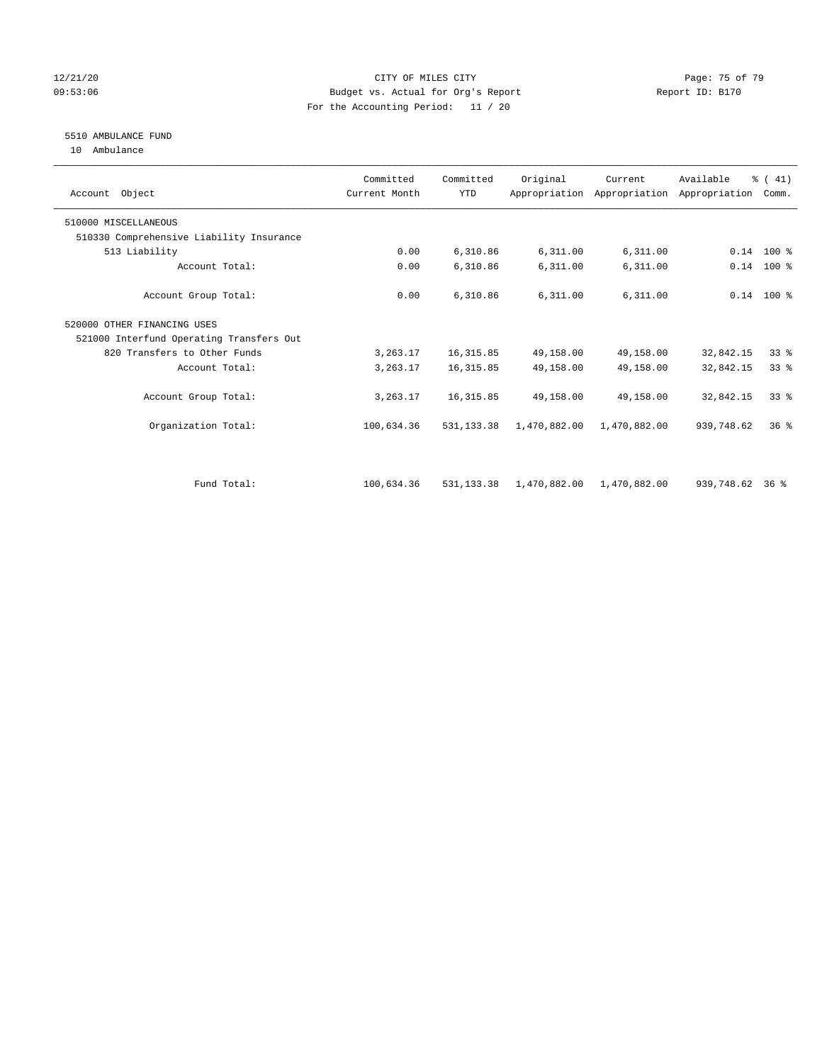CITY OF MILES CITY
Budget vs. Actual for Org's Report
For the Accounting Period: 11 / 20

12/21/20
09:53:06

Report ID: B170

5510 AMBULANCE FUND
10 Ambulance

| Account Object | Committed Current Month | Committed YTD | Original Appropriation | Current Appropriation | Available Appropriation | % ( 41) Comm. |
|---|---|---|---|---|---|---|
| 510000 MISCELLANEOUS | | | | | | |
| 510330 Comprehensive Liability Insurance | | | | | | |
| 513 Liability | 0.00 | 6,310.86 | 6,311.00 | 6,311.00 | 0.14 | 100 % |
| Account Total: | 0.00 | 6,310.86 | 6,311.00 | 6,311.00 | 0.14 | 100 % |
| Account Group Total: | 0.00 | 6,310.86 | 6,311.00 | 6,311.00 | 0.14 | 100 % |
| 520000 OTHER FINANCING USES | | | | | | |
| 521000 Interfund Operating Transfers Out | | | | | | |
| 820 Transfers to Other Funds | 3,263.17 | 16,315.85 | 49,158.00 | 49,158.00 | 32,842.15 | 33 % |
| Account Total: | 3,263.17 | 16,315.85 | 49,158.00 | 49,158.00 | 32,842.15 | 33 % |
| Account Group Total: | 3,263.17 | 16,315.85 | 49,158.00 | 49,158.00 | 32,842.15 | 33 % |
| Organization Total: | 100,634.36 | 531,133.38 | 1,470,882.00 | 1,470,882.00 | 939,748.62 | 36 % |
| Fund Total: | 100,634.36 | 531,133.38 | 1,470,882.00 | 1,470,882.00 | 939,748.62 | 36 % |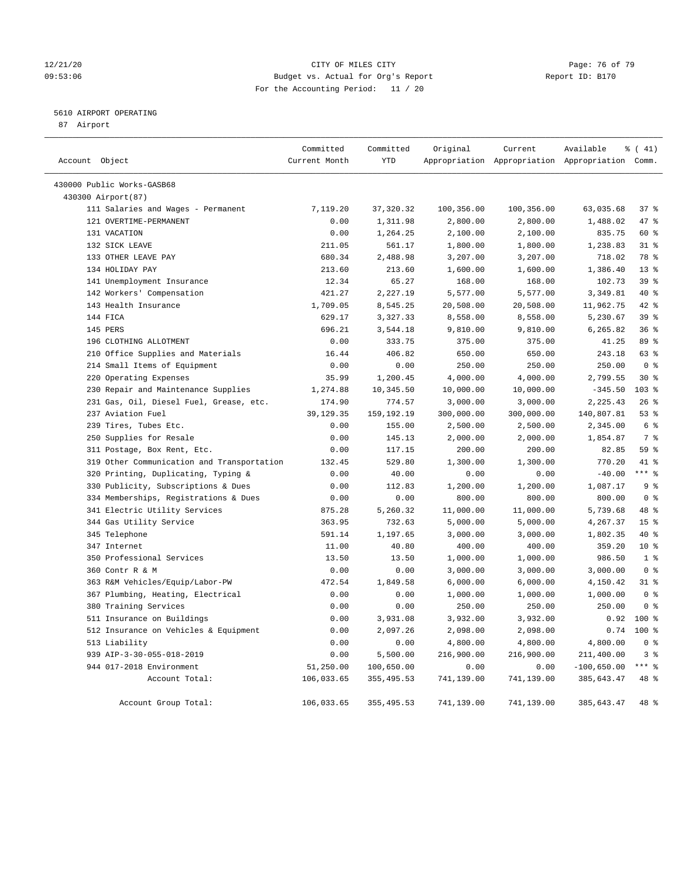12/21/20 CITY OF MILES CITY
09:53:06 Budget vs. Actual for Org's Report Report ID: B170
For the Accounting Period: 11 / 20

5610 AIRPORT OPERATING
87 Airport

| Account Object | Committed Current Month | Committed YTD | Original Appropriation | Current Appropriation | Available Appropriation | % ( 41) Comm. |
|---|---|---|---|---|---|---|
| 430000 Public Works-GASB68 | | | | | | |
| 430300 Airport(87) | | | | | | |
| 111 Salaries and Wages - Permanent | 7,119.20 | 37,320.32 | 100,356.00 | 100,356.00 | 63,035.68 | 37 % |
| 121 OVERTIME-PERMANENT | 0.00 | 1,311.98 | 2,800.00 | 2,800.00 | 1,488.02 | 47 % |
| 131 VACATION | 0.00 | 1,264.25 | 2,100.00 | 2,100.00 | 835.75 | 60 % |
| 132 SICK LEAVE | 211.05 | 561.17 | 1,800.00 | 1,800.00 | 1,238.83 | 31 % |
| 133 OTHER LEAVE PAY | 680.34 | 2,488.98 | 3,207.00 | 3,207.00 | 718.02 | 78 % |
| 134 HOLIDAY PAY | 213.60 | 213.60 | 1,600.00 | 1,600.00 | 1,386.40 | 13 % |
| 141 Unemployment Insurance | 12.34 | 65.27 | 168.00 | 168.00 | 102.73 | 39 % |
| 142 Workers' Compensation | 421.27 | 2,227.19 | 5,577.00 | 5,577.00 | 3,349.81 | 40 % |
| 143 Health Insurance | 1,709.05 | 8,545.25 | 20,508.00 | 20,508.00 | 11,962.75 | 42 % |
| 144 FICA | 629.17 | 3,327.33 | 8,558.00 | 8,558.00 | 5,230.67 | 39 % |
| 145 PERS | 696.21 | 3,544.18 | 9,810.00 | 9,810.00 | 6,265.82 | 36 % |
| 196 CLOTHING ALLOTMENT | 0.00 | 333.75 | 375.00 | 375.00 | 41.25 | 89 % |
| 210 Office Supplies and Materials | 16.44 | 406.82 | 650.00 | 650.00 | 243.18 | 63 % |
| 214 Small Items of Equipment | 0.00 | 0.00 | 250.00 | 250.00 | 250.00 | 0 % |
| 220 Operating Expenses | 35.99 | 1,200.45 | 4,000.00 | 4,000.00 | 2,799.55 | 30 % |
| 230 Repair and Maintenance Supplies | 1,274.88 | 10,345.50 | 10,000.00 | 10,000.00 | -345.50 | 103 % |
| 231 Gas, Oil, Diesel Fuel, Grease, etc. | 174.90 | 774.57 | 3,000.00 | 3,000.00 | 2,225.43 | 26 % |
| 237 Aviation Fuel | 39,129.35 | 159,192.19 | 300,000.00 | 300,000.00 | 140,807.81 | 53 % |
| 239 Tires, Tubes Etc. | 0.00 | 155.00 | 2,500.00 | 2,500.00 | 2,345.00 | 6 % |
| 250 Supplies for Resale | 0.00 | 145.13 | 2,000.00 | 2,000.00 | 1,854.87 | 7 % |
| 311 Postage, Box Rent, Etc. | 0.00 | 117.15 | 200.00 | 200.00 | 82.85 | 59 % |
| 319 Other Communication and Transportation | 132.45 | 529.80 | 1,300.00 | 1,300.00 | 770.20 | 41 % |
| 320 Printing, Duplicating, Typing & | 0.00 | 40.00 | 0.00 | 0.00 | -40.00 | *** % |
| 330 Publicity, Subscriptions & Dues | 0.00 | 112.83 | 1,200.00 | 1,200.00 | 1,087.17 | 9 % |
| 334 Memberships, Registrations & Dues | 0.00 | 0.00 | 800.00 | 800.00 | 800.00 | 0 % |
| 341 Electric Utility Services | 875.28 | 5,260.32 | 11,000.00 | 11,000.00 | 5,739.68 | 48 % |
| 344 Gas Utility Service | 363.95 | 732.63 | 5,000.00 | 5,000.00 | 4,267.37 | 15 % |
| 345 Telephone | 591.14 | 1,197.65 | 3,000.00 | 3,000.00 | 1,802.35 | 40 % |
| 347 Internet | 11.00 | 40.80 | 400.00 | 400.00 | 359.20 | 10 % |
| 350 Professional Services | 13.50 | 13.50 | 1,000.00 | 1,000.00 | 986.50 | 1 % |
| 360 Contr R & M | 0.00 | 0.00 | 3,000.00 | 3,000.00 | 3,000.00 | 0 % |
| 363 R&M Vehicles/Equip/Labor-PW | 472.54 | 1,849.58 | 6,000.00 | 6,000.00 | 4,150.42 | 31 % |
| 367 Plumbing, Heating, Electrical | 0.00 | 0.00 | 1,000.00 | 1,000.00 | 1,000.00 | 0 % |
| 380 Training Services | 0.00 | 0.00 | 250.00 | 250.00 | 250.00 | 0 % |
| 511 Insurance on Buildings | 0.00 | 3,931.08 | 3,932.00 | 3,932.00 | 0.92 | 100 % |
| 512 Insurance on Vehicles & Equipment | 0.00 | 2,097.26 | 2,098.00 | 2,098.00 | 0.74 | 100 % |
| 513 Liability | 0.00 | 0.00 | 4,800.00 | 4,800.00 | 4,800.00 | 0 % |
| 939 AIP-3-30-055-018-2019 | 0.00 | 5,500.00 | 216,900.00 | 216,900.00 | 211,400.00 | 3 % |
| 944 017-2018 Environment | 51,250.00 | 100,650.00 | 0.00 | 0.00 | -100,650.00 | *** % |
| Account Total: | 106,033.65 | 355,495.53 | 741,139.00 | 741,139.00 | 385,643.47 | 48 % |
| Account Group Total: | 106,033.65 | 355,495.53 | 741,139.00 | 741,139.00 | 385,643.47 | 48 % |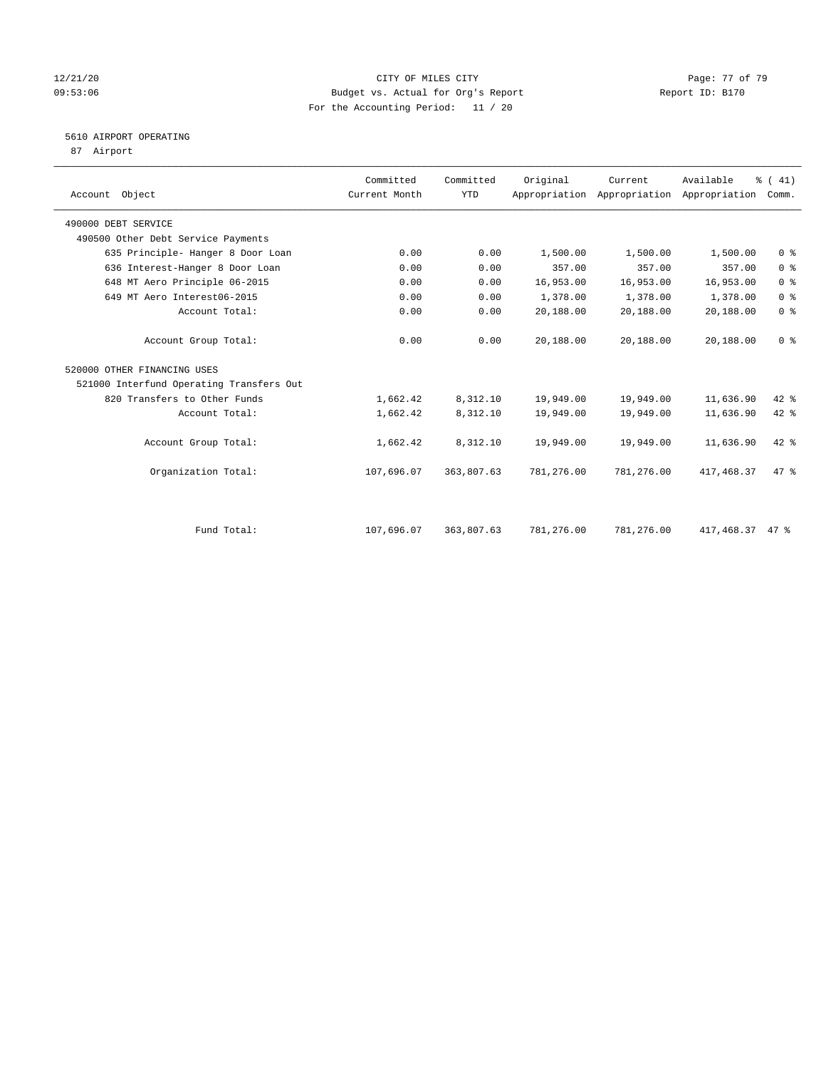CITY OF MILES CITY
Budget vs. Actual for Org's Report
For the Accounting Period: 11 / 20

12/21/20
09:53:06

Report ID: B170

## 5610 AIRPORT OPERATING

87 Airport

| Account Object | Committed Current Month | Committed YTD | Original Appropriation | Current Appropriation | Available Appropriation | % ( 41) Comm. |
|---|---|---|---|---|---|---|
| 490000 DEBT SERVICE | | | | | | |
| 490500 Other Debt Service Payments | | | | | | |
| 635 Principle- Hanger 8 Door Loan | 0.00 | 0.00 | 1,500.00 | 1,500.00 | 1,500.00 | 0 % |
| 636 Interest-Hanger 8 Door Loan | 0.00 | 0.00 | 357.00 | 357.00 | 357.00 | 0 % |
| 648 MT Aero Principle 06-2015 | 0.00 | 0.00 | 16,953.00 | 16,953.00 | 16,953.00 | 0 % |
| 649 MT Aero Interest06-2015 | 0.00 | 0.00 | 1,378.00 | 1,378.00 | 1,378.00 | 0 % |
| Account Total: | 0.00 | 0.00 | 20,188.00 | 20,188.00 | 20,188.00 | 0 % |
| Account Group Total: | 0.00 | 0.00 | 20,188.00 | 20,188.00 | 20,188.00 | 0 % |
| 520000 OTHER FINANCING USES | | | | | | |
| 521000 Interfund Operating Transfers Out | | | | | | |
| 820 Transfers to Other Funds | 1,662.42 | 8,312.10 | 19,949.00 | 19,949.00 | 11,636.90 | 42 % |
| Account Total: | 1,662.42 | 8,312.10 | 19,949.00 | 19,949.00 | 11,636.90 | 42 % |
| Account Group Total: | 1,662.42 | 8,312.10 | 19,949.00 | 19,949.00 | 11,636.90 | 42 % |
| Organization Total: | 107,696.07 | 363,807.63 | 781,276.00 | 781,276.00 | 417,468.37 | 47 % |
| Fund Total: | 107,696.07 | 363,807.63 | 781,276.00 | 781,276.00 | 417,468.37 | 47 % |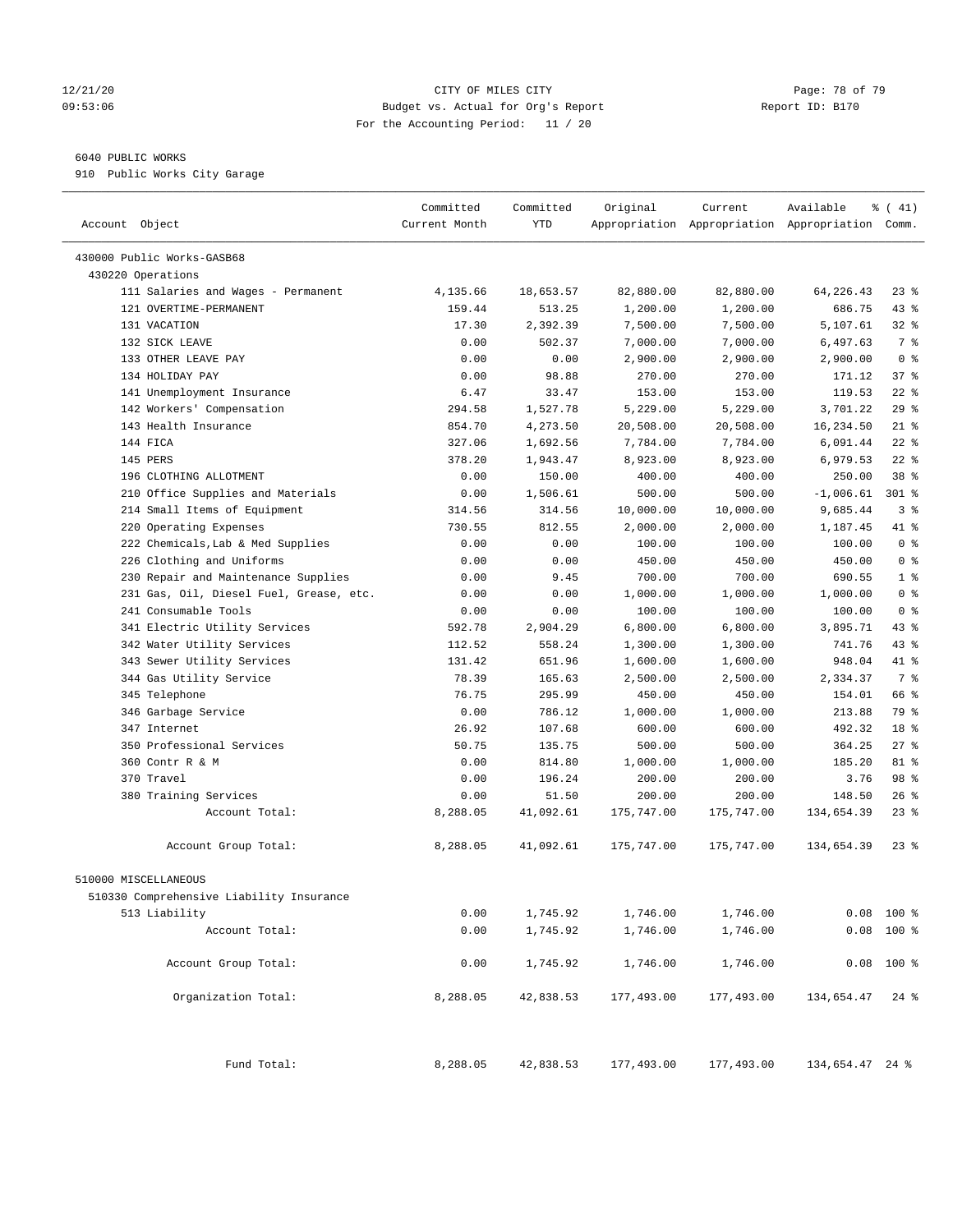CITY OF MILES CITY
Budget vs. Actual for Org's Report
For the Accounting Period: 11 / 20

12/21/20
09:53:06

Report ID: B170

6040 PUBLIC WORKS
910 Public Works City Garage

| Account Object | Committed Current Month | Committed YTD | Original Appropriation | Current Appropriation | Available Appropriation | % ( 41) Comm. |
|---|---|---|---|---|---|---|
| 430000 Public Works-GASB68 | | | | | | |
| 430220 Operations | | | | | | |
| 111 Salaries and Wages - Permanent | 4,135.66 | 18,653.57 | 82,880.00 | 82,880.00 | 64,226.43 | 23 % |
| 121 OVERTIME-PERMANENT | 159.44 | 513.25 | 1,200.00 | 1,200.00 | 686.75 | 43 % |
| 131 VACATION | 17.30 | 2,392.39 | 7,500.00 | 7,500.00 | 5,107.61 | 32 % |
| 132 SICK LEAVE | 0.00 | 502.37 | 7,000.00 | 7,000.00 | 6,497.63 | 7 % |
| 133 OTHER LEAVE PAY | 0.00 | 0.00 | 2,900.00 | 2,900.00 | 2,900.00 | 0 % |
| 134 HOLIDAY PAY | 0.00 | 98.88 | 270.00 | 270.00 | 171.12 | 37 % |
| 141 Unemployment Insurance | 6.47 | 33.47 | 153.00 | 153.00 | 119.53 | 22 % |
| 142 Workers' Compensation | 294.58 | 1,527.78 | 5,229.00 | 5,229.00 | 3,701.22 | 29 % |
| 143 Health Insurance | 854.70 | 4,273.50 | 20,508.00 | 20,508.00 | 16,234.50 | 21 % |
| 144 FICA | 327.06 | 1,692.56 | 7,784.00 | 7,784.00 | 6,091.44 | 22 % |
| 145 PERS | 378.20 | 1,943.47 | 8,923.00 | 8,923.00 | 6,979.53 | 22 % |
| 196 CLOTHING ALLOTMENT | 0.00 | 150.00 | 400.00 | 400.00 | 250.00 | 38 % |
| 210 Office Supplies and Materials | 0.00 | 1,506.61 | 500.00 | 500.00 | -1,006.61 | 301 % |
| 214 Small Items of Equipment | 314.56 | 314.56 | 10,000.00 | 10,000.00 | 9,685.44 | 3 % |
| 220 Operating Expenses | 730.55 | 812.55 | 2,000.00 | 2,000.00 | 1,187.45 | 41 % |
| 222 Chemicals,Lab & Med Supplies | 0.00 | 0.00 | 100.00 | 100.00 | 100.00 | 0 % |
| 226 Clothing and Uniforms | 0.00 | 0.00 | 450.00 | 450.00 | 450.00 | 0 % |
| 230 Repair and Maintenance Supplies | 0.00 | 9.45 | 700.00 | 700.00 | 690.55 | 1 % |
| 231 Gas, Oil, Diesel Fuel, Grease, etc. | 0.00 | 0.00 | 1,000.00 | 1,000.00 | 1,000.00 | 0 % |
| 241 Consumable Tools | 0.00 | 0.00 | 100.00 | 100.00 | 100.00 | 0 % |
| 341 Electric Utility Services | 592.78 | 2,904.29 | 6,800.00 | 6,800.00 | 3,895.71 | 43 % |
| 342 Water Utility Services | 112.52 | 558.24 | 1,300.00 | 1,300.00 | 741.76 | 43 % |
| 343 Sewer Utility Services | 131.42 | 651.96 | 1,600.00 | 1,600.00 | 948.04 | 41 % |
| 344 Gas Utility Service | 78.39 | 165.63 | 2,500.00 | 2,500.00 | 2,334.37 | 7 % |
| 345 Telephone | 76.75 | 295.99 | 450.00 | 450.00 | 154.01 | 66 % |
| 346 Garbage Service | 0.00 | 786.12 | 1,000.00 | 1,000.00 | 213.88 | 79 % |
| 347 Internet | 26.92 | 107.68 | 600.00 | 600.00 | 492.32 | 18 % |
| 350 Professional Services | 50.75 | 135.75 | 500.00 | 500.00 | 364.25 | 27 % |
| 360 Contr R & M | 0.00 | 814.80 | 1,000.00 | 1,000.00 | 185.20 | 81 % |
| 370 Travel | 0.00 | 196.24 | 200.00 | 200.00 | 3.76 | 98 % |
| 380 Training Services | 0.00 | 51.50 | 200.00 | 200.00 | 148.50 | 26 % |
| Account Total: | 8,288.05 | 41,092.61 | 175,747.00 | 175,747.00 | 134,654.39 | 23 % |
| Account Group Total: | 8,288.05 | 41,092.61 | 175,747.00 | 175,747.00 | 134,654.39 | 23 % |
| 510000 MISCELLANEOUS | | | | | | |
| 510330 Comprehensive Liability Insurance | | | | | | |
| 513 Liability | 0.00 | 1,745.92 | 1,746.00 | 1,746.00 | 0.08 | 100 % |
| Account Total: | 0.00 | 1,745.92 | 1,746.00 | 1,746.00 | 0.08 | 100 % |
| Account Group Total: | 0.00 | 1,745.92 | 1,746.00 | 1,746.00 | 0.08 | 100 % |
| Organization Total: | 8,288.05 | 42,838.53 | 177,493.00 | 177,493.00 | 134,654.47 | 24 % |
| Fund Total: | 8,288.05 | 42,838.53 | 177,493.00 | 177,493.00 | 134,654.47 | 24 % |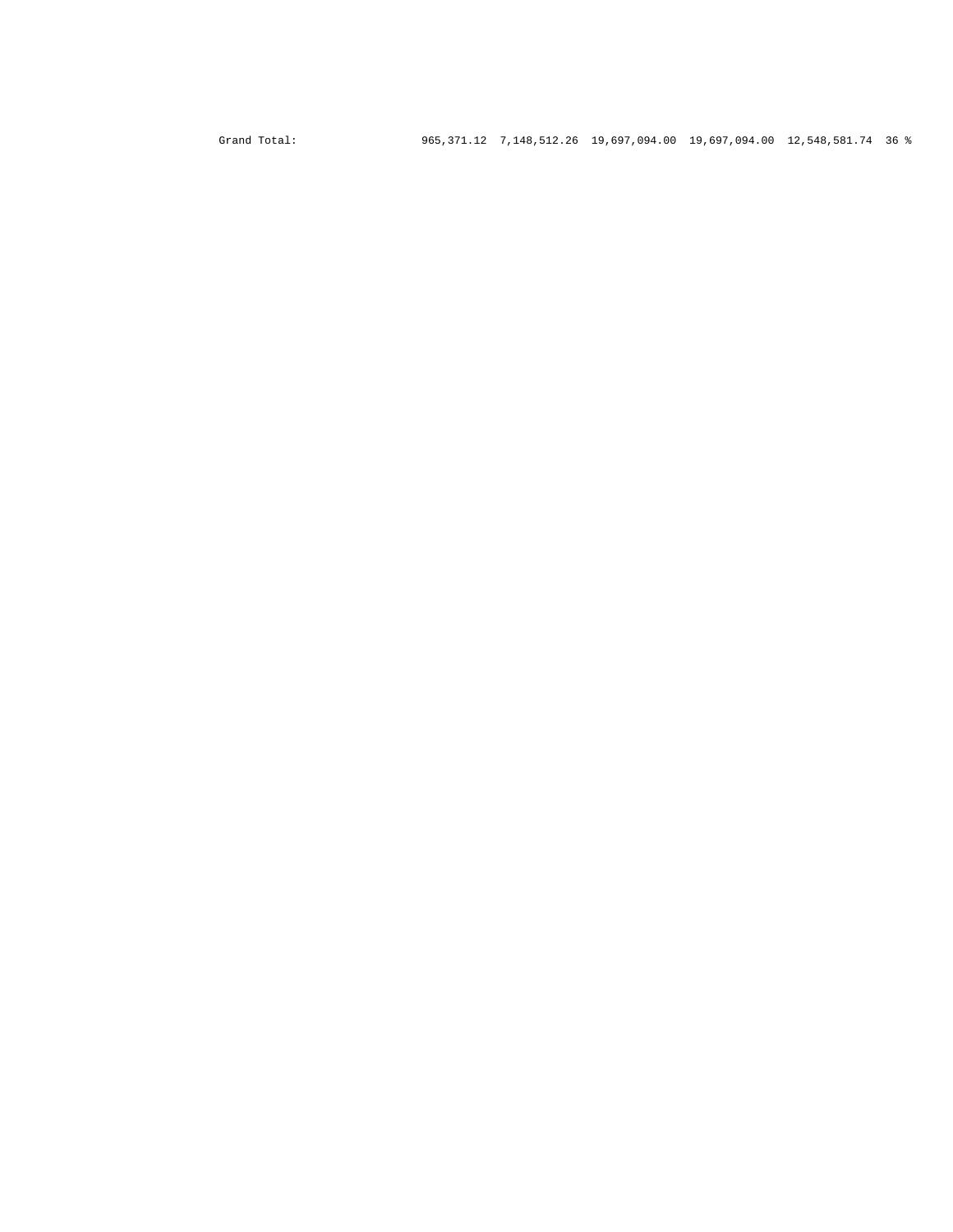| | | | | | | |
|---|---|---|---|---|---|---|
| Grand Total: | 965,371.12 | 7,148,512.26 | 19,697,094.00 | 19,697,094.00 | 12,548,581.74 | 36 % |